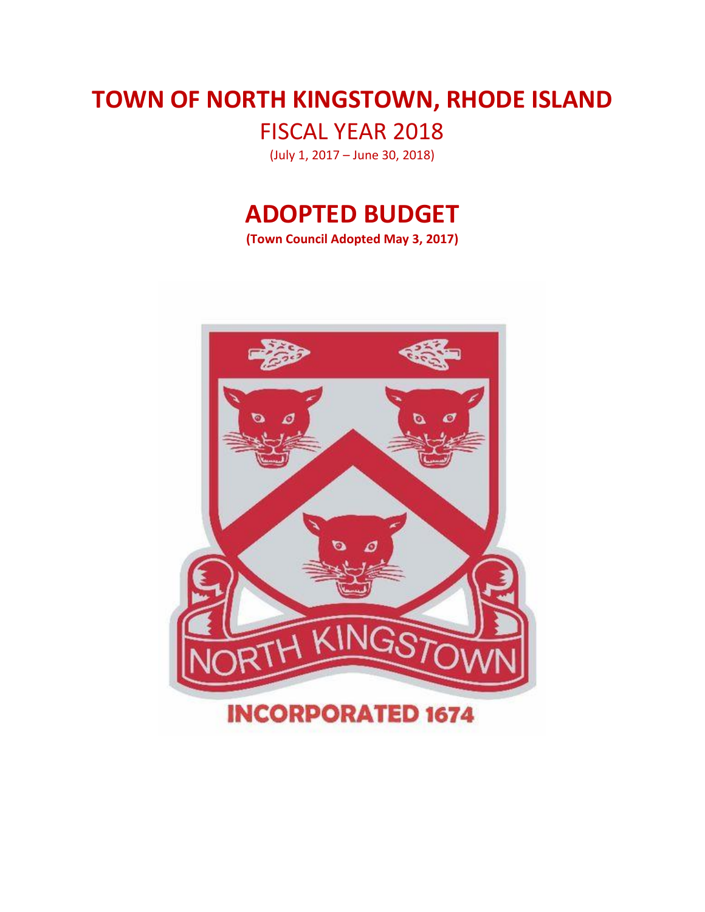# TOWN OF NORTH KINGSTOWN, RHODE ISLAND

## FISCAL YEAR 2018

(July 1, 2017 – June 30, 2018)

# ADOPTED BUDGET

**(Town Council Adopted May 3, 2017)**

NORTH KINGSTOWN

INCORPORATED 1674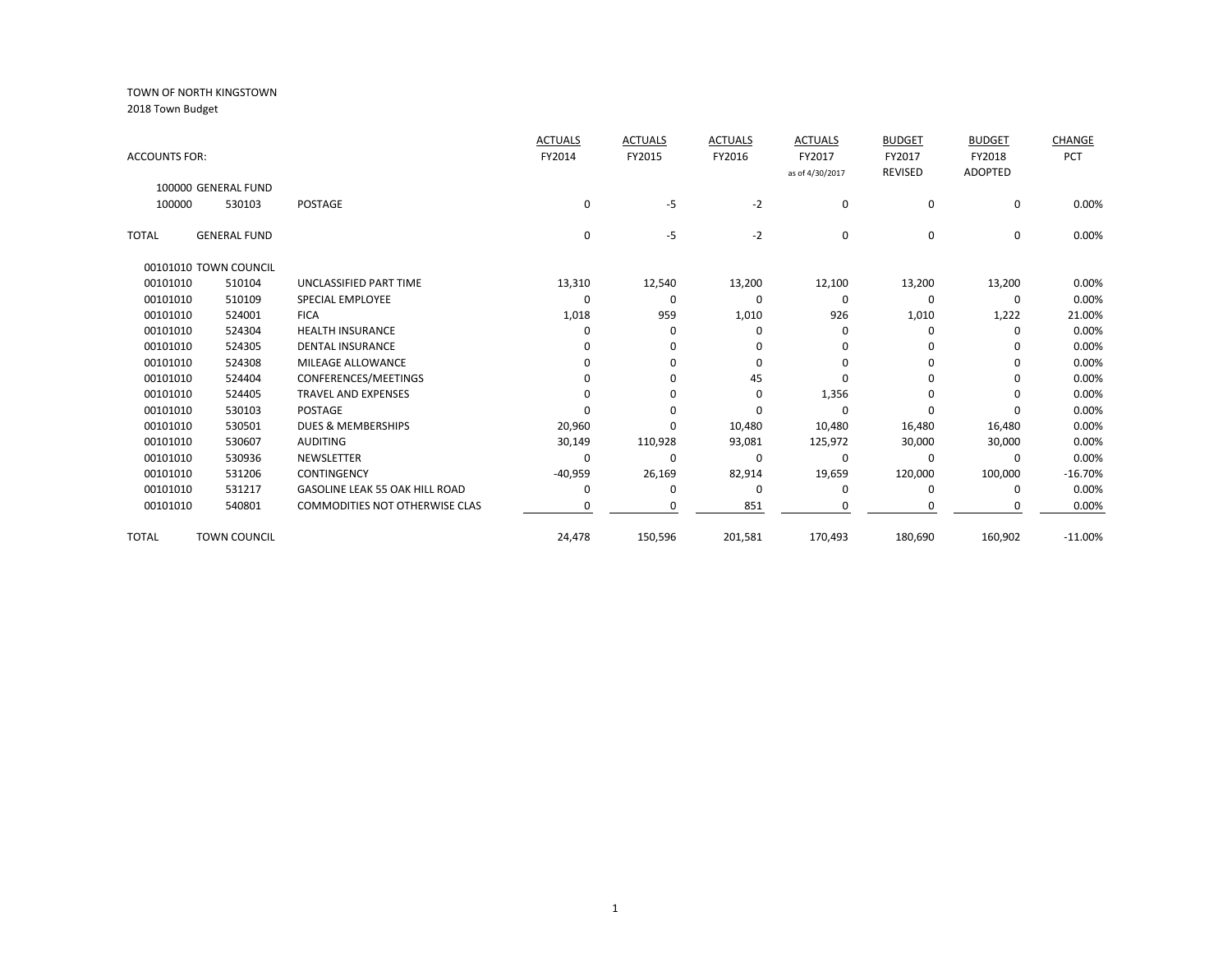TOWN OF NORTH KINGSTOWN

2018 Town Budget

| ACCOUNTS FOR: | | | ACTUALS FY2014 | ACTUALS FY2015 | ACTUALS FY2016 | ACTUALS FY2017 as of 4/30/2017 | BUDGET FY2017 REVISED | BUDGET FY2018 ADOPTED | CHANGE PCT |
|---|---|---|---|---|---|---|---|---|---|
| 100000 GENERAL FUND | | | | | | | | | |
| 100000 | 530103 | POSTAGE | 0 | -5 | -2 | 0 | 0 | 0 | 0.00% |
| TOTAL | GENERAL FUND | | 0 | -5 | -2 | 0 | 0 | 0 | 0.00% |
| 00101010 TOWN COUNCIL | | | | | | | | | |
| 00101010 | 510104 | UNCLASSIFIED PART TIME | 13,310 | 12,540 | 13,200 | 12,100 | 13,200 | 13,200 | 0.00% |
| 00101010 | 510109 | SPECIAL EMPLOYEE | 0 | 0 | 0 | 0 | 0 | 0 | 0.00% |
| 00101010 | 524001 | FICA | 1,018 | 959 | 1,010 | 926 | 1,010 | 1,222 | 21.00% |
| 00101010 | 524304 | HEALTH INSURANCE | 0 | 0 | 0 | 0 | 0 | 0 | 0.00% |
| 00101010 | 524305 | DENTAL INSURANCE | 0 | 0 | 0 | 0 | 0 | 0 | 0.00% |
| 00101010 | 524308 | MILEAGE ALLOWANCE | 0 | 0 | 0 | 0 | 0 | 0 | 0.00% |
| 00101010 | 524404 | CONFERENCES/MEETINGS | 0 | 0 | 45 | 0 | 0 | 0 | 0.00% |
| 00101010 | 524405 | TRAVEL AND EXPENSES | 0 | 0 | 0 | 1,356 | 0 | 0 | 0.00% |
| 00101010 | 530103 | POSTAGE | 0 | 0 | 0 | 0 | 0 | 0 | 0.00% |
| 00101010 | 530501 | DUES & MEMBERSHIPS | 20,960 | 0 | 10,480 | 10,480 | 16,480 | 16,480 | 0.00% |
| 00101010 | 530607 | AUDITING | 30,149 | 110,928 | 93,081 | 125,972 | 30,000 | 30,000 | 0.00% |
| 00101010 | 530936 | NEWSLETTER | 0 | 0 | 0 | 0 | 0 | 0 | 0.00% |
| 00101010 | 531206 | CONTINGENCY | -40,959 | 26,169 | 82,914 | 19,659 | 120,000 | 100,000 | -16.70% |
| 00101010 | 531217 | GASOLINE LEAK 55 OAK HILL ROAD | 0 | 0 | 0 | 0 | 0 | 0 | 0.00% |
| 00101010 | 540801 | COMMODITIES NOT OTHERWISE CLAS | 0 | 0 | 851 | 0 | 0 | 0 | 0.00% |
| TOTAL | TOWN COUNCIL | | 24,478 | 150,596 | 201,581 | 170,493 | 180,690 | 160,902 | -11.00% |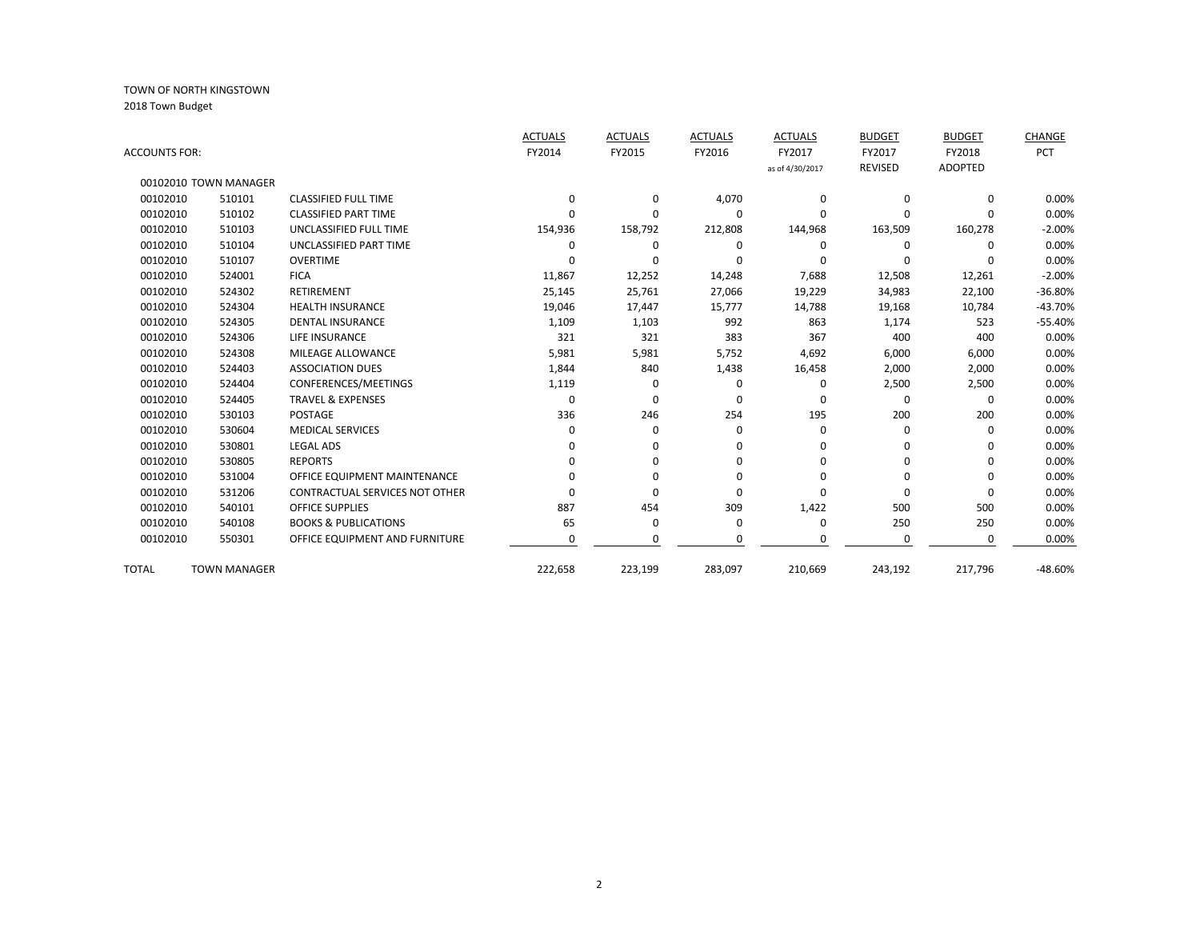TOWN OF NORTH KINGSTOWN
2018 Town Budget

| ACCOUNTS FOR: | | | ACTUALS FY2014 | ACTUALS FY2015 | ACTUALS FY2016 | ACTUALS FY2017 as of 4/30/2017 | BUDGET FY2017 REVISED | BUDGET FY2018 ADOPTED | CHANGE PCT |
|---|---|---|---|---|---|---|---|---|---|
| 00102010 TOWN MANAGER | | | | | | | | | |
| 00102010 | 510101 | CLASSIFIED FULL TIME | 0 | 0 | 4,070 | 0 | 0 | 0 | 0.00% |
| 00102010 | 510102 | CLASSIFIED PART TIME | 0 | 0 | 0 | 0 | 0 | 0 | 0.00% |
| 00102010 | 510103 | UNCLASSIFIED FULL TIME | 154,936 | 158,792 | 212,808 | 144,968 | 163,509 | 160,278 | -2.00% |
| 00102010 | 510104 | UNCLASSIFIED PART TIME | 0 | 0 | 0 | 0 | 0 | 0 | 0.00% |
| 00102010 | 510107 | OVERTIME | 0 | 0 | 0 | 0 | 0 | 0 | 0.00% |
| 00102010 | 524001 | FICA | 11,867 | 12,252 | 14,248 | 7,688 | 12,508 | 12,261 | -2.00% |
| 00102010 | 524302 | RETIREMENT | 25,145 | 25,761 | 27,066 | 19,229 | 34,983 | 22,100 | -36.80% |
| 00102010 | 524304 | HEALTH INSURANCE | 19,046 | 17,447 | 15,777 | 14,788 | 19,168 | 10,784 | -43.70% |
| 00102010 | 524305 | DENTAL INSURANCE | 1,109 | 1,103 | 992 | 863 | 1,174 | 523 | -55.40% |
| 00102010 | 524306 | LIFE INSURANCE | 321 | 321 | 383 | 367 | 400 | 400 | 0.00% |
| 00102010 | 524308 | MILEAGE ALLOWANCE | 5,981 | 5,981 | 5,752 | 4,692 | 6,000 | 6,000 | 0.00% |
| 00102010 | 524403 | ASSOCIATION DUES | 1,844 | 840 | 1,438 | 16,458 | 2,000 | 2,000 | 0.00% |
| 00102010 | 524404 | CONFERENCES/MEETINGS | 1,119 | 0 | 0 | 0 | 2,500 | 2,500 | 0.00% |
| 00102010 | 524405 | TRAVEL & EXPENSES | 0 | 0 | 0 | 0 | 0 | 0 | 0.00% |
| 00102010 | 530103 | POSTAGE | 336 | 246 | 254 | 195 | 200 | 200 | 0.00% |
| 00102010 | 530604 | MEDICAL SERVICES | 0 | 0 | 0 | 0 | 0 | 0 | 0.00% |
| 00102010 | 530801 | LEGAL ADS | 0 | 0 | 0 | 0 | 0 | 0 | 0.00% |
| 00102010 | 530805 | REPORTS | 0 | 0 | 0 | 0 | 0 | 0 | 0.00% |
| 00102010 | 531004 | OFFICE EQUIPMENT MAINTENANCE | 0 | 0 | 0 | 0 | 0 | 0 | 0.00% |
| 00102010 | 531206 | CONTRACTUAL SERVICES NOT OTHER | 0 | 0 | 0 | 0 | 0 | 0 | 0.00% |
| 00102010 | 540101 | OFFICE SUPPLIES | 887 | 454 | 309 | 1,422 | 500 | 500 | 0.00% |
| 00102010 | 540108 | BOOKS & PUBLICATIONS | 65 | 0 | 0 | 0 | 250 | 250 | 0.00% |
| 00102010 | 550301 | OFFICE EQUIPMENT AND FURNITURE | 0 | 0 | 0 | 0 | 0 | 0 | 0.00% |
| TOTAL | TOWN MANAGER | | 222,658 | 223,199 | 283,097 | 210,669 | 243,192 | 217,796 | -48.60% |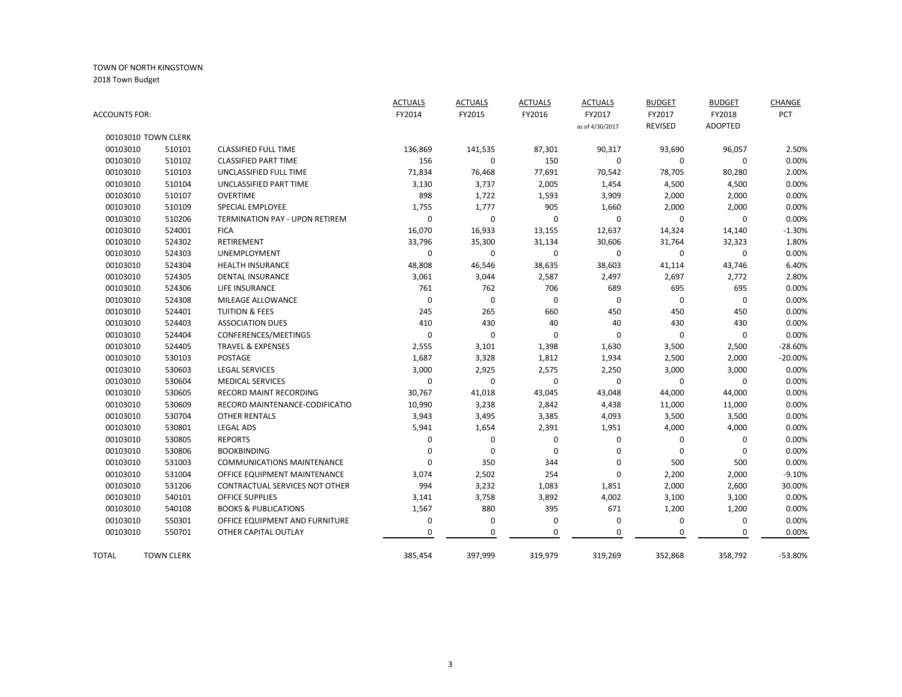TOWN OF NORTH KINGSTOWN

2018 Town Budget

| ACCOUNTS FOR: | | | ACTUALS FY2014 | ACTUALS FY2015 | ACTUALS FY2016 | ACTUALS FY2017 as of 4/30/2017 | BUDGET FY2017 REVISED | BUDGET FY2018 ADOPTED | CHANGE PCT |
|---|---|---|---|---|---|---|---|---|---|
| 00103010 TOWN CLERK | | | | | | | | | |
| 00103010 | 510101 | CLASSIFIED FULL TIME | 136,869 | 141,535 | 87,301 | 90,317 | 93,690 | 96,057 | 2.50% |
| 00103010 | 510102 | CLASSIFIED PART TIME | 156 | 0 | 150 | 0 | 0 | 0 | 0.00% |
| 00103010 | 510103 | UNCLASSIFIED FULL TIME | 71,834 | 76,468 | 77,691 | 70,542 | 78,705 | 80,280 | 2.00% |
| 00103010 | 510104 | UNCLASSIFIED PART TIME | 3,130 | 3,737 | 2,005 | 1,454 | 4,500 | 4,500 | 0.00% |
| 00103010 | 510107 | OVERTIME | 898 | 1,722 | 1,593 | 3,909 | 2,000 | 2,000 | 0.00% |
| 00103010 | 510109 | SPECIAL EMPLOYEE | 1,755 | 1,777 | 905 | 1,660 | 2,000 | 2,000 | 0.00% |
| 00103010 | 510206 | TERMINATION PAY - UPON RETIREM | 0 | 0 | 0 | 0 | 0 | 0 | 0.00% |
| 00103010 | 524001 | FICA | 16,070 | 16,933 | 13,155 | 12,637 | 14,324 | 14,140 | -1.30% |
| 00103010 | 524302 | RETIREMENT | 33,796 | 35,300 | 31,134 | 30,606 | 31,764 | 32,323 | 1.80% |
| 00103010 | 524303 | UNEMPLOYMENT | 0 | 0 | 0 | 0 | 0 | 0 | 0.00% |
| 00103010 | 524304 | HEALTH INSURANCE | 48,808 | 46,546 | 38,635 | 38,603 | 41,114 | 43,746 | 6.40% |
| 00103010 | 524305 | DENTAL INSURANCE | 3,061 | 3,044 | 2,587 | 2,497 | 2,697 | 2,772 | 2.80% |
| 00103010 | 524306 | LIFE INSURANCE | 761 | 762 | 706 | 689 | 695 | 695 | 0.00% |
| 00103010 | 524308 | MILEAGE ALLOWANCE | 0 | 0 | 0 | 0 | 0 | 0 | 0.00% |
| 00103010 | 524401 | TUITION & FEES | 245 | 265 | 660 | 450 | 450 | 450 | 0.00% |
| 00103010 | 524403 | ASSOCIATION DUES | 410 | 430 | 40 | 40 | 430 | 430 | 0.00% |
| 00103010 | 524404 | CONFERENCES/MEETINGS | 0 | 0 | 0 | 0 | 0 | 0 | 0.00% |
| 00103010 | 524405 | TRAVEL & EXPENSES | 2,555 | 3,101 | 1,398 | 1,630 | 3,500 | 2,500 | -28.60% |
| 00103010 | 530103 | POSTAGE | 1,687 | 3,328 | 1,812 | 1,934 | 2,500 | 2,000 | -20.00% |
| 00103010 | 530603 | LEGAL SERVICES | 3,000 | 2,925 | 2,575 | 2,250 | 3,000 | 3,000 | 0.00% |
| 00103010 | 530604 | MEDICAL SERVICES | 0 | 0 | 0 | 0 | 0 | 0 | 0.00% |
| 00103010 | 530605 | RECORD MAINT RECORDING | 30,767 | 41,018 | 43,045 | 43,048 | 44,000 | 44,000 | 0.00% |
| 00103010 | 530609 | RECORD MAINTENANCE-CODIFICATIO | 10,990 | 3,238 | 2,842 | 4,438 | 11,000 | 11,000 | 0.00% |
| 00103010 | 530704 | OTHER RENTALS | 3,943 | 3,495 | 3,385 | 4,093 | 3,500 | 3,500 | 0.00% |
| 00103010 | 530801 | LEGAL ADS | 5,941 | 1,654 | 2,391 | 1,951 | 4,000 | 4,000 | 0.00% |
| 00103010 | 530805 | REPORTS | 0 | 0 | 0 | 0 | 0 | 0 | 0.00% |
| 00103010 | 530806 | BOOKBINDING | 0 | 0 | 0 | 0 | 0 | 0 | 0.00% |
| 00103010 | 531003 | COMMUNICATIONS MAINTENANCE | 0 | 350 | 344 | 0 | 500 | 500 | 0.00% |
| 00103010 | 531004 | OFFICE EQUIPMENT MAINTENANCE | 3,074 | 2,502 | 254 | 0 | 2,200 | 2,000 | -9.10% |
| 00103010 | 531206 | CONTRACTUAL SERVICES NOT OTHER | 994 | 3,232 | 1,083 | 1,851 | 2,000 | 2,600 | 30.00% |
| 00103010 | 540101 | OFFICE SUPPLIES | 3,141 | 3,758 | 3,892 | 4,002 | 3,100 | 3,100 | 0.00% |
| 00103010 | 540108 | BOOKS & PUBLICATIONS | 1,567 | 880 | 395 | 671 | 1,200 | 1,200 | 0.00% |
| 00103010 | 550301 | OFFICE EQUIPMENT AND FURNITURE | 0 | 0 | 0 | 0 | 0 | 0 | 0.00% |
| 00103010 | 550701 | OTHER CAPITAL OUTLAY | 0 | 0 | 0 | 0 | 0 | 0 | 0.00% |
| TOTAL | TOWN CLERK | | 385,454 | 397,999 | 319,979 | 319,269 | 352,868 | 358,792 | -53.80% |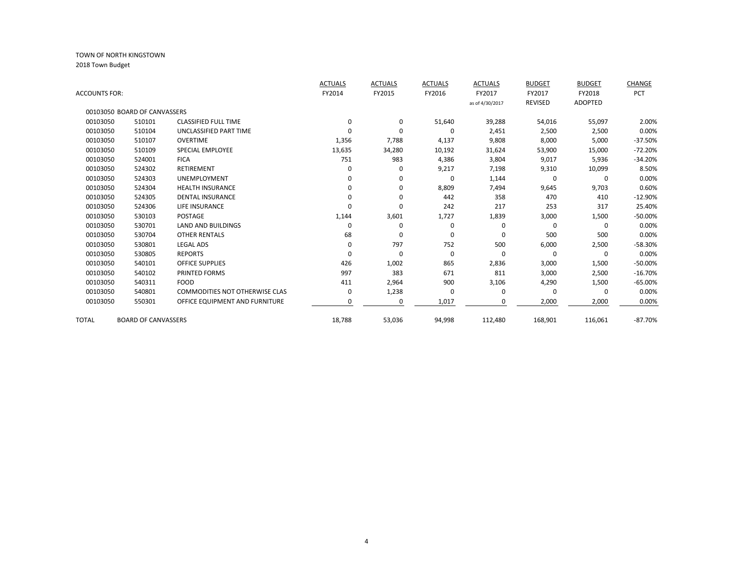TOWN OF NORTH KINGSTOWN

2018 Town Budget

| ACCOUNTS FOR: | | | ACTUALS FY2014 | ACTUALS FY2015 | ACTUALS FY2016 | ACTUALS FY2017 as of 4/30/2017 | BUDGET FY2017 REVISED | BUDGET FY2018 ADOPTED | CHANGE PCT |
|---|---|---|---|---|---|---|---|---|---|
| 00103050 BOARD OF CANVASSERS | | | | | | | | | |
| 00103050 | 510101 | CLASSIFIED FULL TIME | 0 | 0 | 51,640 | 39,288 | 54,016 | 55,097 | 2.00% |
| 00103050 | 510104 | UNCLASSIFIED PART TIME | 0 | 0 | 0 | 2,451 | 2,500 | 2,500 | 0.00% |
| 00103050 | 510107 | OVERTIME | 1,356 | 7,788 | 4,137 | 9,808 | 8,000 | 5,000 | -37.50% |
| 00103050 | 510109 | SPECIAL EMPLOYEE | 13,635 | 34,280 | 10,192 | 31,624 | 53,900 | 15,000 | -72.20% |
| 00103050 | 524001 | FICA | 751 | 983 | 4,386 | 3,804 | 9,017 | 5,936 | -34.20% |
| 00103050 | 524302 | RETIREMENT | 0 | 0 | 9,217 | 7,198 | 9,310 | 10,099 | 8.50% |
| 00103050 | 524303 | UNEMPLOYMENT | 0 | 0 | 0 | 1,144 | 0 | 0 | 0.00% |
| 00103050 | 524304 | HEALTH INSURANCE | 0 | 0 | 8,809 | 7,494 | 9,645 | 9,703 | 0.60% |
| 00103050 | 524305 | DENTAL INSURANCE | 0 | 0 | 442 | 358 | 470 | 410 | -12.90% |
| 00103050 | 524306 | LIFE INSURANCE | 0 | 0 | 242 | 217 | 253 | 317 | 25.40% |
| 00103050 | 530103 | POSTAGE | 1,144 | 3,601 | 1,727 | 1,839 | 3,000 | 1,500 | -50.00% |
| 00103050 | 530701 | LAND AND BUILDINGS | 0 | 0 | 0 | 0 | 0 | 0 | 0.00% |
| 00103050 | 530704 | OTHER RENTALS | 68 | 0 | 0 | 0 | 500 | 500 | 0.00% |
| 00103050 | 530801 | LEGAL ADS | 0 | 797 | 752 | 500 | 6,000 | 2,500 | -58.30% |
| 00103050 | 530805 | REPORTS | 0 | 0 | 0 | 0 | 0 | 0 | 0.00% |
| 00103050 | 540101 | OFFICE SUPPLIES | 426 | 1,002 | 865 | 2,836 | 3,000 | 1,500 | -50.00% |
| 00103050 | 540102 | PRINTED FORMS | 997 | 383 | 671 | 811 | 3,000 | 2,500 | -16.70% |
| 00103050 | 540311 | FOOD | 411 | 2,964 | 900 | 3,106 | 4,290 | 1,500 | -65.00% |
| 00103050 | 540801 | COMMODITIES NOT OTHERWISE CLAS | 0 | 1,238 | 0 | 0 | 0 | 0 | 0.00% |
| 00103050 | 550301 | OFFICE EQUIPMENT AND FURNITURE | 0 | 0 | 1,017 | 0 | 2,000 | 2,000 | 0.00% |
| TOTAL | BOARD OF CANVASSERS | | 18,788 | 53,036 | 94,998 | 112,480 | 168,901 | 116,061 | -87.70% |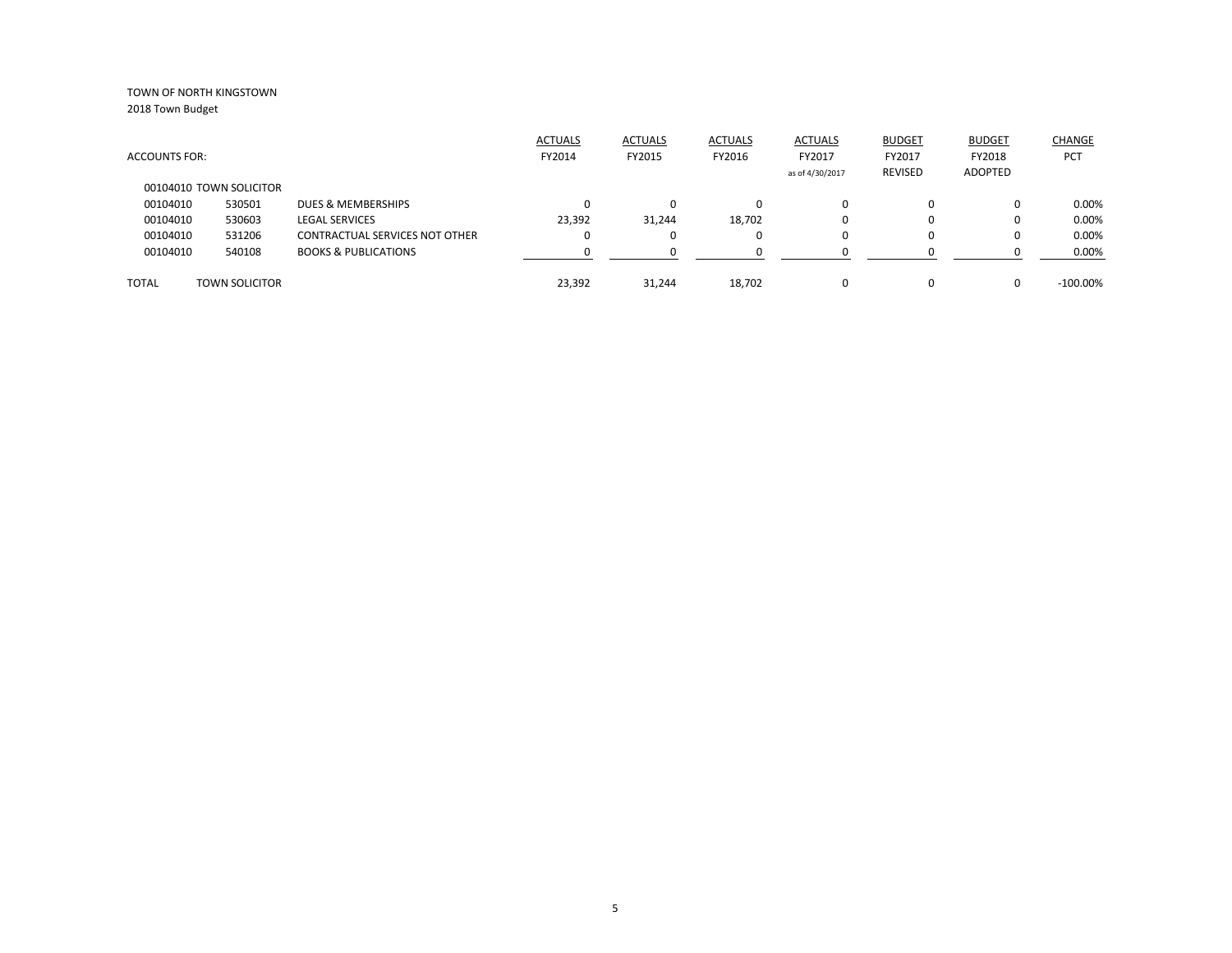TOWN OF NORTH KINGSTOWN

2018 Town Budget

| ACCOUNTS FOR: | | | ACTUALS FY2014 | ACTUALS FY2015 | ACTUALS FY2016 | ACTUALS FY2017 as of 4/30/2017 | BUDGET FY2017 REVISED | BUDGET FY2018 ADOPTED | CHANGE PCT |
|---|---|---|---|---|---|---|---|---|---|
| 00104010 TOWN SOLICITOR | | | | | | | | | |
| 00104010 | 530501 | DUES & MEMBERSHIPS | 0 | 0 | 0 | 0 | 0 | 0 | 0.00% |
| 00104010 | 530603 | LEGAL SERVICES | 23,392 | 31,244 | 18,702 | 0 | 0 | 0 | 0.00% |
| 00104010 | 531206 | CONTRACTUAL SERVICES NOT OTHER | 0 | 0 | 0 | 0 | 0 | 0 | 0.00% |
| 00104010 | 540108 | BOOKS & PUBLICATIONS | 0 | 0 | 0 | 0 | 0 | 0 | 0.00% |
| TOTAL | TOWN SOLICITOR | | 23,392 | 31,244 | 18,702 | 0 | 0 | 0 | -100.00% |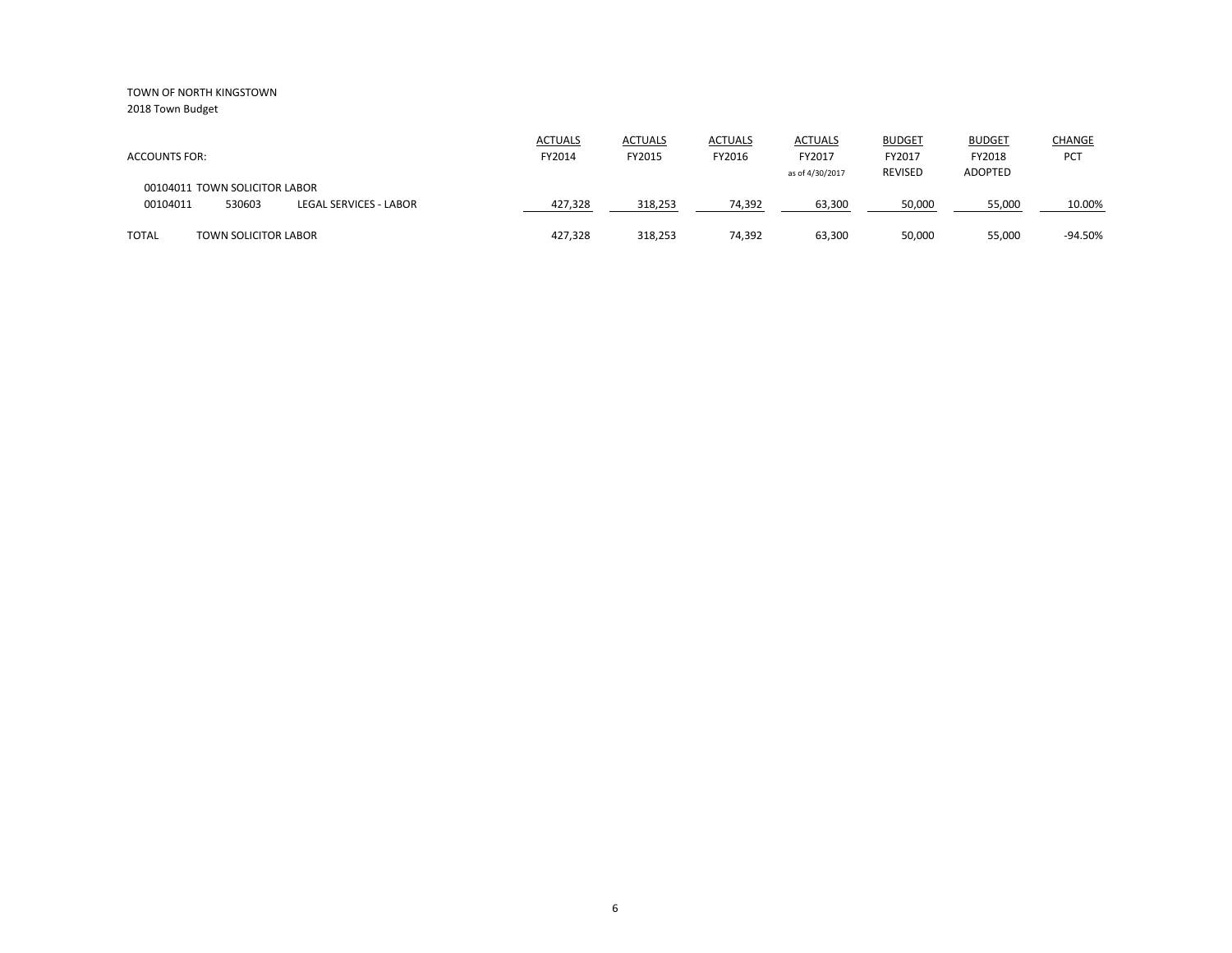TOWN OF NORTH KINGSTOWN

2018 Town Budget

| ACCOUNTS FOR: | | | ACTUALS FY2014 | ACTUALS FY2015 | ACTUALS FY2016 | ACTUALS FY2017 as of 4/30/2017 | BUDGET FY2017 REVISED | BUDGET FY2018 ADOPTED | CHANGE PCT |
|---|---|---|---|---|---|---|---|---|---|
| 00104011 TOWN SOLICITOR LABOR | | | | | | | | | |
| 00104011 | 530603 | LEGAL SERVICES - LABOR | 427,328 | 318,253 | 74,392 | 63,300 | 50,000 | 55,000 | 10.00% |
| TOTAL | TOWN SOLICITOR LABOR | | 427,328 | 318,253 | 74,392 | 63,300 | 50,000 | 55,000 | -94.50% |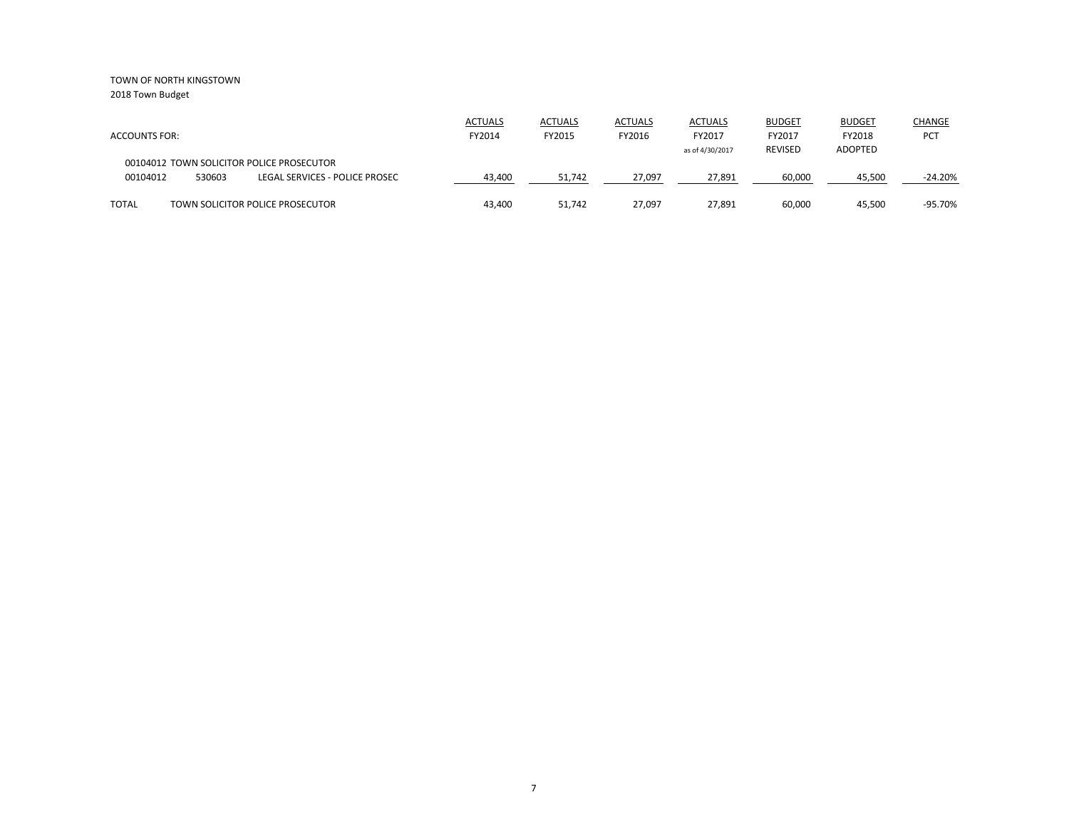TOWN OF NORTH KINGSTOWN

2018 Town Budget

| ACCOUNTS FOR: | | | ACTUALS FY2014 | ACTUALS FY2015 | ACTUALS FY2016 | ACTUALS FY2017 as of 4/30/2017 | BUDGET FY2017 REVISED | BUDGET FY2018 ADOPTED | CHANGE PCT |
|---|---|---|---|---|---|---|---|---|---|
| 00104012 TOWN SOLICITOR POLICE PROSECUTOR | | | | | | | | | |
| 00104012 | 530603 | LEGAL SERVICES - POLICE PROSEC | 43,400 | 51,742 | 27,097 | 27,891 | 60,000 | 45,500 | -24.20% |
| TOTAL | TOWN SOLICITOR POLICE PROSECUTOR | | 43,400 | 51,742 | 27,097 | 27,891 | 60,000 | 45,500 | -95.70% |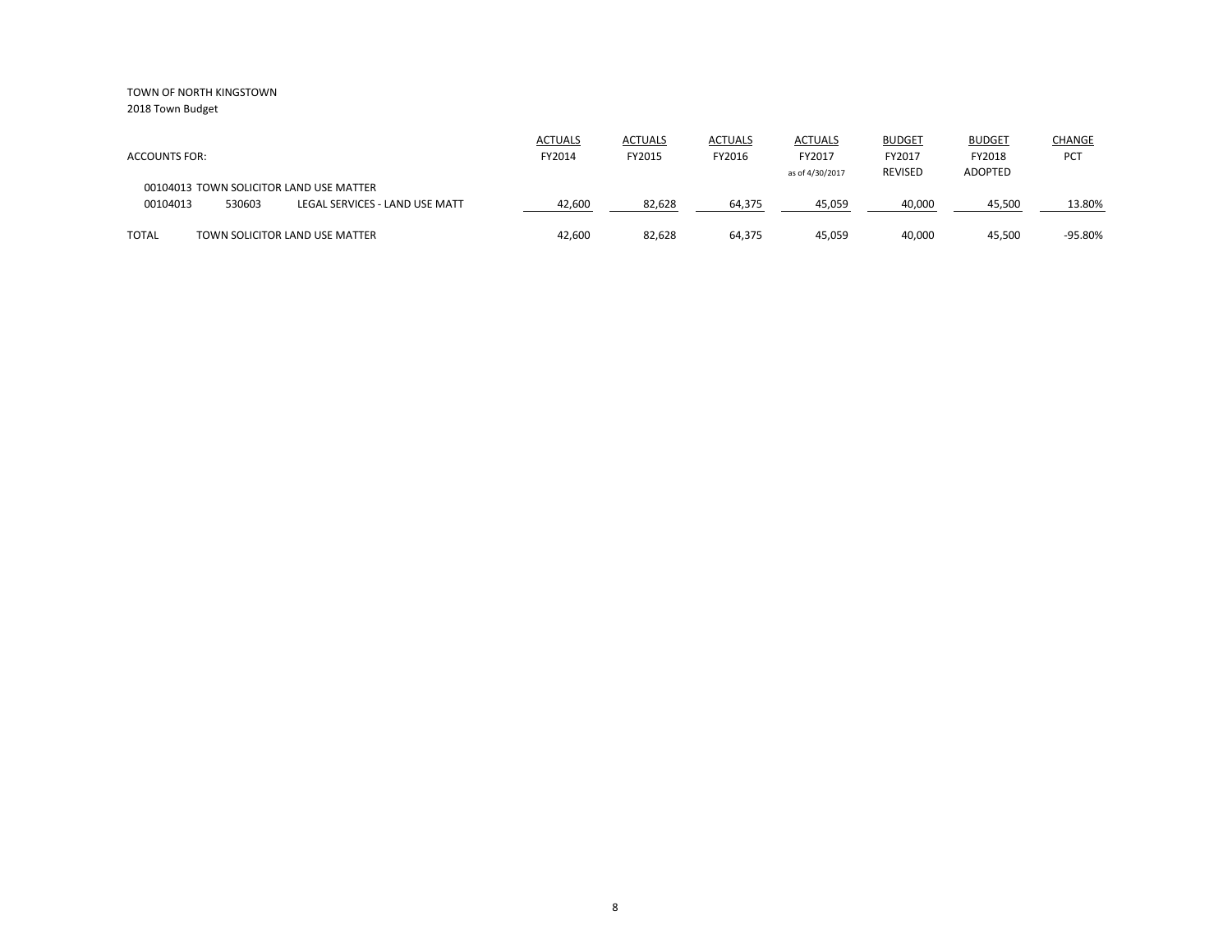TOWN OF NORTH KINGSTOWN
2018 Town Budget

| ACCOUNTS FOR: | | | ACTUALS FY2014 | ACTUALS FY2015 | ACTUALS FY2016 | ACTUALS FY2017 as of 4/30/2017 | BUDGET FY2017 REVISED | BUDGET FY2018 ADOPTED | CHANGE PCT |
|---|---|---|---|---|---|---|---|---|---|
| 00104013 TOWN SOLICITOR LAND USE MATTER | | | | | | | | | |
| 00104013 | 530603 | LEGAL SERVICES - LAND USE MATT | 42,600 | 82,628 | 64,375 | 45,059 | 40,000 | 45,500 | 13.80% |
| TOTAL | TOWN SOLICITOR LAND USE MATTER | | 42,600 | 82,628 | 64,375 | 45,059 | 40,000 | 45,500 | -95.80% |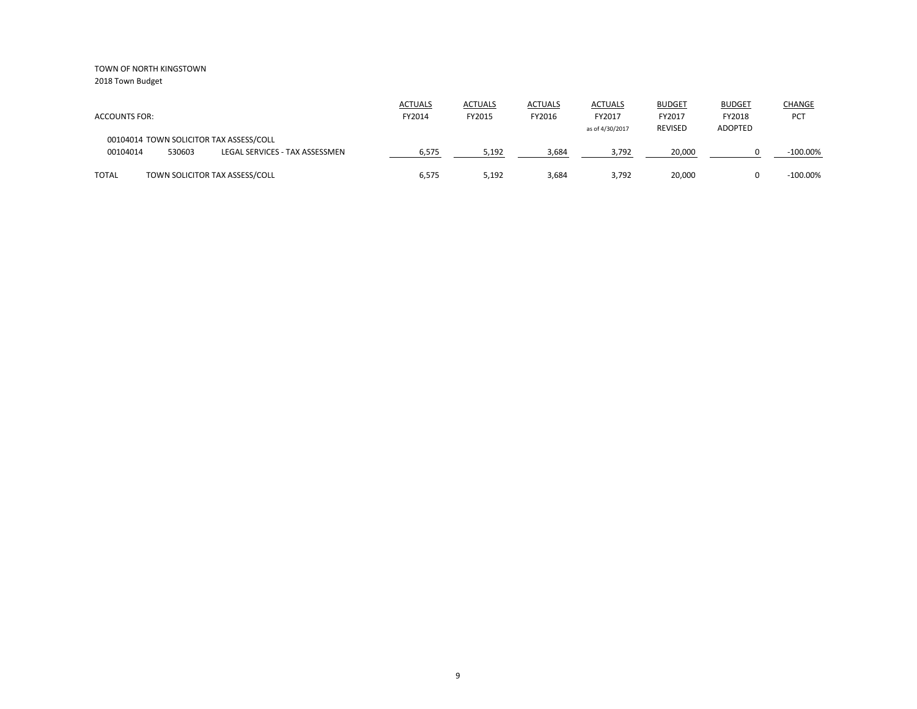TOWN OF NORTH KINGSTOWN
2018 Town Budget

| ACCOUNTS FOR: | | | ACTUALS FY2014 | ACTUALS FY2015 | ACTUALS FY2016 | ACTUALS FY2017 as of 4/30/2017 | BUDGET FY2017 REVISED | BUDGET FY2018 ADOPTED | CHANGE PCT |
|---|---|---|---|---|---|---|---|---|---|
| 00104014 TOWN SOLICITOR TAX ASSESS/COLL | | | | | | | | | |
| 00104014 | 530603 | LEGAL SERVICES - TAX ASSESSMEN | 6,575 | 5,192 | 3,684 | 3,792 | 20,000 | 0 | -100.00% |
| TOTAL | TOWN SOLICITOR TAX ASSESS/COLL | | 6,575 | 5,192 | 3,684 | 3,792 | 20,000 | 0 | -100.00% |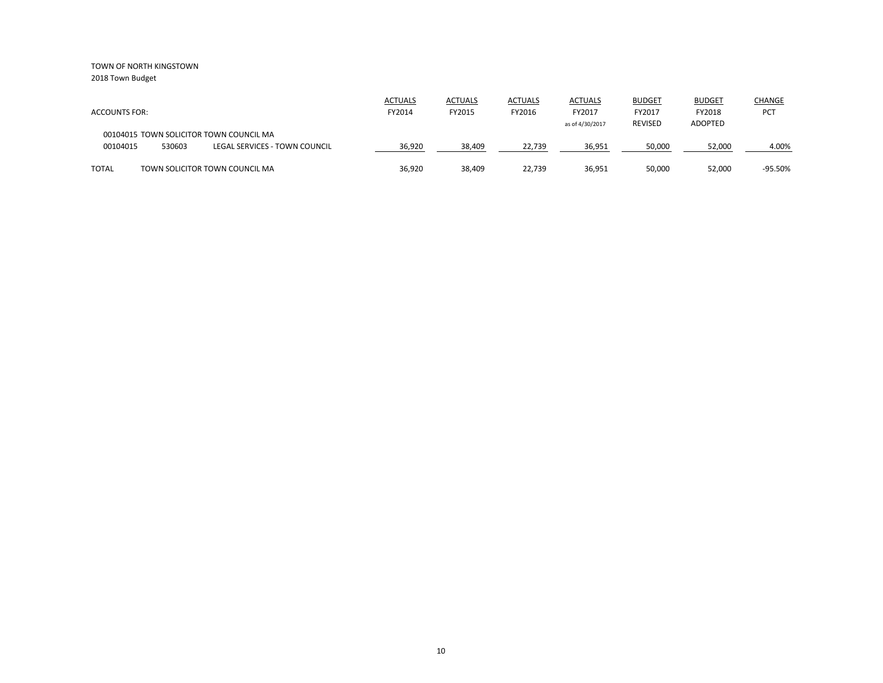TOWN OF NORTH KINGSTOWN
2018 Town Budget

| ACCOUNTS FOR: | | | ACTUALS FY2014 | ACTUALS FY2015 | ACTUALS FY2016 | ACTUALS FY2017 as of 4/30/2017 | BUDGET FY2017 REVISED | BUDGET FY2018 ADOPTED | CHANGE PCT |
|---|---|---|---|---|---|---|---|---|---|
| 00104015 TOWN SOLICITOR TOWN COUNCIL MA | | | | | | | | | |
| 00104015 | 530603 | LEGAL SERVICES - TOWN COUNCIL | 36,920 | 38,409 | 22,739 | 36,951 | 50,000 | 52,000 | 4.00% |
| TOTAL | TOWN SOLICITOR TOWN COUNCIL MA | | 36,920 | 38,409 | 22,739 | 36,951 | 50,000 | 52,000 | -95.50% |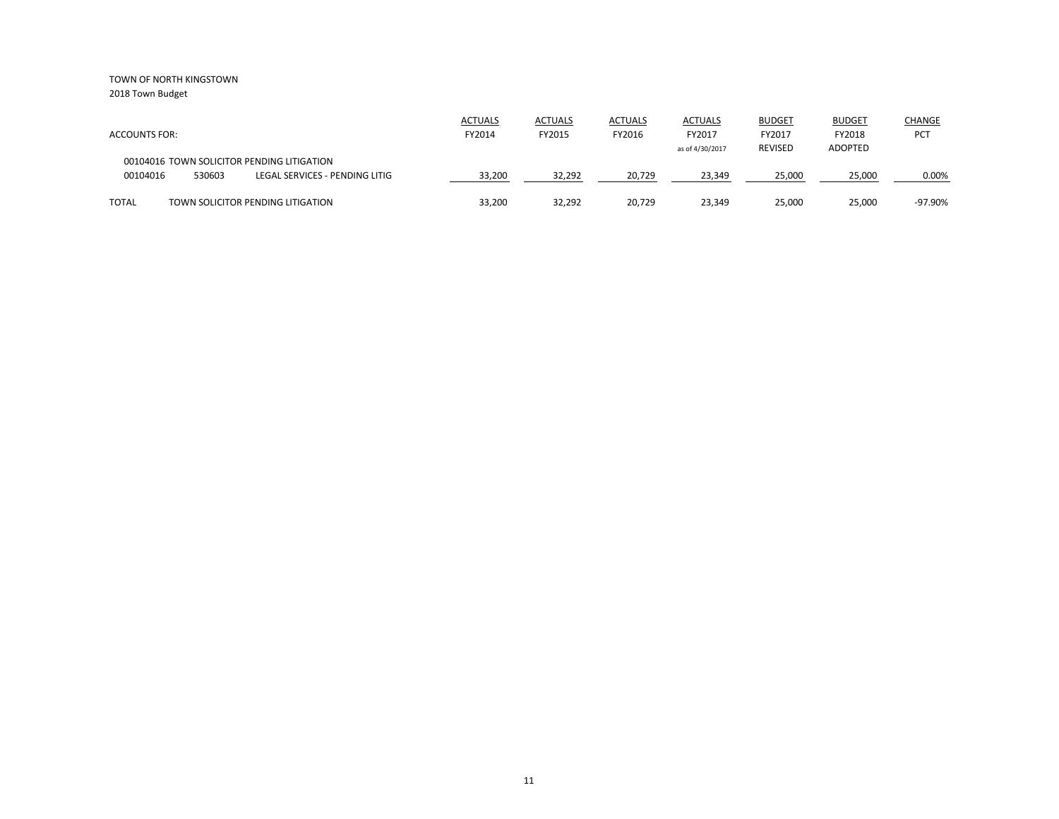TOWN OF NORTH KINGSTOWN
2018 Town Budget

| ACCOUNTS FOR: | | | ACTUALS FY2014 | ACTUALS FY2015 | ACTUALS FY2016 | ACTUALS FY2017 as of 4/30/2017 | BUDGET FY2017 REVISED | BUDGET FY2018 ADOPTED | CHANGE PCT |
|---|---|---|---|---|---|---|---|---|---|
| 00104016 TOWN SOLICITOR PENDING LITIGATION | | | | | | | | | |
| 00104016 | 530603 | LEGAL SERVICES - PENDING LITIG | 33,200 | 32,292 | 20,729 | 23,349 | 25,000 | 25,000 | 0.00% |
| TOTAL | TOWN SOLICITOR PENDING LITIGATION | | 33,200 | 32,292 | 20,729 | 23,349 | 25,000 | 25,000 | -97.90% |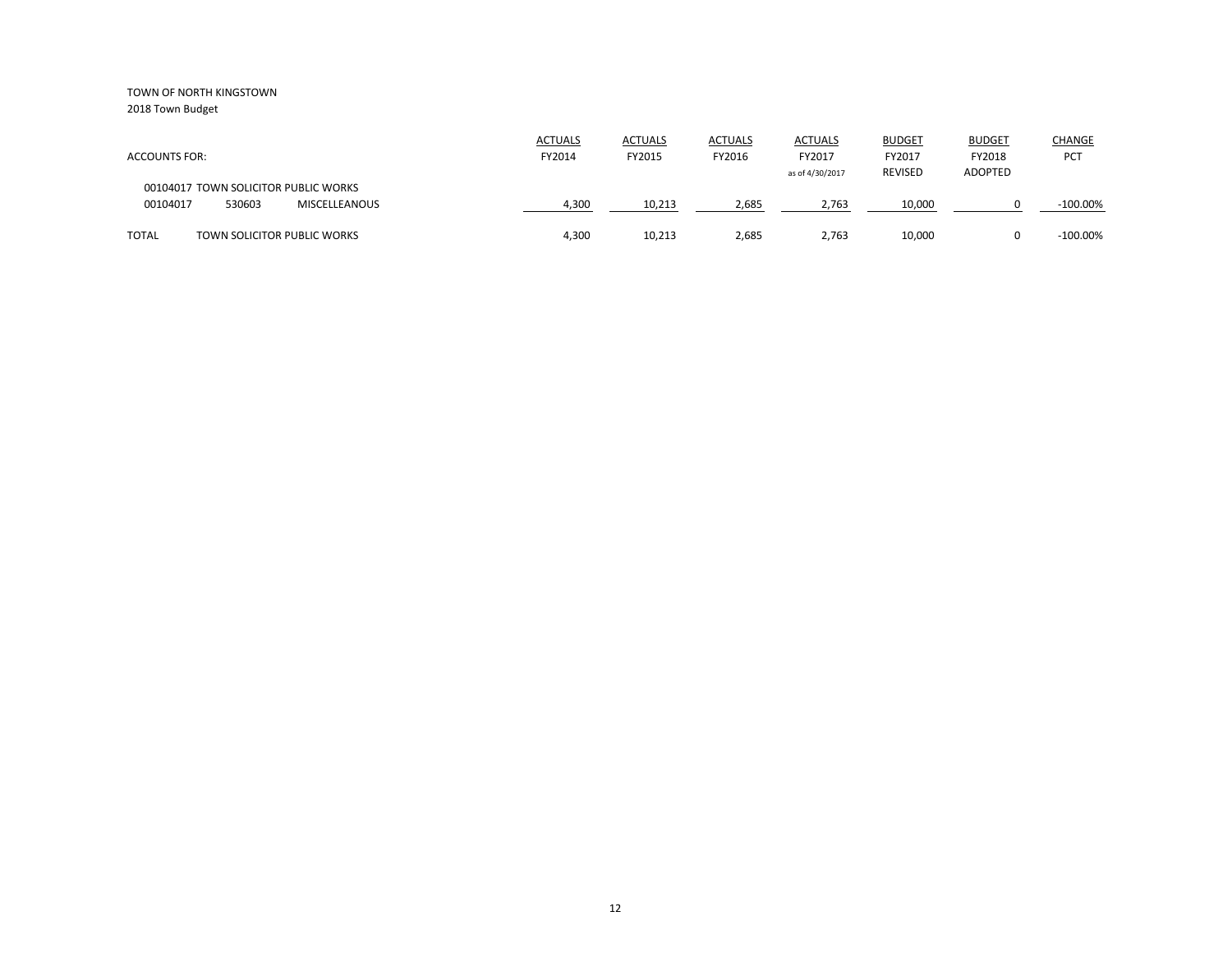TOWN OF NORTH KINGSTOWN
2018 Town Budget

| ACCOUNTS FOR: | | | ACTUALS FY2014 | ACTUALS FY2015 | ACTUALS FY2016 | ACTUALS FY2017 as of 4/30/2017 | BUDGET FY2017 REVISED | BUDGET FY2018 ADOPTED | CHANGE PCT |
|---|---|---|---|---|---|---|---|---|---|
| 00104017 TOWN SOLICITOR PUBLIC WORKS | | | | | | | | | |
| 00104017 | 530603 | MISCELLEANOUS | 4,300 | 10,213 | 2,685 | 2,763 | 10,000 | 0 | -100.00% |
| TOTAL | TOWN SOLICITOR PUBLIC WORKS | | 4,300 | 10,213 | 2,685 | 2,763 | 10,000 | 0 | -100.00% |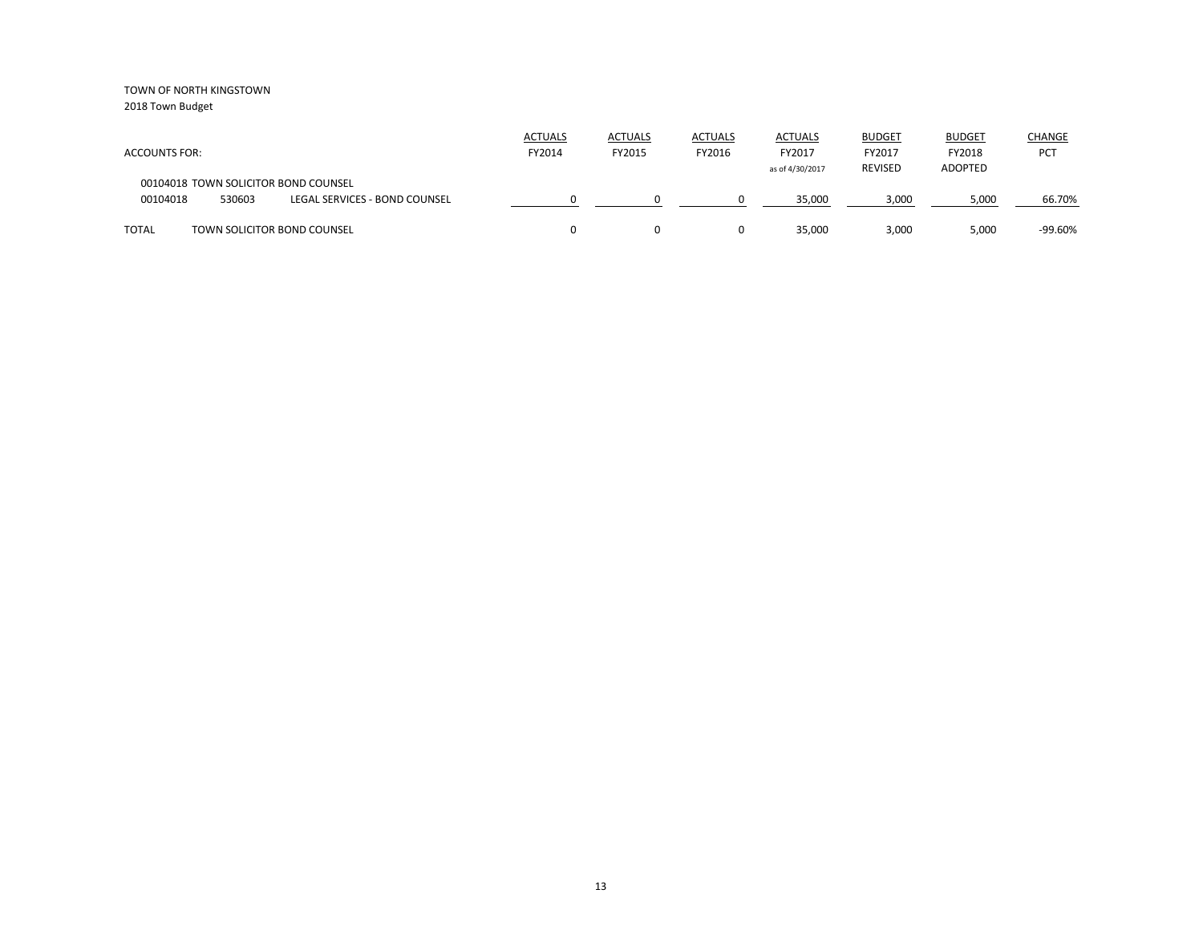TOWN OF NORTH KINGSTOWN

2018 Town Budget

| ACCOUNTS FOR: | | | ACTUALS FY2014 | ACTUALS FY2015 | ACTUALS FY2016 | ACTUALS FY2017 as of 4/30/2017 | BUDGET FY2017 REVISED | BUDGET FY2018 ADOPTED | CHANGE PCT |
|---|---|---|---|---|---|---|---|---|---|
| 00104018 TOWN SOLICITOR BOND COUNSEL | | | | | | | | | |
| 00104018 | 530603 | LEGAL SERVICES - BOND COUNSEL | 0 | 0 | 0 | 35,000 | 3,000 | 5,000 | 66.70% |
| TOTAL | TOWN SOLICITOR BOND COUNSEL | | 0 | 0 | 0 | 35,000 | 3,000 | 5,000 | -99.60% |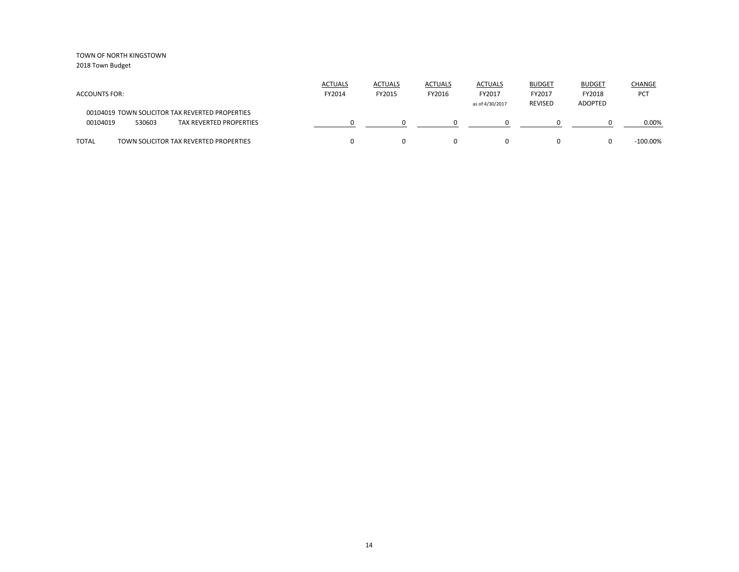TOWN OF NORTH KINGSTOWN
2018 Town Budget

| ACCOUNTS FOR: | | | ACTUALS FY2014 | ACTUALS FY2015 | ACTUALS FY2016 | ACTUALS FY2017 as of 4/30/2017 | BUDGET FY2017 REVISED | BUDGET FY2018 ADOPTED | CHANGE PCT |
|---|---|---|---|---|---|---|---|---|---|
| 00104019 TOWN SOLICITOR TAX REVERTED PROPERTIES | | | | | | | | | |
| 00104019 | 530603 | TAX REVERTED PROPERTIES | 0 | 0 | 0 | 0 | 0 | 0 | 0.00% |
| TOTAL | TOWN SOLICITOR TAX REVERTED PROPERTIES | | 0 | 0 | 0 | 0 | 0 | 0 | -100.00% |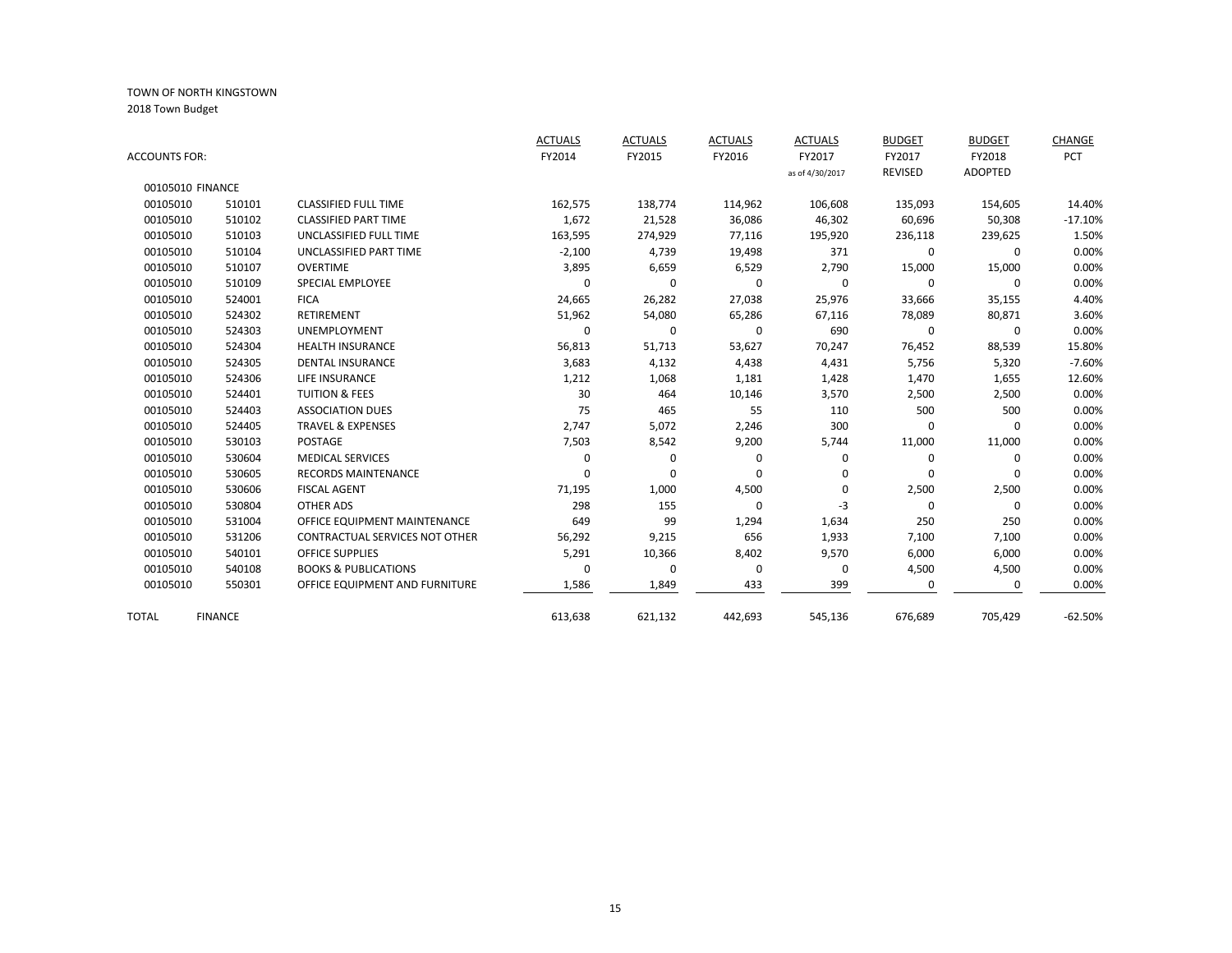TOWN OF NORTH KINGSTOWN
2018 Town Budget

| ACCOUNTS FOR: | | | ACTUALS FY2014 | ACTUALS FY2015 | ACTUALS FY2016 | ACTUALS FY2017 as of 4/30/2017 | BUDGET FY2017 REVISED | BUDGET FY2018 ADOPTED | CHANGE PCT |
|---|---|---|---|---|---|---|---|---|---|
| 00105010 FINANCE | | | | | | | | | |
| 00105010 | 510101 | CLASSIFIED FULL TIME | 162,575 | 138,774 | 114,962 | 106,608 | 135,093 | 154,605 | 14.40% |
| 00105010 | 510102 | CLASSIFIED PART TIME | 1,672 | 21,528 | 36,086 | 46,302 | 60,696 | 50,308 | -17.10% |
| 00105010 | 510103 | UNCLASSIFIED FULL TIME | 163,595 | 274,929 | 77,116 | 195,920 | 236,118 | 239,625 | 1.50% |
| 00105010 | 510104 | UNCLASSIFIED PART TIME | -2,100 | 4,739 | 19,498 | 371 | 0 | 0 | 0.00% |
| 00105010 | 510107 | OVERTIME | 3,895 | 6,659 | 6,529 | 2,790 | 15,000 | 15,000 | 0.00% |
| 00105010 | 510109 | SPECIAL EMPLOYEE | 0 | 0 | 0 | 0 | 0 | 0 | 0.00% |
| 00105010 | 524001 | FICA | 24,665 | 26,282 | 27,038 | 25,976 | 33,666 | 35,155 | 4.40% |
| 00105010 | 524302 | RETIREMENT | 51,962 | 54,080 | 65,286 | 67,116 | 78,089 | 80,871 | 3.60% |
| 00105010 | 524303 | UNEMPLOYMENT | 0 | 0 | 0 | 690 | 0 | 0 | 0.00% |
| 00105010 | 524304 | HEALTH INSURANCE | 56,813 | 51,713 | 53,627 | 70,247 | 76,452 | 88,539 | 15.80% |
| 00105010 | 524305 | DENTAL INSURANCE | 3,683 | 4,132 | 4,438 | 4,431 | 5,756 | 5,320 | -7.60% |
| 00105010 | 524306 | LIFE INSURANCE | 1,212 | 1,068 | 1,181 | 1,428 | 1,470 | 1,655 | 12.60% |
| 00105010 | 524401 | TUITION & FEES | 30 | 464 | 10,146 | 3,570 | 2,500 | 2,500 | 0.00% |
| 00105010 | 524403 | ASSOCIATION DUES | 75 | 465 | 55 | 110 | 500 | 500 | 0.00% |
| 00105010 | 524405 | TRAVEL & EXPENSES | 2,747 | 5,072 | 2,246 | 300 | 0 | 0 | 0.00% |
| 00105010 | 530103 | POSTAGE | 7,503 | 8,542 | 9,200 | 5,744 | 11,000 | 11,000 | 0.00% |
| 00105010 | 530604 | MEDICAL SERVICES | 0 | 0 | 0 | 0 | 0 | 0 | 0.00% |
| 00105010 | 530605 | RECORDS MAINTENANCE | 0 | 0 | 0 | 0 | 0 | 0 | 0.00% |
| 00105010 | 530606 | FISCAL AGENT | 71,195 | 1,000 | 4,500 | 0 | 2,500 | 2,500 | 0.00% |
| 00105010 | 530804 | OTHER ADS | 298 | 155 | 0 | -3 | 0 | 0 | 0.00% |
| 00105010 | 531004 | OFFICE EQUIPMENT MAINTENANCE | 649 | 99 | 1,294 | 1,634 | 250 | 250 | 0.00% |
| 00105010 | 531206 | CONTRACTUAL SERVICES NOT OTHER | 56,292 | 9,215 | 656 | 1,933 | 7,100 | 7,100 | 0.00% |
| 00105010 | 540101 | OFFICE SUPPLIES | 5,291 | 10,366 | 8,402 | 9,570 | 6,000 | 6,000 | 0.00% |
| 00105010 | 540108 | BOOKS & PUBLICATIONS | 0 | 0 | 0 | 0 | 4,500 | 4,500 | 0.00% |
| 00105010 | 550301 | OFFICE EQUIPMENT AND FURNITURE | 1,586 | 1,849 | 433 | 399 | 0 | 0 | 0.00% |
| TOTAL | FINANCE | | 613,638 | 621,132 | 442,693 | 545,136 | 676,689 | 705,429 | -62.50% |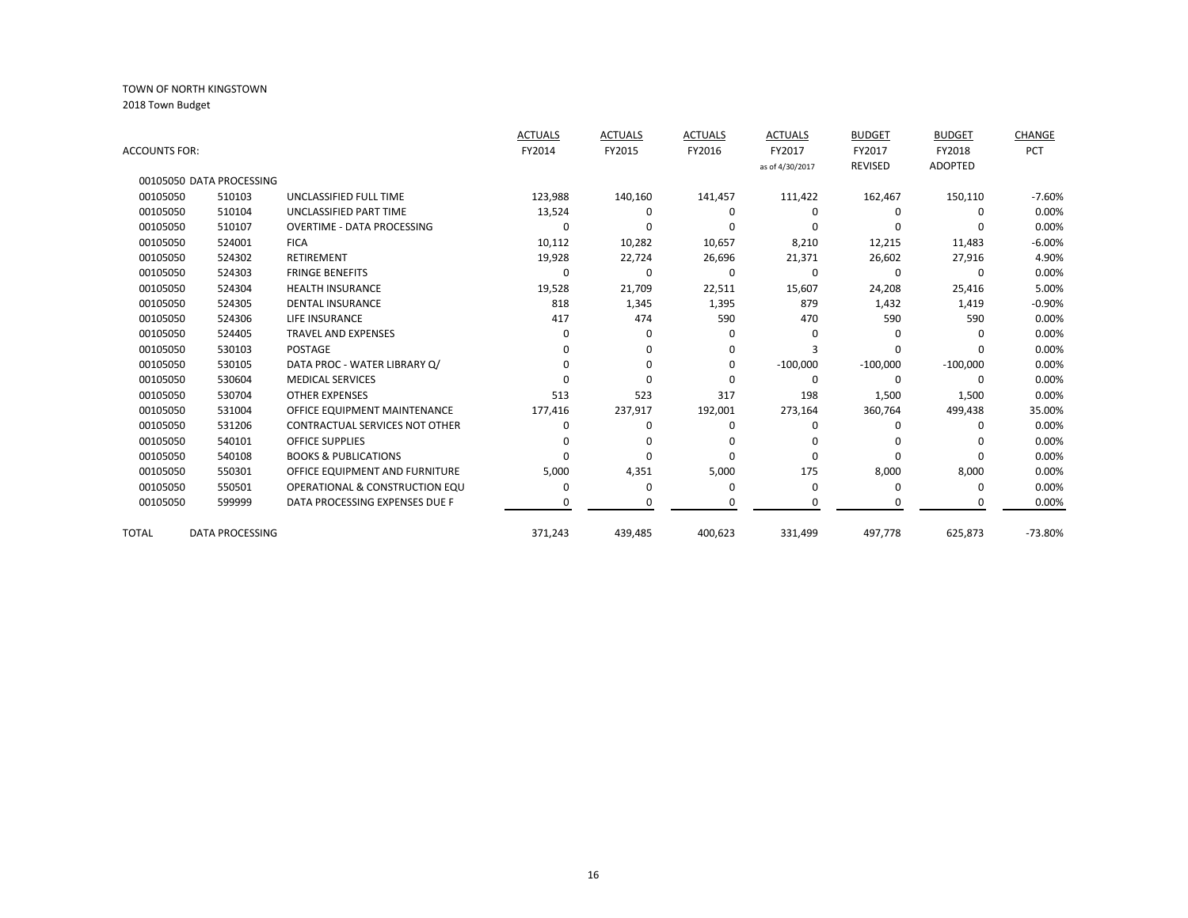TOWN OF NORTH KINGSTOWN

2018 Town Budget

| ACCOUNTS FOR: | | | ACTUALS FY2014 | ACTUALS FY2015 | ACTUALS FY2016 | ACTUALS FY2017 as of 4/30/2017 | BUDGET FY2017 REVISED | BUDGET FY2018 ADOPTED | CHANGE PCT |
|---|---|---|---|---|---|---|---|---|---|
| 00105050 DATA PROCESSING | | | | | | | | | |
| 00105050 | 510103 | UNCLASSIFIED FULL TIME | 123,988 | 140,160 | 141,457 | 111,422 | 162,467 | 150,110 | -7.60% |
| 00105050 | 510104 | UNCLASSIFIED PART TIME | 13,524 | 0 | 0 | 0 | 0 | 0 | 0.00% |
| 00105050 | 510107 | OVERTIME - DATA PROCESSING | 0 | 0 | 0 | 0 | 0 | 0 | 0.00% |
| 00105050 | 524001 | FICA | 10,112 | 10,282 | 10,657 | 8,210 | 12,215 | 11,483 | -6.00% |
| 00105050 | 524302 | RETIREMENT | 19,928 | 22,724 | 26,696 | 21,371 | 26,602 | 27,916 | 4.90% |
| 00105050 | 524303 | FRINGE BENEFITS | 0 | 0 | 0 | 0 | 0 | 0 | 0.00% |
| 00105050 | 524304 | HEALTH INSURANCE | 19,528 | 21,709 | 22,511 | 15,607 | 24,208 | 25,416 | 5.00% |
| 00105050 | 524305 | DENTAL INSURANCE | 818 | 1,345 | 1,395 | 879 | 1,432 | 1,419 | -0.90% |
| 00105050 | 524306 | LIFE INSURANCE | 417 | 474 | 590 | 470 | 590 | 590 | 0.00% |
| 00105050 | 524405 | TRAVEL AND EXPENSES | 0 | 0 | 0 | 0 | 0 | 0 | 0.00% |
| 00105050 | 530103 | POSTAGE | 0 | 0 | 0 | 3 | 0 | 0 | 0.00% |
| 00105050 | 530105 | DATA PROC - WATER LIBRARY Q/ | 0 | 0 | 0 | -100,000 | -100,000 | -100,000 | 0.00% |
| 00105050 | 530604 | MEDICAL SERVICES | 0 | 0 | 0 | 0 | 0 | 0 | 0.00% |
| 00105050 | 530704 | OTHER EXPENSES | 513 | 523 | 317 | 198 | 1,500 | 1,500 | 0.00% |
| 00105050 | 531004 | OFFICE EQUIPMENT MAINTENANCE | 177,416 | 237,917 | 192,001 | 273,164 | 360,764 | 499,438 | 35.00% |
| 00105050 | 531206 | CONTRACTUAL SERVICES NOT OTHER | 0 | 0 | 0 | 0 | 0 | 0 | 0.00% |
| 00105050 | 540101 | OFFICE SUPPLIES | 0 | 0 | 0 | 0 | 0 | 0 | 0.00% |
| 00105050 | 540108 | BOOKS & PUBLICATIONS | 0 | 0 | 0 | 0 | 0 | 0 | 0.00% |
| 00105050 | 550301 | OFFICE EQUIPMENT AND FURNITURE | 5,000 | 4,351 | 5,000 | 175 | 8,000 | 8,000 | 0.00% |
| 00105050 | 550501 | OPERATIONAL & CONSTRUCTION EQU | 0 | 0 | 0 | 0 | 0 | 0 | 0.00% |
| 00105050 | 599999 | DATA PROCESSING EXPENSES DUE F | 0 | 0 | 0 | 0 | 0 | 0 | 0.00% |
| TOTAL | DATA PROCESSING | | 371,243 | 439,485 | 400,623 | 331,499 | 497,778 | 625,873 | -73.80% |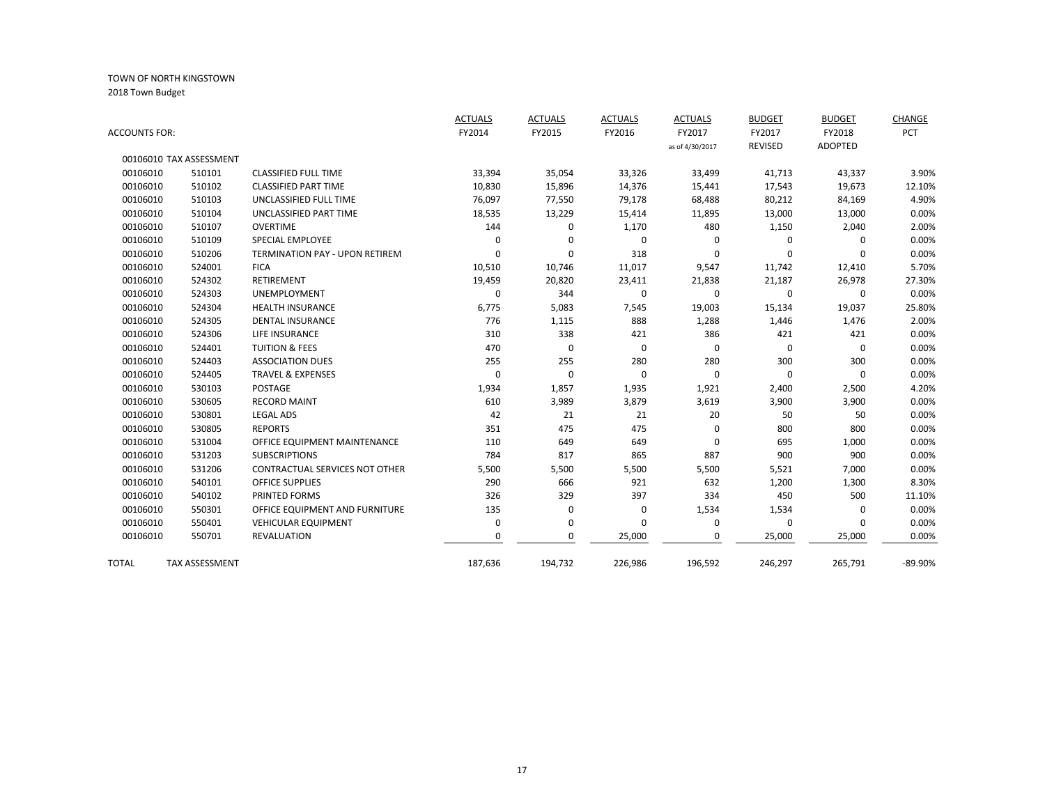TOWN OF NORTH KINGSTOWN

2018 Town Budget

| ACCOUNTS FOR: | | | ACTUALS FY2014 | ACTUALS FY2015 | ACTUALS FY2016 | ACTUALS FY2017 as of 4/30/2017 | BUDGET FY2017 REVISED | BUDGET FY2018 ADOPTED | CHANGE PCT |
|---|---|---|---|---|---|---|---|---|---|
| 00106010 TAX ASSESSMENT | | | | | | | | | |
| 00106010 | 510101 | CLASSIFIED FULL TIME | 33,394 | 35,054 | 33,326 | 33,499 | 41,713 | 43,337 | 3.90% |
| 00106010 | 510102 | CLASSIFIED PART TIME | 10,830 | 15,896 | 14,376 | 15,441 | 17,543 | 19,673 | 12.10% |
| 00106010 | 510103 | UNCLASSIFIED FULL TIME | 76,097 | 77,550 | 79,178 | 68,488 | 80,212 | 84,169 | 4.90% |
| 00106010 | 510104 | UNCLASSIFIED PART TIME | 18,535 | 13,229 | 15,414 | 11,895 | 13,000 | 13,000 | 0.00% |
| 00106010 | 510107 | OVERTIME | 144 | 0 | 1,170 | 480 | 1,150 | 2,040 | 2.00% |
| 00106010 | 510109 | SPECIAL EMPLOYEE | 0 | 0 | 0 | 0 | 0 | 0 | 0.00% |
| 00106010 | 510206 | TERMINATION PAY - UPON RETIREM | 0 | 0 | 318 | 0 | 0 | 0 | 0.00% |
| 00106010 | 524001 | FICA | 10,510 | 10,746 | 11,017 | 9,547 | 11,742 | 12,410 | 5.70% |
| 00106010 | 524302 | RETIREMENT | 19,459 | 20,820 | 23,411 | 21,838 | 21,187 | 26,978 | 27.30% |
| 00106010 | 524303 | UNEMPLOYMENT | 0 | 344 | 0 | 0 | 0 | 0 | 0.00% |
| 00106010 | 524304 | HEALTH INSURANCE | 6,775 | 5,083 | 7,545 | 19,003 | 15,134 | 19,037 | 25.80% |
| 00106010 | 524305 | DENTAL INSURANCE | 776 | 1,115 | 888 | 1,288 | 1,446 | 1,476 | 2.00% |
| 00106010 | 524306 | LIFE INSURANCE | 310 | 338 | 421 | 386 | 421 | 421 | 0.00% |
| 00106010 | 524401 | TUITION & FEES | 470 | 0 | 0 | 0 | 0 | 0 | 0.00% |
| 00106010 | 524403 | ASSOCIATION DUES | 255 | 255 | 280 | 280 | 300 | 300 | 0.00% |
| 00106010 | 524405 | TRAVEL & EXPENSES | 0 | 0 | 0 | 0 | 0 | 0 | 0.00% |
| 00106010 | 530103 | POSTAGE | 1,934 | 1,857 | 1,935 | 1,921 | 2,400 | 2,500 | 4.20% |
| 00106010 | 530605 | RECORD MAINT | 610 | 3,989 | 3,879 | 3,619 | 3,900 | 3,900 | 0.00% |
| 00106010 | 530801 | LEGAL ADS | 42 | 21 | 21 | 20 | 50 | 50 | 0.00% |
| 00106010 | 530805 | REPORTS | 351 | 475 | 475 | 0 | 800 | 800 | 0.00% |
| 00106010 | 531004 | OFFICE EQUIPMENT MAINTENANCE | 110 | 649 | 649 | 0 | 695 | 1,000 | 0.00% |
| 00106010 | 531203 | SUBSCRIPTIONS | 784 | 817 | 865 | 887 | 900 | 900 | 0.00% |
| 00106010 | 531206 | CONTRACTUAL SERVICES NOT OTHER | 5,500 | 5,500 | 5,500 | 5,500 | 5,521 | 7,000 | 0.00% |
| 00106010 | 540101 | OFFICE SUPPLIES | 290 | 666 | 921 | 632 | 1,200 | 1,300 | 8.30% |
| 00106010 | 540102 | PRINTED FORMS | 326 | 329 | 397 | 334 | 450 | 500 | 11.10% |
| 00106010 | 550301 | OFFICE EQUIPMENT AND FURNITURE | 135 | 0 | 0 | 1,534 | 1,534 | 0 | 0.00% |
| 00106010 | 550401 | VEHICULAR EQUIPMENT | 0 | 0 | 0 | 0 | 0 | 0 | 0.00% |
| 00106010 | 550701 | REVALUATION | 0 | 0 | 25,000 | 0 | 25,000 | 25,000 | 0.00% |
| TOTAL | TAX ASSESSMENT | | 187,636 | 194,732 | 226,986 | 196,592 | 246,297 | 265,791 | -89.90% |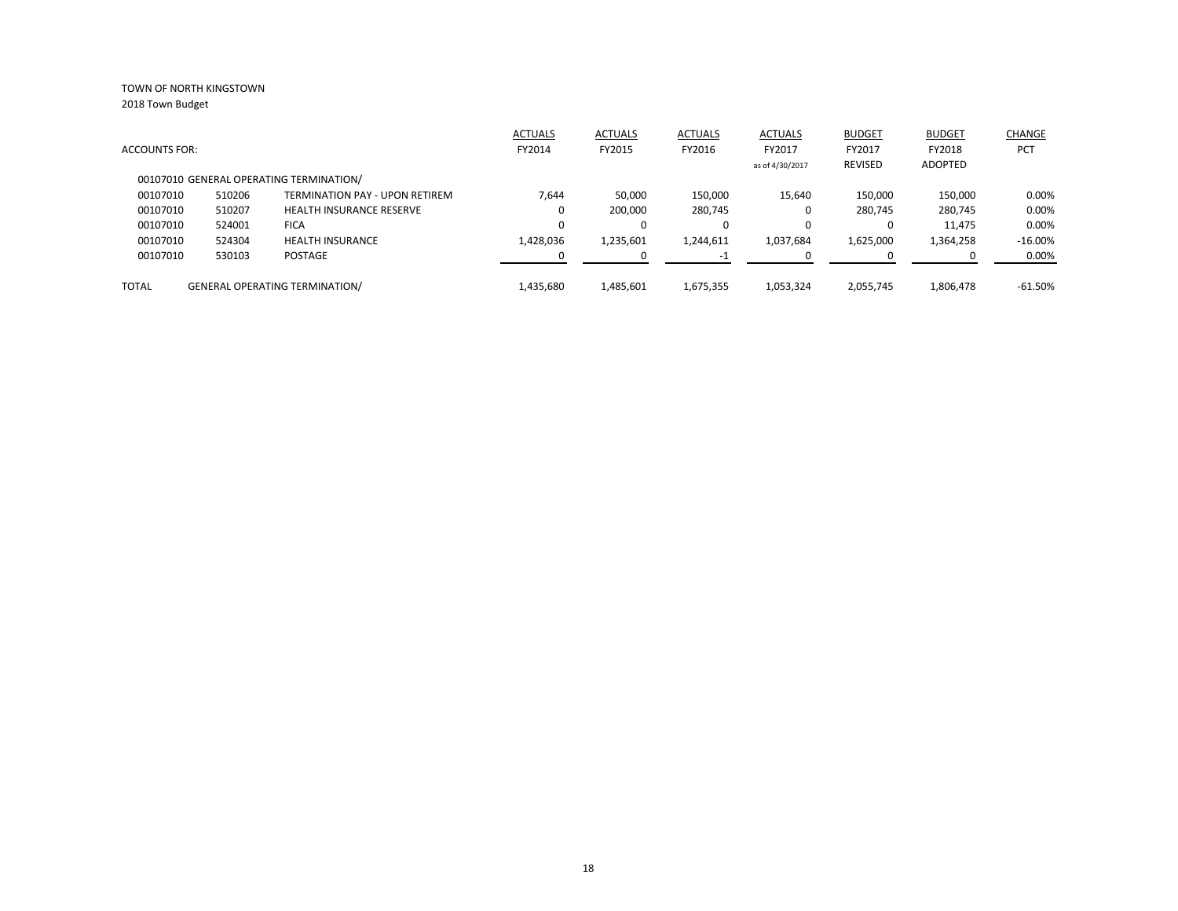TOWN OF NORTH KINGSTOWN

2018 Town Budget

| ACCOUNTS FOR: | | | ACTUALS FY2014 | ACTUALS FY2015 | ACTUALS FY2016 | ACTUALS FY2017 as of 4/30/2017 | BUDGET FY2017 REVISED | BUDGET FY2018 ADOPTED | CHANGE PCT |
|---|---|---|---|---|---|---|---|---|---|
| 00107010 GENERAL OPERATING TERMINATION/ | | | | | | | | | |
| 00107010 | 510206 | TERMINATION PAY - UPON RETIREM | 7,644 | 50,000 | 150,000 | 15,640 | 150,000 | 150,000 | 0.00% |
| 00107010 | 510207 | HEALTH INSURANCE RESERVE | 0 | 200,000 | 280,745 | 0 | 280,745 | 280,745 | 0.00% |
| 00107010 | 524001 | FICA | 0 | 0 | 0 | 0 | 0 | 11,475 | 0.00% |
| 00107010 | 524304 | HEALTH INSURANCE | 1,428,036 | 1,235,601 | 1,244,611 | 1,037,684 | 1,625,000 | 1,364,258 | -16.00% |
| 00107010 | 530103 | POSTAGE | 0 | 0 | -1 | 0 | 0 | 0 | 0.00% |
| TOTAL | GENERAL OPERATING TERMINATION/ | | 1,435,680 | 1,485,601 | 1,675,355 | 1,053,324 | 2,055,745 | 1,806,478 | -61.50% |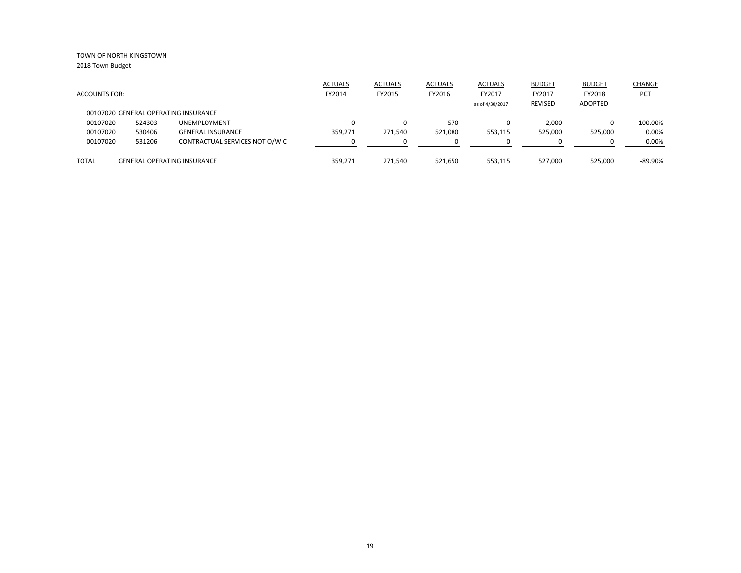TOWN OF NORTH KINGSTOWN
2018 Town Budget

| ACCOUNTS FOR: | | | ACTUALS FY2014 | ACTUALS FY2015 | ACTUALS FY2016 | ACTUALS FY2017 as of 4/30/2017 | BUDGET FY2017 REVISED | BUDGET FY2018 ADOPTED | CHANGE PCT |
|---|---|---|---|---|---|---|---|---|---|
| 00107020 GENERAL OPERATING INSURANCE | | | | | | | | | |
| 00107020 | 524303 | UNEMPLOYMENT | 0 | 0 | 570 | 0 | 2,000 | 0 | -100.00% |
| 00107020 | 530406 | GENERAL INSURANCE | 359,271 | 271,540 | 521,080 | 553,115 | 525,000 | 525,000 | 0.00% |
| 00107020 | 531206 | CONTRACTUAL SERVICES NOT O/W C | 0 | 0 | 0 | 0 | 0 | 0 | 0.00% |
| TOTAL | GENERAL OPERATING INSURANCE | | 359,271 | 271,540 | 521,650 | 553,115 | 527,000 | 525,000 | -89.90% |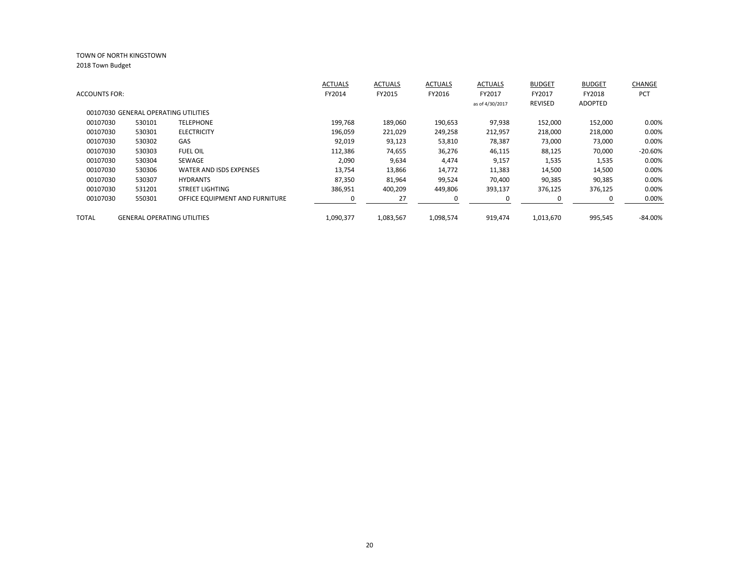TOWN OF NORTH KINGSTOWN
2018 Town Budget

| ACCOUNTS FOR: | | | ACTUALS FY2014 | ACTUALS FY2015 | ACTUALS FY2016 | ACTUALS FY2017 as of 4/30/2017 | BUDGET FY2017 REVISED | BUDGET FY2018 ADOPTED | CHANGE PCT |
|---|---|---|---|---|---|---|---|---|---|
| 00107030 GENERAL OPERATING UTILITIES | | | | | | | | | |
| 00107030 | 530101 | TELEPHONE | 199,768 | 189,060 | 190,653 | 97,938 | 152,000 | 152,000 | 0.00% |
| 00107030 | 530301 | ELECTRICITY | 196,059 | 221,029 | 249,258 | 212,957 | 218,000 | 218,000 | 0.00% |
| 00107030 | 530302 | GAS | 92,019 | 93,123 | 53,810 | 78,387 | 73,000 | 73,000 | 0.00% |
| 00107030 | 530303 | FUEL OIL | 112,386 | 74,655 | 36,276 | 46,115 | 88,125 | 70,000 | -20.60% |
| 00107030 | 530304 | SEWAGE | 2,090 | 9,634 | 4,474 | 9,157 | 1,535 | 1,535 | 0.00% |
| 00107030 | 530306 | WATER AND ISDS EXPENSES | 13,754 | 13,866 | 14,772 | 11,383 | 14,500 | 14,500 | 0.00% |
| 00107030 | 530307 | HYDRANTS | 87,350 | 81,964 | 99,524 | 70,400 | 90,385 | 90,385 | 0.00% |
| 00107030 | 531201 | STREET LIGHTING | 386,951 | 400,209 | 449,806 | 393,137 | 376,125 | 376,125 | 0.00% |
| 00107030 | 550301 | OFFICE EQUIPMENT AND FURNITURE | 0 | 27 | 0 | 0 | 0 | 0 | 0.00% |
| TOTAL | GENERAL OPERATING UTILITIES | | 1,090,377 | 1,083,567 | 1,098,574 | 919,474 | 1,013,670 | 995,545 | -84.00% |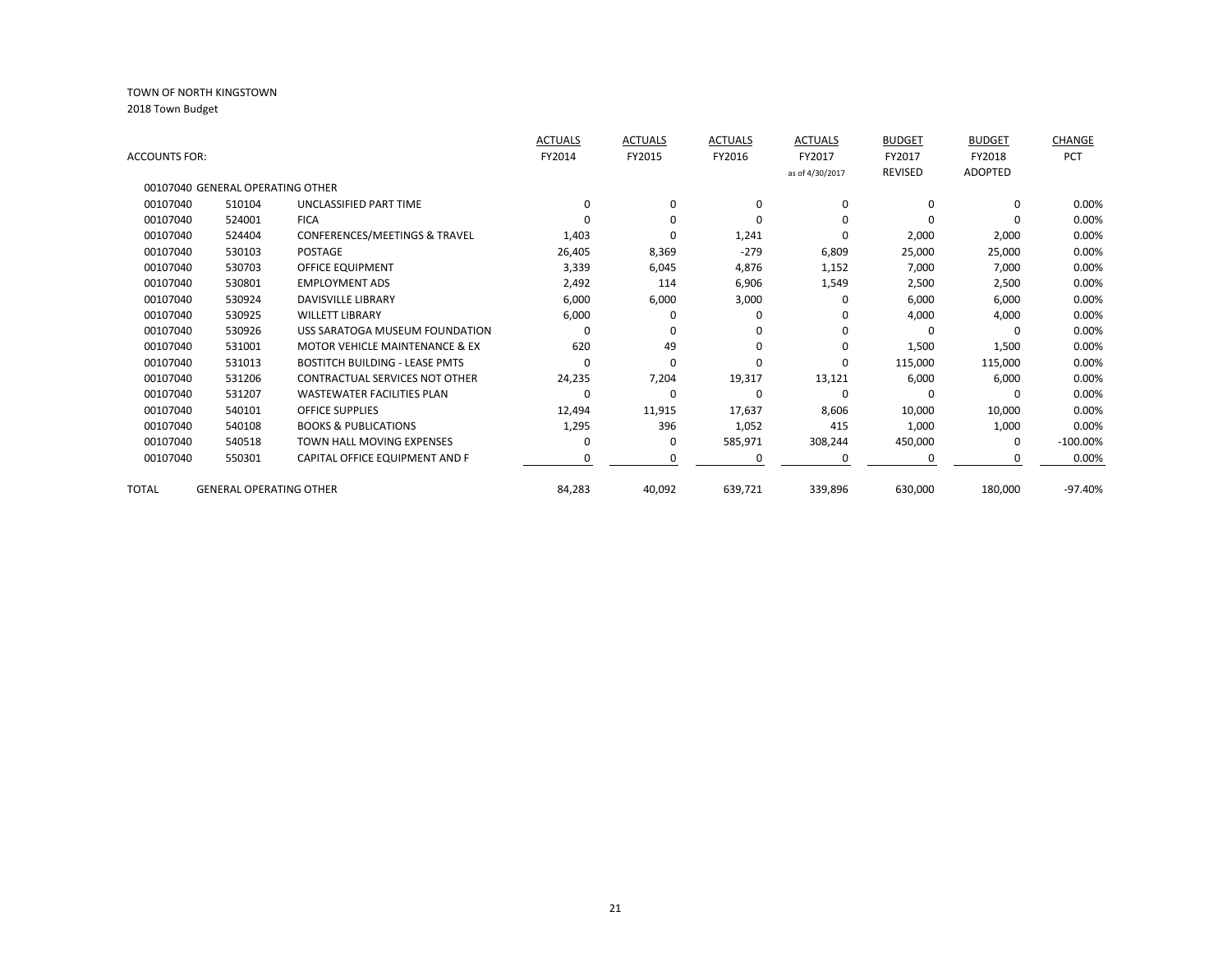TOWN OF NORTH KINGSTOWN

2018 Town Budget

| ACCOUNTS FOR: | | | ACTUALS FY2014 | ACTUALS FY2015 | ACTUALS FY2016 | ACTUALS FY2017 as of 4/30/2017 | BUDGET FY2017 REVISED | BUDGET FY2018 ADOPTED | CHANGE PCT |
|---|---|---|---|---|---|---|---|---|---|
| 00107040 GENERAL OPERATING OTHER | | | | | | | | | |
| 00107040 | 510104 | UNCLASSIFIED PART TIME | 0 | 0 | 0 | 0 | 0 | 0 | 0.00% |
| 00107040 | 524001 | FICA | 0 | 0 | 0 | 0 | 0 | 0 | 0.00% |
| 00107040 | 524404 | CONFERENCES/MEETINGS & TRAVEL | 1,403 | 0 | 1,241 | 0 | 2,000 | 2,000 | 0.00% |
| 00107040 | 530103 | POSTAGE | 26,405 | 8,369 | -279 | 6,809 | 25,000 | 25,000 | 0.00% |
| 00107040 | 530703 | OFFICE EQUIPMENT | 3,339 | 6,045 | 4,876 | 1,152 | 7,000 | 7,000 | 0.00% |
| 00107040 | 530801 | EMPLOYMENT ADS | 2,492 | 114 | 6,906 | 1,549 | 2,500 | 2,500 | 0.00% |
| 00107040 | 530924 | DAVISVILLE LIBRARY | 6,000 | 6,000 | 3,000 | 0 | 6,000 | 6,000 | 0.00% |
| 00107040 | 530925 | WILLETT LIBRARY | 6,000 | 0 | 0 | 0 | 4,000 | 4,000 | 0.00% |
| 00107040 | 530926 | USS SARATOGA MUSEUM FOUNDATION | 0 | 0 | 0 | 0 | 0 | 0 | 0.00% |
| 00107040 | 531001 | MOTOR VEHICLE MAINTENANCE & EX | 620 | 49 | 0 | 0 | 1,500 | 1,500 | 0.00% |
| 00107040 | 531013 | BOSTITCH BUILDING - LEASE PMTS | 0 | 0 | 0 | 0 | 115,000 | 115,000 | 0.00% |
| 00107040 | 531206 | CONTRACTUAL SERVICES NOT OTHER | 24,235 | 7,204 | 19,317 | 13,121 | 6,000 | 6,000 | 0.00% |
| 00107040 | 531207 | WASTEWATER FACILITIES PLAN | 0 | 0 | 0 | 0 | 0 | 0 | 0.00% |
| 00107040 | 540101 | OFFICE SUPPLIES | 12,494 | 11,915 | 17,637 | 8,606 | 10,000 | 10,000 | 0.00% |
| 00107040 | 540108 | BOOKS & PUBLICATIONS | 1,295 | 396 | 1,052 | 415 | 1,000 | 1,000 | 0.00% |
| 00107040 | 540518 | TOWN HALL MOVING EXPENSES | 0 | 0 | 585,971 | 308,244 | 450,000 | 0 | -100.00% |
| 00107040 | 550301 | CAPITAL OFFICE EQUIPMENT AND F | 0 | 0 | 0 | 0 | 0 | 0 | 0.00% |
| TOTAL | GENERAL OPERATING OTHER | | 84,283 | 40,092 | 639,721 | 339,896 | 630,000 | 180,000 | -97.40% |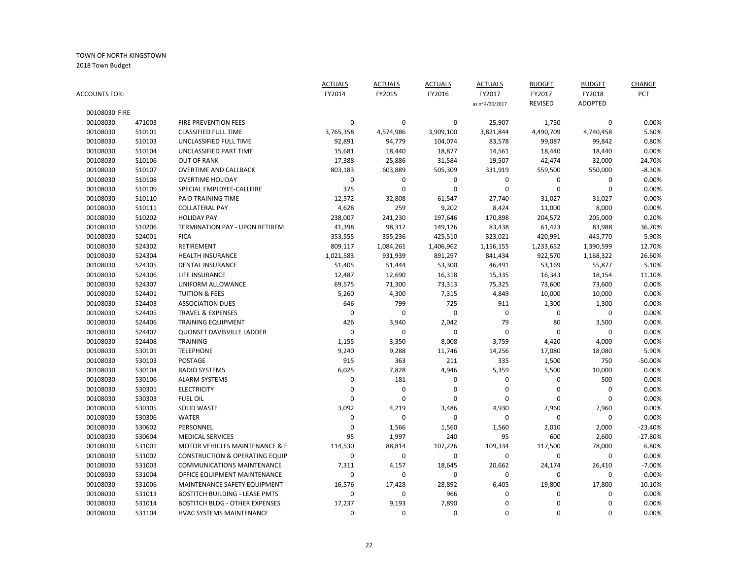TOWN OF NORTH KINGSTOWN

2018 Town Budget

| ACCOUNTS FOR: | | | ACTUALS FY2014 | ACTUALS FY2015 | ACTUALS FY2016 | ACTUALS FY2017 as of 4/30/2017 | BUDGET FY2017 REVISED | BUDGET FY2018 ADOPTED | CHANGE PCT |
|---|---|---|---|---|---|---|---|---|---|
| 00108030 FIRE | | | | | | | | | |
| 00108030 | 471003 | FIRE PREVENTION FEES | 0 | 0 | 0 | 25,907 | -1,750 | 0 | 0.00% |
| 00108030 | 510101 | CLASSIFIED FULL TIME | 3,765,358 | 4,574,986 | 3,909,100 | 3,821,844 | 4,490,709 | 4,740,458 | 5.60% |
| 00108030 | 510103 | UNCLASSIFIED FULL TIME | 92,891 | 94,779 | 104,074 | 83,578 | 99,087 | 99,842 | 0.80% |
| 00108030 | 510104 | UNCLASSIFIED PART TIME | 15,681 | 18,440 | 18,877 | 14,561 | 18,440 | 18,440 | 0.00% |
| 00108030 | 510106 | OUT OF RANK | 17,388 | 25,886 | 31,584 | 19,507 | 42,474 | 32,000 | -24.70% |
| 00108030 | 510107 | OVERTIME AND CALLBACK | 803,183 | 603,889 | 505,309 | 331,919 | 559,500 | 550,000 | -8.30% |
| 00108030 | 510108 | OVERTIME HOLIDAY | 0 | 0 | 0 | 0 | 0 | 0 | 0.00% |
| 00108030 | 510109 | SPECIAL EMPLOYEE-CALLFIRE | 375 | 0 | 0 | 0 | 0 | 0 | 0.00% |
| 00108030 | 510110 | PAID TRAINING TIME | 12,572 | 32,808 | 61,547 | 27,740 | 31,027 | 31,027 | 0.00% |
| 00108030 | 510111 | COLLATERAL PAY | 4,628 | 259 | 9,202 | 8,424 | 11,000 | 8,000 | 0.00% |
| 00108030 | 510202 | HOLIDAY PAY | 238,007 | 241,230 | 197,646 | 170,898 | 204,572 | 205,000 | 0.20% |
| 00108030 | 510206 | TERMINATION PAY - UPON RETIREM | 41,398 | 98,312 | 149,126 | 83,438 | 61,423 | 83,988 | 36.70% |
| 00108030 | 524001 | FICA | 353,555 | 355,236 | 425,510 | 323,021 | 420,991 | 445,770 | 5.90% |
| 00108030 | 524302 | RETIREMENT | 809,117 | 1,084,261 | 1,406,962 | 1,156,155 | 1,233,652 | 1,390,599 | 12.70% |
| 00108030 | 524304 | HEALTH INSURANCE | 1,021,583 | 931,939 | 891,297 | 841,434 | 922,570 | 1,168,322 | 26.60% |
| 00108030 | 524305 | DENTAL INSURANCE | 51,405 | 51,444 | 53,300 | 46,491 | 53,169 | 55,877 | 5.10% |
| 00108030 | 524306 | LIFE INSURANCE | 12,487 | 12,690 | 16,318 | 15,335 | 16,343 | 18,154 | 11.10% |
| 00108030 | 524307 | UNIFORM ALLOWANCE | 69,575 | 71,300 | 73,313 | 75,325 | 73,600 | 73,600 | 0.00% |
| 00108030 | 524401 | TUITION & FEES | 5,260 | 4,300 | 7,315 | 4,849 | 10,000 | 10,000 | 0.00% |
| 00108030 | 524403 | ASSOCIATION DUES | 646 | 799 | 725 | 911 | 1,300 | 1,300 | 0.00% |
| 00108030 | 524405 | TRAVEL & EXPENSES | 0 | 0 | 0 | 0 | 0 | 0 | 0.00% |
| 00108030 | 524406 | TRAINING EQUIPMENT | 426 | 3,940 | 2,042 | 79 | 80 | 3,500 | 0.00% |
| 00108030 | 524407 | QUONSET DAVISVILLE LADDER | 0 | 0 | 0 | 0 | 0 | 0 | 0.00% |
| 00108030 | 524408 | TRAINING | 1,155 | 3,350 | 8,008 | 3,759 | 4,420 | 4,000 | 0.00% |
| 00108030 | 530101 | TELEPHONE | 9,240 | 9,288 | 11,746 | 14,256 | 17,080 | 18,080 | 5.90% |
| 00108030 | 530103 | POSTAGE | 915 | 363 | 211 | 335 | 1,500 | 750 | -50.00% |
| 00108030 | 530104 | RADIO SYSTEMS | 6,025 | 7,828 | 4,946 | 5,359 | 5,500 | 10,000 | 0.00% |
| 00108030 | 530106 | ALARM SYSTEMS | 0 | 181 | 0 | 0 | 0 | 500 | 0.00% |
| 00108030 | 530301 | ELECTRICITY | 0 | 0 | 0 | 0 | 0 | 0 | 0.00% |
| 00108030 | 530303 | FUEL OIL | 0 | 0 | 0 | 0 | 0 | 0 | 0.00% |
| 00108030 | 530305 | SOLID WASTE | 3,092 | 4,219 | 3,486 | 4,930 | 7,960 | 7,960 | 0.00% |
| 00108030 | 530306 | WATER | 0 | 0 | 0 | 0 | 0 | 0 | 0.00% |
| 00108030 | 530602 | PERSONNEL | 0 | 1,566 | 1,560 | 1,560 | 2,010 | 2,000 | -23.40% |
| 00108030 | 530604 | MEDICAL SERVICES | 95 | 1,997 | 240 | 95 | 600 | 2,600 | -27.80% |
| 00108030 | 531001 | MOTOR VEHICLES MAINTENANCE & E | 114,530 | 88,814 | 107,226 | 109,334 | 117,500 | 78,000 | 6.80% |
| 00108030 | 531002 | CONSTRUCTION & OPERATING EQUIP | 0 | 0 | 0 | 0 | 0 | 0 | 0.00% |
| 00108030 | 531003 | COMMUNICATIONS MAINTENANCE | 7,311 | 4,157 | 18,645 | 20,662 | 24,174 | 26,410 | -7.00% |
| 00108030 | 531004 | OFFICE EQUIPMENT MAINTENANCE | 0 | 0 | 0 | 0 | 0 | 0 | 0.00% |
| 00108030 | 531006 | MAINTENANCE SAFETY EQUIPMENT | 16,576 | 17,428 | 28,892 | 6,405 | 19,800 | 17,800 | -10.10% |
| 00108030 | 531013 | BOSTITCH BUILDING - LEASE PMTS | 0 | 0 | 966 | 0 | 0 | 0 | 0.00% |
| 00108030 | 531014 | BOSTITCH BLDG - OTHER EXPENSES | 17,237 | 9,193 | 7,890 | 0 | 0 | 0 | 0.00% |
| 00108030 | 531104 | HVAC SYSTEMS MAINTENANCE | 0 | 0 | 0 | 0 | 0 | 0 | 0.00% |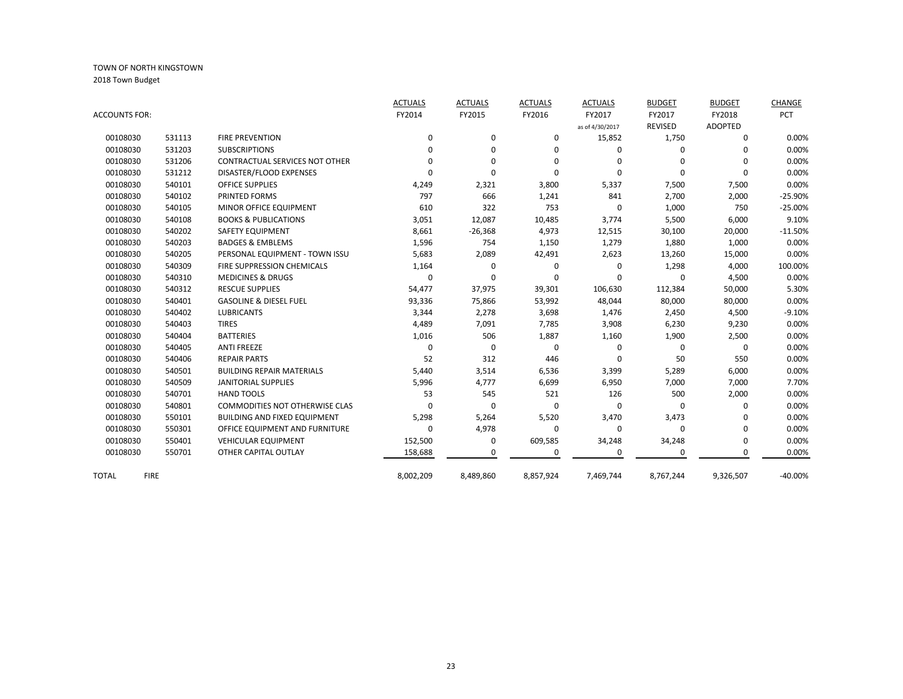TOWN OF NORTH KINGSTOWN

2018 Town Budget

| ACCOUNTS FOR: | | | ACTUALS FY2014 | ACTUALS FY2015 | ACTUALS FY2016 | ACTUALS FY2017 as of 4/30/2017 | BUDGET FY2017 REVISED | BUDGET FY2018 ADOPTED | CHANGE PCT |
|---|---|---|---|---|---|---|---|---|---|
| 00108030 | 531113 | FIRE PREVENTION | 0 | 0 | 0 | 15,852 | 1,750 | 0 | 0.00% |
| 00108030 | 531203 | SUBSCRIPTIONS | 0 | 0 | 0 | 0 | 0 | 0 | 0.00% |
| 00108030 | 531206 | CONTRACTUAL SERVICES NOT OTHER | 0 | 0 | 0 | 0 | 0 | 0 | 0.00% |
| 00108030 | 531212 | DISASTER/FLOOD EXPENSES | 0 | 0 | 0 | 0 | 0 | 0 | 0.00% |
| 00108030 | 540101 | OFFICE SUPPLIES | 4,249 | 2,321 | 3,800 | 5,337 | 7,500 | 7,500 | 0.00% |
| 00108030 | 540102 | PRINTED FORMS | 797 | 666 | 1,241 | 841 | 2,700 | 2,000 | -25.90% |
| 00108030 | 540105 | MINOR OFFICE EQUIPMENT | 610 | 322 | 753 | 0 | 1,000 | 750 | -25.00% |
| 00108030 | 540108 | BOOKS & PUBLICATIONS | 3,051 | 12,087 | 10,485 | 3,774 | 5,500 | 6,000 | 9.10% |
| 00108030 | 540202 | SAFETY EQUIPMENT | 8,661 | -26,368 | 4,973 | 12,515 | 30,100 | 20,000 | -11.50% |
| 00108030 | 540203 | BADGES & EMBLEMS | 1,596 | 754 | 1,150 | 1,279 | 1,880 | 1,000 | 0.00% |
| 00108030 | 540205 | PERSONAL EQUIPMENT - TOWN ISSU | 5,683 | 2,089 | 42,491 | 2,623 | 13,260 | 15,000 | 0.00% |
| 00108030 | 540309 | FIRE SUPPRESSION CHEMICALS | 1,164 | 0 | 0 | 0 | 1,298 | 4,000 | 100.00% |
| 00108030 | 540310 | MEDICINES & DRUGS | 0 | 0 | 0 | 0 | 0 | 4,500 | 0.00% |
| 00108030 | 540312 | RESCUE SUPPLIES | 54,477 | 37,975 | 39,301 | 106,630 | 112,384 | 50,000 | 5.30% |
| 00108030 | 540401 | GASOLINE & DIESEL FUEL | 93,336 | 75,866 | 53,992 | 48,044 | 80,000 | 80,000 | 0.00% |
| 00108030 | 540402 | LUBRICANTS | 3,344 | 2,278 | 3,698 | 1,476 | 2,450 | 4,500 | -9.10% |
| 00108030 | 540403 | TIRES | 4,489 | 7,091 | 7,785 | 3,908 | 6,230 | 9,230 | 0.00% |
| 00108030 | 540404 | BATTERIES | 1,016 | 506 | 1,887 | 1,160 | 1,900 | 2,500 | 0.00% |
| 00108030 | 540405 | ANTI FREEZE | 0 | 0 | 0 | 0 | 0 | 0 | 0.00% |
| 00108030 | 540406 | REPAIR PARTS | 52 | 312 | 446 | 0 | 50 | 550 | 0.00% |
| 00108030 | 540501 | BUILDING REPAIR MATERIALS | 5,440 | 3,514 | 6,536 | 3,399 | 5,289 | 6,000 | 0.00% |
| 00108030 | 540509 | JANITORIAL SUPPLIES | 5,996 | 4,777 | 6,699 | 6,950 | 7,000 | 7,000 | 7.70% |
| 00108030 | 540701 | HAND TOOLS | 53 | 545 | 521 | 126 | 500 | 2,000 | 0.00% |
| 00108030 | 540801 | COMMODITIES NOT OTHERWISE CLAS | 0 | 0 | 0 | 0 | 0 | 0 | 0.00% |
| 00108030 | 550101 | BUILDING AND FIXED EQUIPMENT | 5,298 | 5,264 | 5,520 | 3,470 | 3,473 | 0 | 0.00% |
| 00108030 | 550301 | OFFICE EQUIPMENT AND FURNITURE | 0 | 4,978 | 0 | 0 | 0 | 0 | 0.00% |
| 00108030 | 550401 | VEHICULAR EQUIPMENT | 152,500 | 0 | 609,585 | 34,248 | 34,248 | 0 | 0.00% |
| 00108030 | 550701 | OTHER CAPITAL OUTLAY | 158,688 | 0 | 0 | 0 | 0 | 0 | 0.00% |
| TOTAL | FIRE | | 8,002,209 | 8,489,860 | 8,857,924 | 7,469,744 | 8,767,244 | 9,326,507 | -40.00% |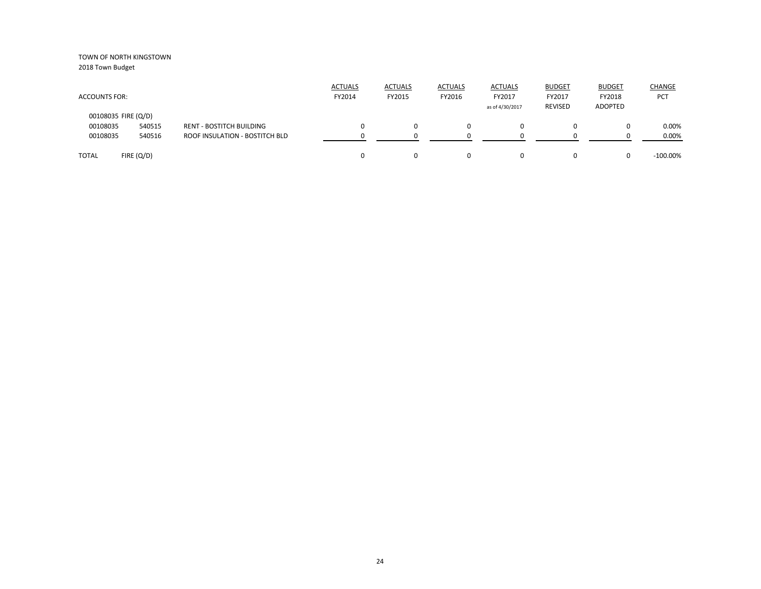TOWN OF NORTH KINGSTOWN
2018 Town Budget

| ACCOUNTS FOR: | | | ACTUALS FY2014 | ACTUALS FY2015 | ACTUALS FY2016 | ACTUALS FY2017 as of 4/30/2017 | BUDGET FY2017 REVISED | BUDGET FY2018 ADOPTED | CHANGE PCT |
|---|---|---|---|---|---|---|---|---|---|
| 00108035 FIRE (Q/D) | | | | | | | | | |
| 00108035 | 540515 | RENT - BOSTITCH BUILDING | 0 | 0 | 0 | 0 | 0 | 0 | 0.00% |
| 00108035 | 540516 | ROOF INSULATION - BOSTITCH BLD | 0 | 0 | 0 | 0 | 0 | 0 | 0.00% |
| TOTAL | FIRE (Q/D) | | 0 | 0 | 0 | 0 | 0 | 0 | -100.00% |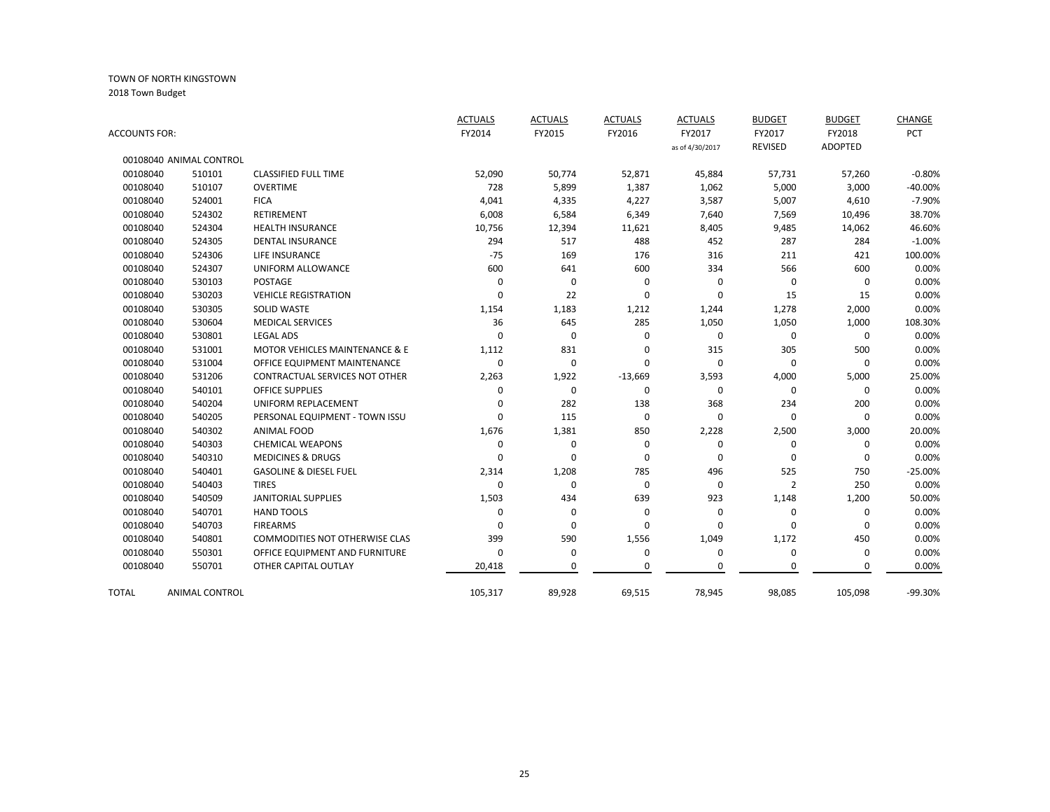TOWN OF NORTH KINGSTOWN

2018 Town Budget

| ACCOUNTS FOR: | | | ACTUALS FY2014 | ACTUALS FY2015 | ACTUALS FY2016 | ACTUALS FY2017 as of 4/30/2017 | BUDGET FY2017 REVISED | BUDGET FY2018 ADOPTED | CHANGE PCT |
|---|---|---|---|---|---|---|---|---|---|
| 00108040 ANIMAL CONTROL | | | | | | | | | |
| 00108040 | 510101 | CLASSIFIED FULL TIME | 52,090 | 50,774 | 52,871 | 45,884 | 57,731 | 57,260 | -0.80% |
| 00108040 | 510107 | OVERTIME | 728 | 5,899 | 1,387 | 1,062 | 5,000 | 3,000 | -40.00% |
| 00108040 | 524001 | FICA | 4,041 | 4,335 | 4,227 | 3,587 | 5,007 | 4,610 | -7.90% |
| 00108040 | 524302 | RETIREMENT | 6,008 | 6,584 | 6,349 | 7,640 | 7,569 | 10,496 | 38.70% |
| 00108040 | 524304 | HEALTH INSURANCE | 10,756 | 12,394 | 11,621 | 8,405 | 9,485 | 14,062 | 46.60% |
| 00108040 | 524305 | DENTAL INSURANCE | 294 | 517 | 488 | 452 | 287 | 284 | -1.00% |
| 00108040 | 524306 | LIFE INSURANCE | -75 | 169 | 176 | 316 | 211 | 421 | 100.00% |
| 00108040 | 524307 | UNIFORM ALLOWANCE | 600 | 641 | 600 | 334 | 566 | 600 | 0.00% |
| 00108040 | 530103 | POSTAGE | 0 | 0 | 0 | 0 | 0 | 0 | 0.00% |
| 00108040 | 530203 | VEHICLE REGISTRATION | 0 | 22 | 0 | 0 | 15 | 15 | 0.00% |
| 00108040 | 530305 | SOLID WASTE | 1,154 | 1,183 | 1,212 | 1,244 | 1,278 | 2,000 | 0.00% |
| 00108040 | 530604 | MEDICAL SERVICES | 36 | 645 | 285 | 1,050 | 1,050 | 1,000 | 108.30% |
| 00108040 | 530801 | LEGAL ADS | 0 | 0 | 0 | 0 | 0 | 0 | 0.00% |
| 00108040 | 531001 | MOTOR VEHICLES MAINTENANCE & E | 1,112 | 831 | 0 | 315 | 305 | 500 | 0.00% |
| 00108040 | 531004 | OFFICE EQUIPMENT MAINTENANCE | 0 | 0 | 0 | 0 | 0 | 0 | 0.00% |
| 00108040 | 531206 | CONTRACTUAL SERVICES NOT OTHER | 2,263 | 1,922 | -13,669 | 3,593 | 4,000 | 5,000 | 25.00% |
| 00108040 | 540101 | OFFICE SUPPLIES | 0 | 0 | 0 | 0 | 0 | 0 | 0.00% |
| 00108040 | 540204 | UNIFORM REPLACEMENT | 0 | 282 | 138 | 368 | 234 | 200 | 0.00% |
| 00108040 | 540205 | PERSONAL EQUIPMENT - TOWN ISSU | 0 | 115 | 0 | 0 | 0 | 0 | 0.00% |
| 00108040 | 540302 | ANIMAL FOOD | 1,676 | 1,381 | 850 | 2,228 | 2,500 | 3,000 | 20.00% |
| 00108040 | 540303 | CHEMICAL WEAPONS | 0 | 0 | 0 | 0 | 0 | 0 | 0.00% |
| 00108040 | 540310 | MEDICINES & DRUGS | 0 | 0 | 0 | 0 | 0 | 0 | 0.00% |
| 00108040 | 540401 | GASOLINE & DIESEL FUEL | 2,314 | 1,208 | 785 | 496 | 525 | 750 | -25.00% |
| 00108040 | 540403 | TIRES | 0 | 0 | 0 | 0 | 2 | 250 | 0.00% |
| 00108040 | 540509 | JANITORIAL SUPPLIES | 1,503 | 434 | 639 | 923 | 1,148 | 1,200 | 50.00% |
| 00108040 | 540701 | HAND TOOLS | 0 | 0 | 0 | 0 | 0 | 0 | 0.00% |
| 00108040 | 540703 | FIREARMS | 0 | 0 | 0 | 0 | 0 | 0 | 0.00% |
| 00108040 | 540801 | COMMODITIES NOT OTHERWISE CLAS | 399 | 590 | 1,556 | 1,049 | 1,172 | 450 | 0.00% |
| 00108040 | 550301 | OFFICE EQUIPMENT AND FURNITURE | 0 | 0 | 0 | 0 | 0 | 0 | 0.00% |
| 00108040 | 550701 | OTHER CAPITAL OUTLAY | 20,418 | 0 | 0 | 0 | 0 | 0 | 0.00% |
| TOTAL | ANIMAL CONTROL | | 105,317 | 89,928 | 69,515 | 78,945 | 98,085 | 105,098 | -99.30% |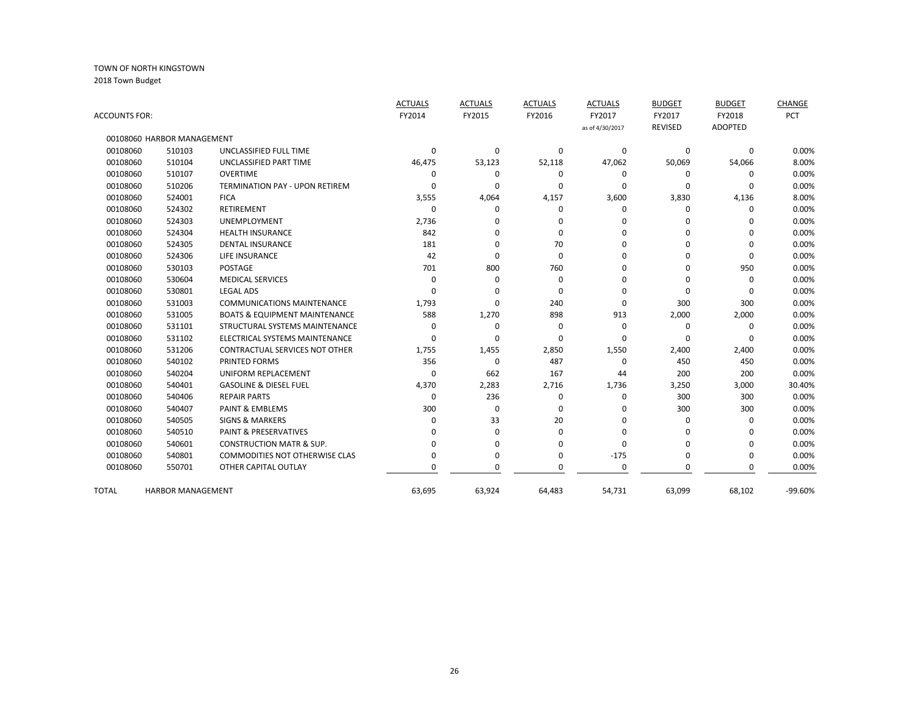TOWN OF NORTH KINGSTOWN

2018 Town Budget

| ACCOUNTS FOR: | | | ACTUALS FY2014 | ACTUALS FY2015 | ACTUALS FY2016 | ACTUALS FY2017 as of 4/30/2017 | BUDGET FY2017 REVISED | BUDGET FY2018 ADOPTED | CHANGE PCT |
|---|---|---|---|---|---|---|---|---|---|
| 00108060 HARBOR MANAGEMENT | | | | | | | | | |
| 00108060 | 510103 | UNCLASSIFIED FULL TIME | 0 | 0 | 0 | 0 | 0 | 0 | 0.00% |
| 00108060 | 510104 | UNCLASSIFIED PART TIME | 46,475 | 53,123 | 52,118 | 47,062 | 50,069 | 54,066 | 8.00% |
| 00108060 | 510107 | OVERTIME | 0 | 0 | 0 | 0 | 0 | 0 | 0.00% |
| 00108060 | 510206 | TERMINATION PAY - UPON RETIREM | 0 | 0 | 0 | 0 | 0 | 0 | 0.00% |
| 00108060 | 524001 | FICA | 3,555 | 4,064 | 4,157 | 3,600 | 3,830 | 4,136 | 8.00% |
| 00108060 | 524302 | RETIREMENT | 0 | 0 | 0 | 0 | 0 | 0 | 0.00% |
| 00108060 | 524303 | UNEMPLOYMENT | 2,736 | 0 | 0 | 0 | 0 | 0 | 0.00% |
| 00108060 | 524304 | HEALTH INSURANCE | 842 | 0 | 0 | 0 | 0 | 0 | 0.00% |
| 00108060 | 524305 | DENTAL INSURANCE | 181 | 0 | 70 | 0 | 0 | 0 | 0.00% |
| 00108060 | 524306 | LIFE INSURANCE | 42 | 0 | 0 | 0 | 0 | 0 | 0.00% |
| 00108060 | 530103 | POSTAGE | 701 | 800 | 760 | 0 | 0 | 950 | 0.00% |
| 00108060 | 530604 | MEDICAL SERVICES | 0 | 0 | 0 | 0 | 0 | 0 | 0.00% |
| 00108060 | 530801 | LEGAL ADS | 0 | 0 | 0 | 0 | 0 | 0 | 0.00% |
| 00108060 | 531003 | COMMUNICATIONS MAINTENANCE | 1,793 | 0 | 240 | 0 | 300 | 300 | 0.00% |
| 00108060 | 531005 | BOATS & EQUIPMENT MAINTENANCE | 588 | 1,270 | 898 | 913 | 2,000 | 2,000 | 0.00% |
| 00108060 | 531101 | STRUCTURAL SYSTEMS MAINTENANCE | 0 | 0 | 0 | 0 | 0 | 0 | 0.00% |
| 00108060 | 531102 | ELECTRICAL SYSTEMS MAINTENANCE | 0 | 0 | 0 | 0 | 0 | 0 | 0.00% |
| 00108060 | 531206 | CONTRACTUAL SERVICES NOT OTHER | 1,755 | 1,455 | 2,850 | 1,550 | 2,400 | 2,400 | 0.00% |
| 00108060 | 540102 | PRINTED FORMS | 356 | 0 | 487 | 0 | 450 | 450 | 0.00% |
| 00108060 | 540204 | UNIFORM REPLACEMENT | 0 | 662 | 167 | 44 | 200 | 200 | 0.00% |
| 00108060 | 540401 | GASOLINE & DIESEL FUEL | 4,370 | 2,283 | 2,716 | 1,736 | 3,250 | 3,000 | 30.40% |
| 00108060 | 540406 | REPAIR PARTS | 0 | 236 | 0 | 0 | 300 | 300 | 0.00% |
| 00108060 | 540407 | PAINT & EMBLEMS | 300 | 0 | 0 | 0 | 300 | 300 | 0.00% |
| 00108060 | 540505 | SIGNS & MARKERS | 0 | 33 | 20 | 0 | 0 | 0 | 0.00% |
| 00108060 | 540510 | PAINT & PRESERVATIVES | 0 | 0 | 0 | 0 | 0 | 0 | 0.00% |
| 00108060 | 540601 | CONSTRUCTION MATR & SUP. | 0 | 0 | 0 | 0 | 0 | 0 | 0.00% |
| 00108060 | 540801 | COMMODITIES NOT OTHERWISE CLAS | 0 | 0 | 0 | -175 | 0 | 0 | 0.00% |
| 00108060 | 550701 | OTHER CAPITAL OUTLAY | 0 | 0 | 0 | 0 | 0 | 0 | 0.00% |
| TOTAL | HARBOR MANAGEMENT | | 63,695 | 63,924 | 64,483 | 54,731 | 63,099 | 68,102 | -99.60% |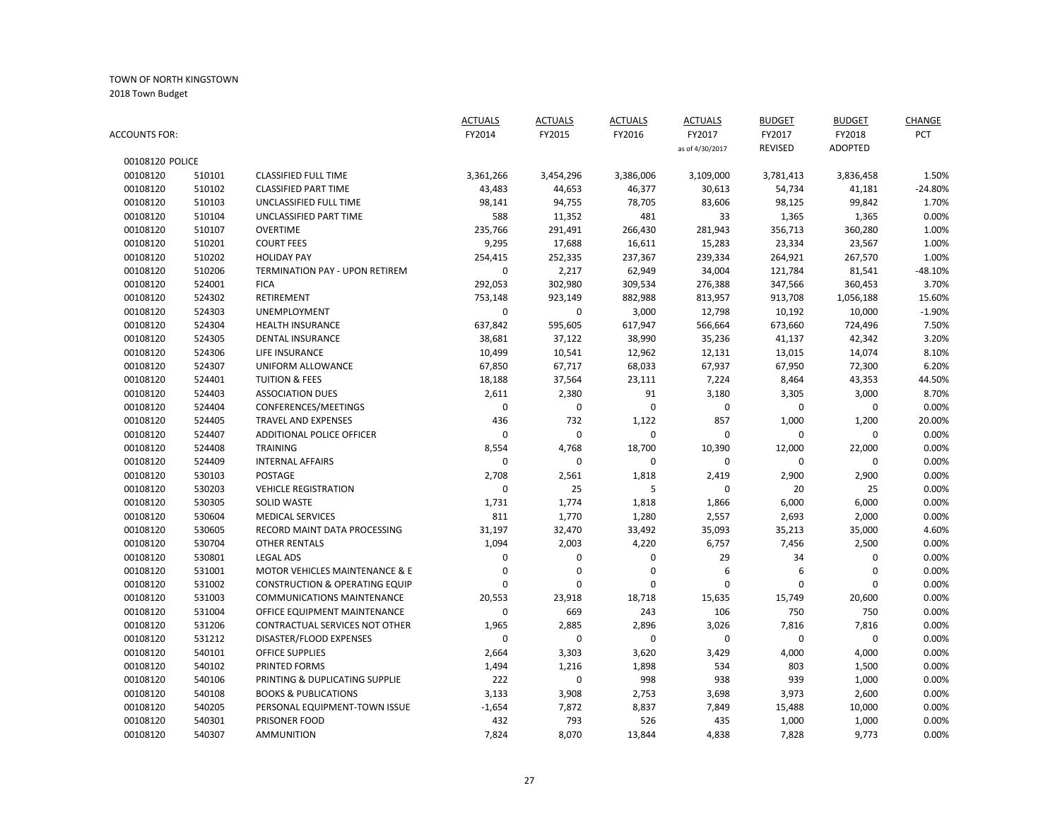TOWN OF NORTH KINGSTOWN

2018 Town Budget

| ACCOUNTS FOR: | | | ACTUALS FY2014 | ACTUALS FY2015 | ACTUALS FY2016 | ACTUALS FY2017 as of 4/30/2017 | BUDGET FY2017 REVISED | BUDGET FY2018 ADOPTED | CHANGE PCT |
|---|---|---|---|---|---|---|---|---|---|
| 00108120 POLICE | | | | | | | | | |
| 00108120 | 510101 | CLASSIFIED FULL TIME | 3,361,266 | 3,454,296 | 3,386,006 | 3,109,000 | 3,781,413 | 3,836,458 | 1.50% |
| 00108120 | 510102 | CLASSIFIED PART TIME | 43,483 | 44,653 | 46,377 | 30,613 | 54,734 | 41,181 | -24.80% |
| 00108120 | 510103 | UNCLASSIFIED FULL TIME | 98,141 | 94,755 | 78,705 | 83,606 | 98,125 | 99,842 | 1.70% |
| 00108120 | 510104 | UNCLASSIFIED PART TIME | 588 | 11,352 | 481 | 33 | 1,365 | 1,365 | 0.00% |
| 00108120 | 510107 | OVERTIME | 235,766 | 291,491 | 266,430 | 281,943 | 356,713 | 360,280 | 1.00% |
| 00108120 | 510201 | COURT FEES | 9,295 | 17,688 | 16,611 | 15,283 | 23,334 | 23,567 | 1.00% |
| 00108120 | 510202 | HOLIDAY PAY | 254,415 | 252,335 | 237,367 | 239,334 | 264,921 | 267,570 | 1.00% |
| 00108120 | 510206 | TERMINATION PAY - UPON RETIREM | 0 | 2,217 | 62,949 | 34,004 | 121,784 | 81,541 | -48.10% |
| 00108120 | 524001 | FICA | 292,053 | 302,980 | 309,534 | 276,388 | 347,566 | 360,453 | 3.70% |
| 00108120 | 524302 | RETIREMENT | 753,148 | 923,149 | 882,988 | 813,957 | 913,708 | 1,056,188 | 15.60% |
| 00108120 | 524303 | UNEMPLOYMENT | 0 | 0 | 3,000 | 12,798 | 10,192 | 10,000 | -1.90% |
| 00108120 | 524304 | HEALTH INSURANCE | 637,842 | 595,605 | 617,947 | 566,664 | 673,660 | 724,496 | 7.50% |
| 00108120 | 524305 | DENTAL INSURANCE | 38,681 | 37,122 | 38,990 | 35,236 | 41,137 | 42,342 | 3.20% |
| 00108120 | 524306 | LIFE INSURANCE | 10,499 | 10,541 | 12,962 | 12,131 | 13,015 | 14,074 | 8.10% |
| 00108120 | 524307 | UNIFORM ALLOWANCE | 67,850 | 67,717 | 68,033 | 67,937 | 67,950 | 72,300 | 6.20% |
| 00108120 | 524401 | TUITION & FEES | 18,188 | 37,564 | 23,111 | 7,224 | 8,464 | 43,353 | 44.50% |
| 00108120 | 524403 | ASSOCIATION DUES | 2,611 | 2,380 | 91 | 3,180 | 3,305 | 3,000 | 8.70% |
| 00108120 | 524404 | CONFERENCES/MEETINGS | 0 | 0 | 0 | 0 | 0 | 0 | 0.00% |
| 00108120 | 524405 | TRAVEL AND EXPENSES | 436 | 732 | 1,122 | 857 | 1,000 | 1,200 | 20.00% |
| 00108120 | 524407 | ADDITIONAL POLICE OFFICER | 0 | 0 | 0 | 0 | 0 | 0 | 0.00% |
| 00108120 | 524408 | TRAINING | 8,554 | 4,768 | 18,700 | 10,390 | 12,000 | 22,000 | 0.00% |
| 00108120 | 524409 | INTERNAL AFFAIRS | 0 | 0 | 0 | 0 | 0 | 0 | 0.00% |
| 00108120 | 530103 | POSTAGE | 2,708 | 2,561 | 1,818 | 2,419 | 2,900 | 2,900 | 0.00% |
| 00108120 | 530203 | VEHICLE REGISTRATION | 0 | 25 | 5 | 0 | 20 | 25 | 0.00% |
| 00108120 | 530305 | SOLID WASTE | 1,731 | 1,774 | 1,818 | 1,866 | 6,000 | 6,000 | 0.00% |
| 00108120 | 530604 | MEDICAL SERVICES | 811 | 1,770 | 1,280 | 2,557 | 2,693 | 2,000 | 0.00% |
| 00108120 | 530605 | RECORD MAINT DATA PROCESSING | 31,197 | 32,470 | 33,492 | 35,093 | 35,213 | 35,000 | 4.60% |
| 00108120 | 530704 | OTHER RENTALS | 1,094 | 2,003 | 4,220 | 6,757 | 7,456 | 2,500 | 0.00% |
| 00108120 | 530801 | LEGAL ADS | 0 | 0 | 0 | 29 | 34 | 0 | 0.00% |
| 00108120 | 531001 | MOTOR VEHICLES MAINTENANCE & E | 0 | 0 | 0 | 6 | 6 | 0 | 0.00% |
| 00108120 | 531002 | CONSTRUCTION & OPERATING EQUIP | 0 | 0 | 0 | 0 | 0 | 0 | 0.00% |
| 00108120 | 531003 | COMMUNICATIONS MAINTENANCE | 20,553 | 23,918 | 18,718 | 15,635 | 15,749 | 20,600 | 0.00% |
| 00108120 | 531004 | OFFICE EQUIPMENT MAINTENANCE | 0 | 669 | 243 | 106 | 750 | 750 | 0.00% |
| 00108120 | 531206 | CONTRACTUAL SERVICES NOT OTHER | 1,965 | 2,885 | 2,896 | 3,026 | 7,816 | 7,816 | 0.00% |
| 00108120 | 531212 | DISASTER/FLOOD EXPENSES | 0 | 0 | 0 | 0 | 0 | 0 | 0.00% |
| 00108120 | 540101 | OFFICE SUPPLIES | 2,664 | 3,303 | 3,620 | 3,429 | 4,000 | 4,000 | 0.00% |
| 00108120 | 540102 | PRINTED FORMS | 1,494 | 1,216 | 1,898 | 534 | 803 | 1,500 | 0.00% |
| 00108120 | 540106 | PRINTING & DUPLICATING SUPPLIE | 222 | 0 | 998 | 938 | 939 | 1,000 | 0.00% |
| 00108120 | 540108 | BOOKS & PUBLICATIONS | 3,133 | 3,908 | 2,753 | 3,698 | 3,973 | 2,600 | 0.00% |
| 00108120 | 540205 | PERSONAL EQUIPMENT-TOWN ISSUE | -1,654 | 7,872 | 8,837 | 7,849 | 15,488 | 10,000 | 0.00% |
| 00108120 | 540301 | PRISONER FOOD | 432 | 793 | 526 | 435 | 1,000 | 1,000 | 0.00% |
| 00108120 | 540307 | AMMUNITION | 7,824 | 8,070 | 13,844 | 4,838 | 7,828 | 9,773 | 0.00% |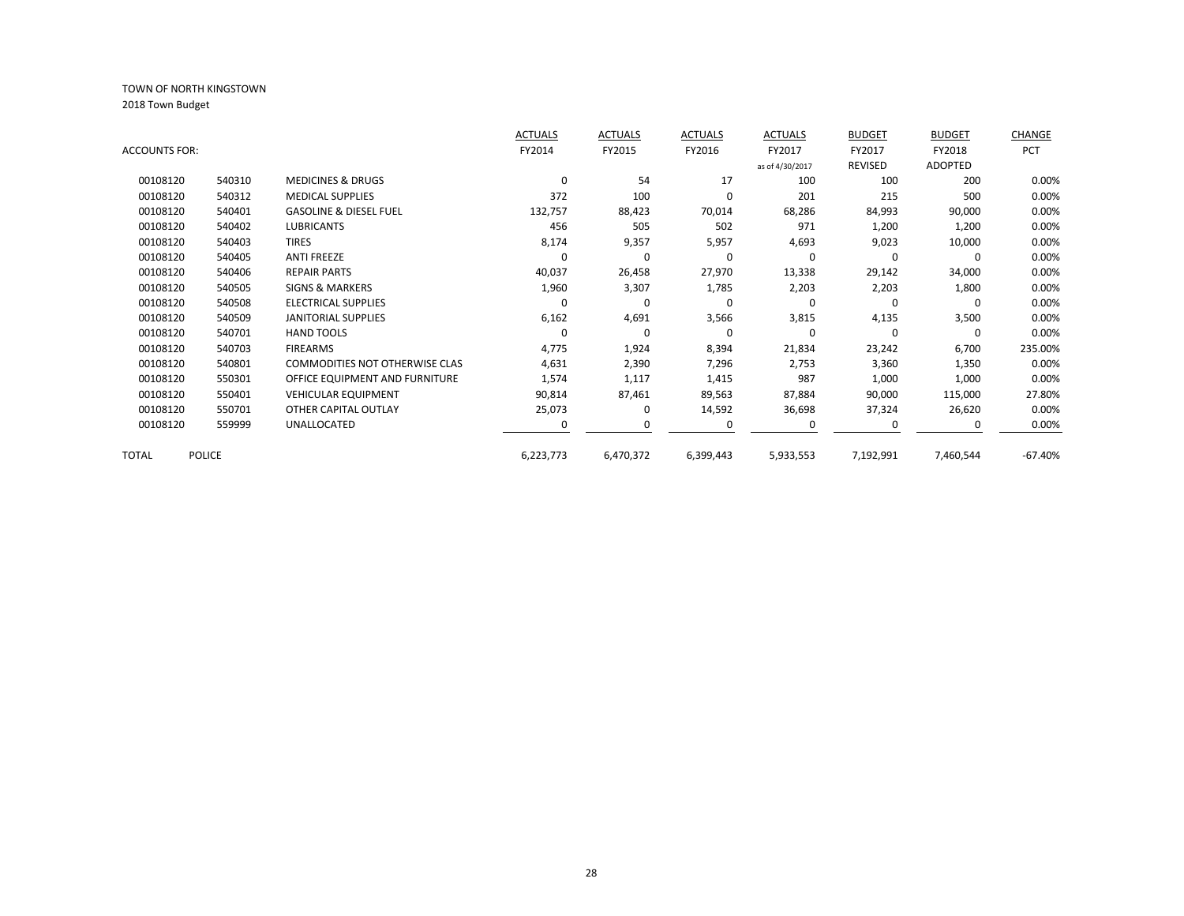TOWN OF NORTH KINGSTOWN
2018 Town Budget

| ACCOUNTS FOR: | | | ACTUALS FY2014 | ACTUALS FY2015 | ACTUALS FY2016 | ACTUALS FY2017 as of 4/30/2017 | BUDGET FY2017 REVISED | BUDGET FY2018 ADOPTED | CHANGE PCT |
|---|---|---|---|---|---|---|---|---|---|
| 00108120 | 540310 | MEDICINES & DRUGS | 0 | 54 | 17 | 100 | 100 | 200 | 0.00% |
| 00108120 | 540312 | MEDICAL SUPPLIES | 372 | 100 | 0 | 201 | 215 | 500 | 0.00% |
| 00108120 | 540401 | GASOLINE & DIESEL FUEL | 132,757 | 88,423 | 70,014 | 68,286 | 84,993 | 90,000 | 0.00% |
| 00108120 | 540402 | LUBRICANTS | 456 | 505 | 502 | 971 | 1,200 | 1,200 | 0.00% |
| 00108120 | 540403 | TIRES | 8,174 | 9,357 | 5,957 | 4,693 | 9,023 | 10,000 | 0.00% |
| 00108120 | 540405 | ANTI FREEZE | 0 | 0 | 0 | 0 | 0 | 0 | 0.00% |
| 00108120 | 540406 | REPAIR PARTS | 40,037 | 26,458 | 27,970 | 13,338 | 29,142 | 34,000 | 0.00% |
| 00108120 | 540505 | SIGNS & MARKERS | 1,960 | 3,307 | 1,785 | 2,203 | 2,203 | 1,800 | 0.00% |
| 00108120 | 540508 | ELECTRICAL SUPPLIES | 0 | 0 | 0 | 0 | 0 | 0 | 0.00% |
| 00108120 | 540509 | JANITORIAL SUPPLIES | 6,162 | 4,691 | 3,566 | 3,815 | 4,135 | 3,500 | 0.00% |
| 00108120 | 540701 | HAND TOOLS | 0 | 0 | 0 | 0 | 0 | 0 | 0.00% |
| 00108120 | 540703 | FIREARMS | 4,775 | 1,924 | 8,394 | 21,834 | 23,242 | 6,700 | 235.00% |
| 00108120 | 540801 | COMMODITIES NOT OTHERWISE CLAS | 4,631 | 2,390 | 7,296 | 2,753 | 3,360 | 1,350 | 0.00% |
| 00108120 | 550301 | OFFICE EQUIPMENT AND FURNITURE | 1,574 | 1,117 | 1,415 | 987 | 1,000 | 1,000 | 0.00% |
| 00108120 | 550401 | VEHICULAR EQUIPMENT | 90,814 | 87,461 | 89,563 | 87,884 | 90,000 | 115,000 | 27.80% |
| 00108120 | 550701 | OTHER CAPITAL OUTLAY | 25,073 | 0 | 14,592 | 36,698 | 37,324 | 26,620 | 0.00% |
| 00108120 | 559999 | UNALLOCATED | 0 | 0 | 0 | 0 | 0 | 0 | 0.00% |
| TOTAL | POLICE | | 6,223,773 | 6,470,372 | 6,399,443 | 5,933,553 | 7,192,991 | 7,460,544 | -67.40% |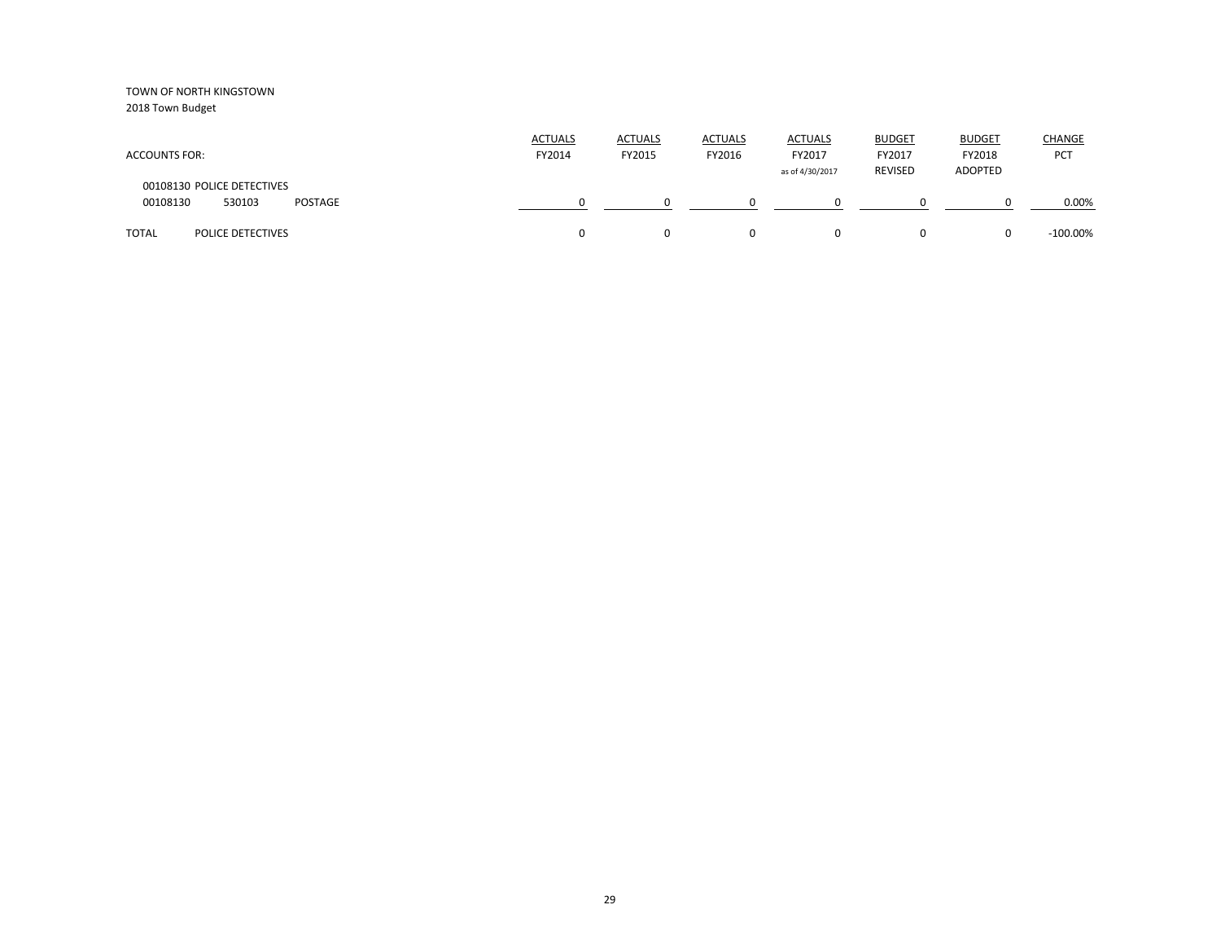TOWN OF NORTH KINGSTOWN
2018 Town Budget

| ACCOUNTS FOR: | | | ACTUALS FY2014 | ACTUALS FY2015 | ACTUALS FY2016 | ACTUALS FY2017 as of 4/30/2017 | BUDGET FY2017 REVISED | BUDGET FY2018 ADOPTED | CHANGE PCT |
|---|---|---|---|---|---|---|---|---|---|
| 00108130 POLICE DETECTIVES | | | | | | | | | |
| 00108130 | 530103 | POSTAGE | 0 | 0 | 0 | 0 | 0 | 0 | 0.00% |
| TOTAL | POLICE DETECTIVES | | 0 | 0 | 0 | 0 | 0 | 0 | -100.00% |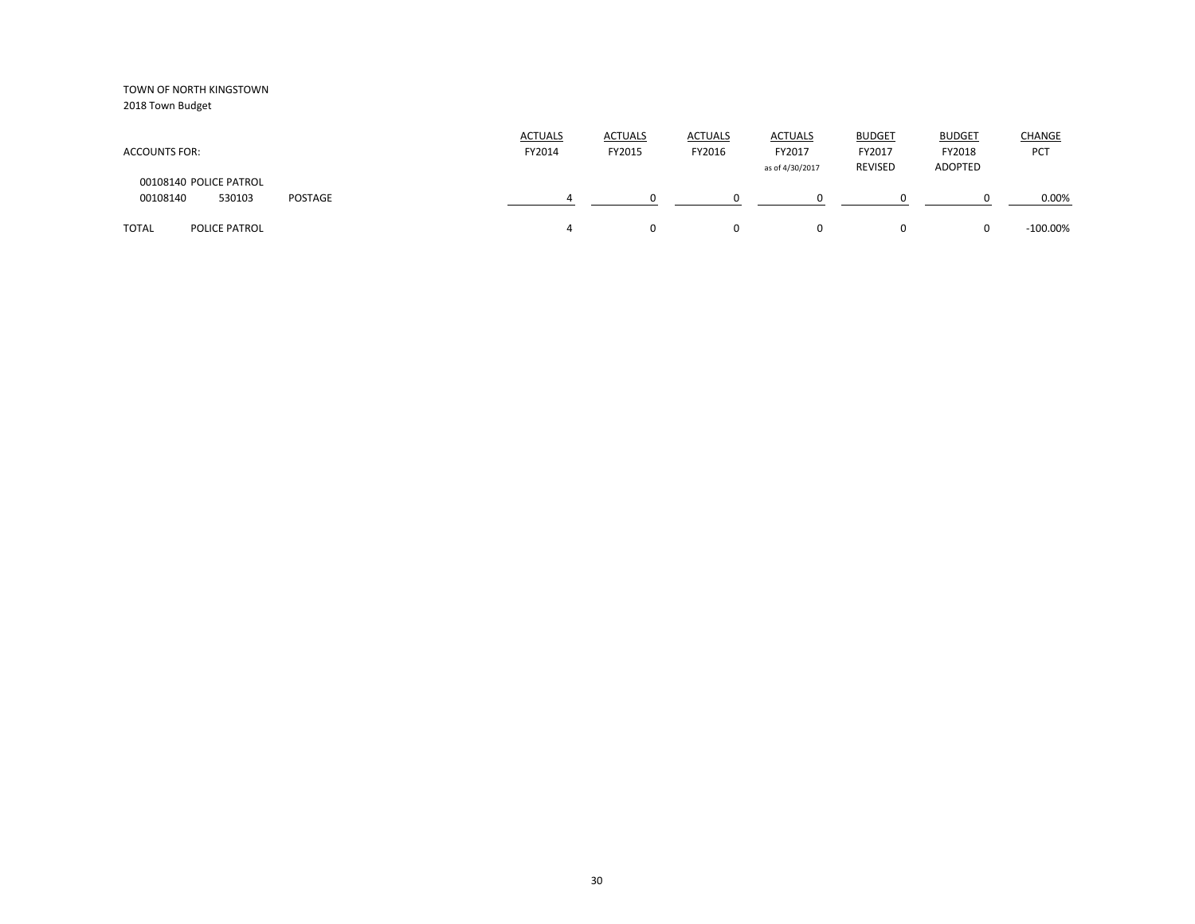TOWN OF NORTH KINGSTOWN
2018 Town Budget

| ACCOUNTS FOR: | | | ACTUALS FY2014 | ACTUALS FY2015 | ACTUALS FY2016 | ACTUALS FY2017 as of 4/30/2017 | BUDGET FY2017 REVISED | BUDGET FY2018 ADOPTED | CHANGE PCT |
|---|---|---|---|---|---|---|---|---|---|
| 00108140 POLICE PATROL | | | | | | | | | |
| 00108140 | 530103 | POSTAGE | 4 | 0 | 0 | 0 | 0 | 0 | 0.00% |
| TOTAL | POLICE PATROL | | 4 | 0 | 0 | 0 | 0 | 0 | -100.00% |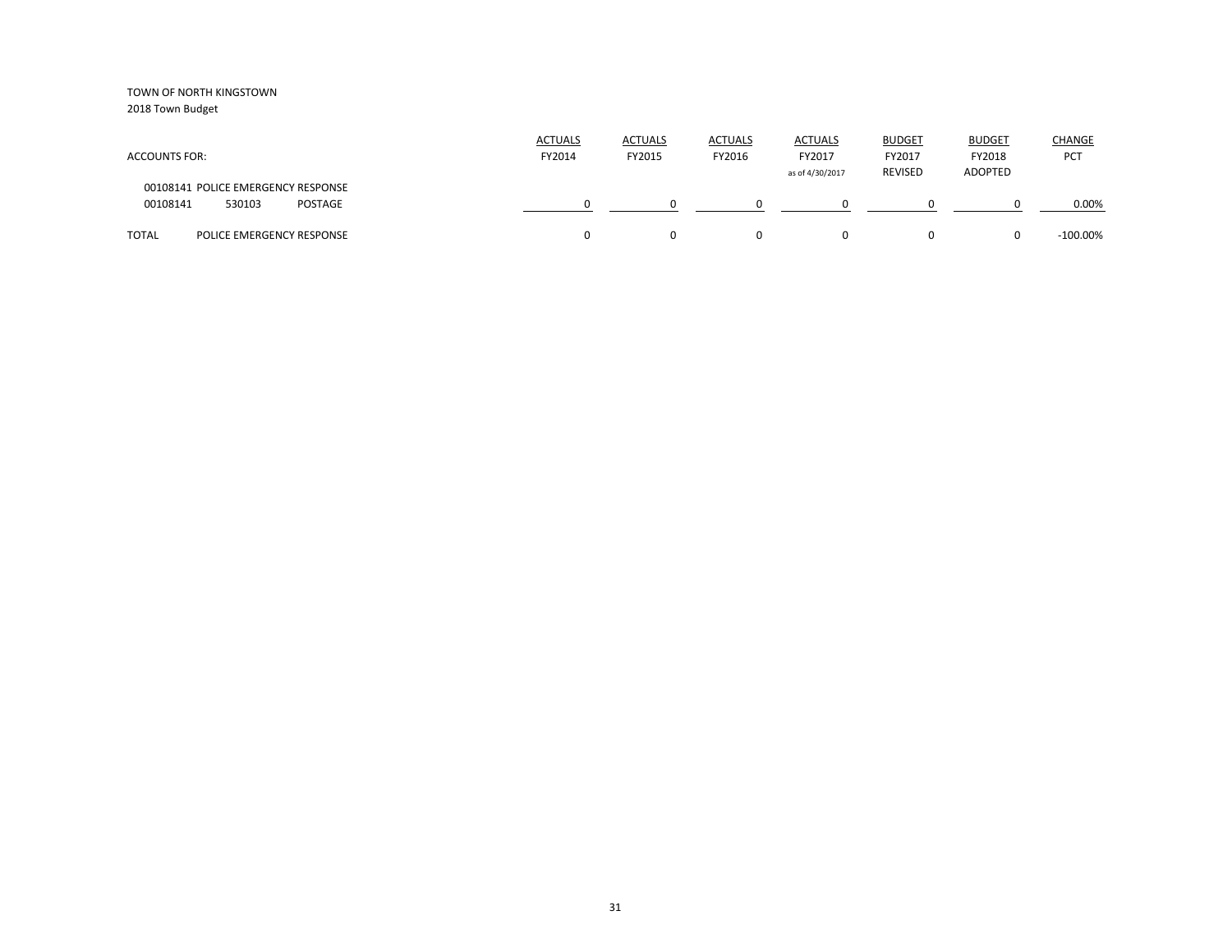TOWN OF NORTH KINGSTOWN
2018 Town Budget

| ACCOUNTS FOR: | | | ACTUALS FY2014 | ACTUALS FY2015 | ACTUALS FY2016 | ACTUALS FY2017 as of 4/30/2017 | BUDGET FY2017 REVISED | BUDGET FY2018 ADOPTED | CHANGE PCT |
|---|---|---|---|---|---|---|---|---|---|
| 00108141 POLICE EMERGENCY RESPONSE | | | | | | | | | |
| 00108141 | 530103 | POSTAGE | 0 | 0 | 0 | 0 | 0 | 0 | 0.00% |
| TOTAL | POLICE EMERGENCY RESPONSE | | 0 | 0 | 0 | 0 | 0 | 0 | -100.00% |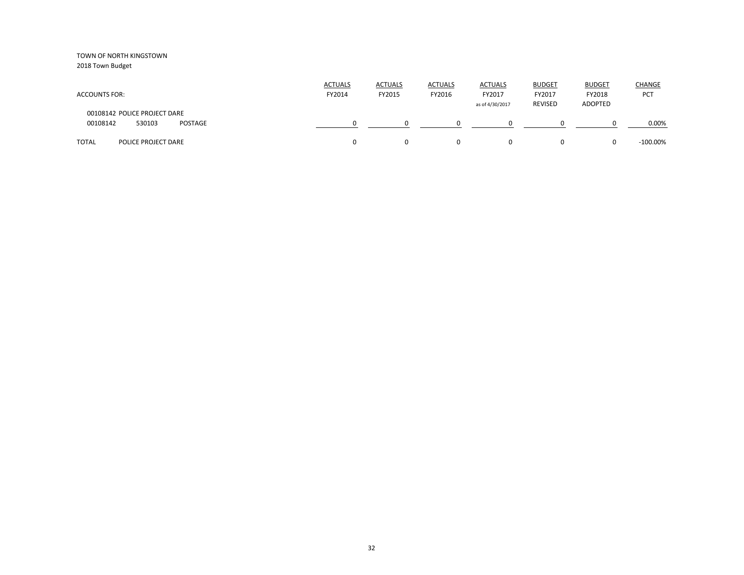TOWN OF NORTH KINGSTOWN
2018 Town Budget

| ACCOUNTS FOR: | | | ACTUALS FY2014 | ACTUALS FY2015 | ACTUALS FY2016 | ACTUALS FY2017 as of 4/30/2017 | BUDGET FY2017 REVISED | BUDGET FY2018 ADOPTED | CHANGE PCT |
|---|---|---|---|---|---|---|---|---|---|
| 00108142 POLICE PROJECT DARE | | | | | | | | | |
| 00108142 | 530103 | POSTAGE | 0 | 0 | 0 | 0 | 0 | 0 | 0.00% |
| TOTAL | POLICE PROJECT DARE | | 0 | 0 | 0 | 0 | 0 | 0 | -100.00% |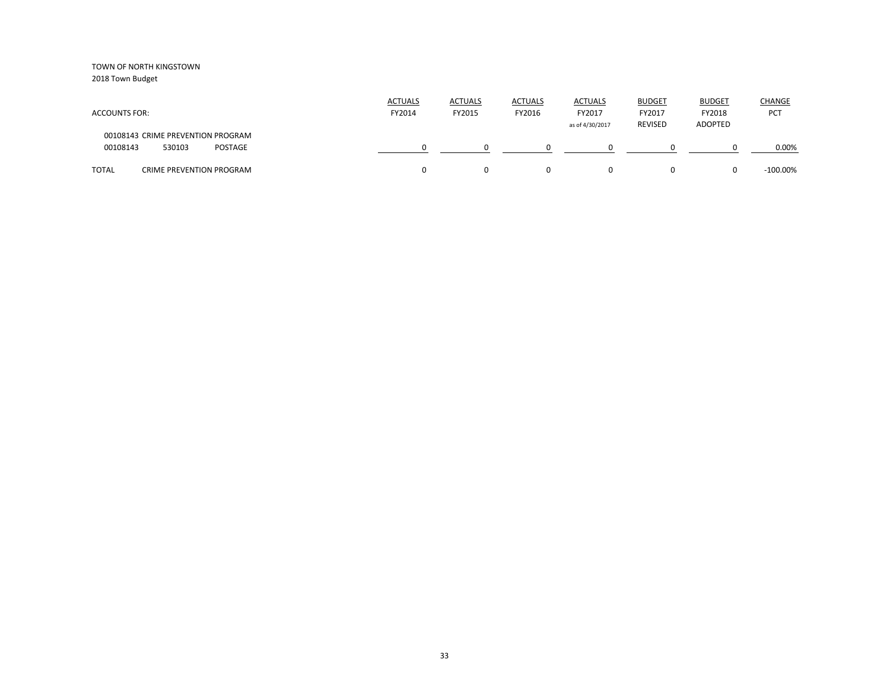TOWN OF NORTH KINGSTOWN
2018 Town Budget

| ACCOUNTS FOR: | | | ACTUALS FY2014 | ACTUALS FY2015 | ACTUALS FY2016 | ACTUALS FY2017 as of 4/30/2017 | BUDGET FY2017 REVISED | BUDGET FY2018 ADOPTED | CHANGE PCT |
|---|---|---|---|---|---|---|---|---|---|
| 00108143 CRIME PREVENTION PROGRAM | | | | | | | | | |
| 00108143 | 530103 | POSTAGE | 0 | 0 | 0 | 0 | 0 | 0 | 0.00% |
| TOTAL | CRIME PREVENTION PROGRAM | | 0 | 0 | 0 | 0 | 0 | 0 | -100.00% |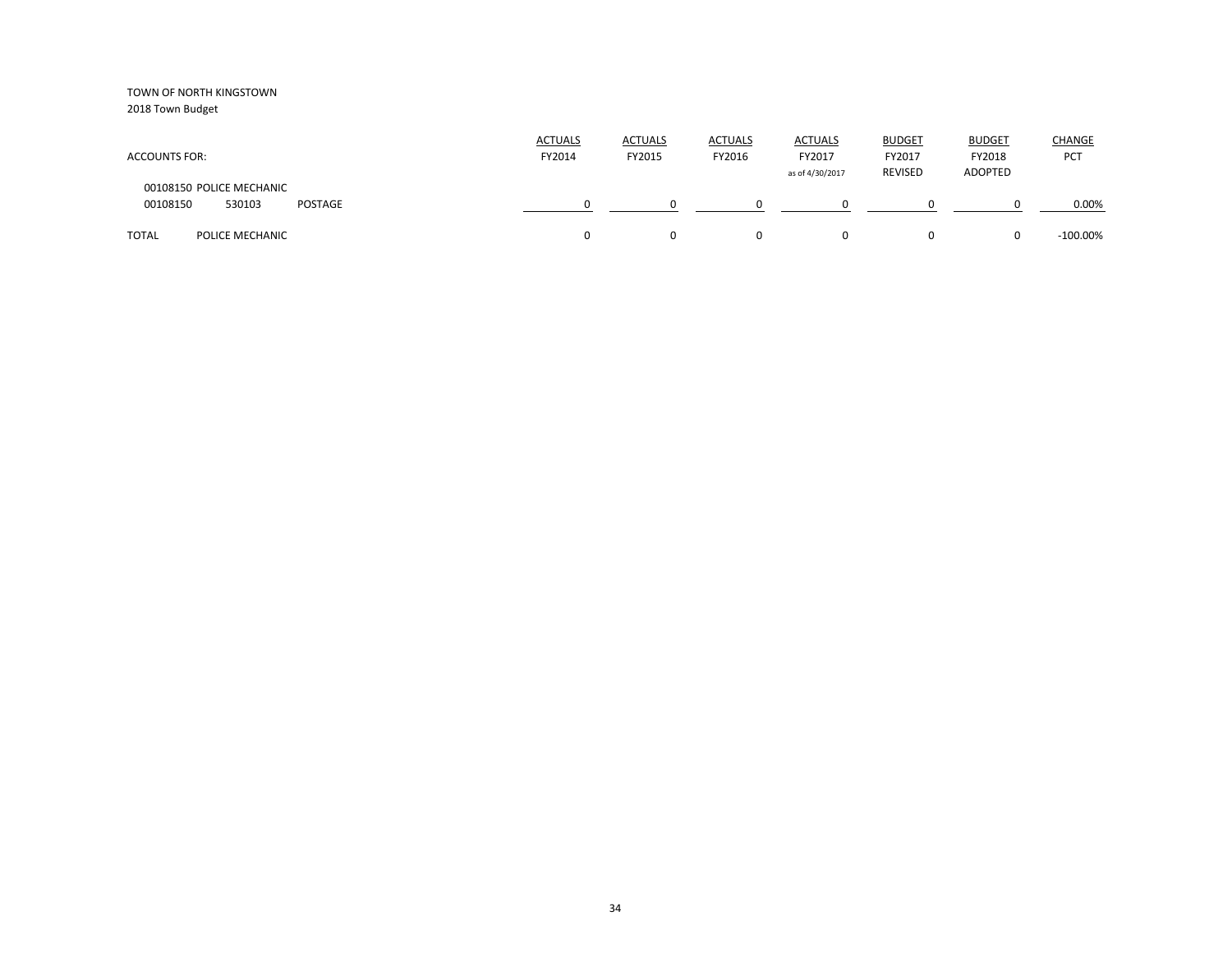TOWN OF NORTH KINGSTOWN
2018 Town Budget

| ACCOUNTS FOR: | | | ACTUALS FY2014 | ACTUALS FY2015 | ACTUALS FY2016 | ACTUALS FY2017 as of 4/30/2017 | BUDGET FY2017 REVISED | BUDGET FY2018 ADOPTED | CHANGE PCT |
|---|---|---|---|---|---|---|---|---|---|
| 00108150 POLICE MECHANIC | | | | | | | | | |
| 00108150 | 530103 | POSTAGE | 0 | 0 | 0 | 0 | 0 | 0 | 0.00% |
| TOTAL | POLICE MECHANIC | | 0 | 0 | 0 | 0 | 0 | 0 | -100.00% |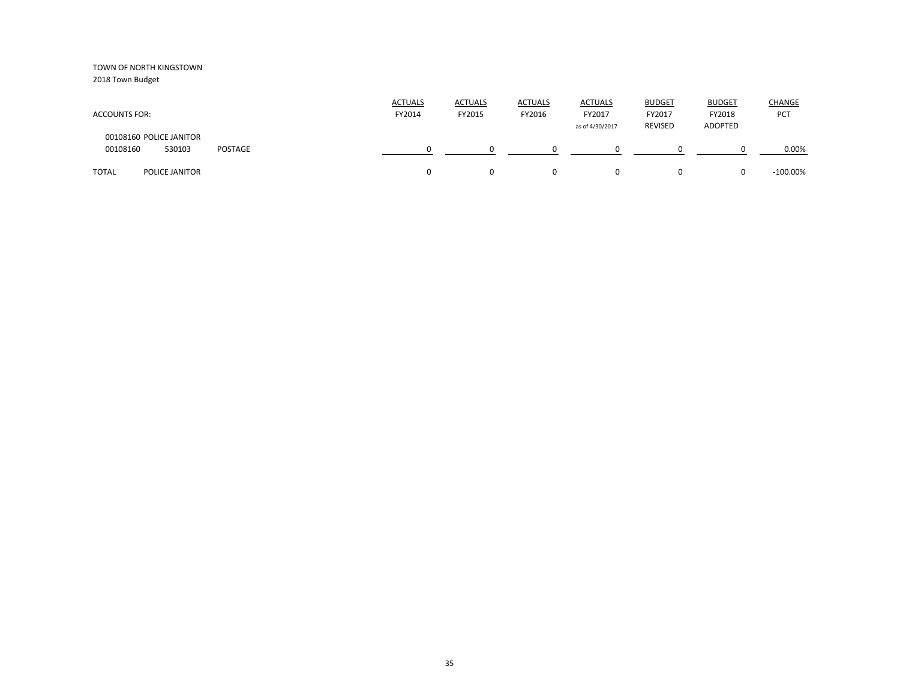TOWN OF NORTH KINGSTOWN
2018 Town Budget

| ACCOUNTS FOR: | | | ACTUALS FY2014 | ACTUALS FY2015 | ACTUALS FY2016 | ACTUALS FY2017 as of 4/30/2017 | BUDGET FY2017 REVISED | BUDGET FY2018 ADOPTED | CHANGE PCT |
|---|---|---|---|---|---|---|---|---|---|
| 00108160 POLICE JANITOR | | | | | | | | | |
| 00108160 | 530103 | POSTAGE | 0 | 0 | 0 | 0 | 0 | 0 | 0.00% |
| TOTAL | POLICE JANITOR | | 0 | 0 | 0 | 0 | 0 | 0 | -100.00% |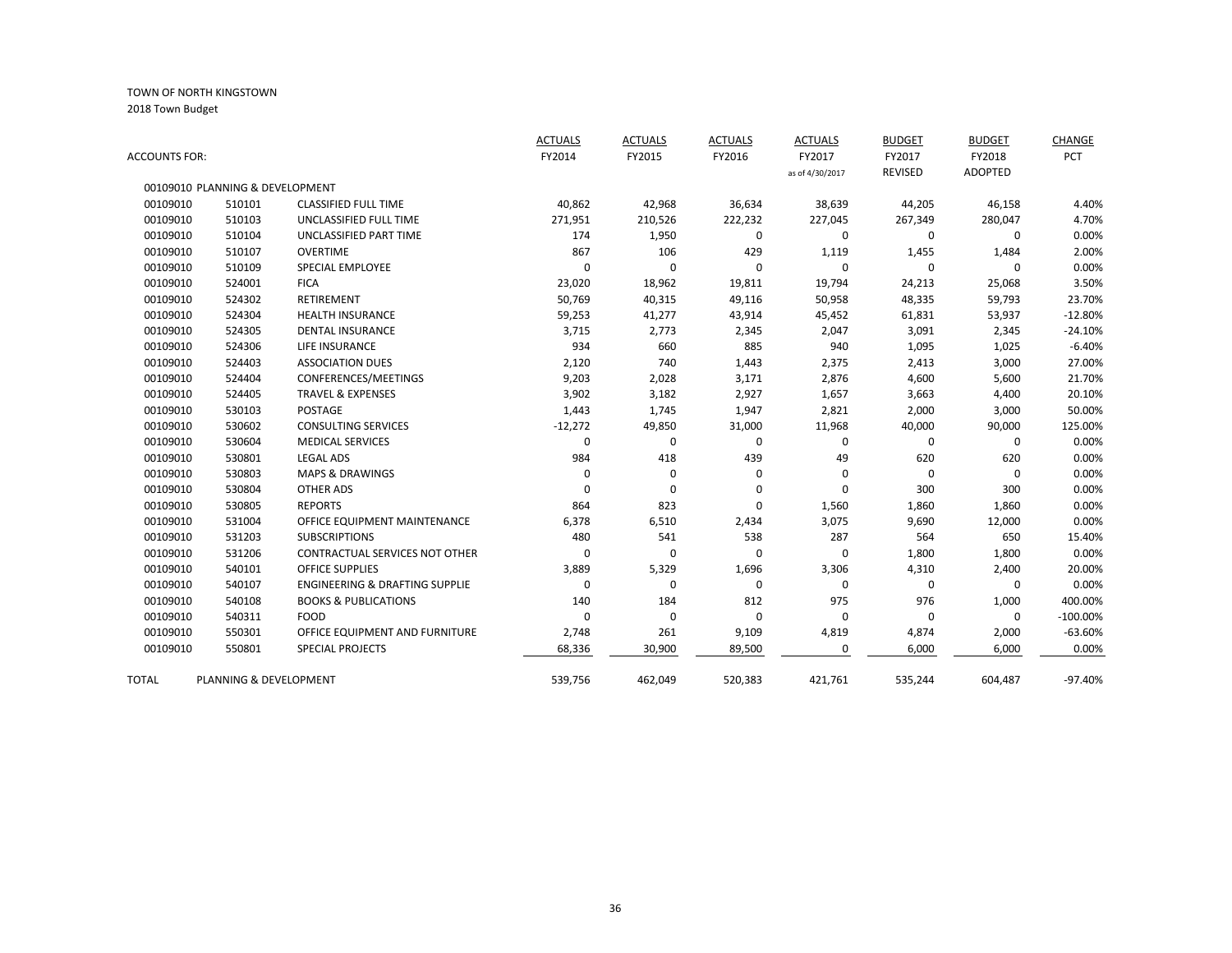TOWN OF NORTH KINGSTOWN

2018 Town Budget

| ACCOUNTS FOR: | | | ACTUALS FY2014 | ACTUALS FY2015 | ACTUALS FY2016 | ACTUALS FY2017 as of 4/30/2017 | BUDGET FY2017 REVISED | BUDGET FY2018 ADOPTED | CHANGE PCT |
|---|---|---|---|---|---|---|---|---|---|
| 00109010 PLANNING & DEVELOPMENT | | | | | | | | | |
| 00109010 | 510101 | CLASSIFIED FULL TIME | 40,862 | 42,968 | 36,634 | 38,639 | 44,205 | 46,158 | 4.40% |
| 00109010 | 510103 | UNCLASSIFIED FULL TIME | 271,951 | 210,526 | 222,232 | 227,045 | 267,349 | 280,047 | 4.70% |
| 00109010 | 510104 | UNCLASSIFIED PART TIME | 174 | 1,950 | 0 | 0 | 0 | 0 | 0.00% |
| 00109010 | 510107 | OVERTIME | 867 | 106 | 429 | 1,119 | 1,455 | 1,484 | 2.00% |
| 00109010 | 510109 | SPECIAL EMPLOYEE | 0 | 0 | 0 | 0 | 0 | 0 | 0.00% |
| 00109010 | 524001 | FICA | 23,020 | 18,962 | 19,811 | 19,794 | 24,213 | 25,068 | 3.50% |
| 00109010 | 524302 | RETIREMENT | 50,769 | 40,315 | 49,116 | 50,958 | 48,335 | 59,793 | 23.70% |
| 00109010 | 524304 | HEALTH INSURANCE | 59,253 | 41,277 | 43,914 | 45,452 | 61,831 | 53,937 | -12.80% |
| 00109010 | 524305 | DENTAL INSURANCE | 3,715 | 2,773 | 2,345 | 2,047 | 3,091 | 2,345 | -24.10% |
| 00109010 | 524306 | LIFE INSURANCE | 934 | 660 | 885 | 940 | 1,095 | 1,025 | -6.40% |
| 00109010 | 524403 | ASSOCIATION DUES | 2,120 | 740 | 1,443 | 2,375 | 2,413 | 3,000 | 27.00% |
| 00109010 | 524404 | CONFERENCES/MEETINGS | 9,203 | 2,028 | 3,171 | 2,876 | 4,600 | 5,600 | 21.70% |
| 00109010 | 524405 | TRAVEL & EXPENSES | 3,902 | 3,182 | 2,927 | 1,657 | 3,663 | 4,400 | 20.10% |
| 00109010 | 530103 | POSTAGE | 1,443 | 1,745 | 1,947 | 2,821 | 2,000 | 3,000 | 50.00% |
| 00109010 | 530602 | CONSULTING SERVICES | -12,272 | 49,850 | 31,000 | 11,968 | 40,000 | 90,000 | 125.00% |
| 00109010 | 530604 | MEDICAL SERVICES | 0 | 0 | 0 | 0 | 0 | 0 | 0.00% |
| 00109010 | 530801 | LEGAL ADS | 984 | 418 | 439 | 49 | 620 | 620 | 0.00% |
| 00109010 | 530803 | MAPS & DRAWINGS | 0 | 0 | 0 | 0 | 0 | 0 | 0.00% |
| 00109010 | 530804 | OTHER ADS | 0 | 0 | 0 | 0 | 300 | 300 | 0.00% |
| 00109010 | 530805 | REPORTS | 864 | 823 | 0 | 1,560 | 1,860 | 1,860 | 0.00% |
| 00109010 | 531004 | OFFICE EQUIPMENT MAINTENANCE | 6,378 | 6,510 | 2,434 | 3,075 | 9,690 | 12,000 | 0.00% |
| 00109010 | 531203 | SUBSCRIPTIONS | 480 | 541 | 538 | 287 | 564 | 650 | 15.40% |
| 00109010 | 531206 | CONTRACTUAL SERVICES NOT OTHER | 0 | 0 | 0 | 0 | 1,800 | 1,800 | 0.00% |
| 00109010 | 540101 | OFFICE SUPPLIES | 3,889 | 5,329 | 1,696 | 3,306 | 4,310 | 2,400 | 20.00% |
| 00109010 | 540107 | ENGINEERING & DRAFTING SUPPLIE | 0 | 0 | 0 | 0 | 0 | 0 | 0.00% |
| 00109010 | 540108 | BOOKS & PUBLICATIONS | 140 | 184 | 812 | 975 | 976 | 1,000 | 400.00% |
| 00109010 | 540311 | FOOD | 0 | 0 | 0 | 0 | 0 | 0 | -100.00% |
| 00109010 | 550301 | OFFICE EQUIPMENT AND FURNITURE | 2,748 | 261 | 9,109 | 4,819 | 4,874 | 2,000 | -63.60% |
| 00109010 | 550801 | SPECIAL PROJECTS | 68,336 | 30,900 | 89,500 | 0 | 6,000 | 6,000 | 0.00% |
| TOTAL | PLANNING & DEVELOPMENT | | 539,756 | 462,049 | 520,383 | 421,761 | 535,244 | 604,487 | -97.40% |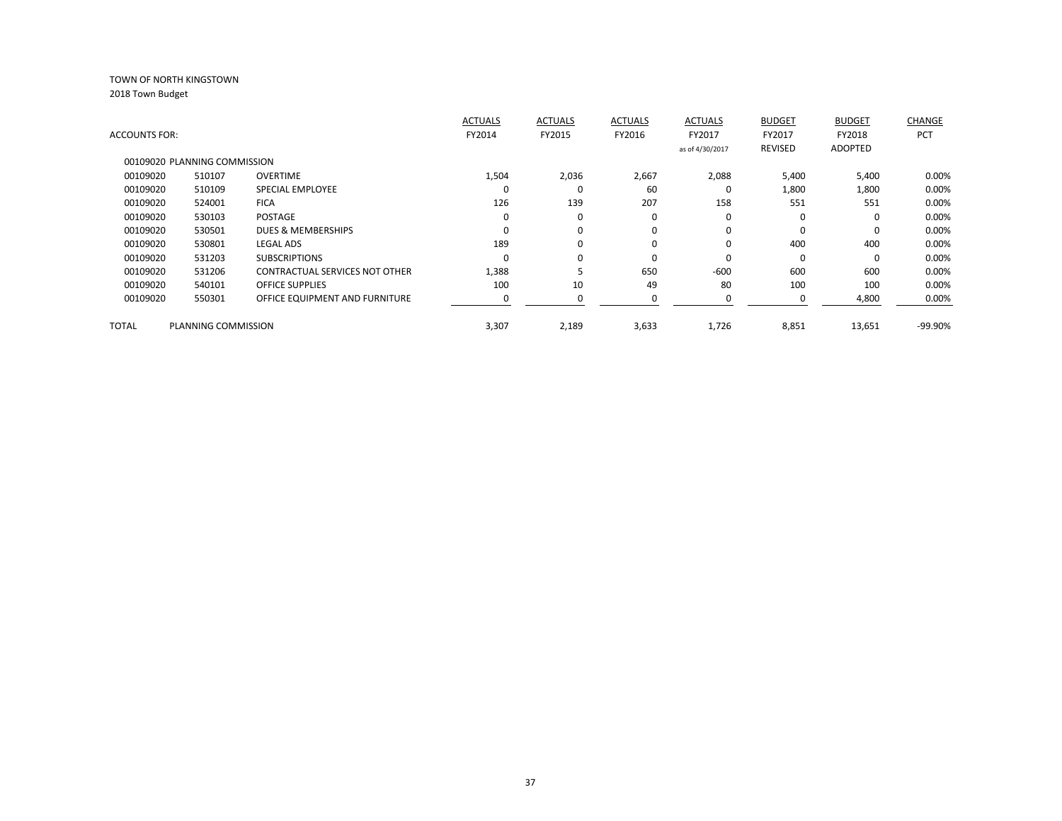TOWN OF NORTH KINGSTOWN

2018 Town Budget

| ACCOUNTS FOR: | | | ACTUALS FY2014 | ACTUALS FY2015 | ACTUALS FY2016 | ACTUALS FY2017 as of 4/30/2017 | BUDGET FY2017 REVISED | BUDGET FY2018 ADOPTED | CHANGE PCT |
|---|---|---|---|---|---|---|---|---|---|
| 00109020 PLANNING COMMISSION | | | | | | | | | |
| 00109020 | 510107 | OVERTIME | 1,504 | 2,036 | 2,667 | 2,088 | 5,400 | 5,400 | 0.00% |
| 00109020 | 510109 | SPECIAL EMPLOYEE | 0 | 0 | 60 | 0 | 1,800 | 1,800 | 0.00% |
| 00109020 | 524001 | FICA | 126 | 139 | 207 | 158 | 551 | 551 | 0.00% |
| 00109020 | 530103 | POSTAGE | 0 | 0 | 0 | 0 | 0 | 0 | 0.00% |
| 00109020 | 530501 | DUES & MEMBERSHIPS | 0 | 0 | 0 | 0 | 0 | 0 | 0.00% |
| 00109020 | 530801 | LEGAL ADS | 189 | 0 | 0 | 0 | 400 | 400 | 0.00% |
| 00109020 | 531203 | SUBSCRIPTIONS | 0 | 0 | 0 | 0 | 0 | 0 | 0.00% |
| 00109020 | 531206 | CONTRACTUAL SERVICES NOT OTHER | 1,388 | 5 | 650 | -600 | 600 | 600 | 0.00% |
| 00109020 | 540101 | OFFICE SUPPLIES | 100 | 10 | 49 | 80 | 100 | 100 | 0.00% |
| 00109020 | 550301 | OFFICE EQUIPMENT AND FURNITURE | 0 | 0 | 0 | 0 | 0 | 4,800 | 0.00% |
| TOTAL | PLANNING COMMISSION | | 3,307 | 2,189 | 3,633 | 1,726 | 8,851 | 13,651 | -99.90% |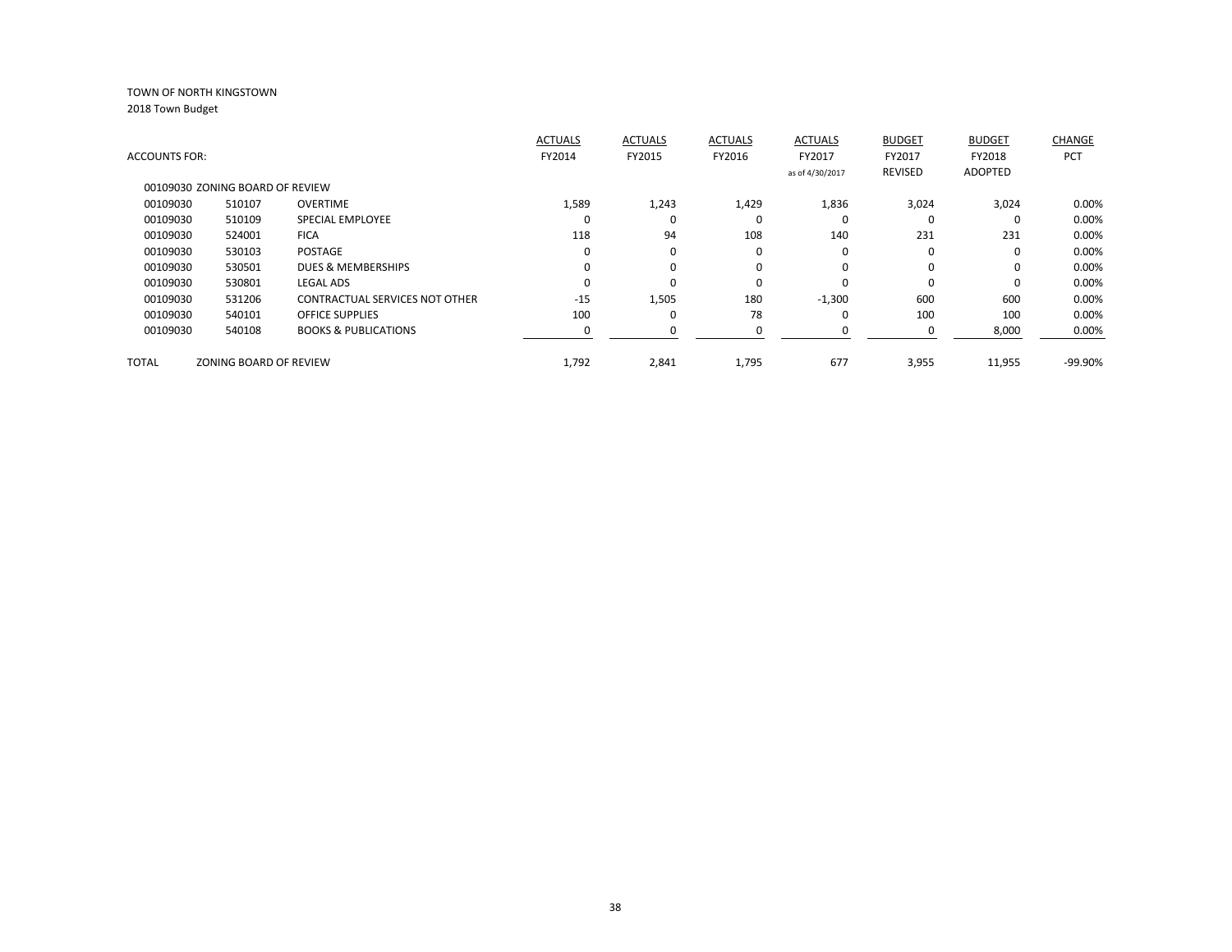TOWN OF NORTH KINGSTOWN
2018 Town Budget

| ACCOUNTS FOR: | | | ACTUALS FY2014 | ACTUALS FY2015 | ACTUALS FY2016 | ACTUALS FY2017 as of 4/30/2017 | BUDGET FY2017 REVISED | BUDGET FY2018 ADOPTED | CHANGE PCT |
|---|---|---|---|---|---|---|---|---|---|
| 00109030 ZONING BOARD OF REVIEW | | | | | | | | | |
| 00109030 | 510107 | OVERTIME | 1,589 | 1,243 | 1,429 | 1,836 | 3,024 | 3,024 | 0.00% |
| 00109030 | 510109 | SPECIAL EMPLOYEE | 0 | 0 | 0 | 0 | 0 | 0 | 0.00% |
| 00109030 | 524001 | FICA | 118 | 94 | 108 | 140 | 231 | 231 | 0.00% |
| 00109030 | 530103 | POSTAGE | 0 | 0 | 0 | 0 | 0 | 0 | 0.00% |
| 00109030 | 530501 | DUES & MEMBERSHIPS | 0 | 0 | 0 | 0 | 0 | 0 | 0.00% |
| 00109030 | 530801 | LEGAL ADS | 0 | 0 | 0 | 0 | 0 | 0 | 0.00% |
| 00109030 | 531206 | CONTRACTUAL SERVICES NOT OTHER | -15 | 1,505 | 180 | -1,300 | 600 | 600 | 0.00% |
| 00109030 | 540101 | OFFICE SUPPLIES | 100 | 0 | 78 | 0 | 100 | 100 | 0.00% |
| 00109030 | 540108 | BOOKS & PUBLICATIONS | 0 | 0 | 0 | 0 | 0 | 8,000 | 0.00% |
| TOTAL | ZONING BOARD OF REVIEW | | 1,792 | 2,841 | 1,795 | 677 | 3,955 | 11,955 | -99.90% |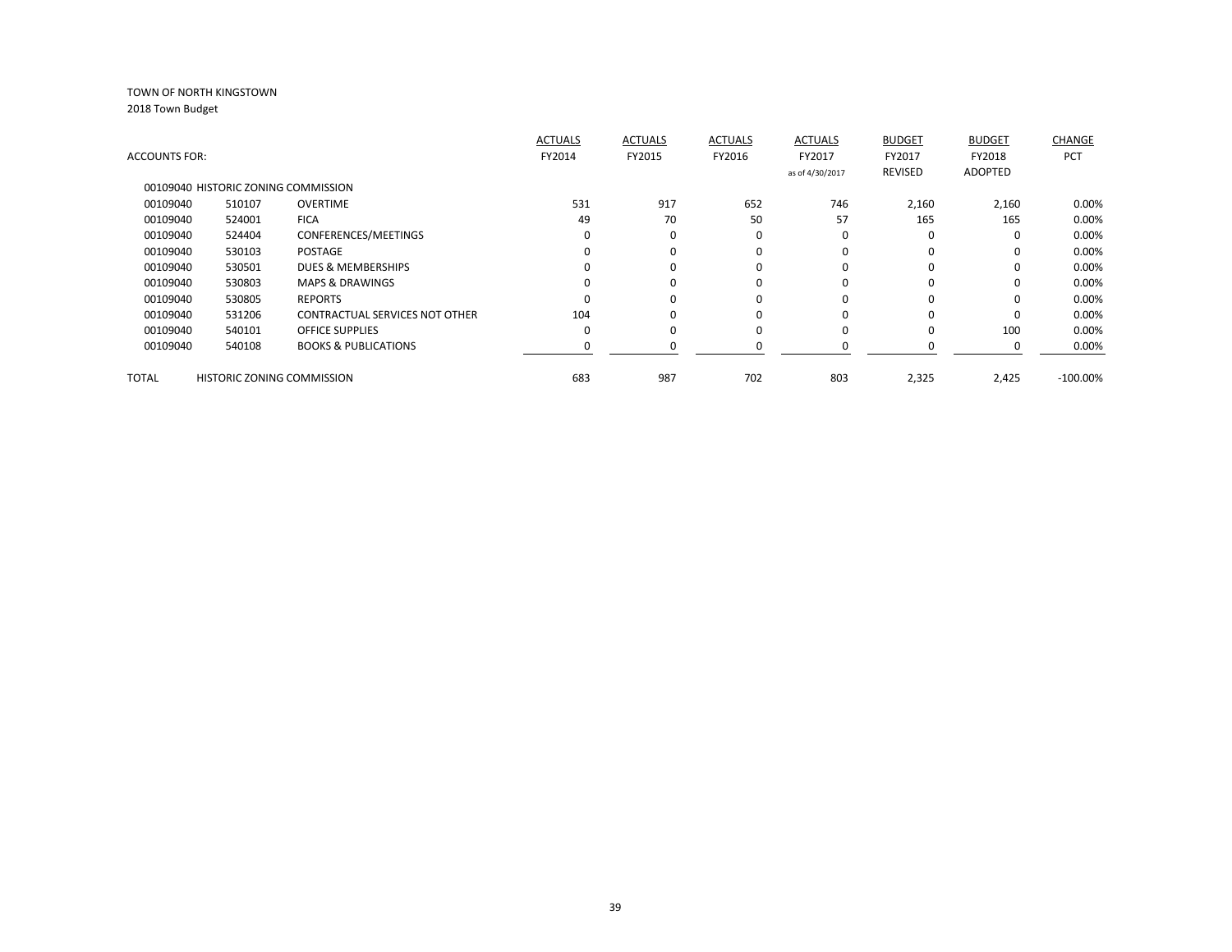TOWN OF NORTH KINGSTOWN

2018 Town Budget

| ACCOUNTS FOR: | | | ACTUALS FY2014 | ACTUALS FY2015 | ACTUALS FY2016 | ACTUALS FY2017 as of 4/30/2017 | BUDGET FY2017 REVISED | BUDGET FY2018 ADOPTED | CHANGE PCT |
|---|---|---|---|---|---|---|---|---|---|
| 00109040 HISTORIC ZONING COMMISSION | | | | | | | | | |
| 00109040 | 510107 | OVERTIME | 531 | 917 | 652 | 746 | 2,160 | 2,160 | 0.00% |
| 00109040 | 524001 | FICA | 49 | 70 | 50 | 57 | 165 | 165 | 0.00% |
| 00109040 | 524404 | CONFERENCES/MEETINGS | 0 | 0 | 0 | 0 | 0 | 0 | 0.00% |
| 00109040 | 530103 | POSTAGE | 0 | 0 | 0 | 0 | 0 | 0 | 0.00% |
| 00109040 | 530501 | DUES & MEMBERSHIPS | 0 | 0 | 0 | 0 | 0 | 0 | 0.00% |
| 00109040 | 530803 | MAPS & DRAWINGS | 0 | 0 | 0 | 0 | 0 | 0 | 0.00% |
| 00109040 | 530805 | REPORTS | 0 | 0 | 0 | 0 | 0 | 0 | 0.00% |
| 00109040 | 531206 | CONTRACTUAL SERVICES NOT OTHER | 104 | 0 | 0 | 0 | 0 | 0 | 0.00% |
| 00109040 | 540101 | OFFICE SUPPLIES | 0 | 0 | 0 | 0 | 0 | 100 | 0.00% |
| 00109040 | 540108 | BOOKS & PUBLICATIONS | 0 | 0 | 0 | 0 | 0 | 0 | 0.00% |
| TOTAL | HISTORIC ZONING COMMISSION | | 683 | 987 | 702 | 803 | 2,325 | 2,425 | -100.00% |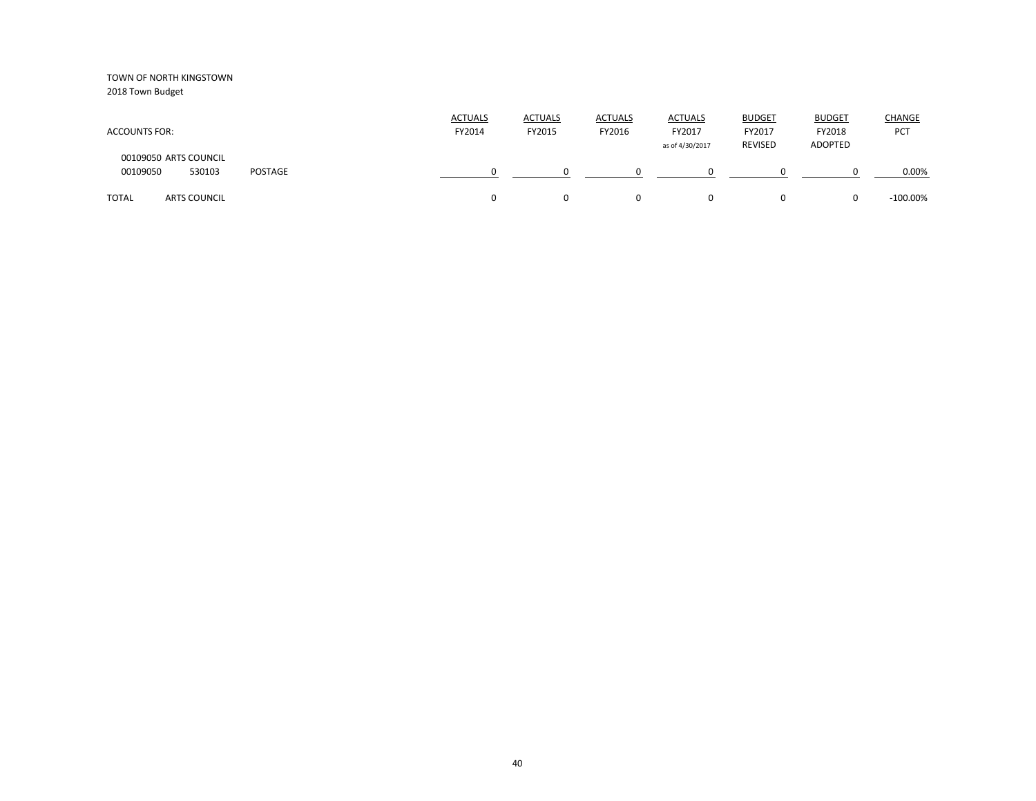TOWN OF NORTH KINGSTOWN
2018 Town Budget

| ACCOUNTS FOR: | | | ACTUALS FY2014 | ACTUALS FY2015 | ACTUALS FY2016 | ACTUALS FY2017 as of 4/30/2017 | BUDGET FY2017 REVISED | BUDGET FY2018 ADOPTED | CHANGE PCT |
|---|---|---|---|---|---|---|---|---|---|
| 00109050 ARTS COUNCIL | | | | | | | | | |
| 00109050 | 530103 | POSTAGE | 0 | 0 | 0 | 0 | 0 | 0 | 0.00% |
| TOTAL | ARTS COUNCIL | | 0 | 0 | 0 | 0 | 0 | 0 | -100.00% |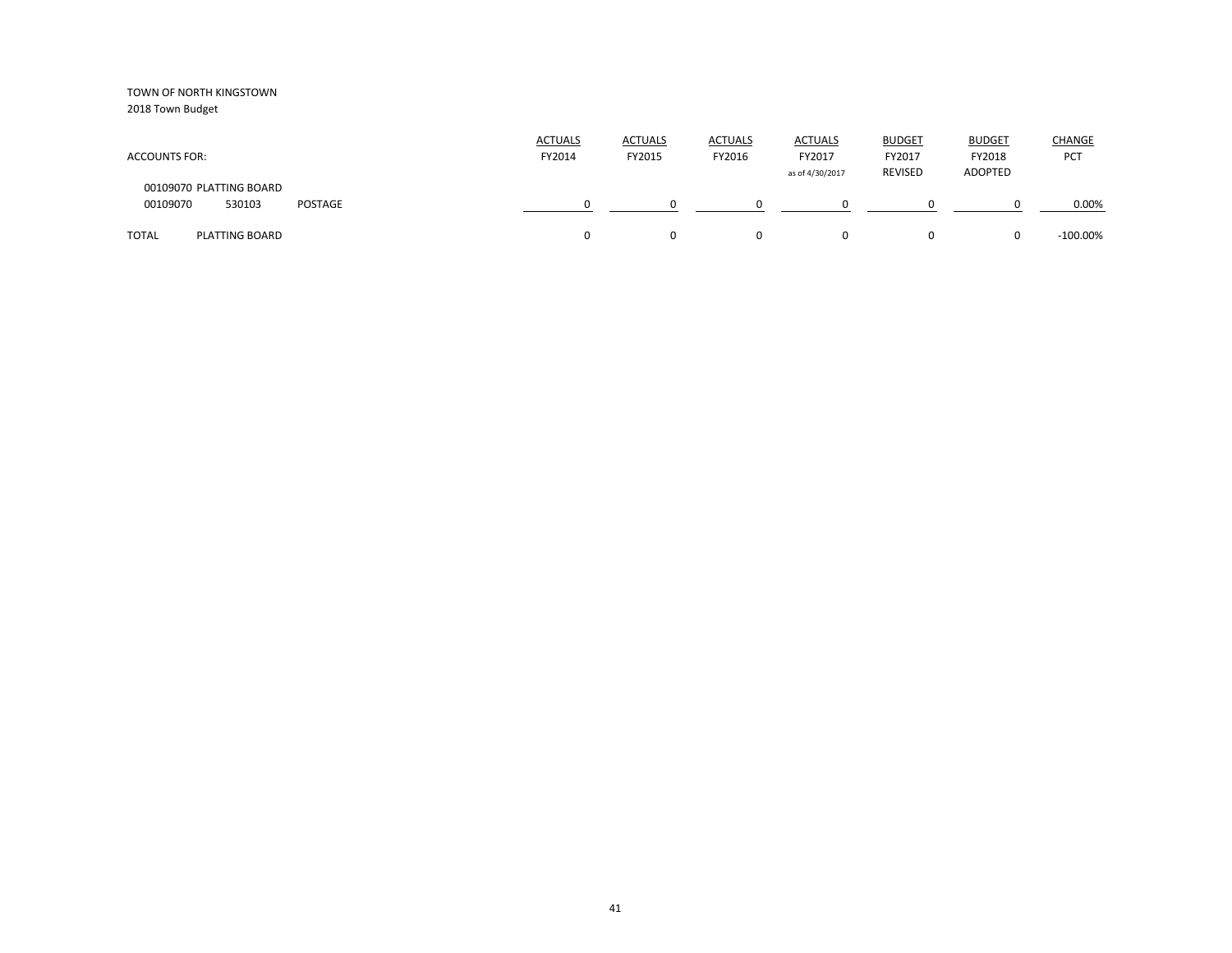TOWN OF NORTH KINGSTOWN
2018 Town Budget

| ACCOUNTS FOR: | | | ACTUALS FY2014 | ACTUALS FY2015 | ACTUALS FY2016 | ACTUALS FY2017 as of 4/30/2017 | BUDGET FY2017 REVISED | BUDGET FY2018 ADOPTED | CHANGE PCT |
|---|---|---|---|---|---|---|---|---|---|
| 00109070 PLATTING BOARD | | | | | | | | | |
| 00109070 | 530103 | POSTAGE | 0 | 0 | 0 | 0 | 0 | 0 | 0.00% |
| TOTAL | PLATTING BOARD | | 0 | 0 | 0 | 0 | 0 | 0 | -100.00% |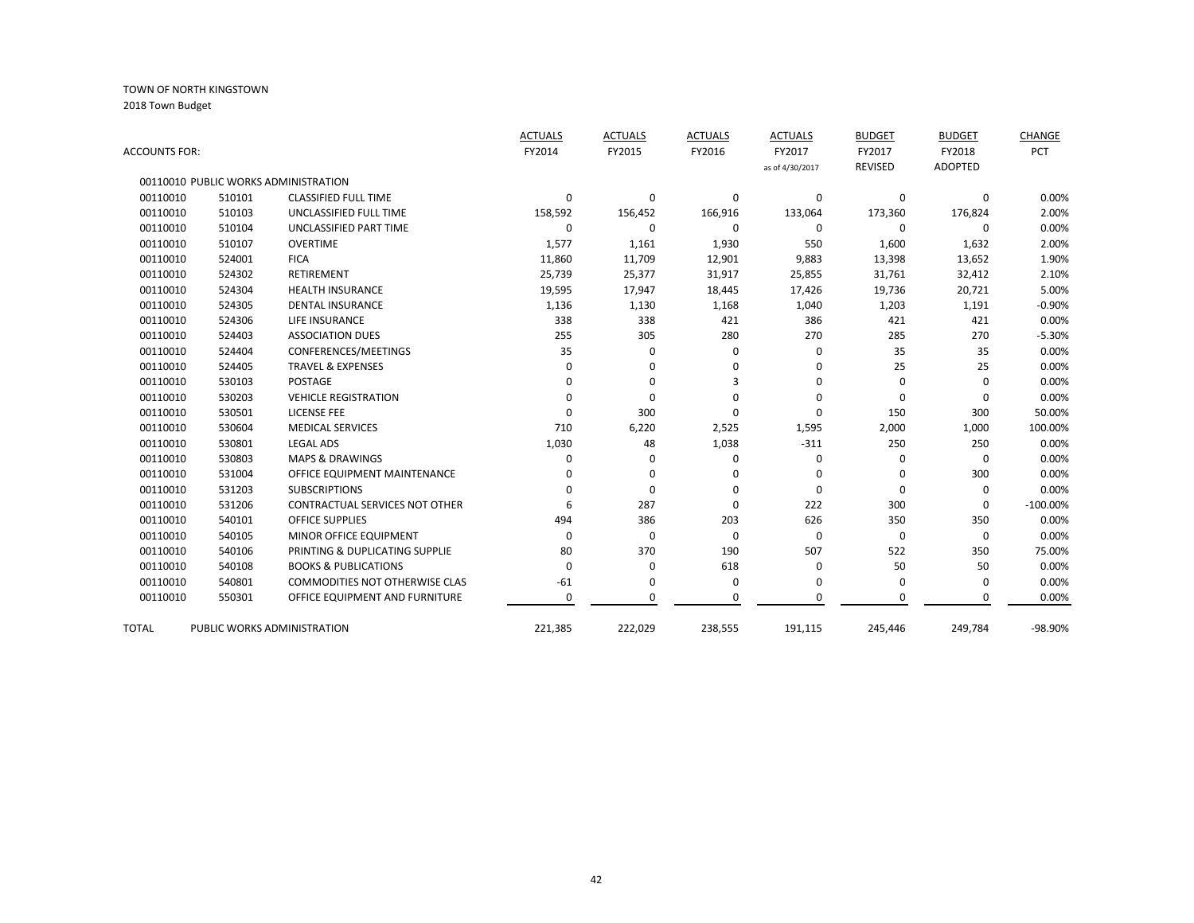TOWN OF NORTH KINGSTOWN

2018 Town Budget

| ACCOUNTS FOR: | | | ACTUALS FY2014 | ACTUALS FY2015 | ACTUALS FY2016 | ACTUALS FY2017 as of 4/30/2017 | BUDGET FY2017 REVISED | BUDGET FY2018 ADOPTED | CHANGE PCT |
|---|---|---|---|---|---|---|---|---|---|
| 00110010 PUBLIC WORKS ADMINISTRATION | | | | | | | | | |
| 00110010 | 510101 | CLASSIFIED FULL TIME | 0 | 0 | 0 | 0 | 0 | 0 | 0.00% |
| 00110010 | 510103 | UNCLASSIFIED FULL TIME | 158,592 | 156,452 | 166,916 | 133,064 | 173,360 | 176,824 | 2.00% |
| 00110010 | 510104 | UNCLASSIFIED PART TIME | 0 | 0 | 0 | 0 | 0 | 0 | 0.00% |
| 00110010 | 510107 | OVERTIME | 1,577 | 1,161 | 1,930 | 550 | 1,600 | 1,632 | 2.00% |
| 00110010 | 524001 | FICA | 11,860 | 11,709 | 12,901 | 9,883 | 13,398 | 13,652 | 1.90% |
| 00110010 | 524302 | RETIREMENT | 25,739 | 25,377 | 31,917 | 25,855 | 31,761 | 32,412 | 2.10% |
| 00110010 | 524304 | HEALTH INSURANCE | 19,595 | 17,947 | 18,445 | 17,426 | 19,736 | 20,721 | 5.00% |
| 00110010 | 524305 | DENTAL INSURANCE | 1,136 | 1,130 | 1,168 | 1,040 | 1,203 | 1,191 | -0.90% |
| 00110010 | 524306 | LIFE INSURANCE | 338 | 338 | 421 | 386 | 421 | 421 | 0.00% |
| 00110010 | 524403 | ASSOCIATION DUES | 255 | 305 | 280 | 270 | 285 | 270 | -5.30% |
| 00110010 | 524404 | CONFERENCES/MEETINGS | 35 | 0 | 0 | 0 | 35 | 35 | 0.00% |
| 00110010 | 524405 | TRAVEL & EXPENSES | 0 | 0 | 0 | 0 | 25 | 25 | 0.00% |
| 00110010 | 530103 | POSTAGE | 0 | 0 | 3 | 0 | 0 | 0 | 0.00% |
| 00110010 | 530203 | VEHICLE REGISTRATION | 0 | 0 | 0 | 0 | 0 | 0 | 0.00% |
| 00110010 | 530501 | LICENSE FEE | 0 | 300 | 0 | 0 | 150 | 300 | 50.00% |
| 00110010 | 530604 | MEDICAL SERVICES | 710 | 6,220 | 2,525 | 1,595 | 2,000 | 1,000 | 100.00% |
| 00110010 | 530801 | LEGAL ADS | 1,030 | 48 | 1,038 | -311 | 250 | 250 | 0.00% |
| 00110010 | 530803 | MAPS & DRAWINGS | 0 | 0 | 0 | 0 | 0 | 0 | 0.00% |
| 00110010 | 531004 | OFFICE EQUIPMENT MAINTENANCE | 0 | 0 | 0 | 0 | 0 | 300 | 0.00% |
| 00110010 | 531203 | SUBSCRIPTIONS | 0 | 0 | 0 | 0 | 0 | 0 | 0.00% |
| 00110010 | 531206 | CONTRACTUAL SERVICES NOT OTHER | 6 | 287 | 0 | 222 | 300 | 0 | -100.00% |
| 00110010 | 540101 | OFFICE SUPPLIES | 494 | 386 | 203 | 626 | 350 | 350 | 0.00% |
| 00110010 | 540105 | MINOR OFFICE EQUIPMENT | 0 | 0 | 0 | 0 | 0 | 0 | 0.00% |
| 00110010 | 540106 | PRINTING & DUPLICATING SUPPLIE | 80 | 370 | 190 | 507 | 522 | 350 | 75.00% |
| 00110010 | 540108 | BOOKS & PUBLICATIONS | 0 | 0 | 618 | 0 | 50 | 50 | 0.00% |
| 00110010 | 540801 | COMMODITIES NOT OTHERWISE CLAS | -61 | 0 | 0 | 0 | 0 | 0 | 0.00% |
| 00110010 | 550301 | OFFICE EQUIPMENT AND FURNITURE | 0 | 0 | 0 | 0 | 0 | 0 | 0.00% |
| TOTAL | PUBLIC WORKS ADMINISTRATION | | 221,385 | 222,029 | 238,555 | 191,115 | 245,446 | 249,784 | -98.90% |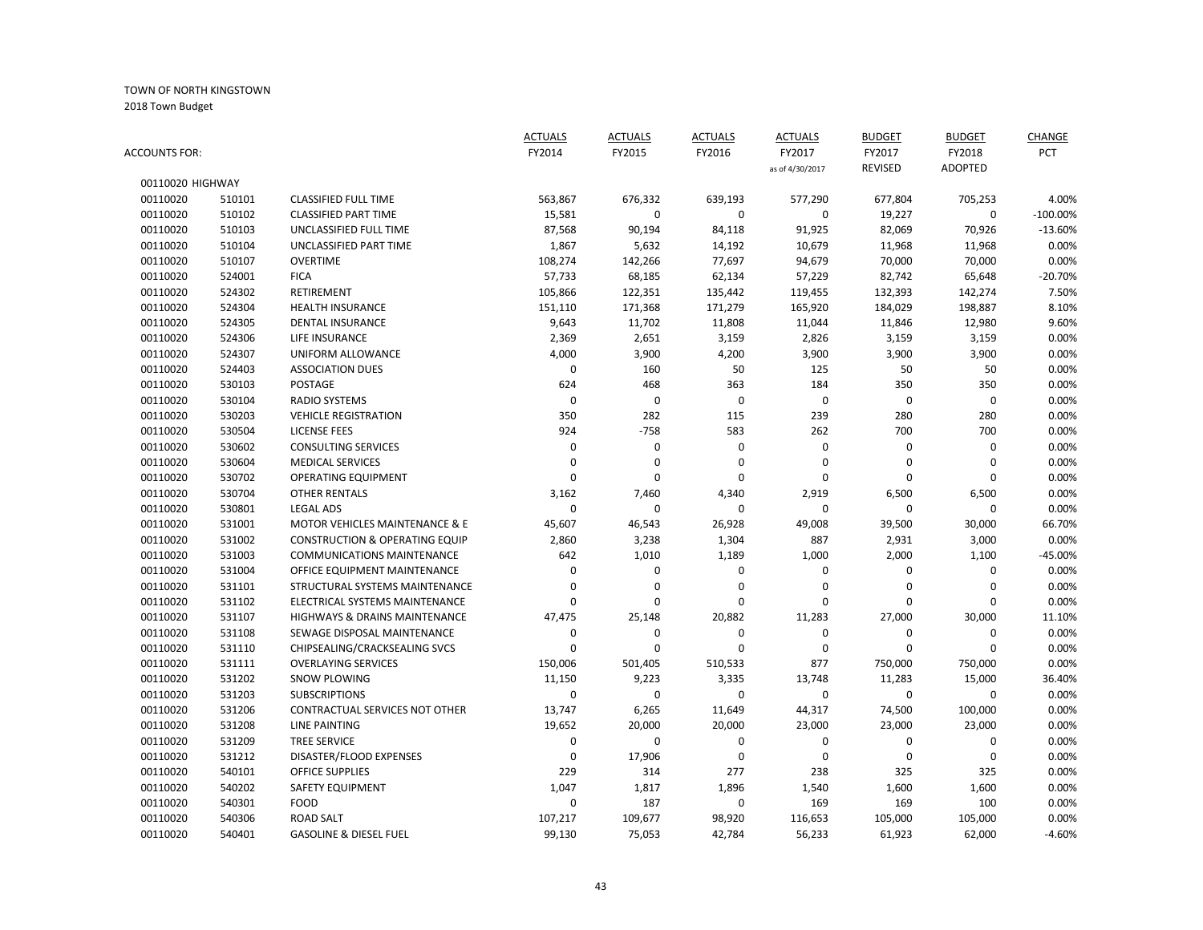TOWN OF NORTH KINGSTOWN

2018 Town Budget

| ACCOUNTS FOR: | | | ACTUALS FY2014 | ACTUALS FY2015 | ACTUALS FY2016 | ACTUALS FY2017 as of 4/30/2017 | BUDGET FY2017 REVISED | BUDGET FY2018 ADOPTED | CHANGE PCT |
|---|---|---|---|---|---|---|---|---|---|
| 00110020 HIGHWAY | | | | | | | | | |
| 00110020 | 510101 | CLASSIFIED FULL TIME | 563,867 | 676,332 | 639,193 | 577,290 | 677,804 | 705,253 | 4.00% |
| 00110020 | 510102 | CLASSIFIED PART TIME | 15,581 | 0 | 0 | 0 | 19,227 | 0 | -100.00% |
| 00110020 | 510103 | UNCLASSIFIED FULL TIME | 87,568 | 90,194 | 84,118 | 91,925 | 82,069 | 70,926 | -13.60% |
| 00110020 | 510104 | UNCLASSIFIED PART TIME | 1,867 | 5,632 | 14,192 | 10,679 | 11,968 | 11,968 | 0.00% |
| 00110020 | 510107 | OVERTIME | 108,274 | 142,266 | 77,697 | 94,679 | 70,000 | 70,000 | 0.00% |
| 00110020 | 524001 | FICA | 57,733 | 68,185 | 62,134 | 57,229 | 82,742 | 65,648 | -20.70% |
| 00110020 | 524302 | RETIREMENT | 105,866 | 122,351 | 135,442 | 119,455 | 132,393 | 142,274 | 7.50% |
| 00110020 | 524304 | HEALTH INSURANCE | 151,110 | 171,368 | 171,279 | 165,920 | 184,029 | 198,887 | 8.10% |
| 00110020 | 524305 | DENTAL INSURANCE | 9,643 | 11,702 | 11,808 | 11,044 | 11,846 | 12,980 | 9.60% |
| 00110020 | 524306 | LIFE INSURANCE | 2,369 | 2,651 | 3,159 | 2,826 | 3,159 | 3,159 | 0.00% |
| 00110020 | 524307 | UNIFORM ALLOWANCE | 4,000 | 3,900 | 4,200 | 3,900 | 3,900 | 3,900 | 0.00% |
| 00110020 | 524403 | ASSOCIATION DUES | 0 | 160 | 50 | 125 | 50 | 50 | 0.00% |
| 00110020 | 530103 | POSTAGE | 624 | 468 | 363 | 184 | 350 | 350 | 0.00% |
| 00110020 | 530104 | RADIO SYSTEMS | 0 | 0 | 0 | 0 | 0 | 0 | 0.00% |
| 00110020 | 530203 | VEHICLE REGISTRATION | 350 | 282 | 115 | 239 | 280 | 280 | 0.00% |
| 00110020 | 530504 | LICENSE FEES | 924 | -758 | 583 | 262 | 700 | 700 | 0.00% |
| 00110020 | 530602 | CONSULTING SERVICES | 0 | 0 | 0 | 0 | 0 | 0 | 0.00% |
| 00110020 | 530604 | MEDICAL SERVICES | 0 | 0 | 0 | 0 | 0 | 0 | 0.00% |
| 00110020 | 530702 | OPERATING EQUIPMENT | 0 | 0 | 0 | 0 | 0 | 0 | 0.00% |
| 00110020 | 530704 | OTHER RENTALS | 3,162 | 7,460 | 4,340 | 2,919 | 6,500 | 6,500 | 0.00% |
| 00110020 | 530801 | LEGAL ADS | 0 | 0 | 0 | 0 | 0 | 0 | 0.00% |
| 00110020 | 531001 | MOTOR VEHICLES MAINTENANCE & E | 45,607 | 46,543 | 26,928 | 49,008 | 39,500 | 30,000 | 66.70% |
| 00110020 | 531002 | CONSTRUCTION & OPERATING EQUIP | 2,860 | 3,238 | 1,304 | 887 | 2,931 | 3,000 | 0.00% |
| 00110020 | 531003 | COMMUNICATIONS MAINTENANCE | 642 | 1,010 | 1,189 | 1,000 | 2,000 | 1,100 | -45.00% |
| 00110020 | 531004 | OFFICE EQUIPMENT MAINTENANCE | 0 | 0 | 0 | 0 | 0 | 0 | 0.00% |
| 00110020 | 531101 | STRUCTURAL SYSTEMS MAINTENANCE | 0 | 0 | 0 | 0 | 0 | 0 | 0.00% |
| 00110020 | 531102 | ELECTRICAL SYSTEMS MAINTENANCE | 0 | 0 | 0 | 0 | 0 | 0 | 0.00% |
| 00110020 | 531107 | HIGHWAYS & DRAINS MAINTENANCE | 47,475 | 25,148 | 20,882 | 11,283 | 27,000 | 30,000 | 11.10% |
| 00110020 | 531108 | SEWAGE DISPOSAL MAINTENANCE | 0 | 0 | 0 | 0 | 0 | 0 | 0.00% |
| 00110020 | 531110 | CHIPSEALING/CRACKSEALING SVCS | 0 | 0 | 0 | 0 | 0 | 0 | 0.00% |
| 00110020 | 531111 | OVERLAYING SERVICES | 150,006 | 501,405 | 510,533 | 877 | 750,000 | 750,000 | 0.00% |
| 00110020 | 531202 | SNOW PLOWING | 11,150 | 9,223 | 3,335 | 13,748 | 11,283 | 15,000 | 36.40% |
| 00110020 | 531203 | SUBSCRIPTIONS | 0 | 0 | 0 | 0 | 0 | 0 | 0.00% |
| 00110020 | 531206 | CONTRACTUAL SERVICES NOT OTHER | 13,747 | 6,265 | 11,649 | 44,317 | 74,500 | 100,000 | 0.00% |
| 00110020 | 531208 | LINE PAINTING | 19,652 | 20,000 | 20,000 | 23,000 | 23,000 | 23,000 | 0.00% |
| 00110020 | 531209 | TREE SERVICE | 0 | 0 | 0 | 0 | 0 | 0 | 0.00% |
| 00110020 | 531212 | DISASTER/FLOOD EXPENSES | 0 | 17,906 | 0 | 0 | 0 | 0 | 0.00% |
| 00110020 | 540101 | OFFICE SUPPLIES | 229 | 314 | 277 | 238 | 325 | 325 | 0.00% |
| 00110020 | 540202 | SAFETY EQUIPMENT | 1,047 | 1,817 | 1,896 | 1,540 | 1,600 | 1,600 | 0.00% |
| 00110020 | 540301 | FOOD | 0 | 187 | 0 | 169 | 169 | 100 | 0.00% |
| 00110020 | 540306 | ROAD SALT | 107,217 | 109,677 | 98,920 | 116,653 | 105,000 | 105,000 | 0.00% |
| 00110020 | 540401 | GASOLINE & DIESEL FUEL | 99,130 | 75,053 | 42,784 | 56,233 | 61,923 | 62,000 | -4.60% |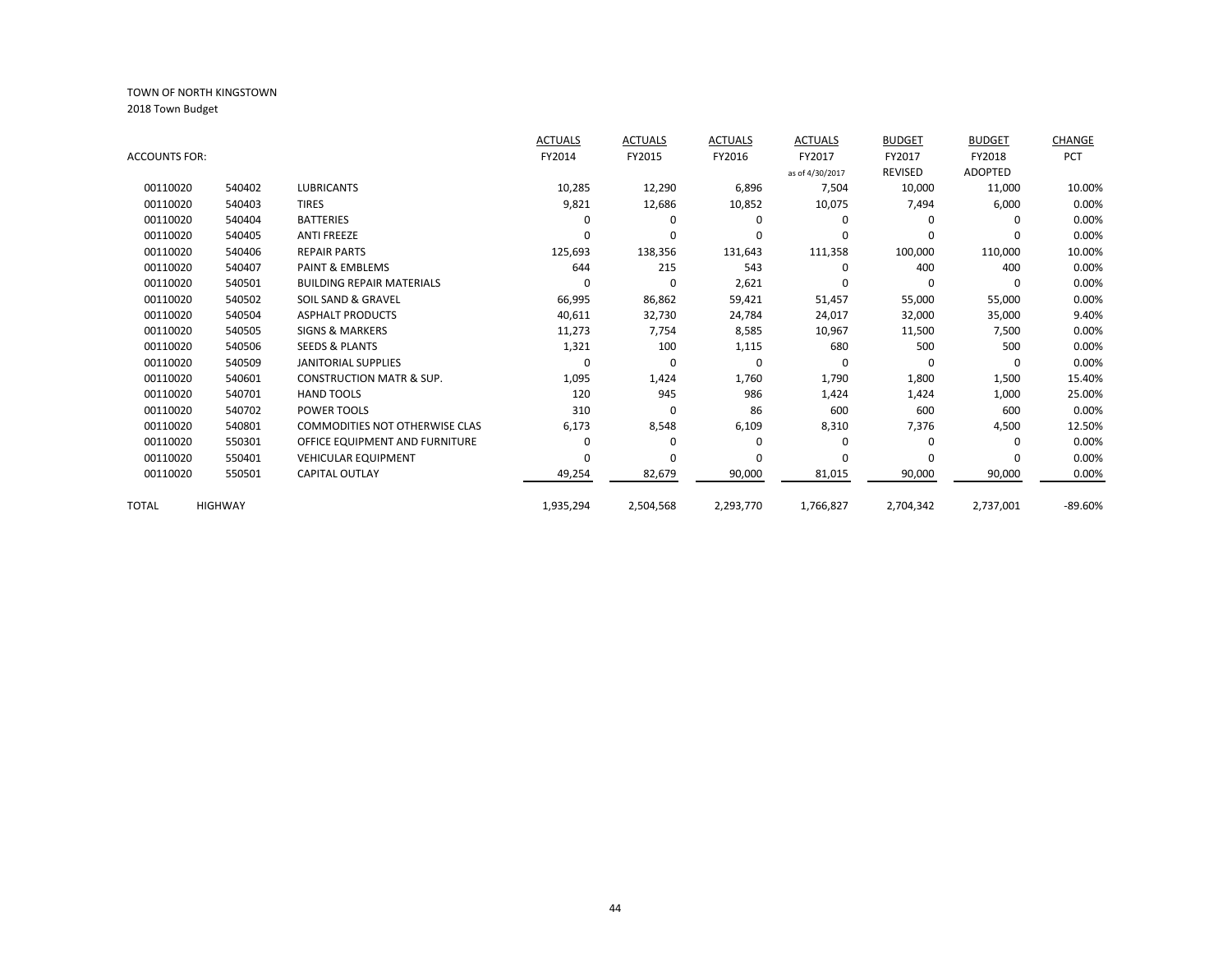TOWN OF NORTH KINGSTOWN

2018 Town Budget

| ACCOUNTS FOR: | | | ACTUALS FY2014 | ACTUALS FY2015 | ACTUALS FY2016 | ACTUALS FY2017 as of 4/30/2017 | BUDGET FY2017 REVISED | BUDGET FY2018 ADOPTED | CHANGE PCT |
|---|---|---|---|---|---|---|---|---|---|
| 00110020 | 540402 | LUBRICANTS | 10,285 | 12,290 | 6,896 | 7,504 | 10,000 | 11,000 | 10.00% |
| 00110020 | 540403 | TIRES | 9,821 | 12,686 | 10,852 | 10,075 | 7,494 | 6,000 | 0.00% |
| 00110020 | 540404 | BATTERIES | 0 | 0 | 0 | 0 | 0 | 0 | 0.00% |
| 00110020 | 540405 | ANTI FREEZE | 0 | 0 | 0 | 0 | 0 | 0 | 0.00% |
| 00110020 | 540406 | REPAIR PARTS | 125,693 | 138,356 | 131,643 | 111,358 | 100,000 | 110,000 | 10.00% |
| 00110020 | 540407 | PAINT & EMBLEMS | 644 | 215 | 543 | 0 | 400 | 400 | 0.00% |
| 00110020 | 540501 | BUILDING REPAIR MATERIALS | 0 | 0 | 2,621 | 0 | 0 | 0 | 0.00% |
| 00110020 | 540502 | SOIL SAND & GRAVEL | 66,995 | 86,862 | 59,421 | 51,457 | 55,000 | 55,000 | 0.00% |
| 00110020 | 540504 | ASPHALT PRODUCTS | 40,611 | 32,730 | 24,784 | 24,017 | 32,000 | 35,000 | 9.40% |
| 00110020 | 540505 | SIGNS & MARKERS | 11,273 | 7,754 | 8,585 | 10,967 | 11,500 | 7,500 | 0.00% |
| 00110020 | 540506 | SEEDS & PLANTS | 1,321 | 100 | 1,115 | 680 | 500 | 500 | 0.00% |
| 00110020 | 540509 | JANITORIAL SUPPLIES | 0 | 0 | 0 | 0 | 0 | 0 | 0.00% |
| 00110020 | 540601 | CONSTRUCTION MATR & SUP. | 1,095 | 1,424 | 1,760 | 1,790 | 1,800 | 1,500 | 15.40% |
| 00110020 | 540701 | HAND TOOLS | 120 | 945 | 986 | 1,424 | 1,424 | 1,000 | 25.00% |
| 00110020 | 540702 | POWER TOOLS | 310 | 0 | 86 | 600 | 600 | 600 | 0.00% |
| 00110020 | 540801 | COMMODITIES NOT OTHERWISE CLAS | 6,173 | 8,548 | 6,109 | 8,310 | 7,376 | 4,500 | 12.50% |
| 00110020 | 550301 | OFFICE EQUIPMENT AND FURNITURE | 0 | 0 | 0 | 0 | 0 | 0 | 0.00% |
| 00110020 | 550401 | VEHICULAR EQUIPMENT | 0 | 0 | 0 | 0 | 0 | 0 | 0.00% |
| 00110020 | 550501 | CAPITAL OUTLAY | 49,254 | 82,679 | 90,000 | 81,015 | 90,000 | 90,000 | 0.00% |
| TOTAL | HIGHWAY | | 1,935,294 | 2,504,568 | 2,293,770 | 1,766,827 | 2,704,342 | 2,737,001 | -89.60% |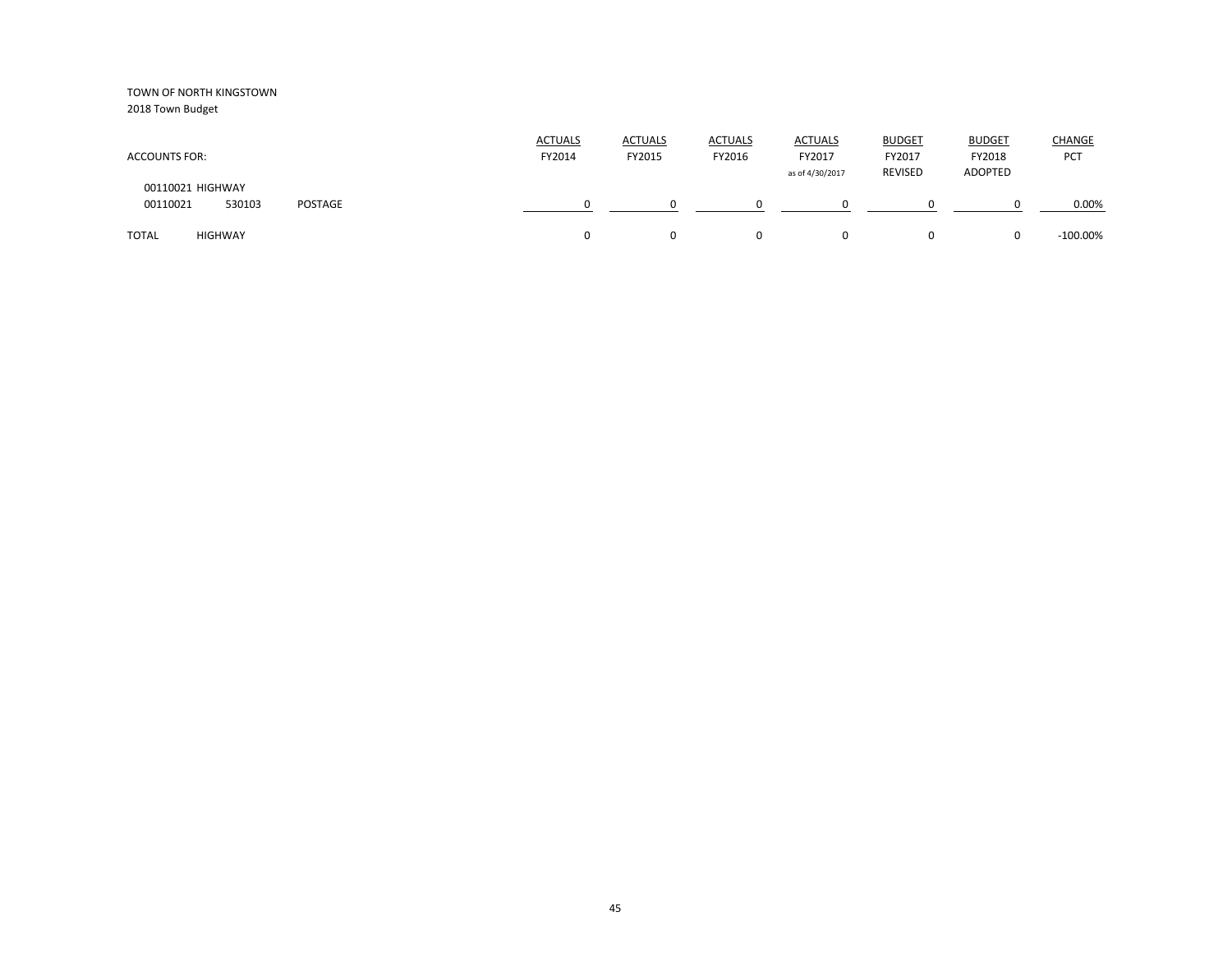TOWN OF NORTH KINGSTOWN
2018 Town Budget

| ACCOUNTS FOR: | | | ACTUALS FY2014 | ACTUALS FY2015 | ACTUALS FY2016 | ACTUALS FY2017 as of 4/30/2017 | BUDGET FY2017 REVISED | BUDGET FY2018 ADOPTED | CHANGE PCT |
|---|---|---|---|---|---|---|---|---|---|
| 00110021 HIGHWAY | | | | | | | | | |
| 00110021 | 530103 | POSTAGE | 0 | 0 | 0 | 0 | 0 | 0 | 0.00% |
| TOTAL | HIGHWAY | | 0 | 0 | 0 | 0 | 0 | 0 | -100.00% |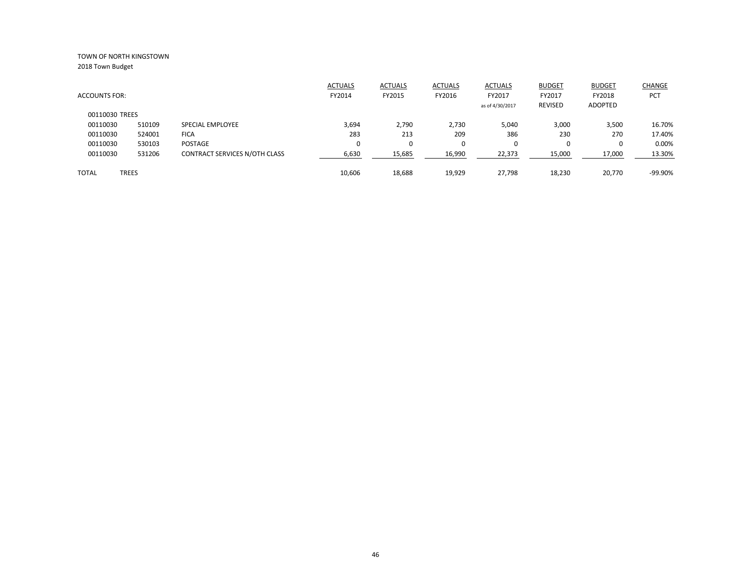TOWN OF NORTH KINGSTOWN

2018 Town Budget

| ACCOUNTS FOR: | | | ACTUALS FY2014 | ACTUALS FY2015 | ACTUALS FY2016 | ACTUALS FY2017 as of 4/30/2017 | BUDGET FY2017 REVISED | BUDGET FY2018 ADOPTED | CHANGE PCT |
|---|---|---|---|---|---|---|---|---|---|
| 00110030 TREES | | | | | | | | | |
| 00110030 | 510109 | SPECIAL EMPLOYEE | 3,694 | 2,790 | 2,730 | 5,040 | 3,000 | 3,500 | 16.70% |
| 00110030 | 524001 | FICA | 283 | 213 | 209 | 386 | 230 | 270 | 17.40% |
| 00110030 | 530103 | POSTAGE | 0 | 0 | 0 | 0 | 0 | 0 | 0.00% |
| 00110030 | 531206 | CONTRACT SERVICES N/OTH CLASS | 6,630 | 15,685 | 16,990 | 22,373 | 15,000 | 17,000 | 13.30% |
| TOTAL | TREES | | 10,606 | 18,688 | 19,929 | 27,798 | 18,230 | 20,770 | -99.90% |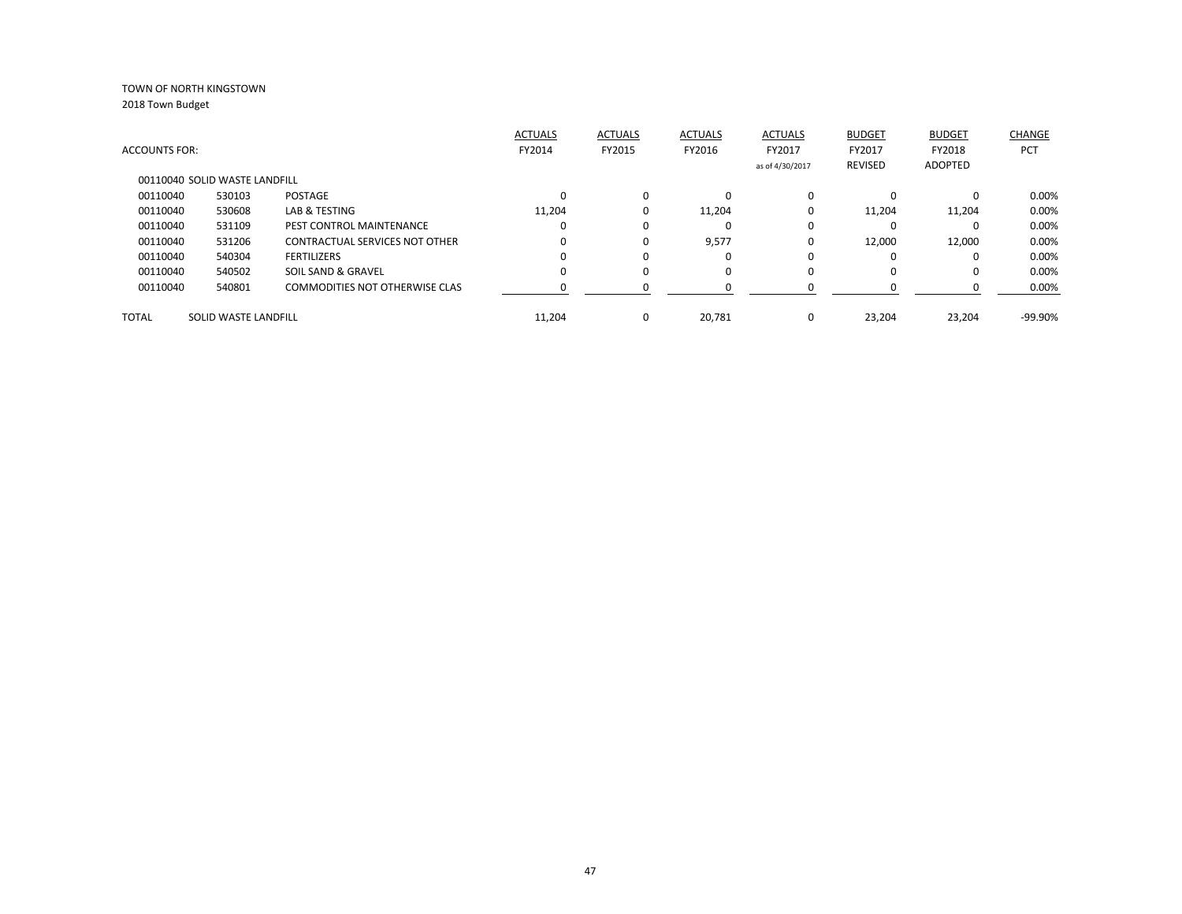TOWN OF NORTH KINGSTOWN
2018 Town Budget

| ACCOUNTS FOR: | | | ACTUALS FY2014 | ACTUALS FY2015 | ACTUALS FY2016 | ACTUALS FY2017 as of 4/30/2017 | BUDGET FY2017 REVISED | BUDGET FY2018 ADOPTED | CHANGE PCT |
|---|---|---|---|---|---|---|---|---|---|
| 00110040 SOLID WASTE LANDFILL | | | | | | | | | |
| 00110040 | 530103 | POSTAGE | 0 | 0 | 0 | 0 | 0 | 0 | 0.00% |
| 00110040 | 530608 | LAB & TESTING | 11,204 | 0 | 11,204 | 0 | 11,204 | 11,204 | 0.00% |
| 00110040 | 531109 | PEST CONTROL MAINTENANCE | 0 | 0 | 0 | 0 | 0 | 0 | 0.00% |
| 00110040 | 531206 | CONTRACTUAL SERVICES NOT OTHER | 0 | 0 | 9,577 | 0 | 12,000 | 12,000 | 0.00% |
| 00110040 | 540304 | FERTILIZERS | 0 | 0 | 0 | 0 | 0 | 0 | 0.00% |
| 00110040 | 540502 | SOIL SAND & GRAVEL | 0 | 0 | 0 | 0 | 0 | 0 | 0.00% |
| 00110040 | 540801 | COMMODITIES NOT OTHERWISE CLAS | 0 | 0 | 0 | 0 | 0 | 0 | 0.00% |
| TOTAL | SOLID WASTE LANDFILL | | 11,204 | 0 | 20,781 | 0 | 23,204 | 23,204 | -99.90% |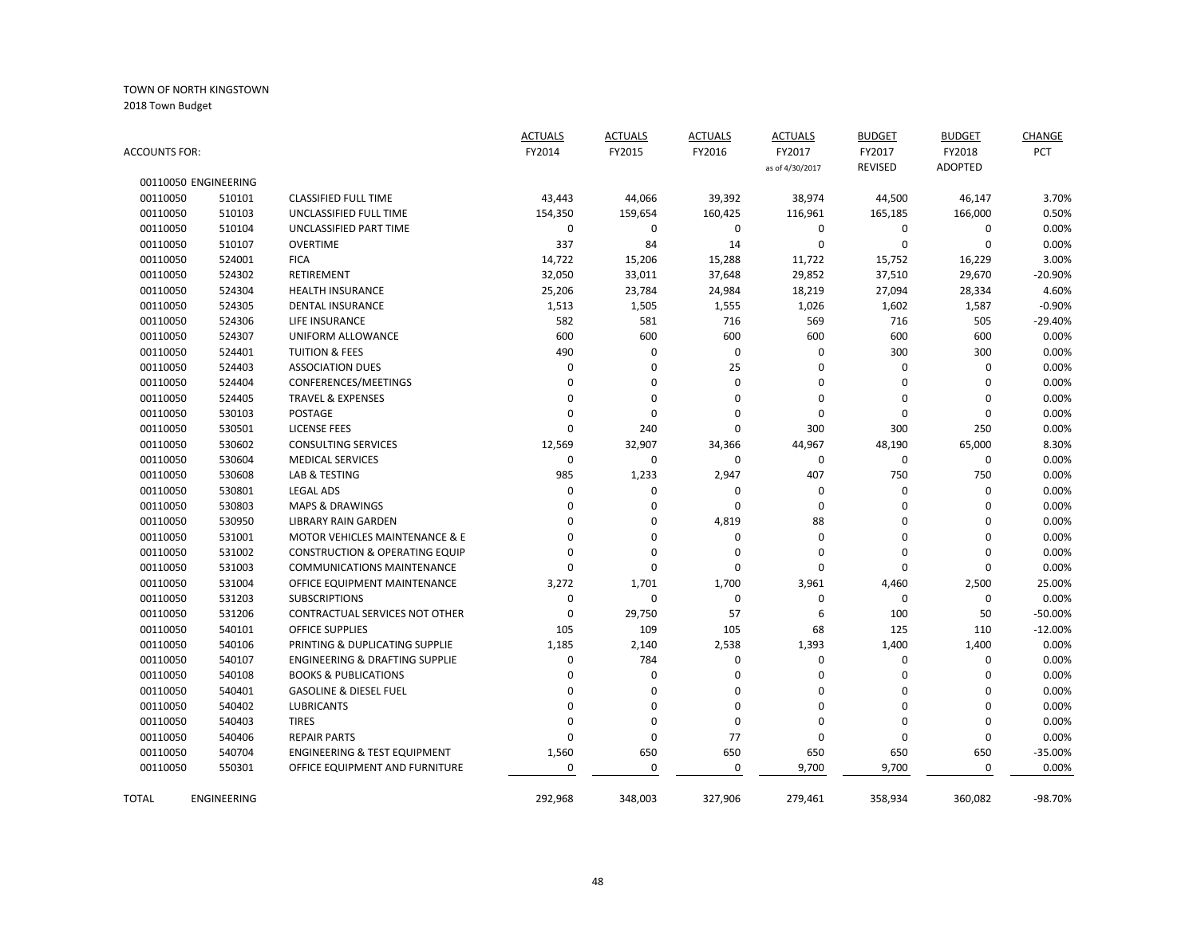TOWN OF NORTH KINGSTOWN

2018 Town Budget

| ACCOUNTS FOR: | | | ACTUALS FY2014 | ACTUALS FY2015 | ACTUALS FY2016 | ACTUALS FY2017 as of 4/30/2017 | BUDGET FY2017 REVISED | BUDGET FY2018 ADOPTED | CHANGE PCT |
|---|---|---|---|---|---|---|---|---|---|
| 00110050 ENGINEERING | | | | | | | | | |
| 00110050 | 510101 | CLASSIFIED FULL TIME | 43,443 | 44,066 | 39,392 | 38,974 | 44,500 | 46,147 | 3.70% |
| 00110050 | 510103 | UNCLASSIFIED FULL TIME | 154,350 | 159,654 | 160,425 | 116,961 | 165,185 | 166,000 | 0.50% |
| 00110050 | 510104 | UNCLASSIFIED PART TIME | 0 | 0 | 0 | 0 | 0 | 0 | 0.00% |
| 00110050 | 510107 | OVERTIME | 337 | 84 | 14 | 0 | 0 | 0 | 0.00% |
| 00110050 | 524001 | FICA | 14,722 | 15,206 | 15,288 | 11,722 | 15,752 | 16,229 | 3.00% |
| 00110050 | 524302 | RETIREMENT | 32,050 | 33,011 | 37,648 | 29,852 | 37,510 | 29,670 | -20.90% |
| 00110050 | 524304 | HEALTH INSURANCE | 25,206 | 23,784 | 24,984 | 18,219 | 27,094 | 28,334 | 4.60% |
| 00110050 | 524305 | DENTAL INSURANCE | 1,513 | 1,505 | 1,555 | 1,026 | 1,602 | 1,587 | -0.90% |
| 00110050 | 524306 | LIFE INSURANCE | 582 | 581 | 716 | 569 | 716 | 505 | -29.40% |
| 00110050 | 524307 | UNIFORM ALLOWANCE | 600 | 600 | 600 | 600 | 600 | 600 | 0.00% |
| 00110050 | 524401 | TUITION & FEES | 490 | 0 | 0 | 0 | 300 | 300 | 0.00% |
| 00110050 | 524403 | ASSOCIATION DUES | 0 | 0 | 25 | 0 | 0 | 0 | 0.00% |
| 00110050 | 524404 | CONFERENCES/MEETINGS | 0 | 0 | 0 | 0 | 0 | 0 | 0.00% |
| 00110050 | 524405 | TRAVEL & EXPENSES | 0 | 0 | 0 | 0 | 0 | 0 | 0.00% |
| 00110050 | 530103 | POSTAGE | 0 | 0 | 0 | 0 | 0 | 0 | 0.00% |
| 00110050 | 530501 | LICENSE FEES | 0 | 240 | 0 | 300 | 300 | 250 | 0.00% |
| 00110050 | 530602 | CONSULTING SERVICES | 12,569 | 32,907 | 34,366 | 44,967 | 48,190 | 65,000 | 8.30% |
| 00110050 | 530604 | MEDICAL SERVICES | 0 | 0 | 0 | 0 | 0 | 0 | 0.00% |
| 00110050 | 530608 | LAB & TESTING | 985 | 1,233 | 2,947 | 407 | 750 | 750 | 0.00% |
| 00110050 | 530801 | LEGAL ADS | 0 | 0 | 0 | 0 | 0 | 0 | 0.00% |
| 00110050 | 530803 | MAPS & DRAWINGS | 0 | 0 | 0 | 0 | 0 | 0 | 0.00% |
| 00110050 | 530950 | LIBRARY RAIN GARDEN | 0 | 0 | 4,819 | 88 | 0 | 0 | 0.00% |
| 00110050 | 531001 | MOTOR VEHICLES MAINTENANCE & E | 0 | 0 | 0 | 0 | 0 | 0 | 0.00% |
| 00110050 | 531002 | CONSTRUCTION & OPERATING EQUIP | 0 | 0 | 0 | 0 | 0 | 0 | 0.00% |
| 00110050 | 531003 | COMMUNICATIONS MAINTENANCE | 0 | 0 | 0 | 0 | 0 | 0 | 0.00% |
| 00110050 | 531004 | OFFICE EQUIPMENT MAINTENANCE | 3,272 | 1,701 | 1,700 | 3,961 | 4,460 | 2,500 | 25.00% |
| 00110050 | 531203 | SUBSCRIPTIONS | 0 | 0 | 0 | 0 | 0 | 0 | 0.00% |
| 00110050 | 531206 | CONTRACTUAL SERVICES NOT OTHER | 0 | 29,750 | 57 | 6 | 100 | 50 | -50.00% |
| 00110050 | 540101 | OFFICE SUPPLIES | 105 | 109 | 105 | 68 | 125 | 110 | -12.00% |
| 00110050 | 540106 | PRINTING & DUPLICATING SUPPLIE | 1,185 | 2,140 | 2,538 | 1,393 | 1,400 | 1,400 | 0.00% |
| 00110050 | 540107 | ENGINEERING & DRAFTING SUPPLIE | 0 | 784 | 0 | 0 | 0 | 0 | 0.00% |
| 00110050 | 540108 | BOOKS & PUBLICATIONS | 0 | 0 | 0 | 0 | 0 | 0 | 0.00% |
| 00110050 | 540401 | GASOLINE & DIESEL FUEL | 0 | 0 | 0 | 0 | 0 | 0 | 0.00% |
| 00110050 | 540402 | LUBRICANTS | 0 | 0 | 0 | 0 | 0 | 0 | 0.00% |
| 00110050 | 540403 | TIRES | 0 | 0 | 0 | 0 | 0 | 0 | 0.00% |
| 00110050 | 540406 | REPAIR PARTS | 0 | 0 | 77 | 0 | 0 | 0 | 0.00% |
| 00110050 | 540704 | ENGINEERING & TEST EQUIPMENT | 1,560 | 650 | 650 | 650 | 650 | 650 | -35.00% |
| 00110050 | 550301 | OFFICE EQUIPMENT AND FURNITURE | 0 | 0 | 0 | 9,700 | 9,700 | 0 | 0.00% |
| TOTAL | ENGINEERING | | 292,968 | 348,003 | 327,906 | 279,461 | 358,934 | 360,082 | -98.70% |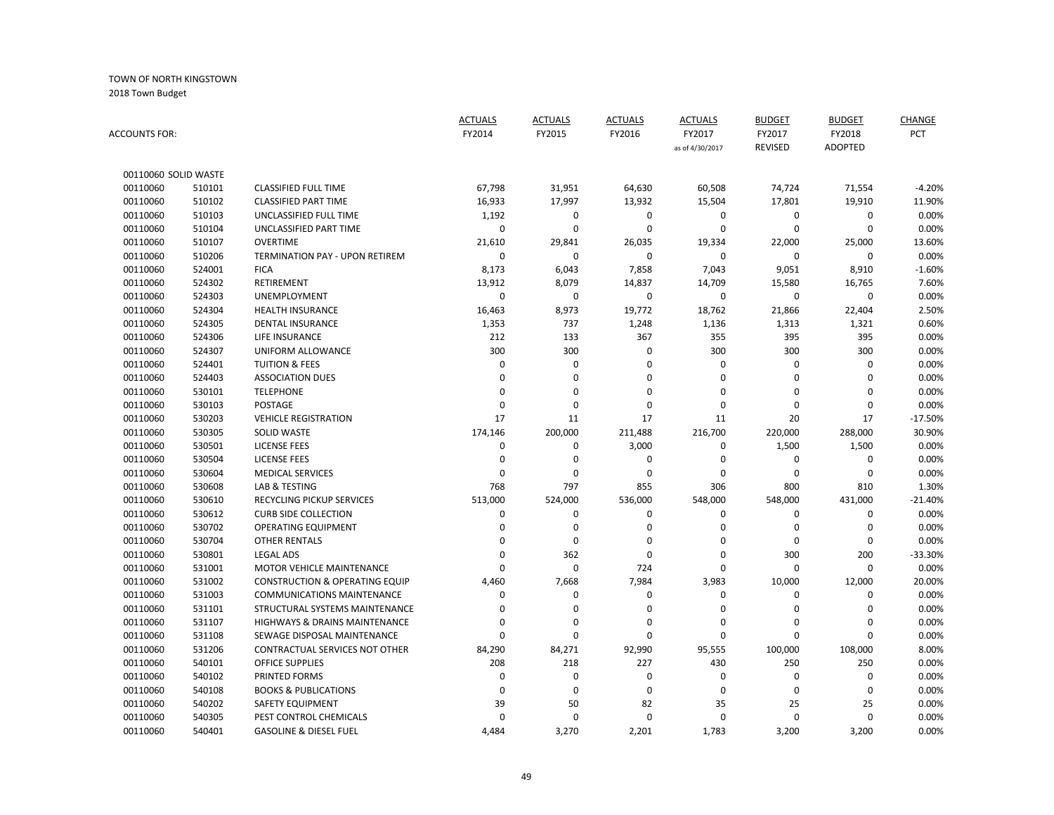TOWN OF NORTH KINGSTOWN

2018 Town Budget

| ACCOUNTS FOR: | | | ACTUALS FY2014 | ACTUALS FY2015 | ACTUALS FY2016 | ACTUALS FY2017 as of 4/30/2017 | BUDGET FY2017 REVISED | BUDGET FY2018 ADOPTED | CHANGE PCT |
|---|---|---|---|---|---|---|---|---|---|
| 00110060 SOLID WASTE | | | | | | | | | |
| 00110060 | 510101 | CLASSIFIED FULL TIME | 67,798 | 31,951 | 64,630 | 60,508 | 74,724 | 71,554 | -4.20% |
| 00110060 | 510102 | CLASSIFIED PART TIME | 16,933 | 17,997 | 13,932 | 15,504 | 17,801 | 19,910 | 11.90% |
| 00110060 | 510103 | UNCLASSIFIED FULL TIME | 1,192 | 0 | 0 | 0 | 0 | 0 | 0.00% |
| 00110060 | 510104 | UNCLASSIFIED PART TIME | 0 | 0 | 0 | 0 | 0 | 0 | 0.00% |
| 00110060 | 510107 | OVERTIME | 21,610 | 29,841 | 26,035 | 19,334 | 22,000 | 25,000 | 13.60% |
| 00110060 | 510206 | TERMINATION PAY - UPON RETIREM | 0 | 0 | 0 | 0 | 0 | 0 | 0.00% |
| 00110060 | 524001 | FICA | 8,173 | 6,043 | 7,858 | 7,043 | 9,051 | 8,910 | -1.60% |
| 00110060 | 524302 | RETIREMENT | 13,912 | 8,079 | 14,837 | 14,709 | 15,580 | 16,765 | 7.60% |
| 00110060 | 524303 | UNEMPLOYMENT | 0 | 0 | 0 | 0 | 0 | 0 | 0.00% |
| 00110060 | 524304 | HEALTH INSURANCE | 16,463 | 8,973 | 19,772 | 18,762 | 21,866 | 22,404 | 2.50% |
| 00110060 | 524305 | DENTAL INSURANCE | 1,353 | 737 | 1,248 | 1,136 | 1,313 | 1,321 | 0.60% |
| 00110060 | 524306 | LIFE INSURANCE | 212 | 133 | 367 | 355 | 395 | 395 | 0.00% |
| 00110060 | 524307 | UNIFORM ALLOWANCE | 300 | 300 | 0 | 300 | 300 | 300 | 0.00% |
| 00110060 | 524401 | TUITION & FEES | 0 | 0 | 0 | 0 | 0 | 0 | 0.00% |
| 00110060 | 524403 | ASSOCIATION DUES | 0 | 0 | 0 | 0 | 0 | 0 | 0.00% |
| 00110060 | 530101 | TELEPHONE | 0 | 0 | 0 | 0 | 0 | 0 | 0.00% |
| 00110060 | 530103 | POSTAGE | 0 | 0 | 0 | 0 | 0 | 0 | 0.00% |
| 00110060 | 530203 | VEHICLE REGISTRATION | 17 | 11 | 17 | 11 | 20 | 17 | -17.50% |
| 00110060 | 530305 | SOLID WASTE | 174,146 | 200,000 | 211,488 | 216,700 | 220,000 | 288,000 | 30.90% |
| 00110060 | 530501 | LICENSE FEES | 0 | 0 | 3,000 | 0 | 1,500 | 1,500 | 0.00% |
| 00110060 | 530504 | LICENSE FEES | 0 | 0 | 0 | 0 | 0 | 0 | 0.00% |
| 00110060 | 530604 | MEDICAL SERVICES | 0 | 0 | 0 | 0 | 0 | 0 | 0.00% |
| 00110060 | 530608 | LAB & TESTING | 768 | 797 | 855 | 306 | 800 | 810 | 1.30% |
| 00110060 | 530610 | RECYCLING PICKUP SERVICES | 513,000 | 524,000 | 536,000 | 548,000 | 548,000 | 431,000 | -21.40% |
| 00110060 | 530612 | CURB SIDE COLLECTION | 0 | 0 | 0 | 0 | 0 | 0 | 0.00% |
| 00110060 | 530702 | OPERATING EQUIPMENT | 0 | 0 | 0 | 0 | 0 | 0 | 0.00% |
| 00110060 | 530704 | OTHER RENTALS | 0 | 0 | 0 | 0 | 0 | 0 | 0.00% |
| 00110060 | 530801 | LEGAL ADS | 0 | 362 | 0 | 0 | 300 | 200 | -33.30% |
| 00110060 | 531001 | MOTOR VEHICLE MAINTENANCE | 0 | 0 | 724 | 0 | 0 | 0 | 0.00% |
| 00110060 | 531002 | CONSTRUCTION & OPERATING EQUIP | 4,460 | 7,668 | 7,984 | 3,983 | 10,000 | 12,000 | 20.00% |
| 00110060 | 531003 | COMMUNICATIONS MAINTENANCE | 0 | 0 | 0 | 0 | 0 | 0 | 0.00% |
| 00110060 | 531101 | STRUCTURAL SYSTEMS MAINTENANCE | 0 | 0 | 0 | 0 | 0 | 0 | 0.00% |
| 00110060 | 531107 | HIGHWAYS & DRAINS MAINTENANCE | 0 | 0 | 0 | 0 | 0 | 0 | 0.00% |
| 00110060 | 531108 | SEWAGE DISPOSAL MAINTENANCE | 0 | 0 | 0 | 0 | 0 | 0 | 0.00% |
| 00110060 | 531206 | CONTRACTUAL SERVICES NOT OTHER | 84,290 | 84,271 | 92,990 | 95,555 | 100,000 | 108,000 | 8.00% |
| 00110060 | 540101 | OFFICE SUPPLIES | 208 | 218 | 227 | 430 | 250 | 250 | 0.00% |
| 00110060 | 540102 | PRINTED FORMS | 0 | 0 | 0 | 0 | 0 | 0 | 0.00% |
| 00110060 | 540108 | BOOKS & PUBLICATIONS | 0 | 0 | 0 | 0 | 0 | 0 | 0.00% |
| 00110060 | 540202 | SAFETY EQUIPMENT | 39 | 50 | 82 | 35 | 25 | 25 | 0.00% |
| 00110060 | 540305 | PEST CONTROL CHEMICALS | 0 | 0 | 0 | 0 | 0 | 0 | 0.00% |
| 00110060 | 540401 | GASOLINE & DIESEL FUEL | 4,484 | 3,270 | 2,201 | 1,783 | 3,200 | 3,200 | 0.00% |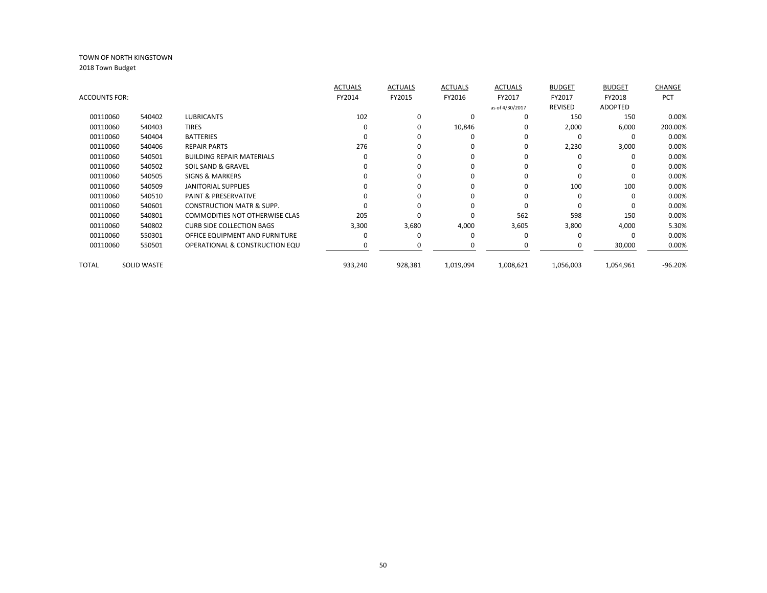TOWN OF NORTH KINGSTOWN

2018 Town Budget

| ACCOUNTS FOR: | | | ACTUALS FY2014 | ACTUALS FY2015 | ACTUALS FY2016 | ACTUALS FY2017 as of 4/30/2017 | BUDGET FY2017 REVISED | BUDGET FY2018 ADOPTED | CHANGE PCT |
|---|---|---|---|---|---|---|---|---|---|
| 00110060 | 540402 | LUBRICANTS | 102 | 0 | 0 | 0 | 150 | 150 | 0.00% |
| 00110060 | 540403 | TIRES | 0 | 0 | 10,846 | 0 | 2,000 | 6,000 | 200.00% |
| 00110060 | 540404 | BATTERIES | 0 | 0 | 0 | 0 | 0 | 0 | 0.00% |
| 00110060 | 540406 | REPAIR PARTS | 276 | 0 | 0 | 0 | 2,230 | 3,000 | 0.00% |
| 00110060 | 540501 | BUILDING REPAIR MATERIALS | 0 | 0 | 0 | 0 | 0 | 0 | 0.00% |
| 00110060 | 540502 | SOIL SAND & GRAVEL | 0 | 0 | 0 | 0 | 0 | 0 | 0.00% |
| 00110060 | 540505 | SIGNS & MARKERS | 0 | 0 | 0 | 0 | 0 | 0 | 0.00% |
| 00110060 | 540509 | JANITORIAL SUPPLIES | 0 | 0 | 0 | 0 | 100 | 100 | 0.00% |
| 00110060 | 540510 | PAINT & PRESERVATIVE | 0 | 0 | 0 | 0 | 0 | 0 | 0.00% |
| 00110060 | 540601 | CONSTRUCTION MATR & SUPP. | 0 | 0 | 0 | 0 | 0 | 0 | 0.00% |
| 00110060 | 540801 | COMMODITIES NOT OTHERWISE CLAS | 205 | 0 | 0 | 562 | 598 | 150 | 0.00% |
| 00110060 | 540802 | CURB SIDE COLLECTION BAGS | 3,300 | 3,680 | 4,000 | 3,605 | 3,800 | 4,000 | 5.30% |
| 00110060 | 550301 | OFFICE EQUIPMENT AND FURNITURE | 0 | 0 | 0 | 0 | 0 | 0 | 0.00% |
| 00110060 | 550501 | OPERATIONAL & CONSTRUCTION EQU | 0 | 0 | 0 | 0 | 0 | 30,000 | 0.00% |
| TOTAL | SOLID WASTE | | 933,240 | 928,381 | 1,019,094 | 1,008,621 | 1,056,003 | 1,054,961 | -96.20% |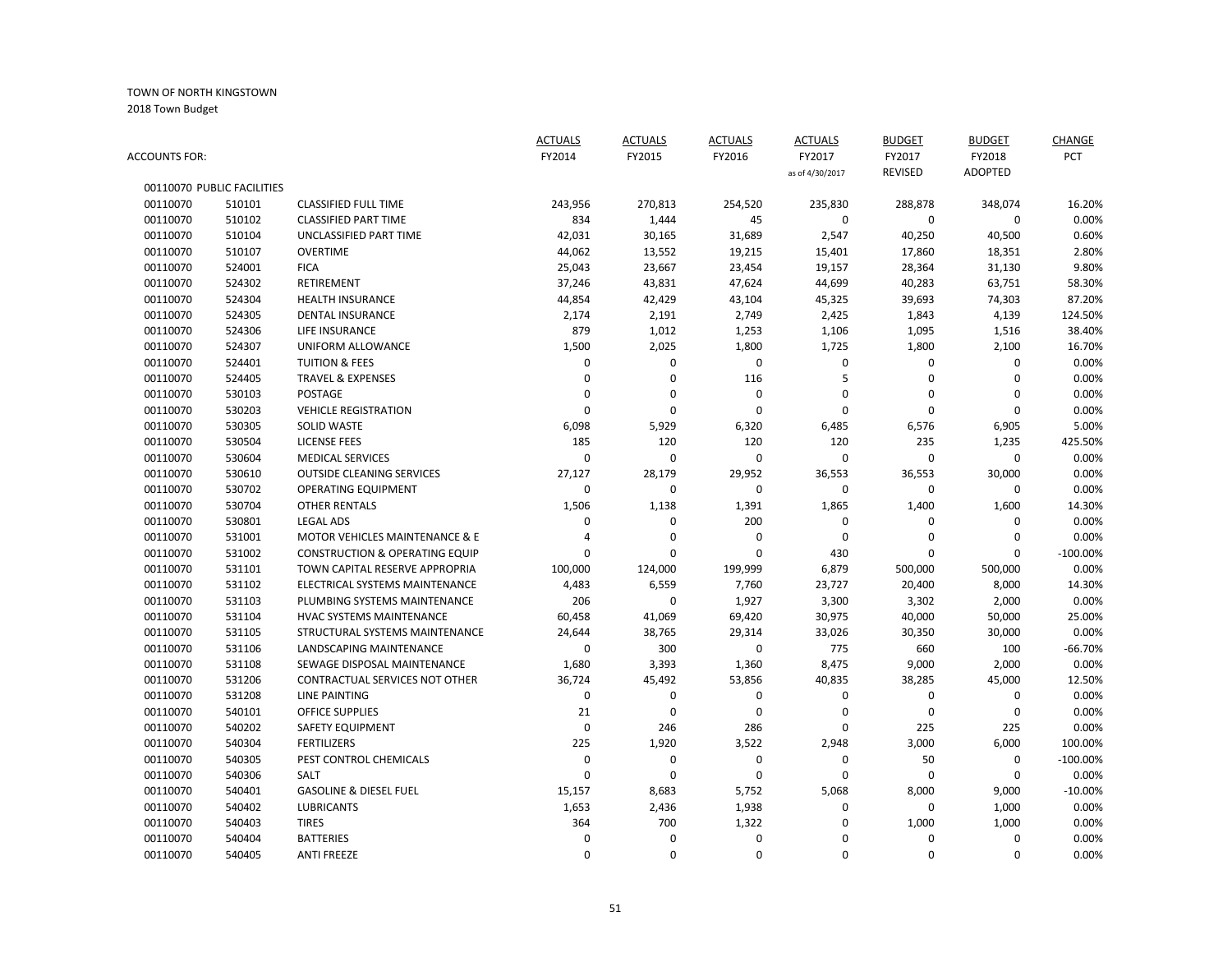TOWN OF NORTH KINGSTOWN

2018 Town Budget

| ACCOUNTS FOR: | | | ACTUALS FY2014 | ACTUALS FY2015 | ACTUALS FY2016 | ACTUALS FY2017 as of 4/30/2017 | BUDGET FY2017 REVISED | BUDGET FY2018 ADOPTED | CHANGE PCT |
|---|---|---|---|---|---|---|---|---|---|
| 00110070 PUBLIC FACILITIES | | | | | | | | | |
| 00110070 | 510101 | CLASSIFIED FULL TIME | 243,956 | 270,813 | 254,520 | 235,830 | 288,878 | 348,074 | 16.20% |
| 00110070 | 510102 | CLASSIFIED PART TIME | 834 | 1,444 | 45 | 0 | 0 | 0 | 0.00% |
| 00110070 | 510104 | UNCLASSIFIED PART TIME | 42,031 | 30,165 | 31,689 | 2,547 | 40,250 | 40,500 | 0.60% |
| 00110070 | 510107 | OVERTIME | 44,062 | 13,552 | 19,215 | 15,401 | 17,860 | 18,351 | 2.80% |
| 00110070 | 524001 | FICA | 25,043 | 23,667 | 23,454 | 19,157 | 28,364 | 31,130 | 9.80% |
| 00110070 | 524302 | RETIREMENT | 37,246 | 43,831 | 47,624 | 44,699 | 40,283 | 63,751 | 58.30% |
| 00110070 | 524304 | HEALTH INSURANCE | 44,854 | 42,429 | 43,104 | 45,325 | 39,693 | 74,303 | 87.20% |
| 00110070 | 524305 | DENTAL INSURANCE | 2,174 | 2,191 | 2,749 | 2,425 | 1,843 | 4,139 | 124.50% |
| 00110070 | 524306 | LIFE INSURANCE | 879 | 1,012 | 1,253 | 1,106 | 1,095 | 1,516 | 38.40% |
| 00110070 | 524307 | UNIFORM ALLOWANCE | 1,500 | 2,025 | 1,800 | 1,725 | 1,800 | 2,100 | 16.70% |
| 00110070 | 524401 | TUITION & FEES | 0 | 0 | 0 | 0 | 0 | 0 | 0.00% |
| 00110070 | 524405 | TRAVEL & EXPENSES | 0 | 0 | 116 | 5 | 0 | 0 | 0.00% |
| 00110070 | 530103 | POSTAGE | 0 | 0 | 0 | 0 | 0 | 0 | 0.00% |
| 00110070 | 530203 | VEHICLE REGISTRATION | 0 | 0 | 0 | 0 | 0 | 0 | 0.00% |
| 00110070 | 530305 | SOLID WASTE | 6,098 | 5,929 | 6,320 | 6,485 | 6,576 | 6,905 | 5.00% |
| 00110070 | 530504 | LICENSE FEES | 185 | 120 | 120 | 120 | 235 | 1,235 | 425.50% |
| 00110070 | 530604 | MEDICAL SERVICES | 0 | 0 | 0 | 0 | 0 | 0 | 0.00% |
| 00110070 | 530610 | OUTSIDE CLEANING SERVICES | 27,127 | 28,179 | 29,952 | 36,553 | 36,553 | 30,000 | 0.00% |
| 00110070 | 530702 | OPERATING EQUIPMENT | 0 | 0 | 0 | 0 | 0 | 0 | 0.00% |
| 00110070 | 530704 | OTHER RENTALS | 1,506 | 1,138 | 1,391 | 1,865 | 1,400 | 1,600 | 14.30% |
| 00110070 | 530801 | LEGAL ADS | 0 | 0 | 200 | 0 | 0 | 0 | 0.00% |
| 00110070 | 531001 | MOTOR VEHICLES MAINTENANCE & E | 4 | 0 | 0 | 0 | 0 | 0 | 0.00% |
| 00110070 | 531002 | CONSTRUCTION & OPERATING EQUIP | 0 | 0 | 0 | 430 | 0 | 0 | -100.00% |
| 00110070 | 531101 | TOWN CAPITAL RESERVE APPROPRIA | 100,000 | 124,000 | 199,999 | 6,879 | 500,000 | 500,000 | 0.00% |
| 00110070 | 531102 | ELECTRICAL SYSTEMS MAINTENANCE | 4,483 | 6,559 | 7,760 | 23,727 | 20,400 | 8,000 | 14.30% |
| 00110070 | 531103 | PLUMBING SYSTEMS MAINTENANCE | 206 | 0 | 1,927 | 3,300 | 3,302 | 2,000 | 0.00% |
| 00110070 | 531104 | HVAC SYSTEMS MAINTENANCE | 60,458 | 41,069 | 69,420 | 30,975 | 40,000 | 50,000 | 25.00% |
| 00110070 | 531105 | STRUCTURAL SYSTEMS MAINTENANCE | 24,644 | 38,765 | 29,314 | 33,026 | 30,350 | 30,000 | 0.00% |
| 00110070 | 531106 | LANDSCAPING MAINTENANCE | 0 | 300 | 0 | 775 | 660 | 100 | -66.70% |
| 00110070 | 531108 | SEWAGE DISPOSAL MAINTENANCE | 1,680 | 3,393 | 1,360 | 8,475 | 9,000 | 2,000 | 0.00% |
| 00110070 | 531206 | CONTRACTUAL SERVICES NOT OTHER | 36,724 | 45,492 | 53,856 | 40,835 | 38,285 | 45,000 | 12.50% |
| 00110070 | 531208 | LINE PAINTING | 0 | 0 | 0 | 0 | 0 | 0 | 0.00% |
| 00110070 | 540101 | OFFICE SUPPLIES | 21 | 0 | 0 | 0 | 0 | 0 | 0.00% |
| 00110070 | 540202 | SAFETY EQUIPMENT | 0 | 246 | 286 | 0 | 225 | 225 | 0.00% |
| 00110070 | 540304 | FERTILIZERS | 225 | 1,920 | 3,522 | 2,948 | 3,000 | 6,000 | 100.00% |
| 00110070 | 540305 | PEST CONTROL CHEMICALS | 0 | 0 | 0 | 0 | 50 | 0 | -100.00% |
| 00110070 | 540306 | SALT | 0 | 0 | 0 | 0 | 0 | 0 | 0.00% |
| 00110070 | 540401 | GASOLINE & DIESEL FUEL | 15,157 | 8,683 | 5,752 | 5,068 | 8,000 | 9,000 | -10.00% |
| 00110070 | 540402 | LUBRICANTS | 1,653 | 2,436 | 1,938 | 0 | 0 | 1,000 | 0.00% |
| 00110070 | 540403 | TIRES | 364 | 700 | 1,322 | 0 | 1,000 | 1,000 | 0.00% |
| 00110070 | 540404 | BATTERIES | 0 | 0 | 0 | 0 | 0 | 0 | 0.00% |
| 00110070 | 540405 | ANTI FREEZE | 0 | 0 | 0 | 0 | 0 | 0 | 0.00% |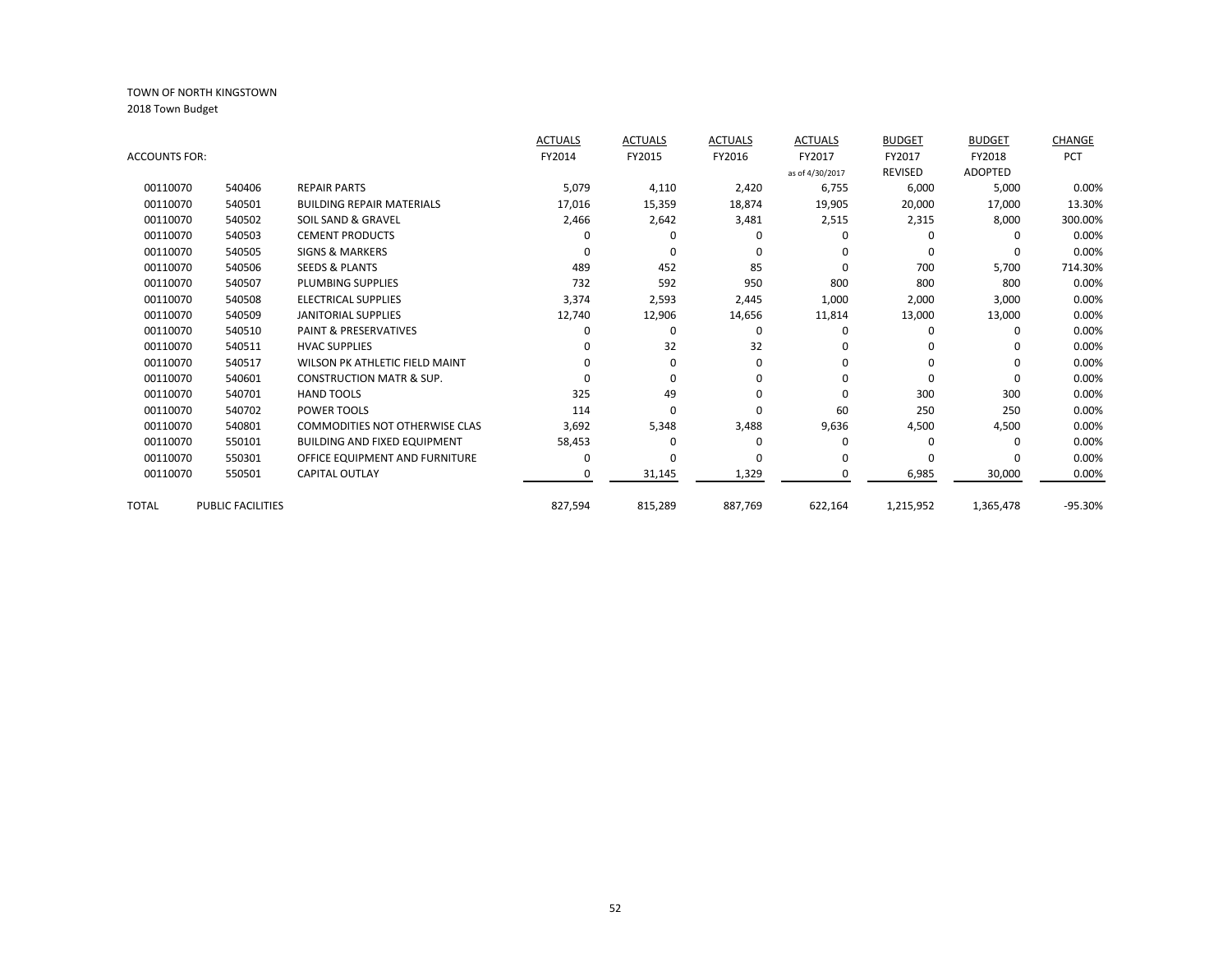TOWN OF NORTH KINGSTOWN

2018 Town Budget

| ACCOUNTS FOR: | | | ACTUALS FY2014 | ACTUALS FY2015 | ACTUALS FY2016 | ACTUALS FY2017 as of 4/30/2017 | BUDGET FY2017 REVISED | BUDGET FY2018 ADOPTED | CHANGE PCT |
|---|---|---|---|---|---|---|---|---|---|
| 00110070 | 540406 | REPAIR PARTS | 5,079 | 4,110 | 2,420 | 6,755 | 6,000 | 5,000 | 0.00% |
| 00110070 | 540501 | BUILDING REPAIR MATERIALS | 17,016 | 15,359 | 18,874 | 19,905 | 20,000 | 17,000 | 13.30% |
| 00110070 | 540502 | SOIL SAND & GRAVEL | 2,466 | 2,642 | 3,481 | 2,515 | 2,315 | 8,000 | 300.00% |
| 00110070 | 540503 | CEMENT PRODUCTS | 0 | 0 | 0 | 0 | 0 | 0 | 0.00% |
| 00110070 | 540505 | SIGNS & MARKERS | 0 | 0 | 0 | 0 | 0 | 0 | 0.00% |
| 00110070 | 540506 | SEEDS & PLANTS | 489 | 452 | 85 | 0 | 700 | 5,700 | 714.30% |
| 00110070 | 540507 | PLUMBING SUPPLIES | 732 | 592 | 950 | 800 | 800 | 800 | 0.00% |
| 00110070 | 540508 | ELECTRICAL SUPPLIES | 3,374 | 2,593 | 2,445 | 1,000 | 2,000 | 3,000 | 0.00% |
| 00110070 | 540509 | JANITORIAL SUPPLIES | 12,740 | 12,906 | 14,656 | 11,814 | 13,000 | 13,000 | 0.00% |
| 00110070 | 540510 | PAINT & PRESERVATIVES | 0 | 0 | 0 | 0 | 0 | 0 | 0.00% |
| 00110070 | 540511 | HVAC SUPPLIES | 0 | 32 | 32 | 0 | 0 | 0 | 0.00% |
| 00110070 | 540517 | WILSON PK ATHLETIC FIELD MAINT | 0 | 0 | 0 | 0 | 0 | 0 | 0.00% |
| 00110070 | 540601 | CONSTRUCTION MATR & SUP. | 0 | 0 | 0 | 0 | 0 | 0 | 0.00% |
| 00110070 | 540701 | HAND TOOLS | 325 | 49 | 0 | 0 | 300 | 300 | 0.00% |
| 00110070 | 540702 | POWER TOOLS | 114 | 0 | 0 | 60 | 250 | 250 | 0.00% |
| 00110070 | 540801 | COMMODITIES NOT OTHERWISE CLAS | 3,692 | 5,348 | 3,488 | 9,636 | 4,500 | 4,500 | 0.00% |
| 00110070 | 550101 | BUILDING AND FIXED EQUIPMENT | 58,453 | 0 | 0 | 0 | 0 | 0 | 0.00% |
| 00110070 | 550301 | OFFICE EQUIPMENT AND FURNITURE | 0 | 0 | 0 | 0 | 0 | 0 | 0.00% |
| 00110070 | 550501 | CAPITAL OUTLAY | 0 | 31,145 | 1,329 | 0 | 6,985 | 30,000 | 0.00% |
| TOTAL | PUBLIC FACILITIES | | 827,594 | 815,289 | 887,769 | 622,164 | 1,215,952 | 1,365,478 | -95.30% |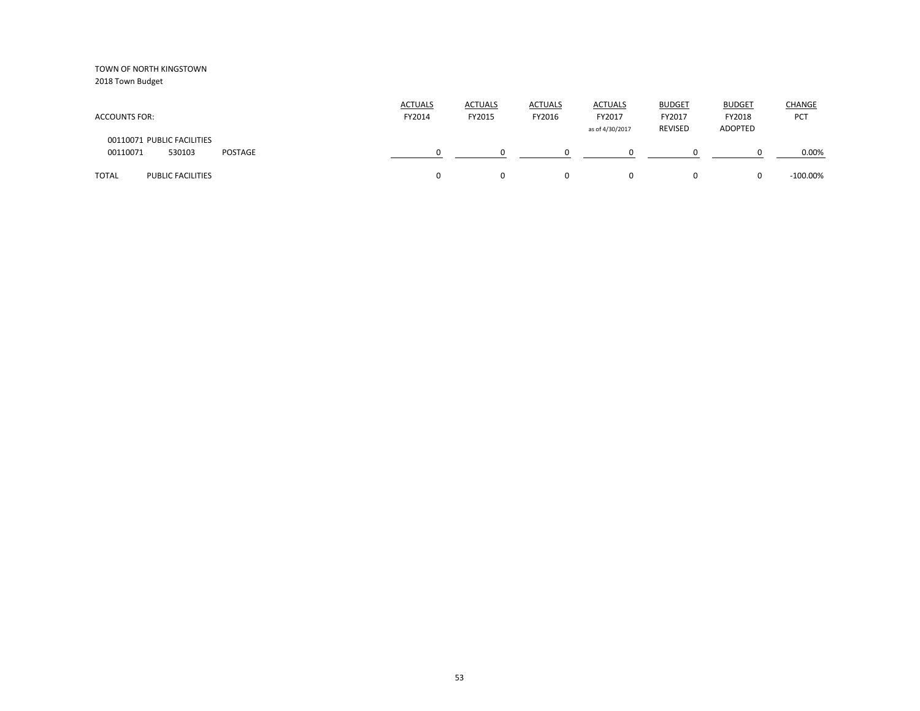TOWN OF NORTH KINGSTOWN

2018 Town Budget

| ACCOUNTS FOR: | | | ACTUALS FY2014 | ACTUALS FY2015 | ACTUALS FY2016 | ACTUALS FY2017 as of 4/30/2017 | BUDGET FY2017 REVISED | BUDGET FY2018 ADOPTED | CHANGE PCT |
|---|---|---|---|---|---|---|---|---|---|
| 00110071 PUBLIC FACILITIES | | | | | | | | | |
| 00110071 | 530103 | POSTAGE | 0 | 0 | 0 | 0 | 0 | 0 | 0.00% |
| TOTAL | PUBLIC FACILITIES | | 0 | 0 | 0 | 0 | 0 | 0 | -100.00% |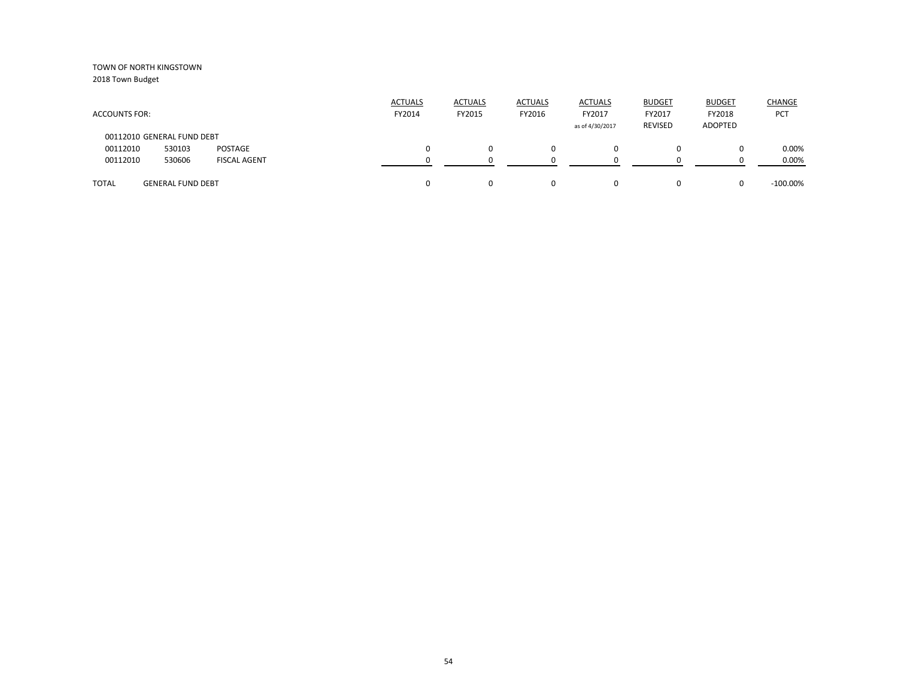TOWN OF NORTH KINGSTOWN
2018 Town Budget

| ACCOUNTS FOR: | | | ACTUALS FY2014 | ACTUALS FY2015 | ACTUALS FY2016 | ACTUALS FY2017 as of 4/30/2017 | BUDGET FY2017 REVISED | BUDGET FY2018 ADOPTED | CHANGE PCT |
|---|---|---|---|---|---|---|---|---|---|
| 00112010 GENERAL FUND DEBT | | | | | | | | | |
| 00112010 | 530103 | POSTAGE | 0 | 0 | 0 | 0 | 0 | 0 | 0.00% |
| 00112010 | 530606 | FISCAL AGENT | 0 | 0 | 0 | 0 | 0 | 0 | 0.00% |
| TOTAL | GENERAL FUND DEBT | | 0 | 0 | 0 | 0 | 0 | 0 | -100.00% |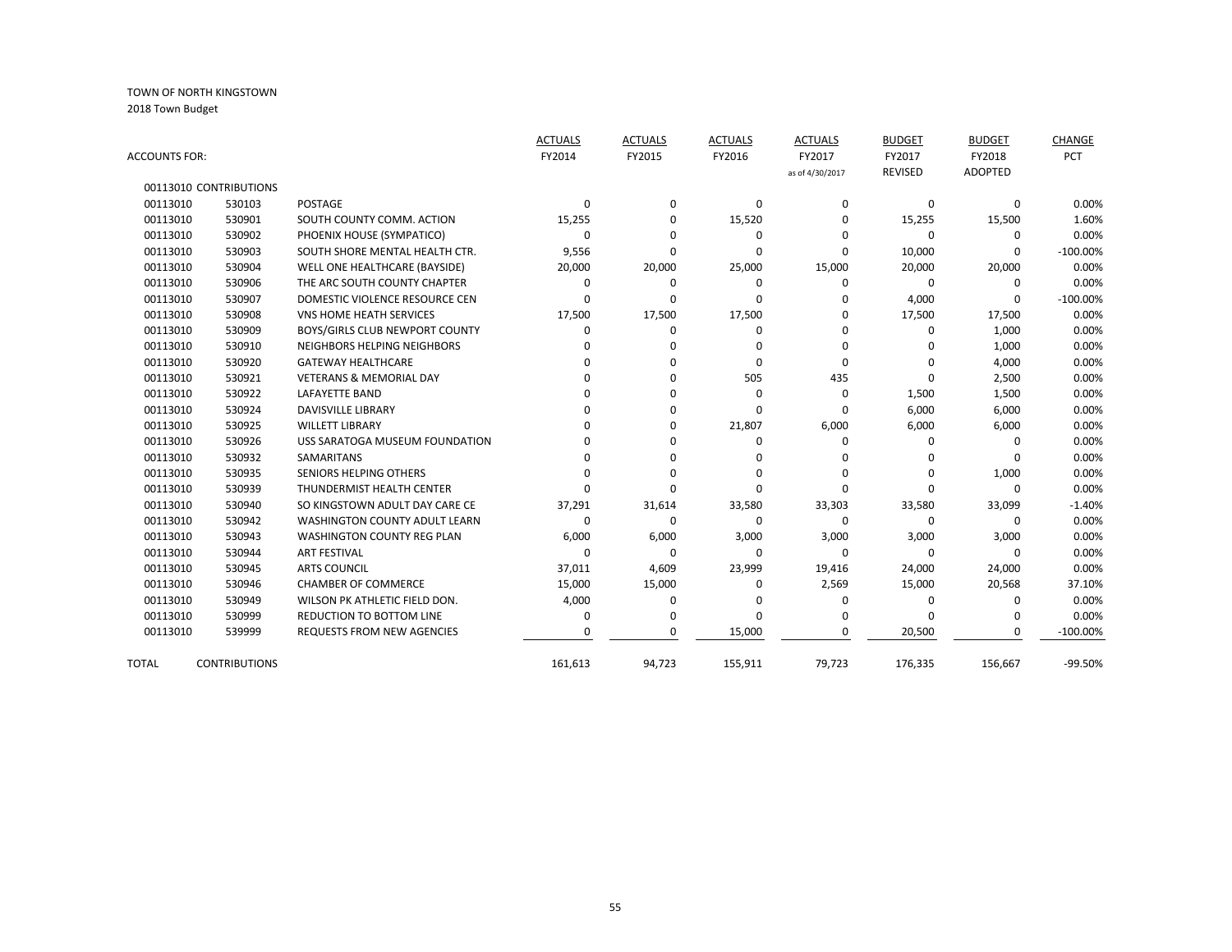TOWN OF NORTH KINGSTOWN
2018 Town Budget

| ACCOUNTS FOR: | | | ACTUALS FY2014 | ACTUALS FY2015 | ACTUALS FY2016 | ACTUALS FY2017 as of 4/30/2017 | BUDGET FY2017 REVISED | BUDGET FY2018 ADOPTED | CHANGE PCT |
|---|---|---|---|---|---|---|---|---|---|
| 00113010 CONTRIBUTIONS | | | | | | | | | |
| 00113010 | 530103 | POSTAGE | 0 | 0 | 0 | 0 | 0 | 0 | 0.00% |
| 00113010 | 530901 | SOUTH COUNTY COMM. ACTION | 15,255 | 0 | 15,520 | 0 | 15,255 | 15,500 | 1.60% |
| 00113010 | 530902 | PHOENIX HOUSE (SYMPATICO) | 0 | 0 | 0 | 0 | 0 | 0 | 0.00% |
| 00113010 | 530903 | SOUTH SHORE MENTAL HEALTH CTR. | 9,556 | 0 | 0 | 0 | 10,000 | 0 | -100.00% |
| 00113010 | 530904 | WELL ONE HEALTHCARE (BAYSIDE) | 20,000 | 20,000 | 25,000 | 15,000 | 20,000 | 20,000 | 0.00% |
| 00113010 | 530906 | THE ARC SOUTH COUNTY CHAPTER | 0 | 0 | 0 | 0 | 0 | 0 | 0.00% |
| 00113010 | 530907 | DOMESTIC VIOLENCE RESOURCE CEN | 0 | 0 | 0 | 0 | 4,000 | 0 | -100.00% |
| 00113010 | 530908 | VNS HOME HEATH SERVICES | 17,500 | 17,500 | 17,500 | 0 | 17,500 | 17,500 | 0.00% |
| 00113010 | 530909 | BOYS/GIRLS CLUB NEWPORT COUNTY | 0 | 0 | 0 | 0 | 0 | 1,000 | 0.00% |
| 00113010 | 530910 | NEIGHBORS HELPING NEIGHBORS | 0 | 0 | 0 | 0 | 0 | 1,000 | 0.00% |
| 00113010 | 530920 | GATEWAY HEALTHCARE | 0 | 0 | 0 | 0 | 0 | 4,000 | 0.00% |
| 00113010 | 530921 | VETERANS & MEMORIAL DAY | 0 | 0 | 505 | 435 | 0 | 2,500 | 0.00% |
| 00113010 | 530922 | LAFAYETTE BAND | 0 | 0 | 0 | 0 | 1,500 | 1,500 | 0.00% |
| 00113010 | 530924 | DAVISVILLE LIBRARY | 0 | 0 | 0 | 0 | 6,000 | 6,000 | 0.00% |
| 00113010 | 530925 | WILLETT LIBRARY | 0 | 0 | 21,807 | 6,000 | 6,000 | 6,000 | 0.00% |
| 00113010 | 530926 | USS SARATOGA MUSEUM FOUNDATION | 0 | 0 | 0 | 0 | 0 | 0 | 0.00% |
| 00113010 | 530932 | SAMARITANS | 0 | 0 | 0 | 0 | 0 | 0 | 0.00% |
| 00113010 | 530935 | SENIORS HELPING OTHERS | 0 | 0 | 0 | 0 | 0 | 1,000 | 0.00% |
| 00113010 | 530939 | THUNDERMIST HEALTH CENTER | 0 | 0 | 0 | 0 | 0 | 0 | 0.00% |
| 00113010 | 530940 | SO KINGSTOWN ADULT DAY CARE CE | 37,291 | 31,614 | 33,580 | 33,303 | 33,580 | 33,099 | -1.40% |
| 00113010 | 530942 | WASHINGTON COUNTY ADULT LEARN | 0 | 0 | 0 | 0 | 0 | 0 | 0.00% |
| 00113010 | 530943 | WASHINGTON COUNTY REG PLAN | 6,000 | 6,000 | 3,000 | 3,000 | 3,000 | 3,000 | 0.00% |
| 00113010 | 530944 | ART FESTIVAL | 0 | 0 | 0 | 0 | 0 | 0 | 0.00% |
| 00113010 | 530945 | ARTS COUNCIL | 37,011 | 4,609 | 23,999 | 19,416 | 24,000 | 24,000 | 0.00% |
| 00113010 | 530946 | CHAMBER OF COMMERCE | 15,000 | 15,000 | 0 | 2,569 | 15,000 | 20,568 | 37.10% |
| 00113010 | 530949 | WILSON PK ATHLETIC FIELD DON. | 4,000 | 0 | 0 | 0 | 0 | 0 | 0.00% |
| 00113010 | 530999 | REDUCTION TO BOTTOM LINE | 0 | 0 | 0 | 0 | 0 | 0 | 0.00% |
| 00113010 | 539999 | REQUESTS FROM NEW AGENCIES | 0 | 0 | 15,000 | 0 | 20,500 | 0 | -100.00% |
| TOTAL | CONTRIBUTIONS | | 161,613 | 94,723 | 155,911 | 79,723 | 176,335 | 156,667 | -99.50% |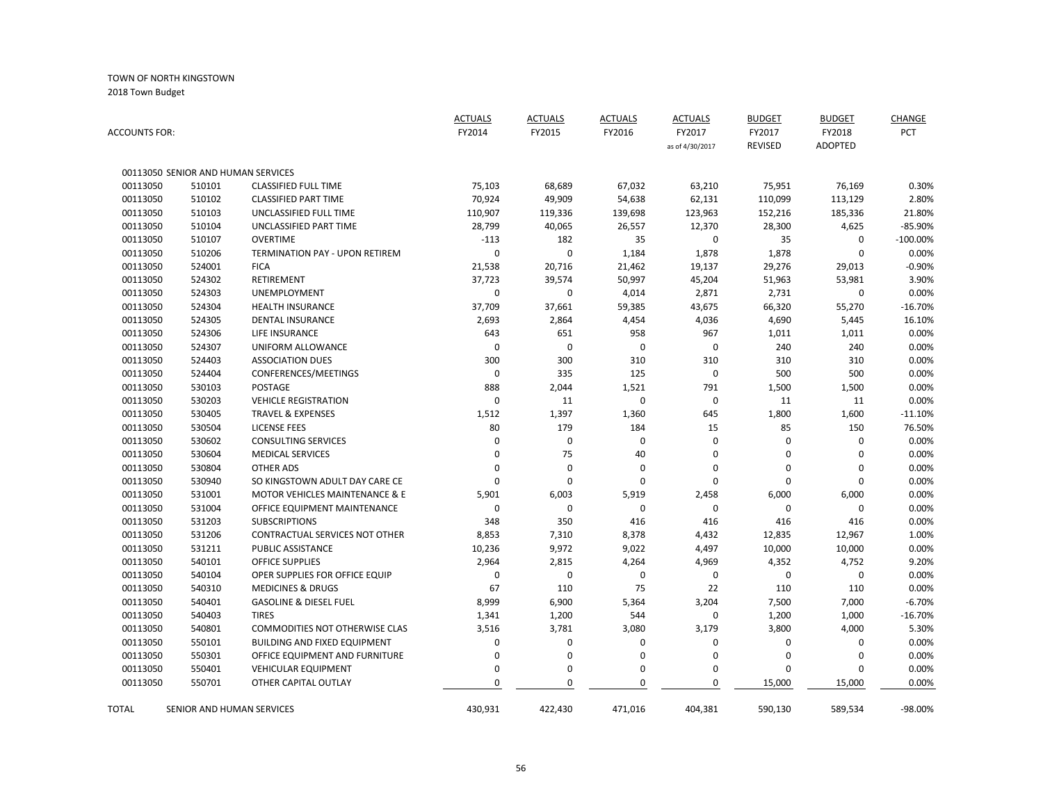TOWN OF NORTH KINGSTOWN

2018 Town Budget

| ACCOUNTS FOR: | | | ACTUALS FY2014 | ACTUALS FY2015 | ACTUALS FY2016 | ACTUALS FY2017 as of 4/30/2017 | BUDGET FY2017 REVISED | BUDGET FY2018 ADOPTED | CHANGE PCT |
|---|---|---|---|---|---|---|---|---|---|
| 00113050 SENIOR AND HUMAN SERVICES | | | | | | | | | |
| 00113050 | 510101 | CLASSIFIED FULL TIME | 75,103 | 68,689 | 67,032 | 63,210 | 75,951 | 76,169 | 0.30% |
| 00113050 | 510102 | CLASSIFIED PART TIME | 70,924 | 49,909 | 54,638 | 62,131 | 110,099 | 113,129 | 2.80% |
| 00113050 | 510103 | UNCLASSIFIED FULL TIME | 110,907 | 119,336 | 139,698 | 123,963 | 152,216 | 185,336 | 21.80% |
| 00113050 | 510104 | UNCLASSIFIED PART TIME | 28,799 | 40,065 | 26,557 | 12,370 | 28,300 | 4,625 | -85.90% |
| 00113050 | 510107 | OVERTIME | -113 | 182 | 35 | 0 | 35 | 0 | -100.00% |
| 00113050 | 510206 | TERMINATION PAY - UPON RETIREM | 0 | 0 | 1,184 | 1,878 | 1,878 | 0 | 0.00% |
| 00113050 | 524001 | FICA | 21,538 | 20,716 | 21,462 | 19,137 | 29,276 | 29,013 | -0.90% |
| 00113050 | 524302 | RETIREMENT | 37,723 | 39,574 | 50,997 | 45,204 | 51,963 | 53,981 | 3.90% |
| 00113050 | 524303 | UNEMPLOYMENT | 0 | 0 | 4,014 | 2,871 | 2,731 | 0 | 0.00% |
| 00113050 | 524304 | HEALTH INSURANCE | 37,709 | 37,661 | 59,385 | 43,675 | 66,320 | 55,270 | -16.70% |
| 00113050 | 524305 | DENTAL INSURANCE | 2,693 | 2,864 | 4,454 | 4,036 | 4,690 | 5,445 | 16.10% |
| 00113050 | 524306 | LIFE INSURANCE | 643 | 651 | 958 | 967 | 1,011 | 1,011 | 0.00% |
| 00113050 | 524307 | UNIFORM ALLOWANCE | 0 | 0 | 0 | 0 | 240 | 240 | 0.00% |
| 00113050 | 524403 | ASSOCIATION DUES | 300 | 300 | 310 | 310 | 310 | 310 | 0.00% |
| 00113050 | 524404 | CONFERENCES/MEETINGS | 0 | 335 | 125 | 0 | 500 | 500 | 0.00% |
| 00113050 | 530103 | POSTAGE | 888 | 2,044 | 1,521 | 791 | 1,500 | 1,500 | 0.00% |
| 00113050 | 530203 | VEHICLE REGISTRATION | 0 | 11 | 0 | 0 | 11 | 11 | 0.00% |
| 00113050 | 530405 | TRAVEL & EXPENSES | 1,512 | 1,397 | 1,360 | 645 | 1,800 | 1,600 | -11.10% |
| 00113050 | 530504 | LICENSE FEES | 80 | 179 | 184 | 15 | 85 | 150 | 76.50% |
| 00113050 | 530602 | CONSULTING SERVICES | 0 | 0 | 0 | 0 | 0 | 0 | 0.00% |
| 00113050 | 530604 | MEDICAL SERVICES | 0 | 75 | 40 | 0 | 0 | 0 | 0.00% |
| 00113050 | 530804 | OTHER ADS | 0 | 0 | 0 | 0 | 0 | 0 | 0.00% |
| 00113050 | 530940 | SO KINGSTOWN ADULT DAY CARE CE | 0 | 0 | 0 | 0 | 0 | 0 | 0.00% |
| 00113050 | 531001 | MOTOR VEHICLES MAINTENANCE & E | 5,901 | 6,003 | 5,919 | 2,458 | 6,000 | 6,000 | 0.00% |
| 00113050 | 531004 | OFFICE EQUIPMENT MAINTENANCE | 0 | 0 | 0 | 0 | 0 | 0 | 0.00% |
| 00113050 | 531203 | SUBSCRIPTIONS | 348 | 350 | 416 | 416 | 416 | 416 | 0.00% |
| 00113050 | 531206 | CONTRACTUAL SERVICES NOT OTHER | 8,853 | 7,310 | 8,378 | 4,432 | 12,835 | 12,967 | 1.00% |
| 00113050 | 531211 | PUBLIC ASSISTANCE | 10,236 | 9,972 | 9,022 | 4,497 | 10,000 | 10,000 | 0.00% |
| 00113050 | 540101 | OFFICE SUPPLIES | 2,964 | 2,815 | 4,264 | 4,969 | 4,352 | 4,752 | 9.20% |
| 00113050 | 540104 | OPER SUPPLIES FOR OFFICE EQUIP | 0 | 0 | 0 | 0 | 0 | 0 | 0.00% |
| 00113050 | 540310 | MEDICINES & DRUGS | 67 | 110 | 75 | 22 | 110 | 110 | 0.00% |
| 00113050 | 540401 | GASOLINE & DIESEL FUEL | 8,999 | 6,900 | 5,364 | 3,204 | 7,500 | 7,000 | -6.70% |
| 00113050 | 540403 | TIRES | 1,341 | 1,200 | 544 | 0 | 1,200 | 1,000 | -16.70% |
| 00113050 | 540801 | COMMODITIES NOT OTHERWISE CLAS | 3,516 | 3,781 | 3,080 | 3,179 | 3,800 | 4,000 | 5.30% |
| 00113050 | 550101 | BUILDING AND FIXED EQUIPMENT | 0 | 0 | 0 | 0 | 0 | 0 | 0.00% |
| 00113050 | 550301 | OFFICE EQUIPMENT AND FURNITURE | 0 | 0 | 0 | 0 | 0 | 0 | 0.00% |
| 00113050 | 550401 | VEHICULAR EQUIPMENT | 0 | 0 | 0 | 0 | 0 | 0 | 0.00% |
| 00113050 | 550701 | OTHER CAPITAL OUTLAY | 0 | 0 | 0 | 0 | 15,000 | 15,000 | 0.00% |
| TOTAL | SENIOR AND HUMAN SERVICES | | 430,931 | 422,430 | 471,016 | 404,381 | 590,130 | 589,534 | -98.00% |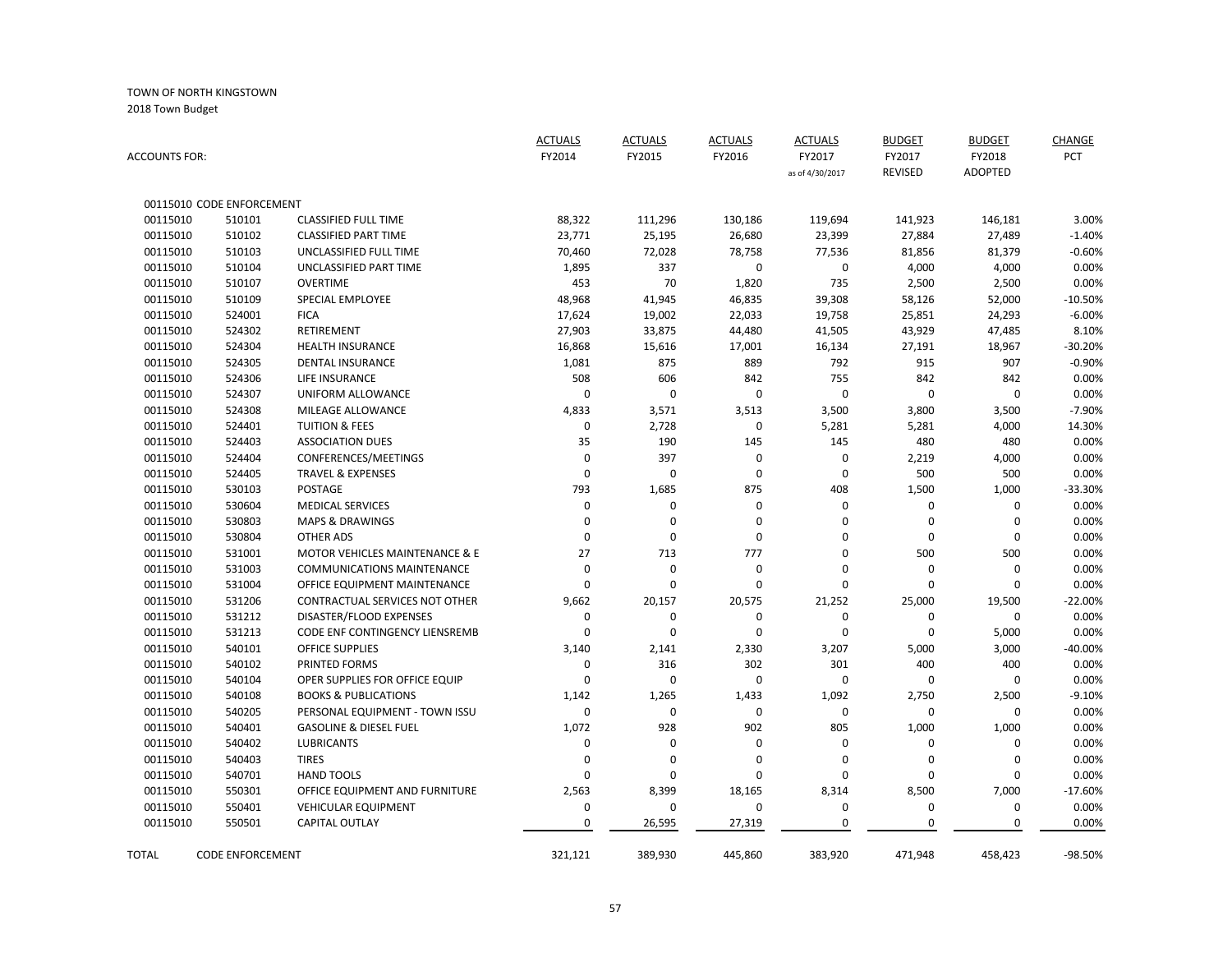TOWN OF NORTH KINGSTOWN

2018 Town Budget

| ACCOUNTS FOR: | | | ACTUALS FY2014 | ACTUALS FY2015 | ACTUALS FY2016 | ACTUALS FY2017 as of 4/30/2017 | BUDGET FY2017 REVISED | BUDGET FY2018 ADOPTED | CHANGE PCT |
|---|---|---|---|---|---|---|---|---|---|
| 00115010 CODE ENFORCEMENT | | | | | | | | | |
| 00115010 | 510101 | CLASSIFIED FULL TIME | 88,322 | 111,296 | 130,186 | 119,694 | 141,923 | 146,181 | 3.00% |
| 00115010 | 510102 | CLASSIFIED PART TIME | 23,771 | 25,195 | 26,680 | 23,399 | 27,884 | 27,489 | -1.40% |
| 00115010 | 510103 | UNCLASSIFIED FULL TIME | 70,460 | 72,028 | 78,758 | 77,536 | 81,856 | 81,379 | -0.60% |
| 00115010 | 510104 | UNCLASSIFIED PART TIME | 1,895 | 337 | 0 | 0 | 4,000 | 4,000 | 0.00% |
| 00115010 | 510107 | OVERTIME | 453 | 70 | 1,820 | 735 | 2,500 | 2,500 | 0.00% |
| 00115010 | 510109 | SPECIAL EMPLOYEE | 48,968 | 41,945 | 46,835 | 39,308 | 58,126 | 52,000 | -10.50% |
| 00115010 | 524001 | FICA | 17,624 | 19,002 | 22,033 | 19,758 | 25,851 | 24,293 | -6.00% |
| 00115010 | 524302 | RETIREMENT | 27,903 | 33,875 | 44,480 | 41,505 | 43,929 | 47,485 | 8.10% |
| 00115010 | 524304 | HEALTH INSURANCE | 16,868 | 15,616 | 17,001 | 16,134 | 27,191 | 18,967 | -30.20% |
| 00115010 | 524305 | DENTAL INSURANCE | 1,081 | 875 | 889 | 792 | 915 | 907 | -0.90% |
| 00115010 | 524306 | LIFE INSURANCE | 508 | 606 | 842 | 755 | 842 | 842 | 0.00% |
| 00115010 | 524307 | UNIFORM ALLOWANCE | 0 | 0 | 0 | 0 | 0 | 0 | 0.00% |
| 00115010 | 524308 | MILEAGE ALLOWANCE | 4,833 | 3,571 | 3,513 | 3,500 | 3,800 | 3,500 | -7.90% |
| 00115010 | 524401 | TUITION & FEES | 0 | 2,728 | 0 | 5,281 | 5,281 | 4,000 | 14.30% |
| 00115010 | 524403 | ASSOCIATION DUES | 35 | 190 | 145 | 145 | 480 | 480 | 0.00% |
| 00115010 | 524404 | CONFERENCES/MEETINGS | 0 | 397 | 0 | 0 | 2,219 | 4,000 | 0.00% |
| 00115010 | 524405 | TRAVEL & EXPENSES | 0 | 0 | 0 | 0 | 500 | 500 | 0.00% |
| 00115010 | 530103 | POSTAGE | 793 | 1,685 | 875 | 408 | 1,500 | 1,000 | -33.30% |
| 00115010 | 530604 | MEDICAL SERVICES | 0 | 0 | 0 | 0 | 0 | 0 | 0.00% |
| 00115010 | 530803 | MAPS & DRAWINGS | 0 | 0 | 0 | 0 | 0 | 0 | 0.00% |
| 00115010 | 530804 | OTHER ADS | 0 | 0 | 0 | 0 | 0 | 0 | 0.00% |
| 00115010 | 531001 | MOTOR VEHICLES MAINTENANCE & E | 27 | 713 | 777 | 0 | 500 | 500 | 0.00% |
| 00115010 | 531003 | COMMUNICATIONS MAINTENANCE | 0 | 0 | 0 | 0 | 0 | 0 | 0.00% |
| 00115010 | 531004 | OFFICE EQUIPMENT MAINTENANCE | 0 | 0 | 0 | 0 | 0 | 0 | 0.00% |
| 00115010 | 531206 | CONTRACTUAL SERVICES NOT OTHER | 9,662 | 20,157 | 20,575 | 21,252 | 25,000 | 19,500 | -22.00% |
| 00115010 | 531212 | DISASTER/FLOOD EXPENSES | 0 | 0 | 0 | 0 | 0 | 0 | 0.00% |
| 00115010 | 531213 | CODE ENF CONTINGENCY LIENSREMB | 0 | 0 | 0 | 0 | 0 | 5,000 | 0.00% |
| 00115010 | 540101 | OFFICE SUPPLIES | 3,140 | 2,141 | 2,330 | 3,207 | 5,000 | 3,000 | -40.00% |
| 00115010 | 540102 | PRINTED FORMS | 0 | 316 | 302 | 301 | 400 | 400 | 0.00% |
| 00115010 | 540104 | OPER SUPPLIES FOR OFFICE EQUIP | 0 | 0 | 0 | 0 | 0 | 0 | 0.00% |
| 00115010 | 540108 | BOOKS & PUBLICATIONS | 1,142 | 1,265 | 1,433 | 1,092 | 2,750 | 2,500 | -9.10% |
| 00115010 | 540205 | PERSONAL EQUIPMENT - TOWN ISSU | 0 | 0 | 0 | 0 | 0 | 0 | 0.00% |
| 00115010 | 540401 | GASOLINE & DIESEL FUEL | 1,072 | 928 | 902 | 805 | 1,000 | 1,000 | 0.00% |
| 00115010 | 540402 | LUBRICANTS | 0 | 0 | 0 | 0 | 0 | 0 | 0.00% |
| 00115010 | 540403 | TIRES | 0 | 0 | 0 | 0 | 0 | 0 | 0.00% |
| 00115010 | 540701 | HAND TOOLS | 0 | 0 | 0 | 0 | 0 | 0 | 0.00% |
| 00115010 | 550301 | OFFICE EQUIPMENT AND FURNITURE | 2,563 | 8,399 | 18,165 | 8,314 | 8,500 | 7,000 | -17.60% |
| 00115010 | 550401 | VEHICULAR EQUIPMENT | 0 | 0 | 0 | 0 | 0 | 0 | 0.00% |
| 00115010 | 550501 | CAPITAL OUTLAY | 0 | 26,595 | 27,319 | 0 | 0 | 0 | 0.00% |
| TOTAL | CODE ENFORCEMENT | | 321,121 | 389,930 | 445,860 | 383,920 | 471,948 | 458,423 | -98.50% |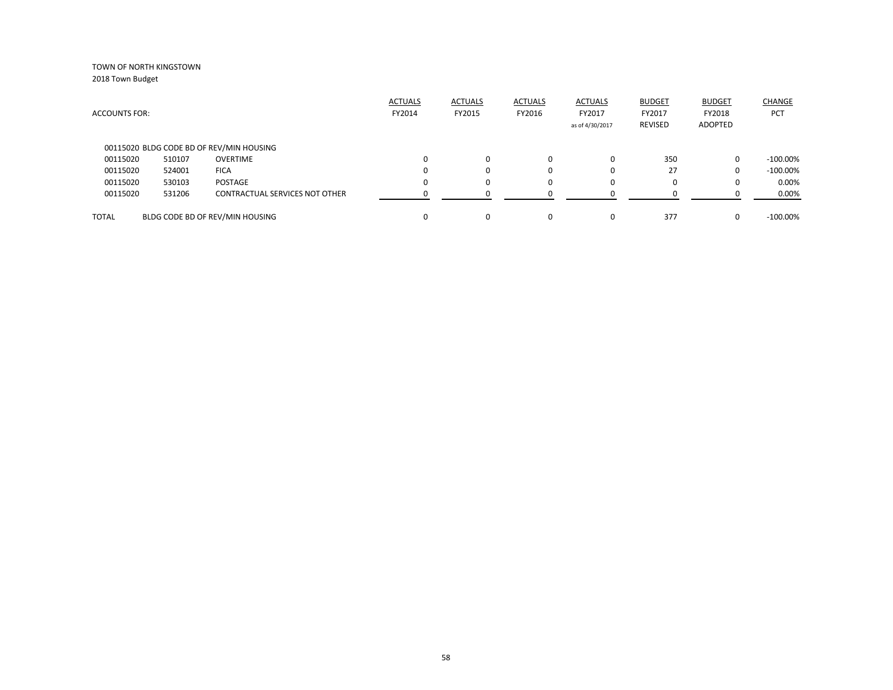TOWN OF NORTH KINGSTOWN
2018 Town Budget

| ACCOUNTS FOR: | | | ACTUALS FY2014 | ACTUALS FY2015 | ACTUALS FY2016 | ACTUALS FY2017 as of 4/30/2017 | BUDGET FY2017 REVISED | BUDGET FY2018 ADOPTED | CHANGE PCT |
|---|---|---|---|---|---|---|---|---|---|
| 00115020 BLDG CODE BD OF REV/MIN HOUSING | | | | | | | | | |
| 00115020 | 510107 | OVERTIME | 0 | 0 | 0 | 0 | 350 | 0 | -100.00% |
| 00115020 | 524001 | FICA | 0 | 0 | 0 | 0 | 27 | 0 | -100.00% |
| 00115020 | 530103 | POSTAGE | 0 | 0 | 0 | 0 | 0 | 0 | 0.00% |
| 00115020 | 531206 | CONTRACTUAL SERVICES NOT OTHER | 0 | 0 | 0 | 0 | 0 | 0 | 0.00% |
| TOTAL | BLDG CODE BD OF REV/MIN HOUSING | | 0 | 0 | 0 | 0 | 377 | 0 | -100.00% |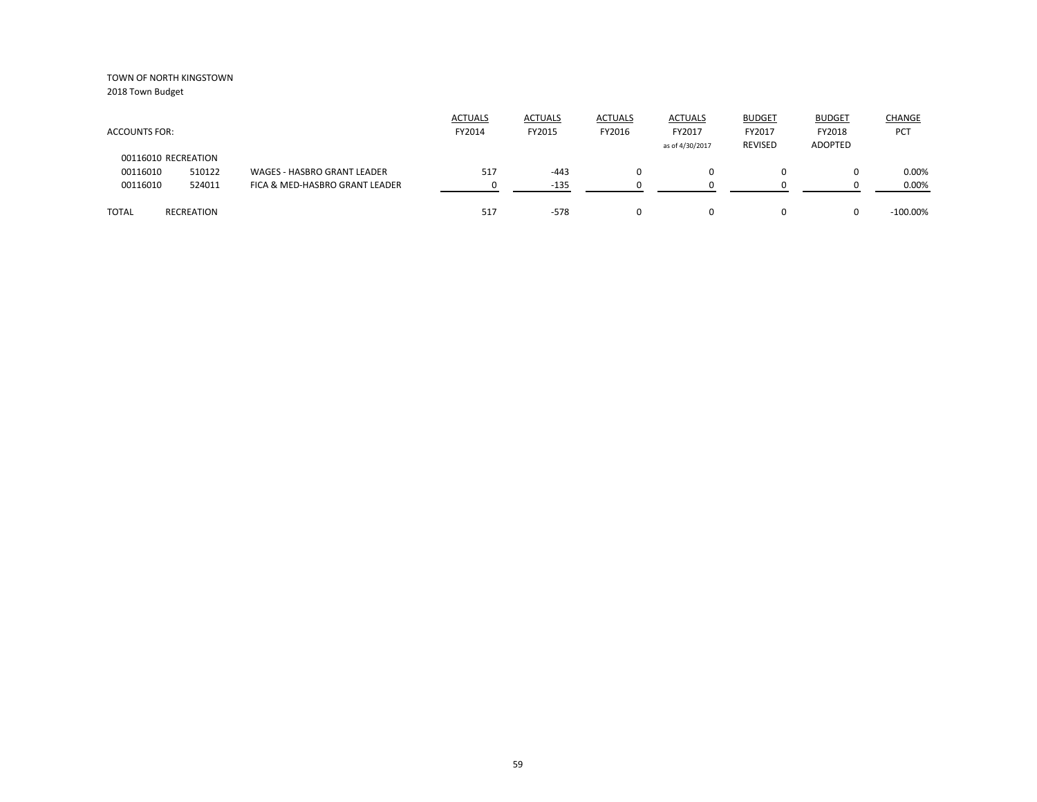TOWN OF NORTH KINGSTOWN

2018 Town Budget

| ACCOUNTS FOR: | | | ACTUALS FY2014 | ACTUALS FY2015 | ACTUALS FY2016 | ACTUALS FY2017 as of 4/30/2017 | BUDGET FY2017 REVISED | BUDGET FY2018 ADOPTED | CHANGE PCT |
|---|---|---|---|---|---|---|---|---|---|
| 00116010 RECREATION | | | | | | | | | |
| 00116010 | 510122 | WAGES - HASBRO GRANT LEADER | 517 | -443 | 0 | 0 | 0 | 0 | 0.00% |
| 00116010 | 524011 | FICA & MED-HASBRO GRANT LEADER | 0 | -135 | 0 | 0 | 0 | 0 | 0.00% |
| TOTAL | RECREATION | | 517 | -578 | 0 | 0 | 0 | 0 | -100.00% |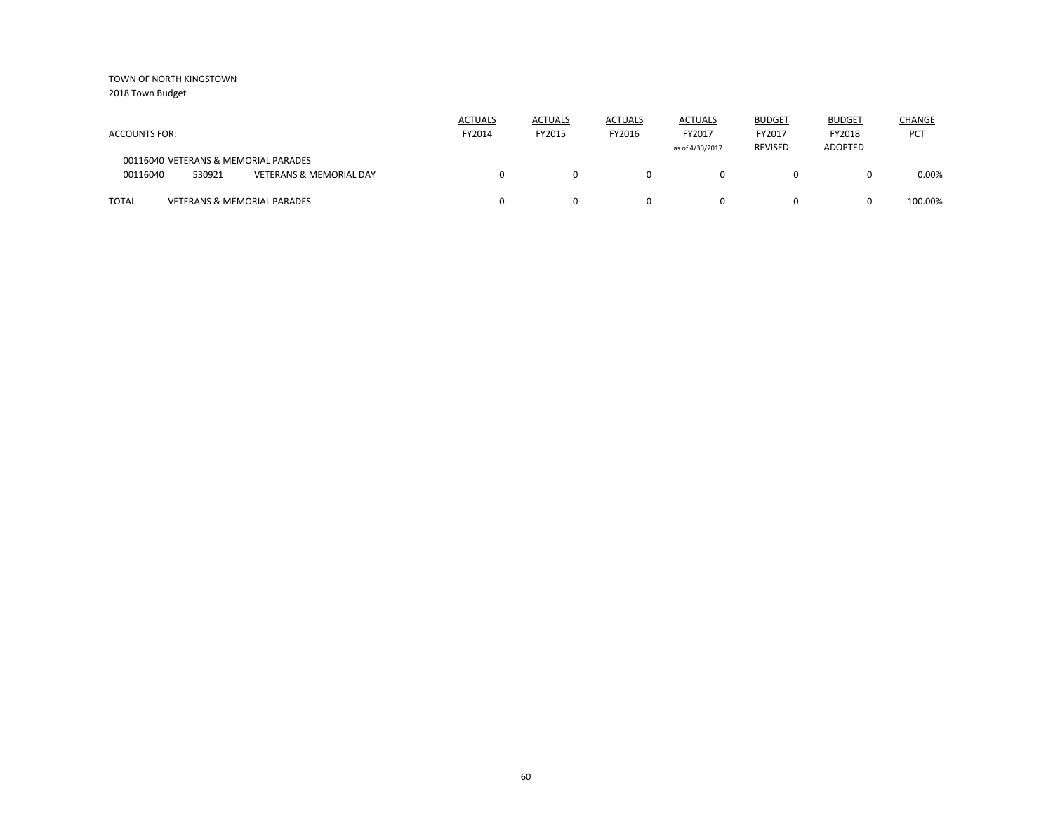TOWN OF NORTH KINGSTOWN
2018 Town Budget

| ACCOUNTS FOR: | | | ACTUALS FY2014 | ACTUALS FY2015 | ACTUALS FY2016 | ACTUALS FY2017 as of 4/30/2017 | BUDGET FY2017 REVISED | BUDGET FY2018 ADOPTED | CHANGE PCT |
|---|---|---|---|---|---|---|---|---|---|
| 00116040 VETERANS & MEMORIAL PARADES | | | | | | | | | |
| 00116040 | 530921 | VETERANS & MEMORIAL DAY | 0 | 0 | 0 | 0 | 0 | 0 | 0.00% |
| TOTAL | VETERANS & MEMORIAL PARADES | | 0 | 0 | 0 | 0 | 0 | 0 | -100.00% |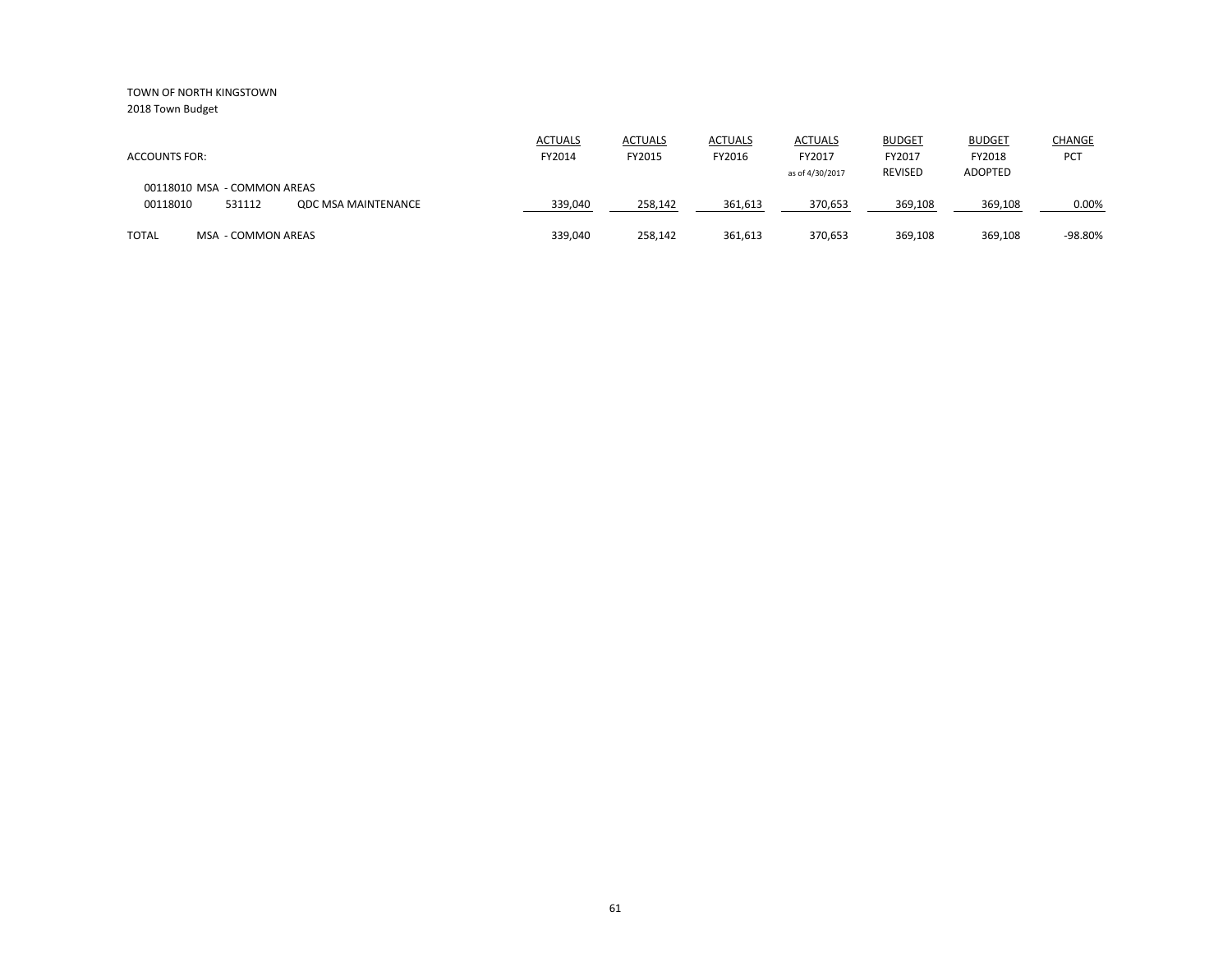TOWN OF NORTH KINGSTOWN
2018 Town Budget

| ACCOUNTS FOR: | | | ACTUALS FY2014 | ACTUALS FY2015 | ACTUALS FY2016 | ACTUALS FY2017 as of 4/30/2017 | BUDGET FY2017 REVISED | BUDGET FY2018 ADOPTED | CHANGE PCT |
|---|---|---|---|---|---|---|---|---|---|
| 00118010 MSA - COMMON AREAS | | | | | | | | | |
| 00118010 | 531112 | QDC MSA MAINTENANCE | 339,040 | 258,142 | 361,613 | 370,653 | 369,108 | 369,108 | 0.00% |
| TOTAL | MSA - COMMON AREAS | | 339,040 | 258,142 | 361,613 | 370,653 | 369,108 | 369,108 | -98.80% |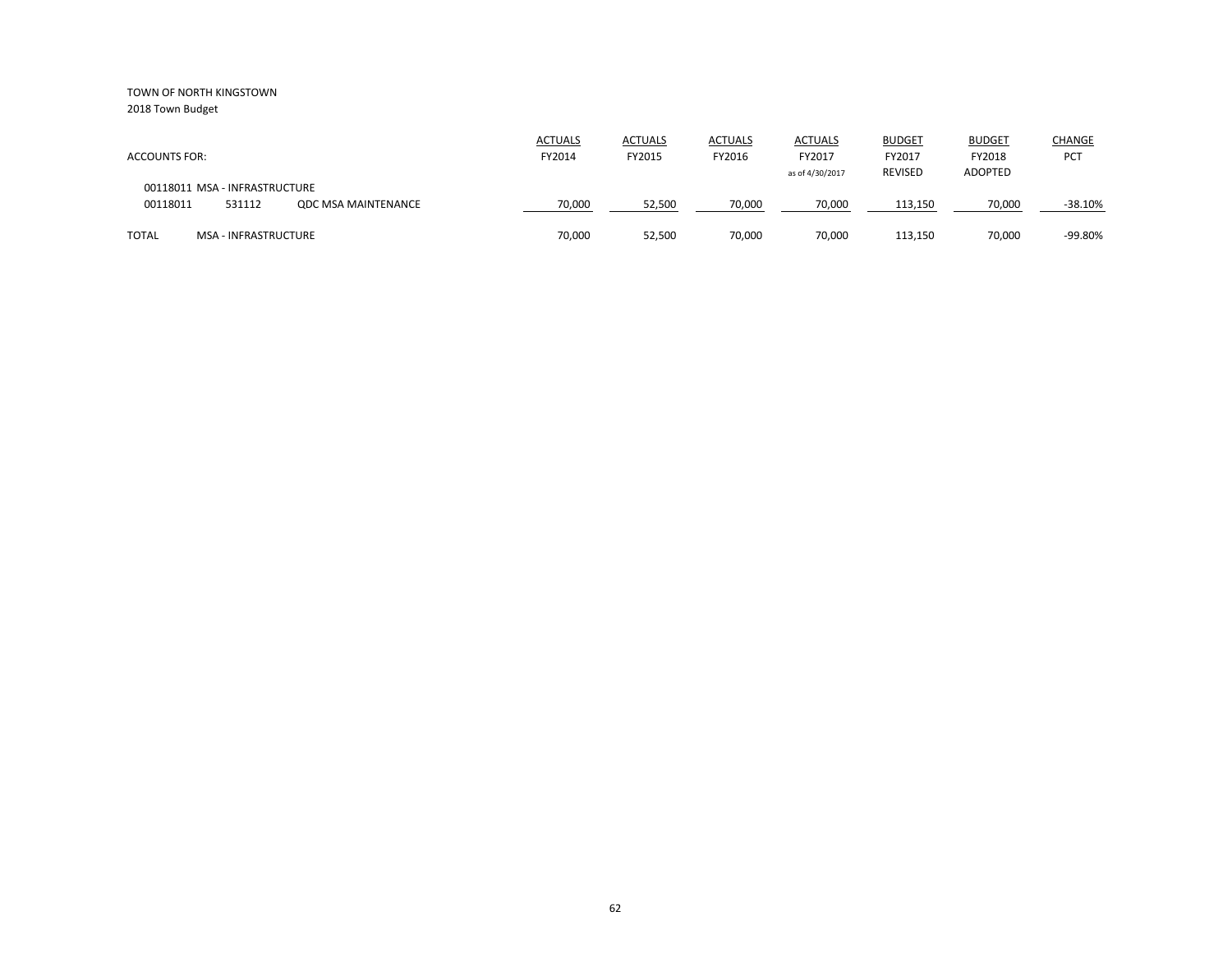TOWN OF NORTH KINGSTOWN
2018 Town Budget

| ACCOUNTS FOR: | | | ACTUALS FY2014 | ACTUALS FY2015 | ACTUALS FY2016 | ACTUALS FY2017 as of 4/30/2017 | BUDGET FY2017 REVISED | BUDGET FY2018 ADOPTED | CHANGE PCT |
|---|---|---|---|---|---|---|---|---|---|
| 00118011 MSA - INFRASTRUCTURE | | | | | | | | | |
| 00118011 | 531112 | QDC MSA MAINTENANCE | 70,000 | 52,500 | 70,000 | 70,000 | 113,150 | 70,000 | -38.10% |
| TOTAL | MSA - INFRASTRUCTURE | | 70,000 | 52,500 | 70,000 | 70,000 | 113,150 | 70,000 | -99.80% |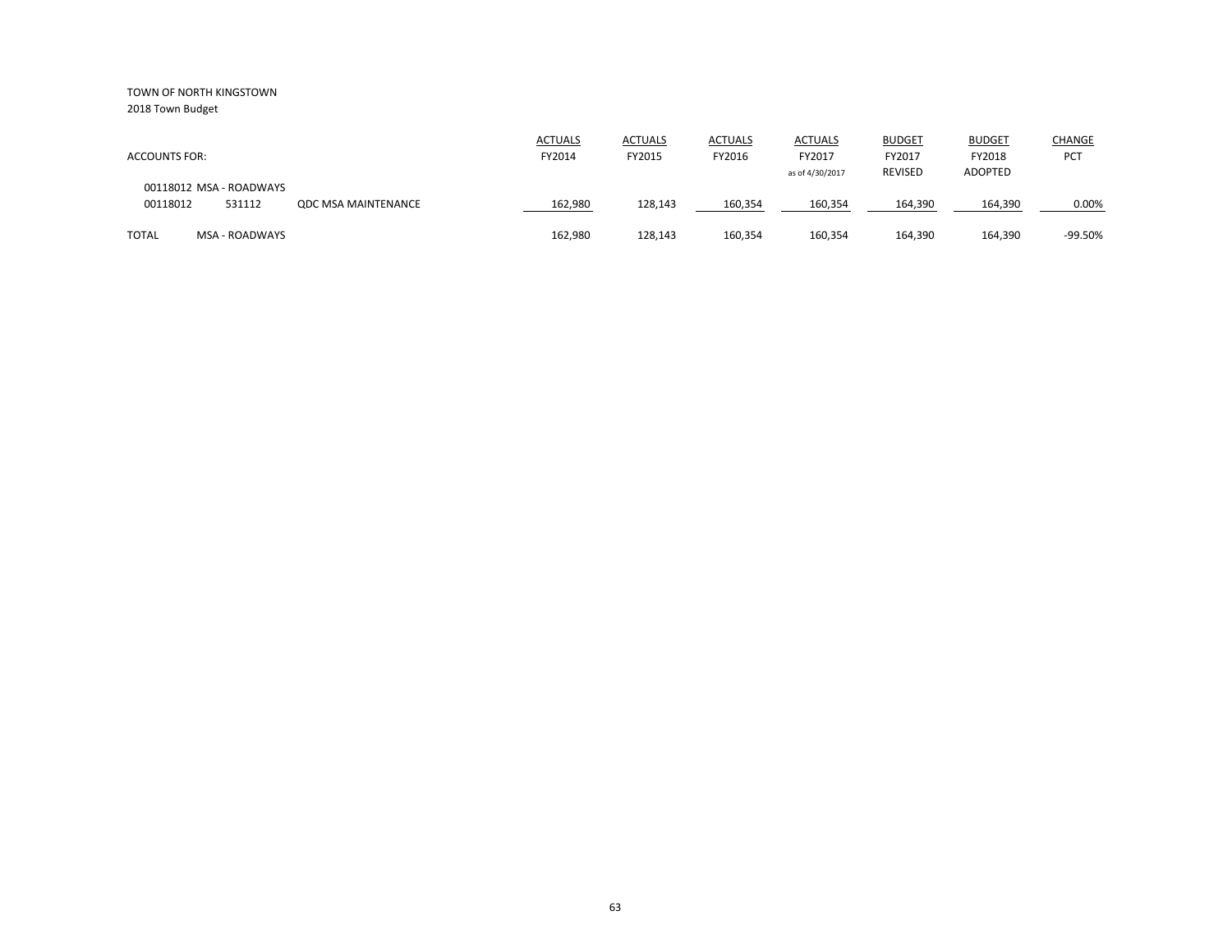TOWN OF NORTH KINGSTOWN

2018 Town Budget

| ACCOUNTS FOR: | | | ACTUALS FY2014 | ACTUALS FY2015 | ACTUALS FY2016 | ACTUALS FY2017 as of 4/30/2017 | BUDGET FY2017 REVISED | BUDGET FY2018 ADOPTED | CHANGE PCT |
|---|---|---|---|---|---|---|---|---|---|
| 00118012 MSA - ROADWAYS | | | | | | | | | |
| 00118012 | 531112 | QDC MSA MAINTENANCE | 162,980 | 128,143 | 160,354 | 160,354 | 164,390 | 164,390 | 0.00% |
| TOTAL | MSA - ROADWAYS | | 162,980 | 128,143 | 160,354 | 160,354 | 164,390 | 164,390 | -99.50% |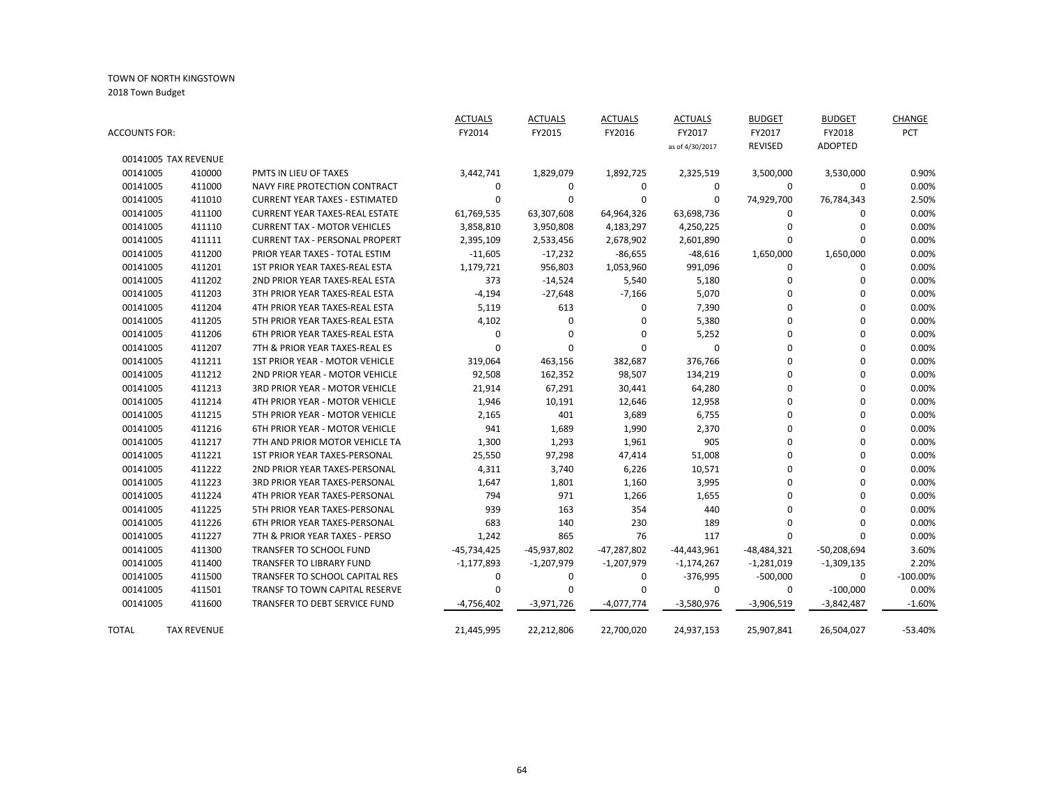TOWN OF NORTH KINGSTOWN

2018 Town Budget

| ACCOUNTS FOR: | | | ACTUALS FY2014 | ACTUALS FY2015 | ACTUALS FY2016 | ACTUALS FY2017 as of 4/30/2017 | BUDGET FY2017 REVISED | BUDGET FY2018 ADOPTED | CHANGE PCT |
|---|---|---|---|---|---|---|---|---|---|
| 00141005 TAX REVENUE | | | | | | | | | |
| 00141005 | 410000 | PMTS IN LIEU OF TAXES | 3,442,741 | 1,829,079 | 1,892,725 | 2,325,519 | 3,500,000 | 3,530,000 | 0.90% |
| 00141005 | 411000 | NAVY FIRE PROTECTION CONTRACT | 0 | 0 | 0 | 0 | 0 | 0 | 0.00% |
| 00141005 | 411010 | CURRENT YEAR TAXES - ESTIMATED | 0 | 0 | 0 | 0 | 74,929,700 | 76,784,343 | 2.50% |
| 00141005 | 411100 | CURRENT YEAR TAXES-REAL ESTATE | 61,769,535 | 63,307,608 | 64,964,326 | 63,698,736 | 0 | 0 | 0.00% |
| 00141005 | 411110 | CURRENT TAX - MOTOR VEHICLES | 3,858,810 | 3,950,808 | 4,183,297 | 4,250,225 | 0 | 0 | 0.00% |
| 00141005 | 411111 | CURRENT TAX - PERSONAL PROPERT | 2,395,109 | 2,533,456 | 2,678,902 | 2,601,890 | 0 | 0 | 0.00% |
| 00141005 | 411200 | PRIOR YEAR TAXES - TOTAL ESTIM | -11,605 | -17,232 | -86,655 | -48,616 | 1,650,000 | 1,650,000 | 0.00% |
| 00141005 | 411201 | 1ST PRIOR YEAR TAXES-REAL ESTA | 1,179,721 | 956,803 | 1,053,960 | 991,096 | 0 | 0 | 0.00% |
| 00141005 | 411202 | 2ND PRIOR YEAR TAXES-REAL ESTA | 373 | -14,524 | 5,540 | 5,180 | 0 | 0 | 0.00% |
| 00141005 | 411203 | 3TH PRIOR YEAR TAXES-REAL ESTA | -4,194 | -27,648 | -7,166 | 5,070 | 0 | 0 | 0.00% |
| 00141005 | 411204 | 4TH PRIOR YEAR TAXES-REAL ESTA | 5,119 | 613 | 0 | 7,390 | 0 | 0 | 0.00% |
| 00141005 | 411205 | 5TH PRIOR YEAR TAXES-REAL ESTA | 4,102 | 0 | 0 | 5,380 | 0 | 0 | 0.00% |
| 00141005 | 411206 | 6TH PRIOR YEAR TAXES-REAL ESTA | 0 | 0 | 0 | 5,252 | 0 | 0 | 0.00% |
| 00141005 | 411207 | 7TH & PRIOR YEAR TAXES-REAL ES | 0 | 0 | 0 | 0 | 0 | 0 | 0.00% |
| 00141005 | 411211 | 1ST PRIOR YEAR - MOTOR VEHICLE | 319,064 | 463,156 | 382,687 | 376,766 | 0 | 0 | 0.00% |
| 00141005 | 411212 | 2ND PRIOR YEAR - MOTOR VEHICLE | 92,508 | 162,352 | 98,507 | 134,219 | 0 | 0 | 0.00% |
| 00141005 | 411213 | 3RD PRIOR YEAR - MOTOR VEHICLE | 21,914 | 67,291 | 30,441 | 64,280 | 0 | 0 | 0.00% |
| 00141005 | 411214 | 4TH PRIOR YEAR - MOTOR VEHICLE | 1,946 | 10,191 | 12,646 | 12,958 | 0 | 0 | 0.00% |
| 00141005 | 411215 | 5TH PRIOR YEAR - MOTOR VEHICLE | 2,165 | 401 | 3,689 | 6,755 | 0 | 0 | 0.00% |
| 00141005 | 411216 | 6TH PRIOR YEAR - MOTOR VEHICLE | 941 | 1,689 | 1,990 | 2,370 | 0 | 0 | 0.00% |
| 00141005 | 411217 | 7TH AND PRIOR MOTOR VEHICLE TA | 1,300 | 1,293 | 1,961 | 905 | 0 | 0 | 0.00% |
| 00141005 | 411221 | 1ST PRIOR YEAR TAXES-PERSONAL | 25,550 | 97,298 | 47,414 | 51,008 | 0 | 0 | 0.00% |
| 00141005 | 411222 | 2ND PRIOR YEAR TAXES-PERSONAL | 4,311 | 3,740 | 6,226 | 10,571 | 0 | 0 | 0.00% |
| 00141005 | 411223 | 3RD PRIOR YEAR TAXES-PERSONAL | 1,647 | 1,801 | 1,160 | 3,995 | 0 | 0 | 0.00% |
| 00141005 | 411224 | 4TH PRIOR YEAR TAXES-PERSONAL | 794 | 971 | 1,266 | 1,655 | 0 | 0 | 0.00% |
| 00141005 | 411225 | 5TH PRIOR YEAR TAXES-PERSONAL | 939 | 163 | 354 | 440 | 0 | 0 | 0.00% |
| 00141005 | 411226 | 6TH PRIOR YEAR TAXES-PERSONAL | 683 | 140 | 230 | 189 | 0 | 0 | 0.00% |
| 00141005 | 411227 | 7TH & PRIOR YEAR TAXES - PERSO | 1,242 | 865 | 76 | 117 | 0 | 0 | 0.00% |
| 00141005 | 411300 | TRANSFER TO SCHOOL FUND | -45,734,425 | -45,937,802 | -47,287,802 | -44,443,961 | -48,484,321 | -50,208,694 | 3.60% |
| 00141005 | 411400 | TRANSFER TO LIBRARY FUND | -1,177,893 | -1,207,979 | -1,207,979 | -1,174,267 | -1,281,019 | -1,309,135 | 2.20% |
| 00141005 | 411500 | TRANSFER TO SCHOOL CAPITAL RES | 0 | 0 | 0 | -376,995 | -500,000 | 0 | -100.00% |
| 00141005 | 411501 | TRANSF TO TOWN CAPITAL RESERVE | 0 | 0 | 0 | 0 | 0 | -100,000 | 0.00% |
| 00141005 | 411600 | TRANSFER TO DEBT SERVICE FUND | -4,756,402 | -3,971,726 | -4,077,774 | -3,580,976 | -3,906,519 | -3,842,487 | -1.60% |
| TOTAL | TAX REVENUE | | 21,445,995 | 22,212,806 | 22,700,020 | 24,937,153 | 25,907,841 | 26,504,027 | -53.40% |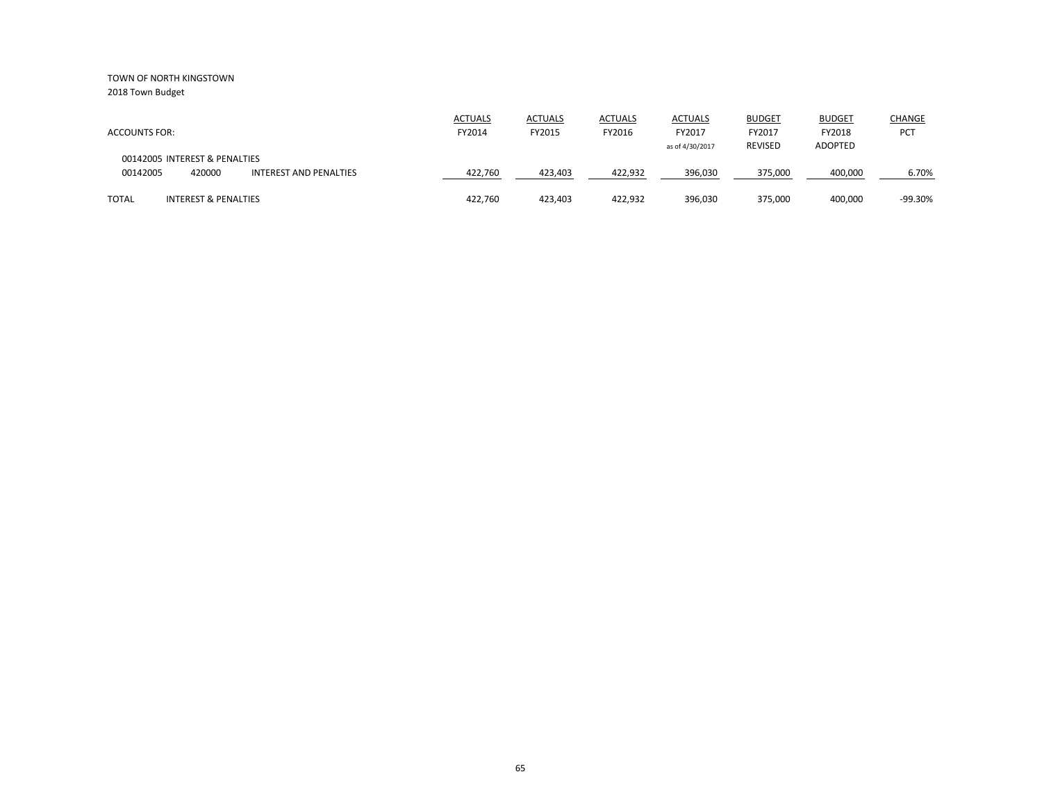TOWN OF NORTH KINGSTOWN
2018 Town Budget

| ACCOUNTS FOR: | | | ACTUALS FY2014 | ACTUALS FY2015 | ACTUALS FY2016 | ACTUALS FY2017 as of 4/30/2017 | BUDGET FY2017 REVISED | BUDGET FY2018 ADOPTED | CHANGE PCT |
|---|---|---|---|---|---|---|---|---|---|
| 00142005 INTEREST & PENALTIES | | | | | | | | | |
| 00142005 | 420000 | INTEREST AND PENALTIES | 422,760 | 423,403 | 422,932 | 396,030 | 375,000 | 400,000 | 6.70% |
| TOTAL | INTEREST & PENALTIES | | 422,760 | 423,403 | 422,932 | 396,030 | 375,000 | 400,000 | -99.30% |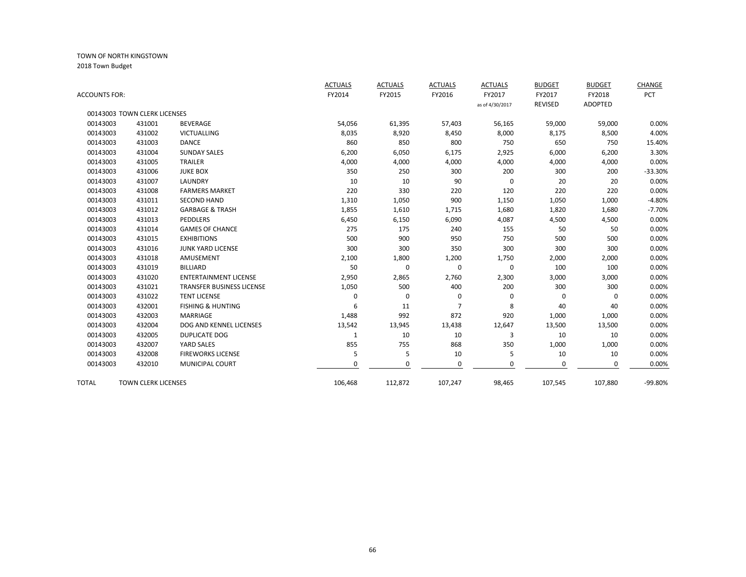TOWN OF NORTH KINGSTOWN

2018 Town Budget

| ACCOUNTS FOR: | | | ACTUALS FY2014 | ACTUALS FY2015 | ACTUALS FY2016 | ACTUALS FY2017 as of 4/30/2017 | BUDGET FY2017 REVISED | BUDGET FY2018 ADOPTED | CHANGE PCT |
|---|---|---|---|---|---|---|---|---|---|
| 00143003 TOWN CLERK LICENSES | | | | | | | | | |
| 00143003 | 431001 | BEVERAGE | 54,056 | 61,395 | 57,403 | 56,165 | 59,000 | 59,000 | 0.00% |
| 00143003 | 431002 | VICTUALLING | 8,035 | 8,920 | 8,450 | 8,000 | 8,175 | 8,500 | 4.00% |
| 00143003 | 431003 | DANCE | 860 | 850 | 800 | 750 | 650 | 750 | 15.40% |
| 00143003 | 431004 | SUNDAY SALES | 6,200 | 6,050 | 6,175 | 2,925 | 6,000 | 6,200 | 3.30% |
| 00143003 | 431005 | TRAILER | 4,000 | 4,000 | 4,000 | 4,000 | 4,000 | 4,000 | 0.00% |
| 00143003 | 431006 | JUKE BOX | 350 | 250 | 300 | 200 | 300 | 200 | -33.30% |
| 00143003 | 431007 | LAUNDRY | 10 | 10 | 90 | 0 | 20 | 20 | 0.00% |
| 00143003 | 431008 | FARMERS MARKET | 220 | 330 | 220 | 120 | 220 | 220 | 0.00% |
| 00143003 | 431011 | SECOND HAND | 1,310 | 1,050 | 900 | 1,150 | 1,050 | 1,000 | -4.80% |
| 00143003 | 431012 | GARBAGE & TRASH | 1,855 | 1,610 | 1,715 | 1,680 | 1,820 | 1,680 | -7.70% |
| 00143003 | 431013 | PEDDLERS | 6,450 | 6,150 | 6,090 | 4,087 | 4,500 | 4,500 | 0.00% |
| 00143003 | 431014 | GAMES OF CHANCE | 275 | 175 | 240 | 155 | 50 | 50 | 0.00% |
| 00143003 | 431015 | EXHIBITIONS | 500 | 900 | 950 | 750 | 500 | 500 | 0.00% |
| 00143003 | 431016 | JUNK YARD LICENSE | 300 | 300 | 350 | 300 | 300 | 300 | 0.00% |
| 00143003 | 431018 | AMUSEMENT | 2,100 | 1,800 | 1,200 | 1,750 | 2,000 | 2,000 | 0.00% |
| 00143003 | 431019 | BILLIARD | 50 | 0 | 0 | 0 | 100 | 100 | 0.00% |
| 00143003 | 431020 | ENTERTAINMENT LICENSE | 2,950 | 2,865 | 2,760 | 2,300 | 3,000 | 3,000 | 0.00% |
| 00143003 | 431021 | TRANSFER BUSINESS LICENSE | 1,050 | 500 | 400 | 200 | 300 | 300 | 0.00% |
| 00143003 | 431022 | TENT LICENSE | 0 | 0 | 0 | 0 | 0 | 0 | 0.00% |
| 00143003 | 432001 | FISHING & HUNTING | 6 | 11 | 7 | 8 | 40 | 40 | 0.00% |
| 00143003 | 432003 | MARRIAGE | 1,488 | 992 | 872 | 920 | 1,000 | 1,000 | 0.00% |
| 00143003 | 432004 | DOG AND KENNEL LICENSES | 13,542 | 13,945 | 13,438 | 12,647 | 13,500 | 13,500 | 0.00% |
| 00143003 | 432005 | DUPLICATE DOG | 1 | 10 | 10 | 3 | 10 | 10 | 0.00% |
| 00143003 | 432007 | YARD SALES | 855 | 755 | 868 | 350 | 1,000 | 1,000 | 0.00% |
| 00143003 | 432008 | FIREWORKS LICENSE | 5 | 5 | 10 | 5 | 10 | 10 | 0.00% |
| 00143003 | 432010 | MUNICIPAL COURT | 0 | 0 | 0 | 0 | 0 | 0 | 0.00% |
| TOTAL | TOWN CLERK LICENSES | | 106,468 | 112,872 | 107,247 | 98,465 | 107,545 | 107,880 | -99.80% |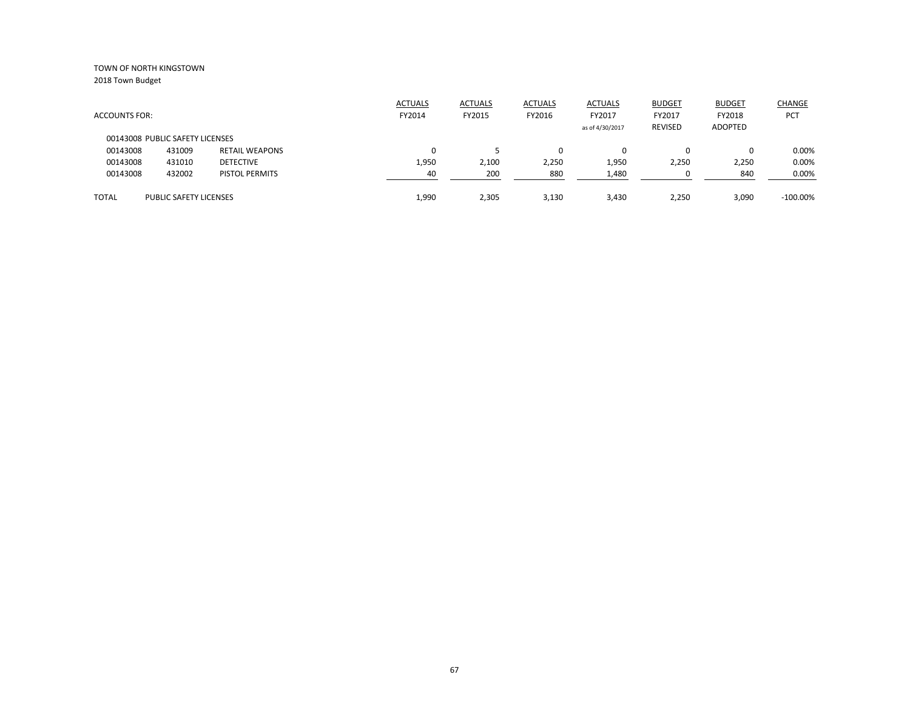TOWN OF NORTH KINGSTOWN
2018 Town Budget

| ACCOUNTS FOR: | | | ACTUALS FY2014 | ACTUALS FY2015 | ACTUALS FY2016 | ACTUALS FY2017 as of 4/30/2017 | BUDGET FY2017 REVISED | BUDGET FY2018 ADOPTED | CHANGE PCT |
|---|---|---|---|---|---|---|---|---|---|
| 00143008 PUBLIC SAFETY LICENSES | | | | | | | | | |
| 00143008 | 431009 | RETAIL WEAPONS | 0 | 5 | 0 | 0 | 0 | 0 | 0.00% |
| 00143008 | 431010 | DETECTIVE | 1,950 | 2,100 | 2,250 | 1,950 | 2,250 | 2,250 | 0.00% |
| 00143008 | 432002 | PISTOL PERMITS | 40 | 200 | 880 | 1,480 | 0 | 840 | 0.00% |
| TOTAL | PUBLIC SAFETY LICENSES | | 1,990 | 2,305 | 3,130 | 3,430 | 2,250 | 3,090 | -100.00% |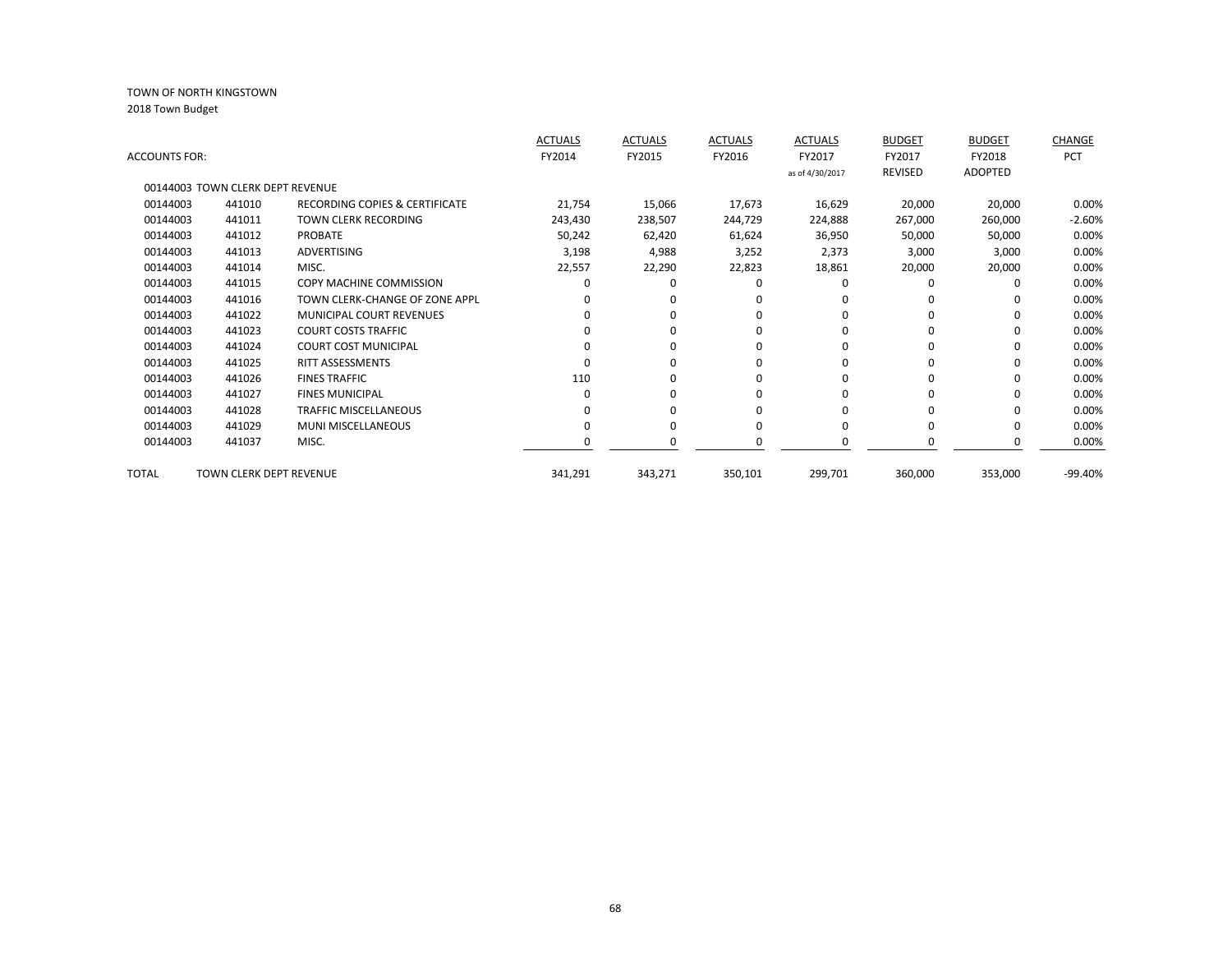TOWN OF NORTH KINGSTOWN

2018 Town Budget

| ACCOUNTS FOR: | | | ACTUALS FY2014 | ACTUALS FY2015 | ACTUALS FY2016 | ACTUALS FY2017 as of 4/30/2017 | BUDGET FY2017 REVISED | BUDGET FY2018 ADOPTED | CHANGE PCT |
|---|---|---|---|---|---|---|---|---|---|
| 00144003 TOWN CLERK DEPT REVENUE | | | | | | | | | |
| 00144003 | 441010 | RECORDING COPIES & CERTIFICATE | 21,754 | 15,066 | 17,673 | 16,629 | 20,000 | 20,000 | 0.00% |
| 00144003 | 441011 | TOWN CLERK RECORDING | 243,430 | 238,507 | 244,729 | 224,888 | 267,000 | 260,000 | -2.60% |
| 00144003 | 441012 | PROBATE | 50,242 | 62,420 | 61,624 | 36,950 | 50,000 | 50,000 | 0.00% |
| 00144003 | 441013 | ADVERTISING | 3,198 | 4,988 | 3,252 | 2,373 | 3,000 | 3,000 | 0.00% |
| 00144003 | 441014 | MISC. | 22,557 | 22,290 | 22,823 | 18,861 | 20,000 | 20,000 | 0.00% |
| 00144003 | 441015 | COPY MACHINE COMMISSION | 0 | 0 | 0 | 0 | 0 | 0 | 0.00% |
| 00144003 | 441016 | TOWN CLERK-CHANGE OF ZONE APPL | 0 | 0 | 0 | 0 | 0 | 0 | 0.00% |
| 00144003 | 441022 | MUNICIPAL COURT REVENUES | 0 | 0 | 0 | 0 | 0 | 0 | 0.00% |
| 00144003 | 441023 | COURT COSTS TRAFFIC | 0 | 0 | 0 | 0 | 0 | 0 | 0.00% |
| 00144003 | 441024 | COURT COST MUNICIPAL | 0 | 0 | 0 | 0 | 0 | 0 | 0.00% |
| 00144003 | 441025 | RITT ASSESSMENTS | 0 | 0 | 0 | 0 | 0 | 0 | 0.00% |
| 00144003 | 441026 | FINES TRAFFIC | 110 | 0 | 0 | 0 | 0 | 0 | 0.00% |
| 00144003 | 441027 | FINES MUNICIPAL | 0 | 0 | 0 | 0 | 0 | 0 | 0.00% |
| 00144003 | 441028 | TRAFFIC MISCELLANEOUS | 0 | 0 | 0 | 0 | 0 | 0 | 0.00% |
| 00144003 | 441029 | MUNI MISCELLANEOUS | 0 | 0 | 0 | 0 | 0 | 0 | 0.00% |
| 00144003 | 441037 | MISC. | 0 | 0 | 0 | 0 | 0 | 0 | 0.00% |
| TOTAL | TOWN CLERK DEPT REVENUE | | 341,291 | 343,271 | 350,101 | 299,701 | 360,000 | 353,000 | -99.40% |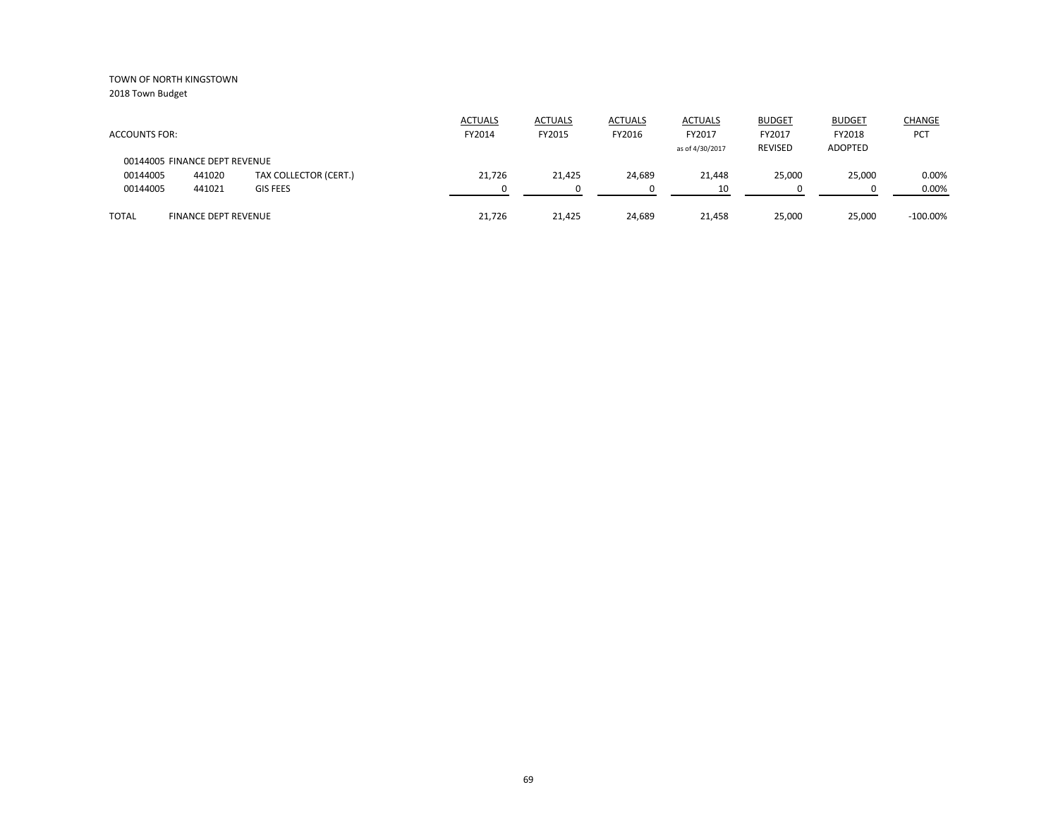TOWN OF NORTH KINGSTOWN
2018 Town Budget

| ACCOUNTS FOR: | | | ACTUALS FY2014 | ACTUALS FY2015 | ACTUALS FY2016 | ACTUALS FY2017 as of 4/30/2017 | BUDGET FY2017 REVISED | BUDGET FY2018 ADOPTED | CHANGE PCT |
|---|---|---|---|---|---|---|---|---|---|
| 00144005 FINANCE DEPT REVENUE | | | | | | | | | |
| 00144005 | 441020 | TAX COLLECTOR (CERT.) | 21,726 | 21,425 | 24,689 | 21,448 | 25,000 | 25,000 | 0.00% |
| 00144005 | 441021 | GIS FEES | 0 | 0 | 0 | 10 | 0 | 0 | 0.00% |
| TOTAL | FINANCE DEPT REVENUE | | 21,726 | 21,425 | 24,689 | 21,458 | 25,000 | 25,000 | -100.00% |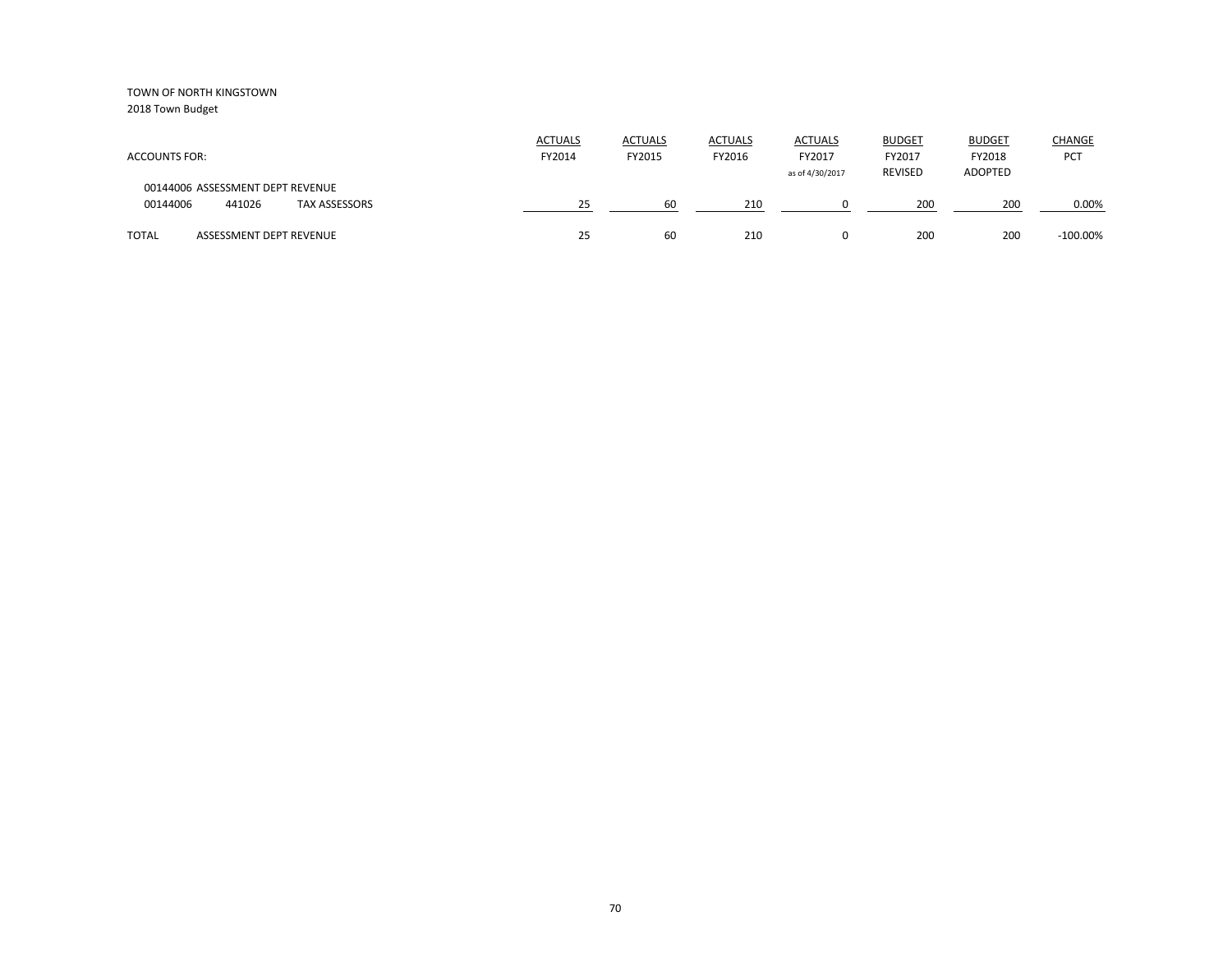TOWN OF NORTH KINGSTOWN
2018 Town Budget

| ACCOUNTS FOR: | | | ACTUALS FY2014 | ACTUALS FY2015 | ACTUALS FY2016 | ACTUALS FY2017 as of 4/30/2017 | BUDGET FY2017 REVISED | BUDGET FY2018 ADOPTED | CHANGE PCT |
|---|---|---|---|---|---|---|---|---|---|
| 00144006 ASSESSMENT DEPT REVENUE | | | | | | | | | |
| 00144006 | 441026 | TAX ASSESSORS | 25 | 60 | 210 | 0 | 200 | 200 | 0.00% |
| TOTAL | ASSESSMENT DEPT REVENUE | | 25 | 60 | 210 | 0 | 200 | 200 | -100.00% |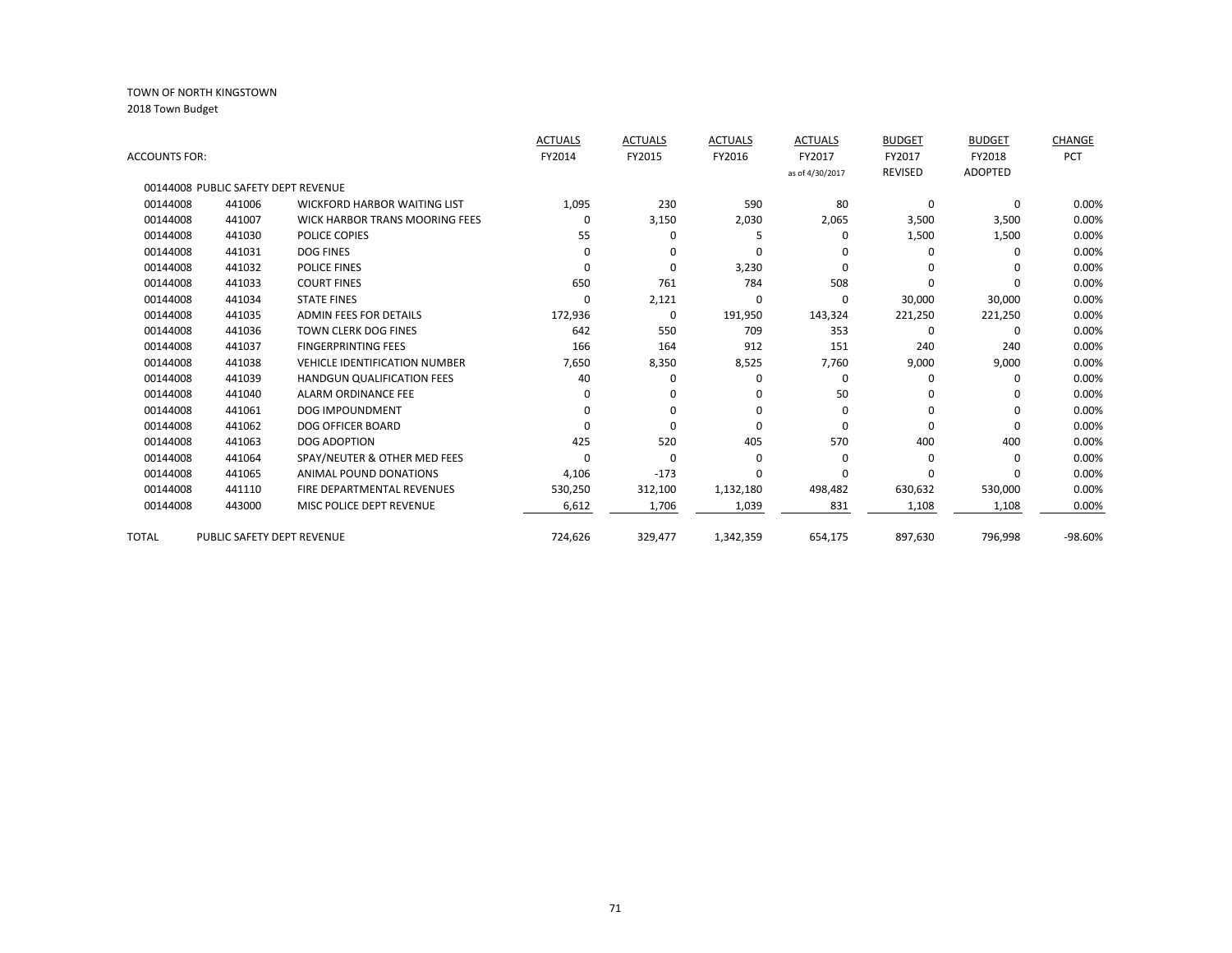TOWN OF NORTH KINGSTOWN

2018 Town Budget

| ACCOUNTS FOR: | | | ACTUALS FY2014 | ACTUALS FY2015 | ACTUALS FY2016 | ACTUALS FY2017 as of 4/30/2017 | BUDGET FY2017 REVISED | BUDGET FY2018 ADOPTED | CHANGE PCT |
|---|---|---|---|---|---|---|---|---|---|
| 00144008 PUBLIC SAFETY DEPT REVENUE | | | | | | | | | |
| 00144008 | 441006 | WICKFORD HARBOR WAITING LIST | 1,095 | 230 | 590 | 80 | 0 | 0 | 0.00% |
| 00144008 | 441007 | WICK HARBOR TRANS MOORING FEES | 0 | 3,150 | 2,030 | 2,065 | 3,500 | 3,500 | 0.00% |
| 00144008 | 441030 | POLICE COPIES | 55 | 0 | 5 | 0 | 1,500 | 1,500 | 0.00% |
| 00144008 | 441031 | DOG FINES | 0 | 0 | 0 | 0 | 0 | 0 | 0.00% |
| 00144008 | 441032 | POLICE FINES | 0 | 0 | 3,230 | 0 | 0 | 0 | 0.00% |
| 00144008 | 441033 | COURT FINES | 650 | 761 | 784 | 508 | 0 | 0 | 0.00% |
| 00144008 | 441034 | STATE FINES | 0 | 2,121 | 0 | 0 | 30,000 | 30,000 | 0.00% |
| 00144008 | 441035 | ADMIN FEES FOR DETAILS | 172,936 | 0 | 191,950 | 143,324 | 221,250 | 221,250 | 0.00% |
| 00144008 | 441036 | TOWN CLERK DOG FINES | 642 | 550 | 709 | 353 | 0 | 0 | 0.00% |
| 00144008 | 441037 | FINGERPRINTING FEES | 166 | 164 | 912 | 151 | 240 | 240 | 0.00% |
| 00144008 | 441038 | VEHICLE IDENTIFICATION NUMBER | 7,650 | 8,350 | 8,525 | 7,760 | 9,000 | 9,000 | 0.00% |
| 00144008 | 441039 | HANDGUN QUALIFICATION FEES | 40 | 0 | 0 | 0 | 0 | 0 | 0.00% |
| 00144008 | 441040 | ALARM ORDINANCE FEE | 0 | 0 | 0 | 50 | 0 | 0 | 0.00% |
| 00144008 | 441061 | DOG IMPOUNDMENT | 0 | 0 | 0 | 0 | 0 | 0 | 0.00% |
| 00144008 | 441062 | DOG OFFICER BOARD | 0 | 0 | 0 | 0 | 0 | 0 | 0.00% |
| 00144008 | 441063 | DOG ADOPTION | 425 | 520 | 405 | 570 | 400 | 400 | 0.00% |
| 00144008 | 441064 | SPAY/NEUTER & OTHER MED FEES | 0 | 0 | 0 | 0 | 0 | 0 | 0.00% |
| 00144008 | 441065 | ANIMAL POUND DONATIONS | 4,106 | -173 | 0 | 0 | 0 | 0 | 0.00% |
| 00144008 | 441110 | FIRE DEPARTMENTAL REVENUES | 530,250 | 312,100 | 1,132,180 | 498,482 | 630,632 | 530,000 | 0.00% |
| 00144008 | 443000 | MISC POLICE DEPT REVENUE | 6,612 | 1,706 | 1,039 | 831 | 1,108 | 1,108 | 0.00% |
| TOTAL | PUBLIC SAFETY DEPT REVENUE | | 724,626 | 329,477 | 1,342,359 | 654,175 | 897,630 | 796,998 | -98.60% |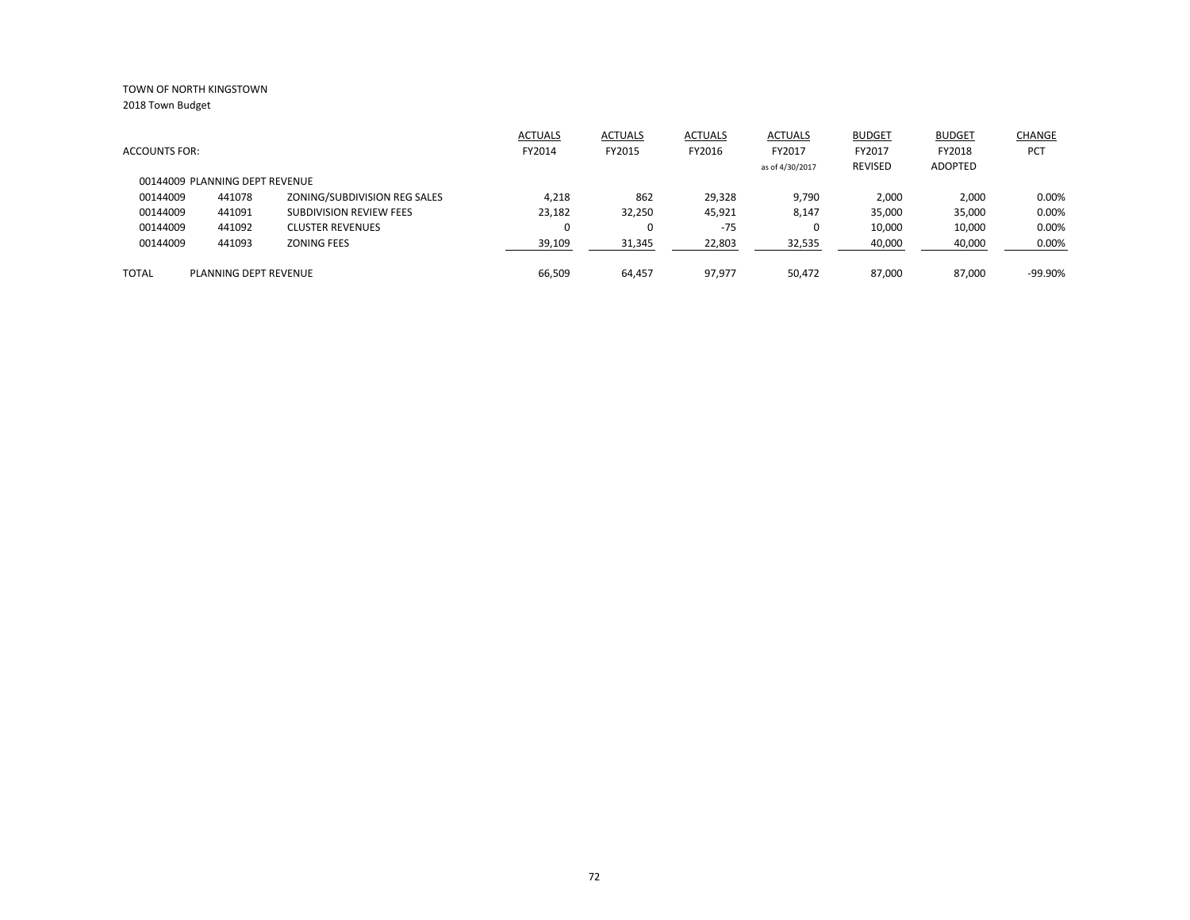TOWN OF NORTH KINGSTOWN

2018 Town Budget

| ACCOUNTS FOR: | | | ACTUALS FY2014 | ACTUALS FY2015 | ACTUALS FY2016 | ACTUALS FY2017 as of 4/30/2017 | BUDGET FY2017 REVISED | BUDGET FY2018 ADOPTED | CHANGE PCT |
|---|---|---|---|---|---|---|---|---|---|
| 00144009 PLANNING DEPT REVENUE | | | | | | | | | |
| 00144009 | 441078 | ZONING/SUBDIVISION REG SALES | 4,218 | 862 | 29,328 | 9,790 | 2,000 | 2,000 | 0.00% |
| 00144009 | 441091 | SUBDIVISION REVIEW FEES | 23,182 | 32,250 | 45,921 | 8,147 | 35,000 | 35,000 | 0.00% |
| 00144009 | 441092 | CLUSTER REVENUES | 0 | 0 | -75 | 0 | 10,000 | 10,000 | 0.00% |
| 00144009 | 441093 | ZONING FEES | 39,109 | 31,345 | 22,803 | 32,535 | 40,000 | 40,000 | 0.00% |
| TOTAL | PLANNING DEPT REVENUE | | 66,509 | 64,457 | 97,977 | 50,472 | 87,000 | 87,000 | -99.90% |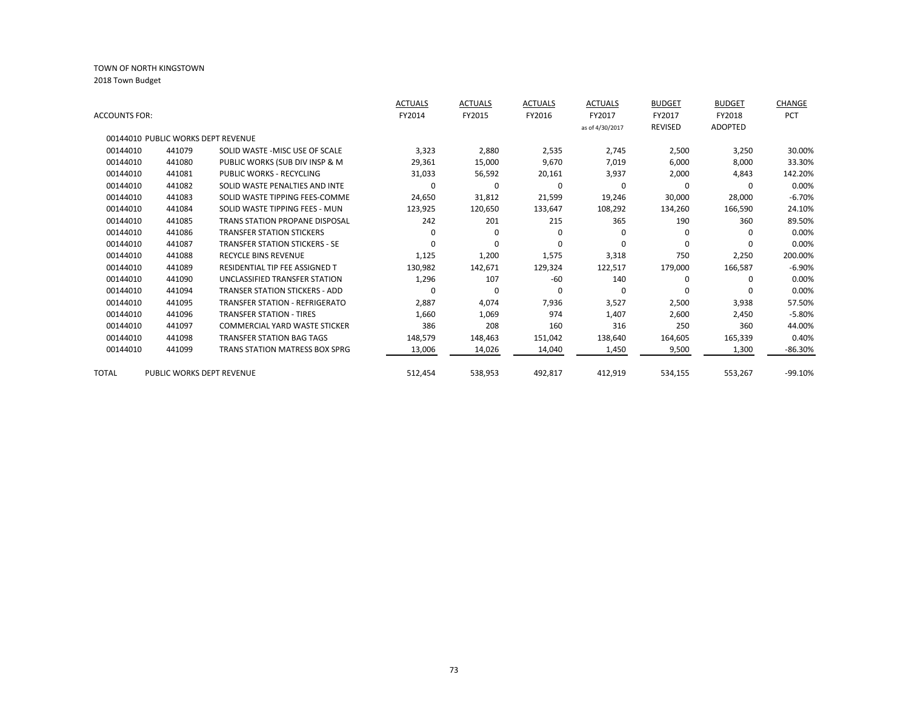TOWN OF NORTH KINGSTOWN

2018 Town Budget

| ACCOUNTS FOR: | | | ACTUALS FY2014 | ACTUALS FY2015 | ACTUALS FY2016 | ACTUALS FY2017 as of 4/30/2017 | BUDGET FY2017 REVISED | BUDGET FY2018 ADOPTED | CHANGE PCT |
|---|---|---|---|---|---|---|---|---|---|
| 00144010 PUBLIC WORKS DEPT REVENUE | | | | | | | | | |
| 00144010 | 441079 | SOLID WASTE -MISC USE OF SCALE | 3,323 | 2,880 | 2,535 | 2,745 | 2,500 | 3,250 | 30.00% |
| 00144010 | 441080 | PUBLIC WORKS (SUB DIV INSP & M | 29,361 | 15,000 | 9,670 | 7,019 | 6,000 | 8,000 | 33.30% |
| 00144010 | 441081 | PUBLIC WORKS - RECYCLING | 31,033 | 56,592 | 20,161 | 3,937 | 2,000 | 4,843 | 142.20% |
| 00144010 | 441082 | SOLID WASTE PENALTIES AND INTE | 0 | 0 | 0 | 0 | 0 | 0 | 0.00% |
| 00144010 | 441083 | SOLID WASTE TIPPING FEES-COMME | 24,650 | 31,812 | 21,599 | 19,246 | 30,000 | 28,000 | -6.70% |
| 00144010 | 441084 | SOLID WASTE TIPPING FEES - MUN | 123,925 | 120,650 | 133,647 | 108,292 | 134,260 | 166,590 | 24.10% |
| 00144010 | 441085 | TRANS STATION PROPANE DISPOSAL | 242 | 201 | 215 | 365 | 190 | 360 | 89.50% |
| 00144010 | 441086 | TRANSFER STATION STICKERS | 0 | 0 | 0 | 0 | 0 | 0 | 0.00% |
| 00144010 | 441087 | TRANSFER STATION STICKERS - SE | 0 | 0 | 0 | 0 | 0 | 0 | 0.00% |
| 00144010 | 441088 | RECYCLE BINS REVENUE | 1,125 | 1,200 | 1,575 | 3,318 | 750 | 2,250 | 200.00% |
| 00144010 | 441089 | RESIDENTIAL TIP FEE ASSIGNED T | 130,982 | 142,671 | 129,324 | 122,517 | 179,000 | 166,587 | -6.90% |
| 00144010 | 441090 | UNCLASSIFIED TRANSFER STATION | 1,296 | 107 | -60 | 140 | 0 | 0 | 0.00% |
| 00144010 | 441094 | TRANSER STATION STICKERS - ADD | 0 | 0 | 0 | 0 | 0 | 0 | 0.00% |
| 00144010 | 441095 | TRANSFER STATION - REFRIGERATO | 2,887 | 4,074 | 7,936 | 3,527 | 2,500 | 3,938 | 57.50% |
| 00144010 | 441096 | TRANSFER STATION - TIRES | 1,660 | 1,069 | 974 | 1,407 | 2,600 | 2,450 | -5.80% |
| 00144010 | 441097 | COMMERCIAL YARD WASTE STICKER | 386 | 208 | 160 | 316 | 250 | 360 | 44.00% |
| 00144010 | 441098 | TRANSFER STATION BAG TAGS | 148,579 | 148,463 | 151,042 | 138,640 | 164,605 | 165,339 | 0.40% |
| 00144010 | 441099 | TRANS STATION MATRESS BOX SPRG | 13,006 | 14,026 | 14,040 | 1,450 | 9,500 | 1,300 | -86.30% |
| TOTAL | PUBLIC WORKS DEPT REVENUE | | 512,454 | 538,953 | 492,817 | 412,919 | 534,155 | 553,267 | -99.10% |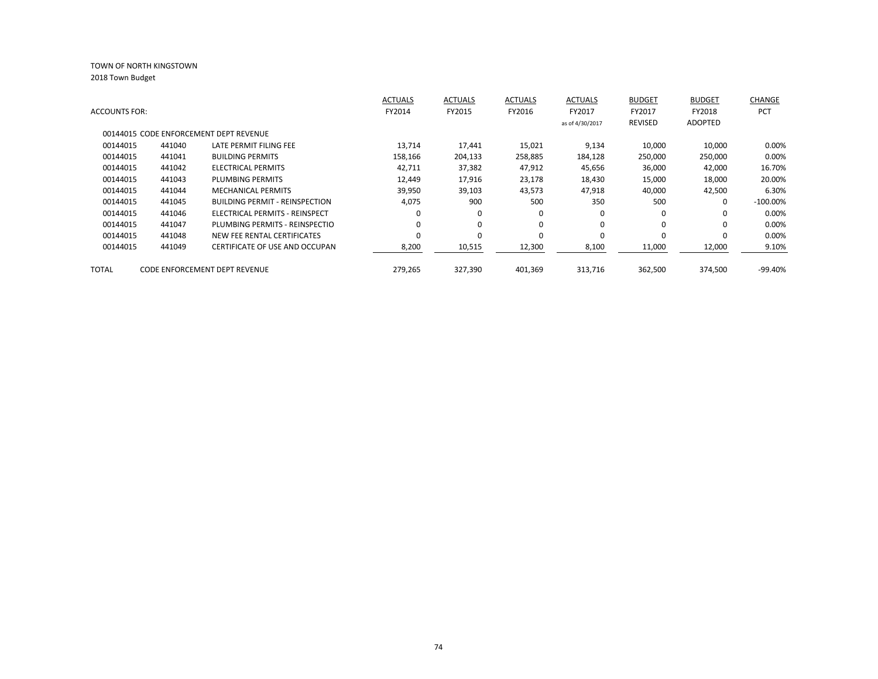TOWN OF NORTH KINGSTOWN

2018 Town Budget

| ACCOUNTS FOR: | | | ACTUALS FY2014 | ACTUALS FY2015 | ACTUALS FY2016 | ACTUALS FY2017 as of 4/30/2017 | BUDGET FY2017 REVISED | BUDGET FY2018 ADOPTED | CHANGE PCT |
|---|---|---|---|---|---|---|---|---|---|
| 00144015 CODE ENFORCEMENT DEPT REVENUE | | | | | | | | | |
| 00144015 | 441040 | LATE PERMIT FILING FEE | 13,714 | 17,441 | 15,021 | 9,134 | 10,000 | 10,000 | 0.00% |
| 00144015 | 441041 | BUILDING PERMITS | 158,166 | 204,133 | 258,885 | 184,128 | 250,000 | 250,000 | 0.00% |
| 00144015 | 441042 | ELECTRICAL PERMITS | 42,711 | 37,382 | 47,912 | 45,656 | 36,000 | 42,000 | 16.70% |
| 00144015 | 441043 | PLUMBING PERMITS | 12,449 | 17,916 | 23,178 | 18,430 | 15,000 | 18,000 | 20.00% |
| 00144015 | 441044 | MECHANICAL PERMITS | 39,950 | 39,103 | 43,573 | 47,918 | 40,000 | 42,500 | 6.30% |
| 00144015 | 441045 | BUILDING PERMIT - REINSPECTION | 4,075 | 900 | 500 | 350 | 500 | 0 | -100.00% |
| 00144015 | 441046 | ELECTRICAL PERMITS - REINSPECT | 0 | 0 | 0 | 0 | 0 | 0 | 0.00% |
| 00144015 | 441047 | PLUMBING PERMITS - REINSPECTIO | 0 | 0 | 0 | 0 | 0 | 0 | 0.00% |
| 00144015 | 441048 | NEW FEE RENTAL CERTIFICATES | 0 | 0 | 0 | 0 | 0 | 0 | 0.00% |
| 00144015 | 441049 | CERTIFICATE OF USE AND OCCUPAN | 8,200 | 10,515 | 12,300 | 8,100 | 11,000 | 12,000 | 9.10% |
| TOTAL | CODE ENFORCEMENT DEPT REVENUE | | 279,265 | 327,390 | 401,369 | 313,716 | 362,500 | 374,500 | -99.40% |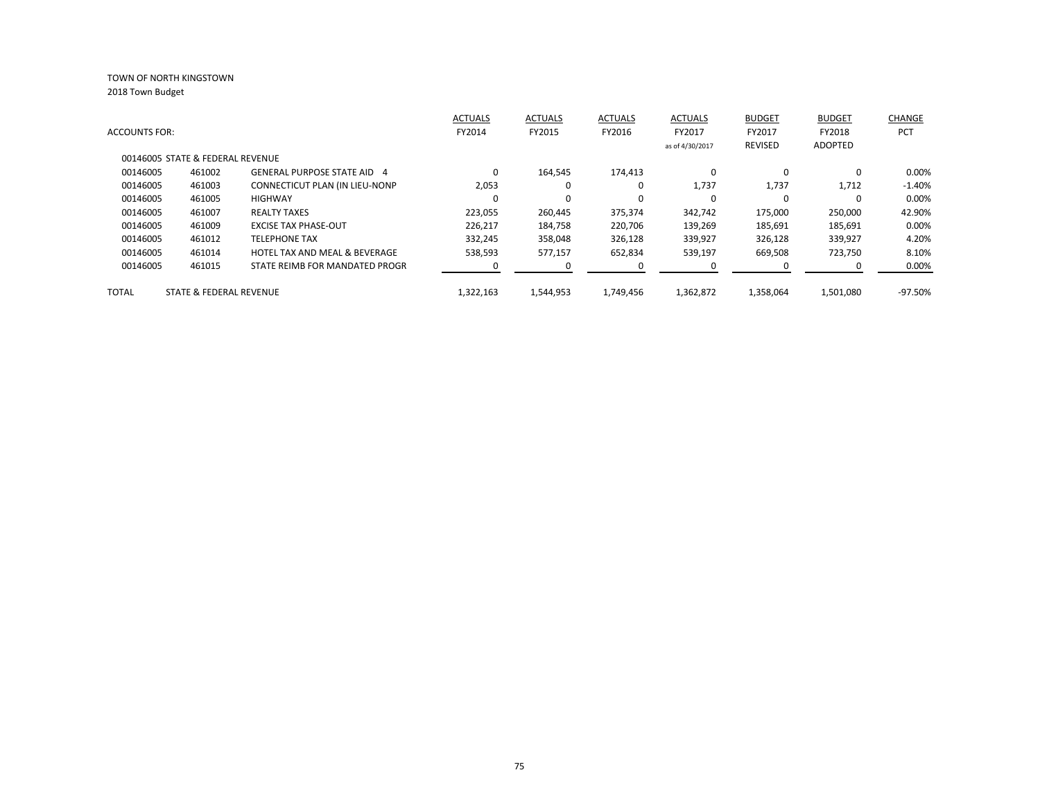TOWN OF NORTH KINGSTOWN
2018 Town Budget

| ACCOUNTS FOR: | | | ACTUALS FY2014 | ACTUALS FY2015 | ACTUALS FY2016 | ACTUALS FY2017 as of 4/30/2017 | BUDGET FY2017 REVISED | BUDGET FY2018 ADOPTED | CHANGE PCT |
|---|---|---|---|---|---|---|---|---|---|
| 00146005 STATE & FEDERAL REVENUE | | | | | | | | | |
| 00146005 | 461002 | GENERAL PURPOSE STATE AID 4 | 0 | 164,545 | 174,413 | 0 | 0 | 0 | 0.00% |
| 00146005 | 461003 | CONNECTICUT PLAN (IN LIEU-NONP | 2,053 | 0 | 0 | 1,737 | 1,737 | 1,712 | -1.40% |
| 00146005 | 461005 | HIGHWAY | 0 | 0 | 0 | 0 | 0 | 0 | 0.00% |
| 00146005 | 461007 | REALTY TAXES | 223,055 | 260,445 | 375,374 | 342,742 | 175,000 | 250,000 | 42.90% |
| 00146005 | 461009 | EXCISE TAX PHASE-OUT | 226,217 | 184,758 | 220,706 | 139,269 | 185,691 | 185,691 | 0.00% |
| 00146005 | 461012 | TELEPHONE TAX | 332,245 | 358,048 | 326,128 | 339,927 | 326,128 | 339,927 | 4.20% |
| 00146005 | 461014 | HOTEL TAX AND MEAL & BEVERAGE | 538,593 | 577,157 | 652,834 | 539,197 | 669,508 | 723,750 | 8.10% |
| 00146005 | 461015 | STATE REIMB FOR MANDATED PROGR | 0 | 0 | 0 | 0 | 0 | 0 | 0.00% |
| TOTAL | STATE & FEDERAL REVENUE | | 1,322,163 | 1,544,953 | 1,749,456 | 1,362,872 | 1,358,064 | 1,501,080 | -97.50% |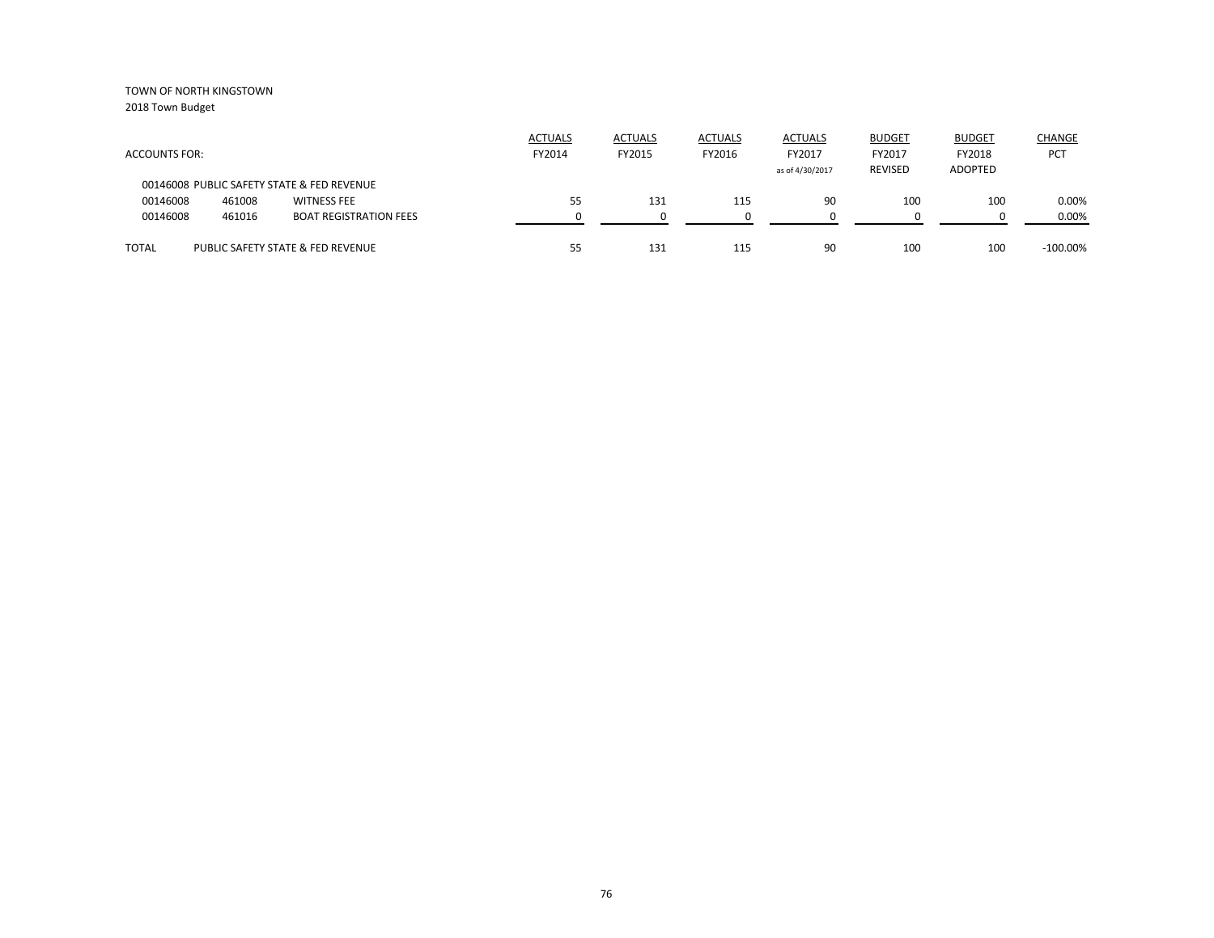TOWN OF NORTH KINGSTOWN

2018 Town Budget

| ACCOUNTS FOR: | | | ACTUALS FY2014 | ACTUALS FY2015 | ACTUALS FY2016 | ACTUALS FY2017 as of 4/30/2017 | BUDGET FY2017 REVISED | BUDGET FY2018 ADOPTED | CHANGE PCT |
|---|---|---|---|---|---|---|---|---|---|
| 00146008 PUBLIC SAFETY STATE & FED REVENUE | | | | | | | | | |
| 00146008 | 461008 | WITNESS FEE | 55 | 131 | 115 | 90 | 100 | 100 | 0.00% |
| 00146008 | 461016 | BOAT REGISTRATION FEES | 0 | 0 | 0 | 0 | 0 | 0 | 0.00% |
| TOTAL | PUBLIC SAFETY STATE & FED REVENUE | | 55 | 131 | 115 | 90 | 100 | 100 | -100.00% |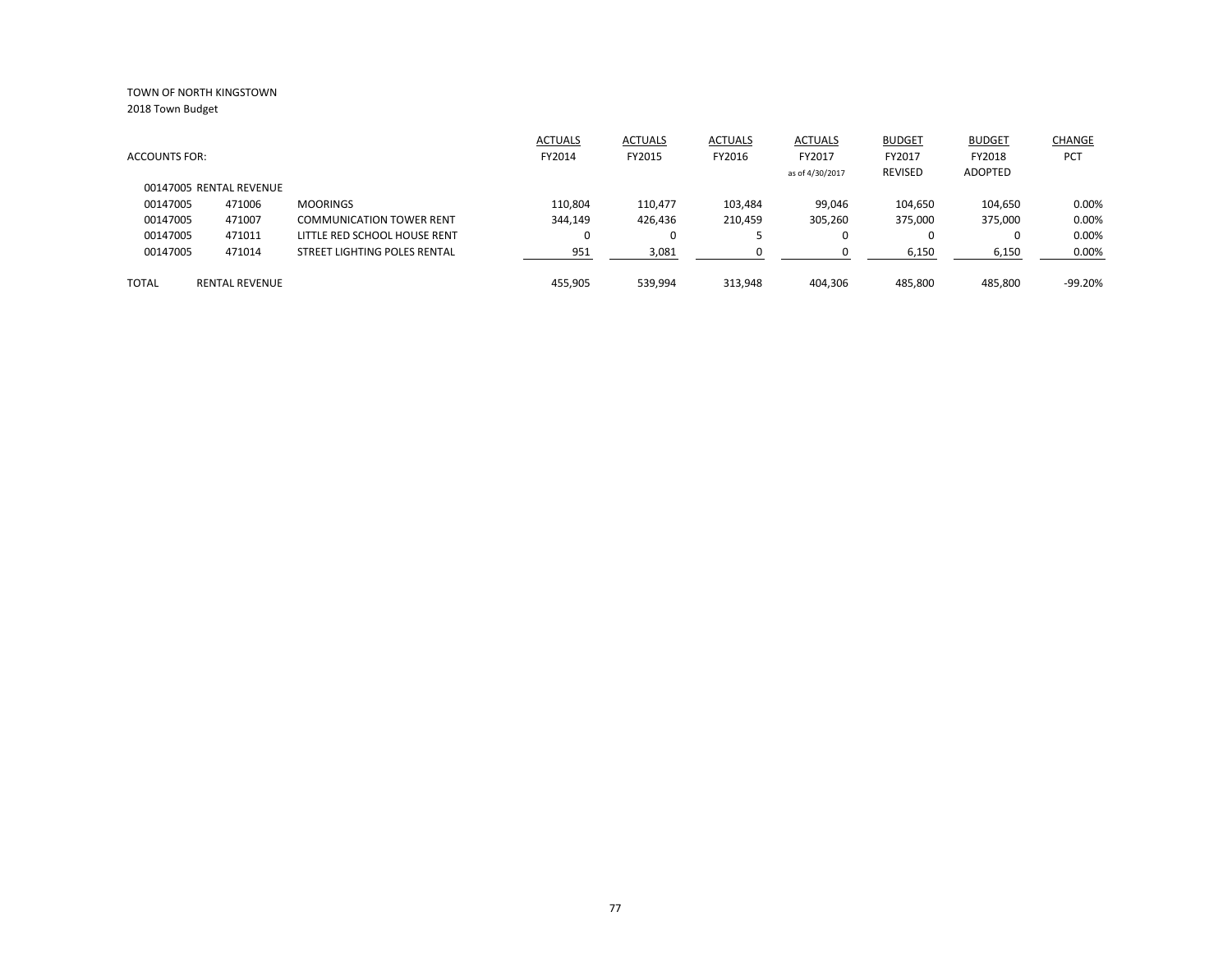TOWN OF NORTH KINGSTOWN
2018 Town Budget

| ACCOUNTS FOR: | | | ACTUALS FY2014 | ACTUALS FY2015 | ACTUALS FY2016 | ACTUALS FY2017 as of 4/30/2017 | BUDGET FY2017 REVISED | BUDGET FY2018 ADOPTED | CHANGE PCT |
|---|---|---|---|---|---|---|---|---|---|
| 00147005 RENTAL REVENUE | | | | | | | | | |
| 00147005 | 471006 | MOORINGS | 110,804 | 110,477 | 103,484 | 99,046 | 104,650 | 104,650 | 0.00% |
| 00147005 | 471007 | COMMUNICATION TOWER RENT | 344,149 | 426,436 | 210,459 | 305,260 | 375,000 | 375,000 | 0.00% |
| 00147005 | 471011 | LITTLE RED SCHOOL HOUSE RENT | 0 | 0 | 5 | 0 | 0 | 0 | 0.00% |
| 00147005 | 471014 | STREET LIGHTING POLES RENTAL | 951 | 3,081 | 0 | 0 | 6,150 | 6,150 | 0.00% |
| TOTAL | RENTAL REVENUE | | 455,905 | 539,994 | 313,948 | 404,306 | 485,800 | 485,800 | -99.20% |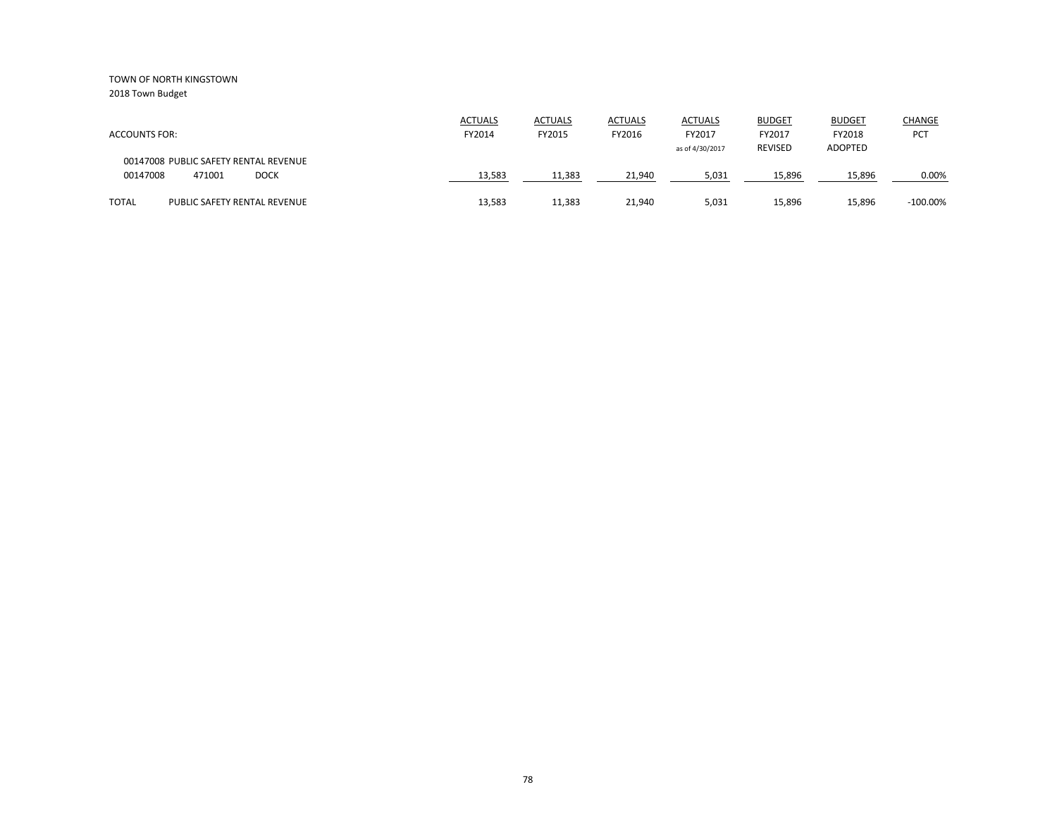TOWN OF NORTH KINGSTOWN
2018 Town Budget

| ACCOUNTS FOR: | | | ACTUALS FY2014 | ACTUALS FY2015 | ACTUALS FY2016 | ACTUALS FY2017 as of 4/30/2017 | BUDGET FY2017 REVISED | BUDGET FY2018 ADOPTED | CHANGE PCT |
|---|---|---|---|---|---|---|---|---|---|
| 00147008 PUBLIC SAFETY RENTAL REVENUE | | | | | | | | | |
| 00147008 | 471001 | DOCK | 13,583 | 11,383 | 21,940 | 5,031 | 15,896 | 15,896 | 0.00% |
| TOTAL | PUBLIC SAFETY RENTAL REVENUE | | 13,583 | 11,383 | 21,940 | 5,031 | 15,896 | 15,896 | -100.00% |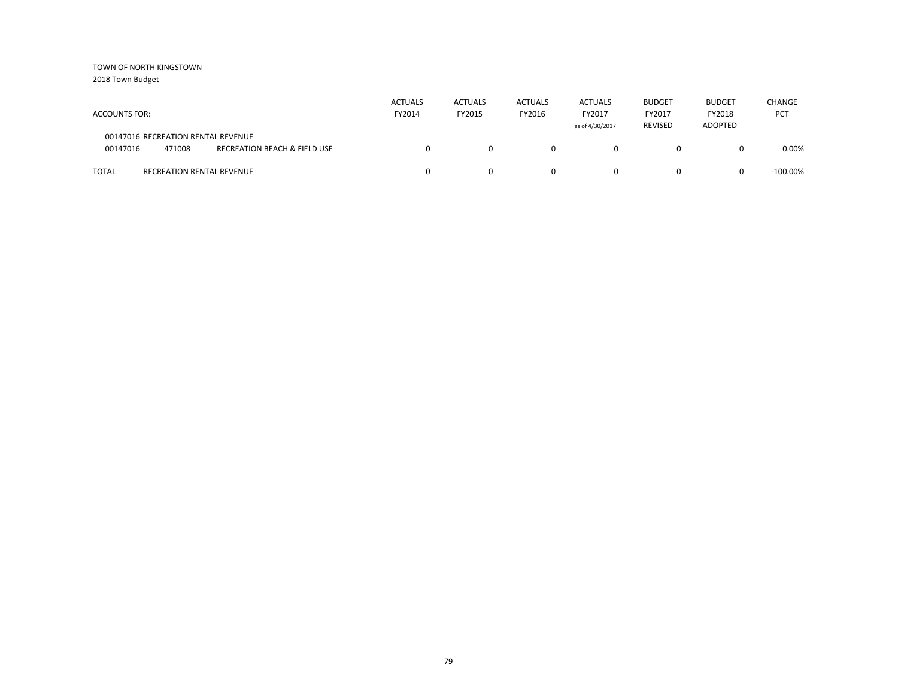TOWN OF NORTH KINGSTOWN

2018 Town Budget

| ACCOUNTS FOR: | | | ACTUALS FY2014 | ACTUALS FY2015 | ACTUALS FY2016 | ACTUALS FY2017 as of 4/30/2017 | BUDGET FY2017 REVISED | BUDGET FY2018 ADOPTED | CHANGE PCT |
|---|---|---|---|---|---|---|---|---|---|
| 00147016 RECREATION RENTAL REVENUE | | | | | | | | | |
| 00147016 | 471008 | RECREATION BEACH & FIELD USE | 0 | 0 | 0 | 0 | 0 | 0 | 0.00% |
| TOTAL | RECREATION RENTAL REVENUE | | 0 | 0 | 0 | 0 | 0 | 0 | -100.00% |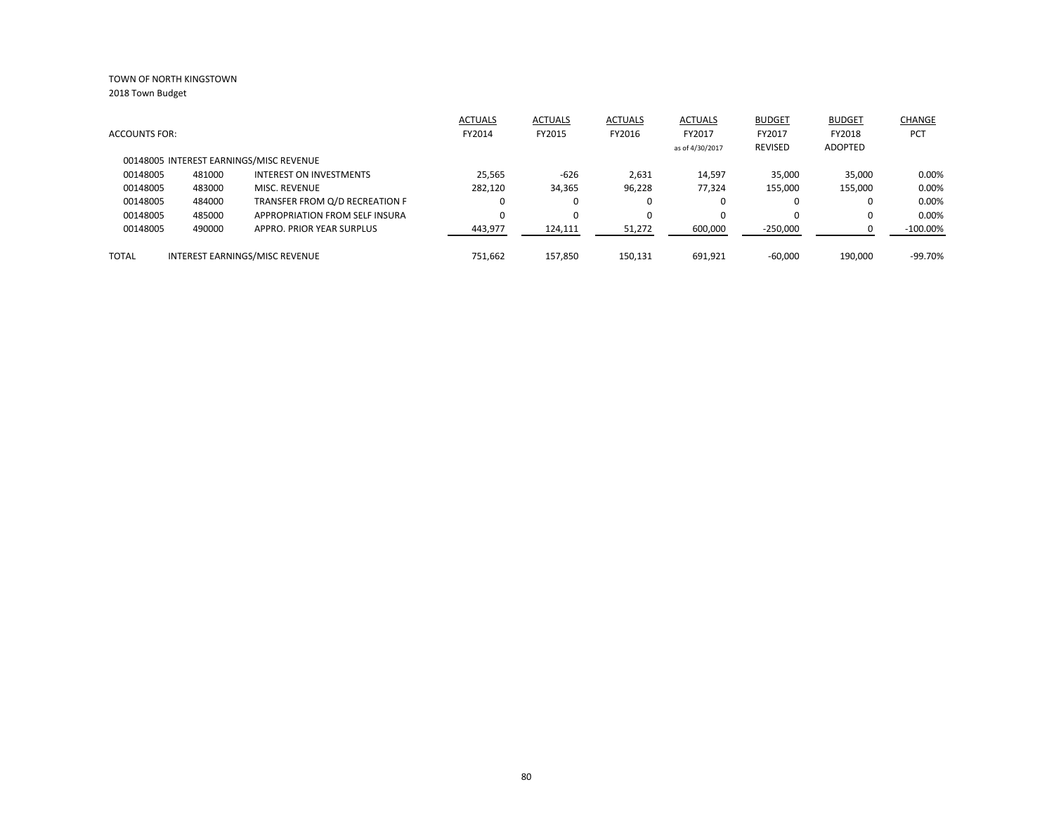TOWN OF NORTH KINGSTOWN
2018 Town Budget

| ACCOUNTS FOR: | | | ACTUALS FY2014 | ACTUALS FY2015 | ACTUALS FY2016 | ACTUALS FY2017 as of 4/30/2017 | BUDGET FY2017 REVISED | BUDGET FY2018 ADOPTED | CHANGE PCT |
|---|---|---|---|---|---|---|---|---|---|
| 00148005 INTEREST EARNINGS/MISC REVENUE | | | | | | | | | |
| 00148005 | 481000 | INTEREST ON INVESTMENTS | 25,565 | -626 | 2,631 | 14,597 | 35,000 | 35,000 | 0.00% |
| 00148005 | 483000 | MISC. REVENUE | 282,120 | 34,365 | 96,228 | 77,324 | 155,000 | 155,000 | 0.00% |
| 00148005 | 484000 | TRANSFER FROM Q/D RECREATION F | 0 | 0 | 0 | 0 | 0 | 0 | 0.00% |
| 00148005 | 485000 | APPROPRIATION FROM SELF INSURA | 0 | 0 | 0 | 0 | 0 | 0 | 0.00% |
| 00148005 | 490000 | APPRO. PRIOR YEAR SURPLUS | 443,977 | 124,111 | 51,272 | 600,000 | -250,000 | 0 | -100.00% |
| TOTAL | INTEREST EARNINGS/MISC REVENUE | | 751,662 | 157,850 | 150,131 | 691,921 | -60,000 | 190,000 | -99.70% |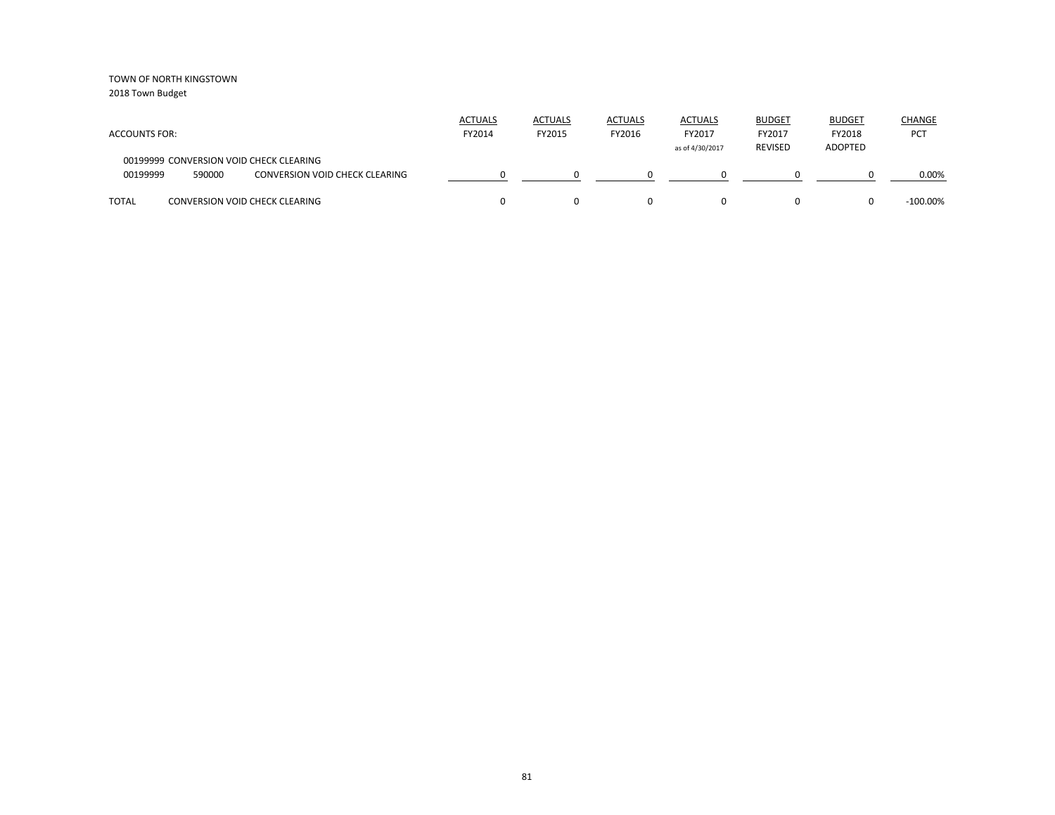TOWN OF NORTH KINGSTOWN
2018 Town Budget

| ACCOUNTS FOR: | | | ACTUALS FY2014 | ACTUALS FY2015 | ACTUALS FY2016 | ACTUALS FY2017 as of 4/30/2017 | BUDGET FY2017 REVISED | BUDGET FY2018 ADOPTED | CHANGE PCT |
|---|---|---|---|---|---|---|---|---|---|
| 00199999 CONVERSION VOID CHECK CLEARING | | | | | | | | | |
| 00199999 | 590000 | CONVERSION VOID CHECK CLEARING | 0 | 0 | 0 | 0 | 0 | 0 | 0.00% |
| TOTAL | | CONVERSION VOID CHECK CLEARING | 0 | 0 | 0 | 0 | 0 | 0 | -100.00% |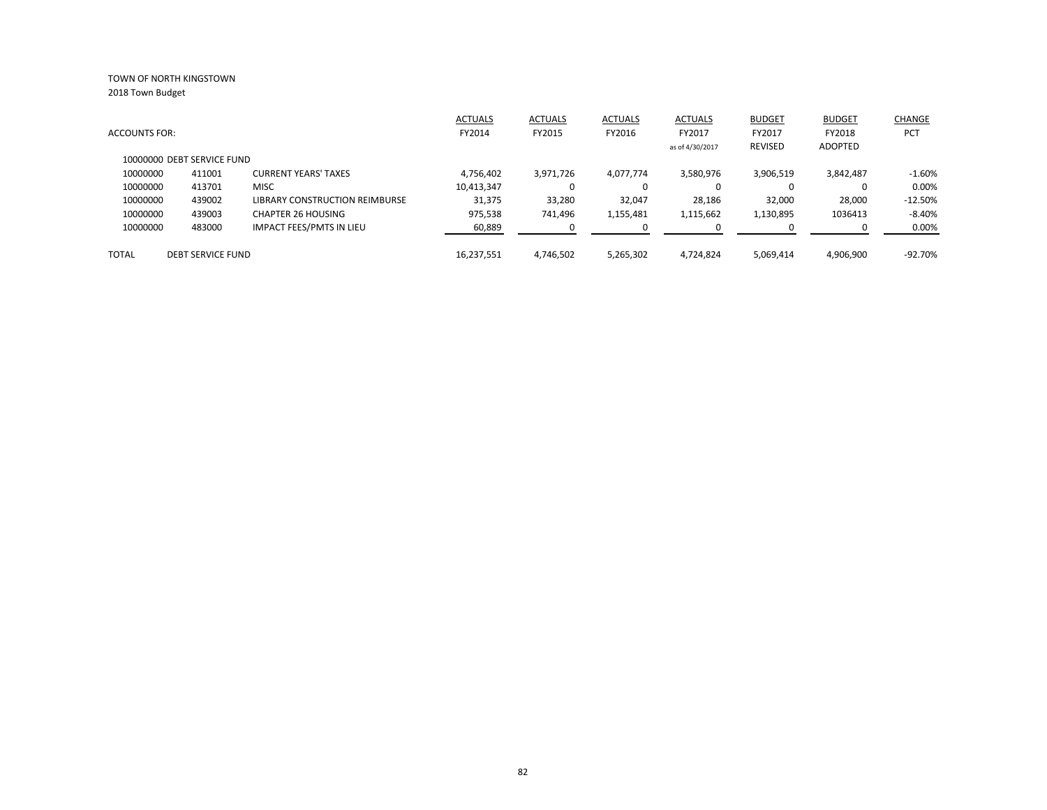TOWN OF NORTH KINGSTOWN

2018 Town Budget

| ACCOUNTS FOR: | | | ACTUALS FY2014 | ACTUALS FY2015 | ACTUALS FY2016 | ACTUALS FY2017 as of 4/30/2017 | BUDGET FY2017 REVISED | BUDGET FY2018 ADOPTED | CHANGE PCT |
|---|---|---|---|---|---|---|---|---|---|
| 10000000 DEBT SERVICE FUND | | | | | | | | | |
| 10000000 | 411001 | CURRENT YEARS' TAXES | 4,756,402 | 3,971,726 | 4,077,774 | 3,580,976 | 3,906,519 | 3,842,487 | -1.60% |
| 10000000 | 413701 | MISC | 10,413,347 | 0 | 0 | 0 | 0 | 0 | 0.00% |
| 10000000 | 439002 | LIBRARY CONSTRUCTION REIMBURSE | 31,375 | 33,280 | 32,047 | 28,186 | 32,000 | 28,000 | -12.50% |
| 10000000 | 439003 | CHAPTER 26 HOUSING | 975,538 | 741,496 | 1,155,481 | 1,115,662 | 1,130,895 | 1036413 | -8.40% |
| 10000000 | 483000 | IMPACT FEES/PMTS IN LIEU | 60,889 | 0 | 0 | 0 | 0 | 0 | 0.00% |
| TOTAL | DEBT SERVICE FUND | | 16,237,551 | 4,746,502 | 5,265,302 | 4,724,824 | 5,069,414 | 4,906,900 | -92.70% |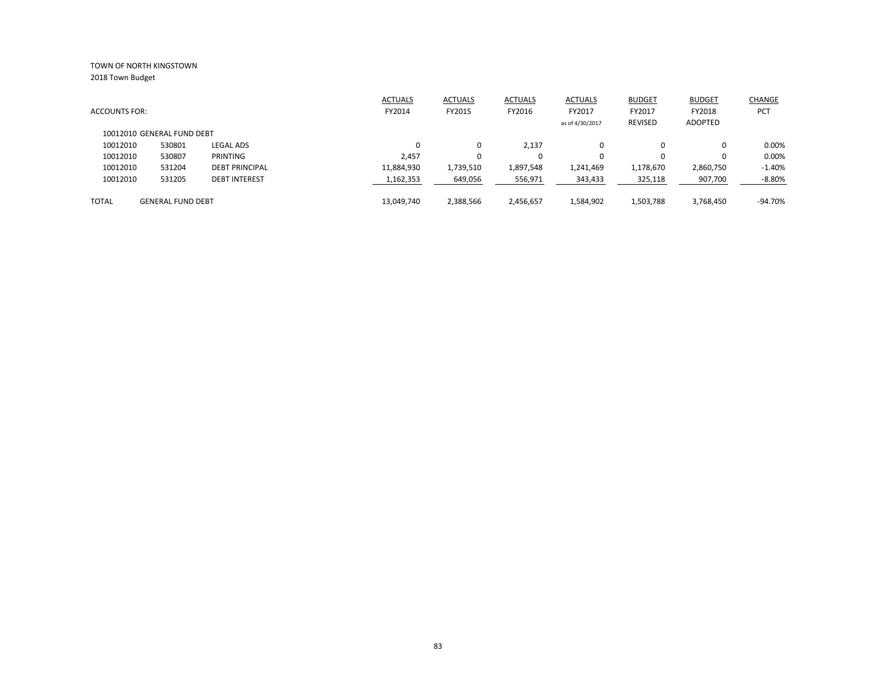TOWN OF NORTH KINGSTOWN

2018 Town Budget

| ACCOUNTS FOR: | | | ACTUALS FY2014 | ACTUALS FY2015 | ACTUALS FY2016 | ACTUALS FY2017 as of 4/30/2017 | BUDGET FY2017 REVISED | BUDGET FY2018 ADOPTED | CHANGE PCT |
|---|---|---|---|---|---|---|---|---|---|
| 10012010 GENERAL FUND DEBT | | | | | | | | | |
| 10012010 | 530801 | LEGAL ADS | 0 | 0 | 2,137 | 0 | 0 | 0 | 0.00% |
| 10012010 | 530807 | PRINTING | 2,457 | 0 | 0 | 0 | 0 | 0 | 0.00% |
| 10012010 | 531204 | DEBT PRINCIPAL | 11,884,930 | 1,739,510 | 1,897,548 | 1,241,469 | 1,178,670 | 2,860,750 | -1.40% |
| 10012010 | 531205 | DEBT INTEREST | 1,162,353 | 649,056 | 556,971 | 343,433 | 325,118 | 907,700 | -8.80% |
| TOTAL | GENERAL FUND DEBT | | 13,049,740 | 2,388,566 | 2,456,657 | 1,584,902 | 1,503,788 | 3,768,450 | -94.70% |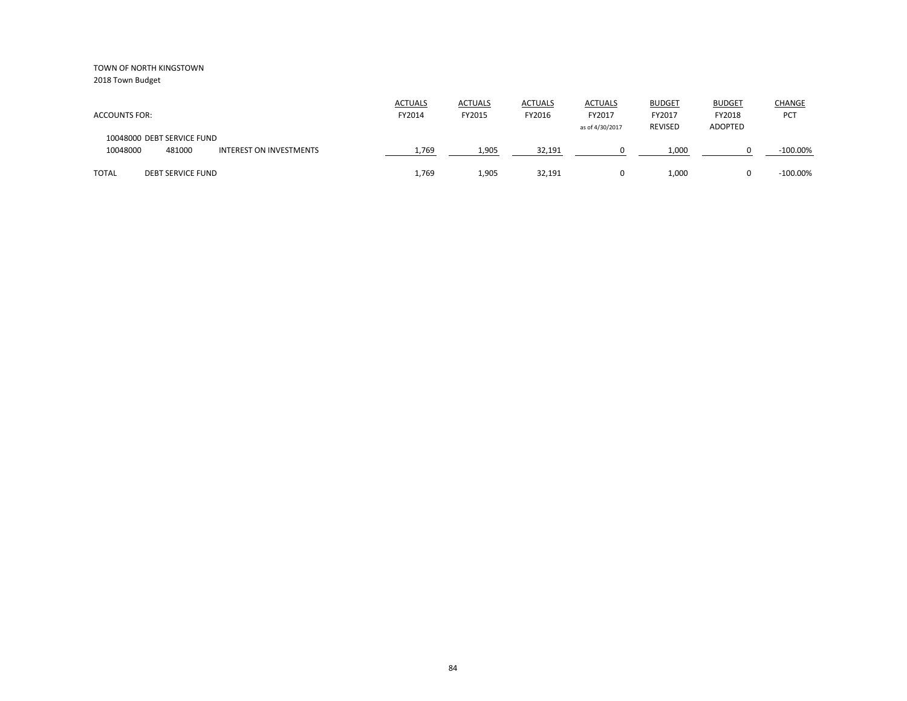TOWN OF NORTH KINGSTOWN

2018 Town Budget

| ACCOUNTS FOR: | | | ACTUALS FY2014 | ACTUALS FY2015 | ACTUALS FY2016 | ACTUALS FY2017 as of 4/30/2017 | BUDGET FY2017 REVISED | BUDGET FY2018 ADOPTED | CHANGE PCT |
|---|---|---|---|---|---|---|---|---|---|
| 10048000 DEBT SERVICE FUND | | | | | | | | | |
| 10048000 | 481000 | INTEREST ON INVESTMENTS | 1,769 | 1,905 | 32,191 | 0 | 1,000 | 0 | -100.00% |
| TOTAL | DEBT SERVICE FUND | | 1,769 | 1,905 | 32,191 | 0 | 1,000 | 0 | -100.00% |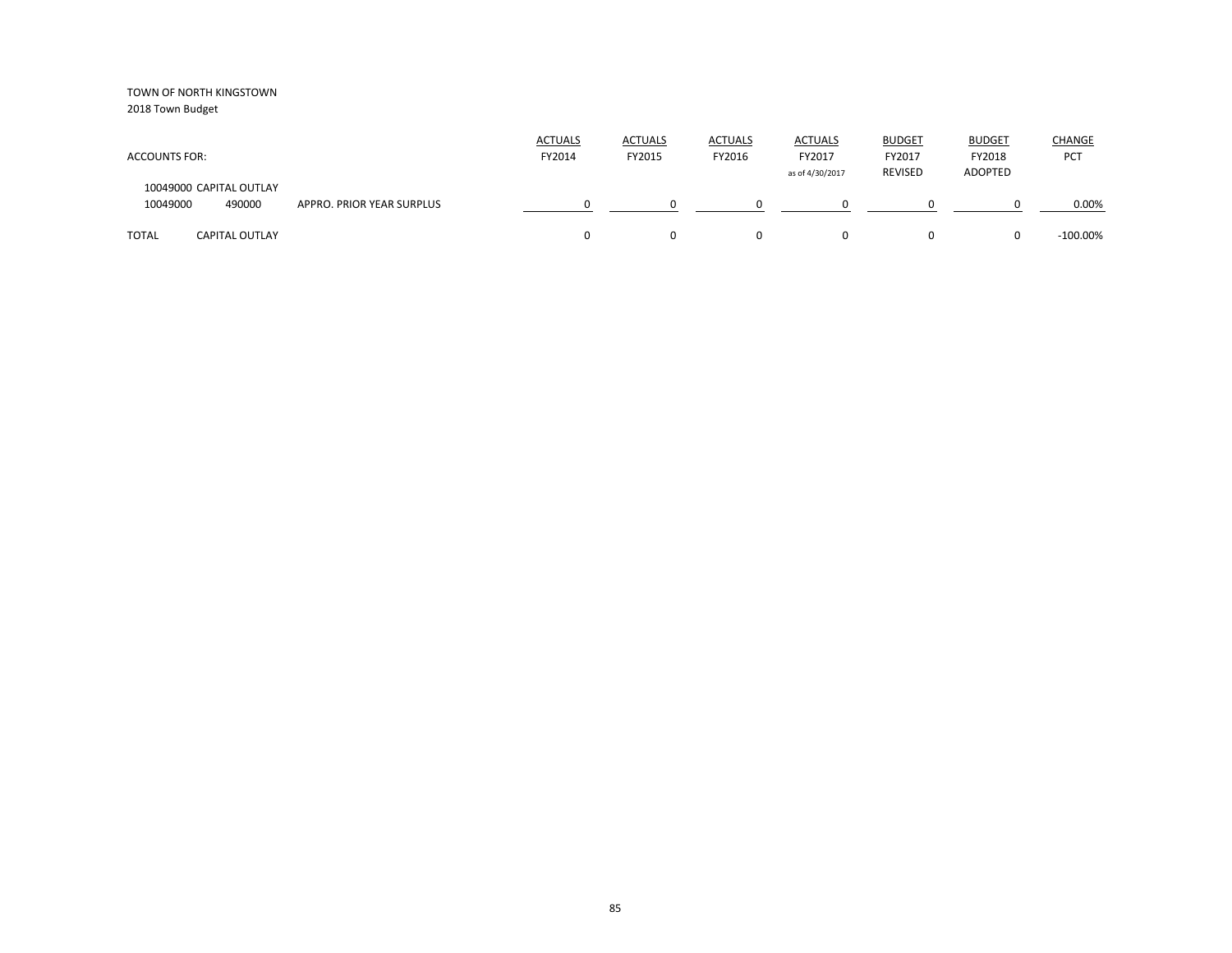TOWN OF NORTH KINGSTOWN

2018 Town Budget

| ACCOUNTS FOR: | | | ACTUALS FY2014 | ACTUALS FY2015 | ACTUALS FY2016 | ACTUALS FY2017 as of 4/30/2017 | BUDGET FY2017 REVISED | BUDGET FY2018 ADOPTED | CHANGE PCT |
|---|---|---|---|---|---|---|---|---|---|
| 10049000 CAPITAL OUTLAY | | | | | | | | | |
| 10049000 | 490000 | APPRO. PRIOR YEAR SURPLUS | 0 | 0 | 0 | 0 | 0 | 0 | 0.00% |
| TOTAL | CAPITAL OUTLAY | | 0 | 0 | 0 | 0 | 0 | 0 | -100.00% |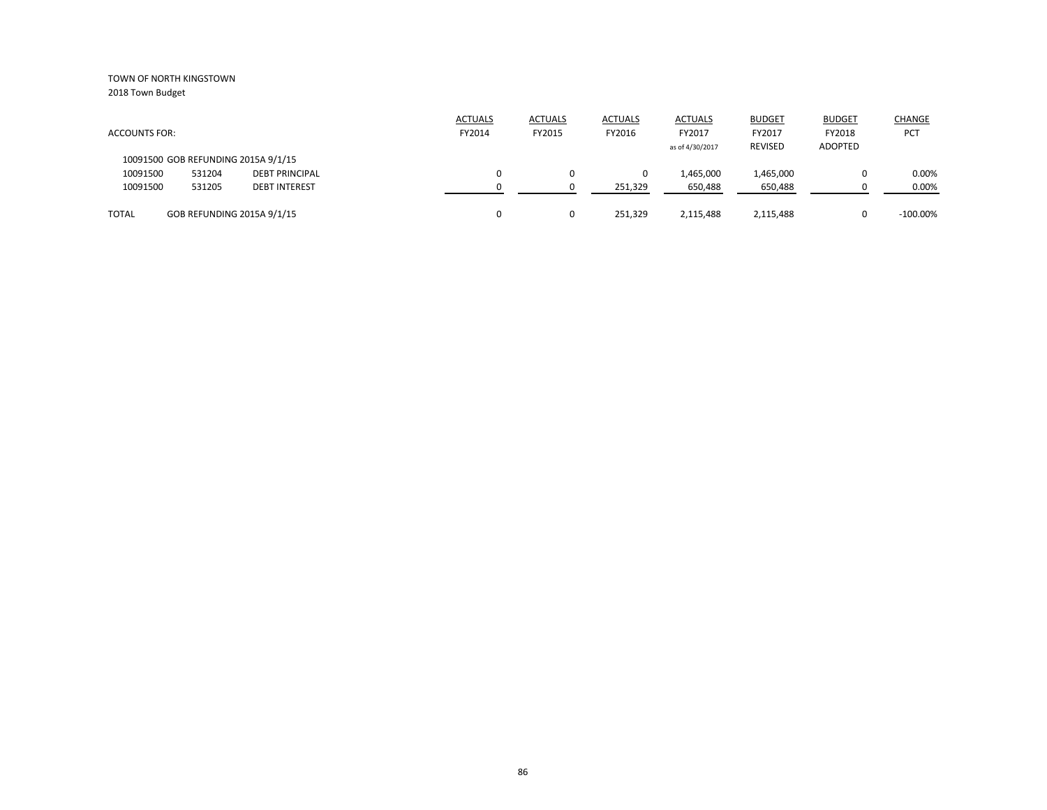TOWN OF NORTH KINGSTOWN

2018 Town Budget

| ACCOUNTS FOR: | | | ACTUALS FY2014 | ACTUALS FY2015 | ACTUALS FY2016 | ACTUALS FY2017 as of 4/30/2017 | BUDGET FY2017 REVISED | BUDGET FY2018 ADOPTED | CHANGE PCT |
|---|---|---|---|---|---|---|---|---|---|
| 10091500 GOB REFUNDING 2015A 9/1/15 | | | | | | | | | |
| 10091500 | 531204 | DEBT PRINCIPAL | 0 | 0 | 0 | 1,465,000 | 1,465,000 | 0 | 0.00% |
| 10091500 | 531205 | DEBT INTEREST | 0 | 0 | 251,329 | 650,488 | 650,488 | 0 | 0.00% |
| TOTAL | GOB REFUNDING 2015A 9/1/15 | | 0 | 0 | 251,329 | 2,115,488 | 2,115,488 | 0 | -100.00% |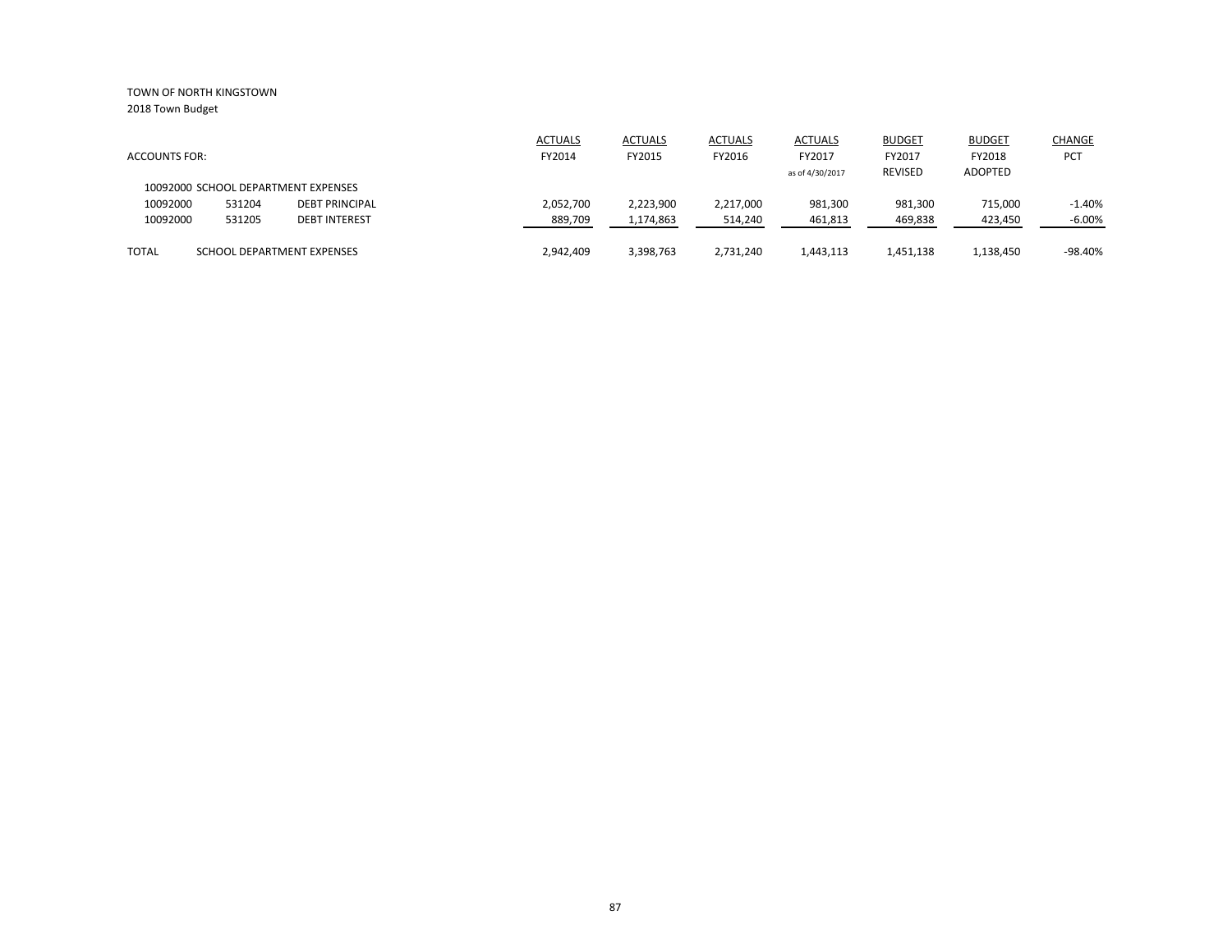TOWN OF NORTH KINGSTOWN
2018 Town Budget

| ACCOUNTS FOR: | | | ACTUALS FY2014 | ACTUALS FY2015 | ACTUALS FY2016 | ACTUALS FY2017 as of 4/30/2017 | BUDGET FY2017 REVISED | BUDGET FY2018 ADOPTED | CHANGE PCT |
|---|---|---|---|---|---|---|---|---|---|
| 10092000 SCHOOL DEPARTMENT EXPENSES | | | | | | | | | |
| 10092000 | 531204 | DEBT PRINCIPAL | 2,052,700 | 2,223,900 | 2,217,000 | 981,300 | 981,300 | 715,000 | -1.40% |
| 10092000 | 531205 | DEBT INTEREST | 889,709 | 1,174,863 | 514,240 | 461,813 | 469,838 | 423,450 | -6.00% |
| TOTAL | SCHOOL DEPARTMENT EXPENSES | | 2,942,409 | 3,398,763 | 2,731,240 | 1,443,113 | 1,451,138 | 1,138,450 | -98.40% |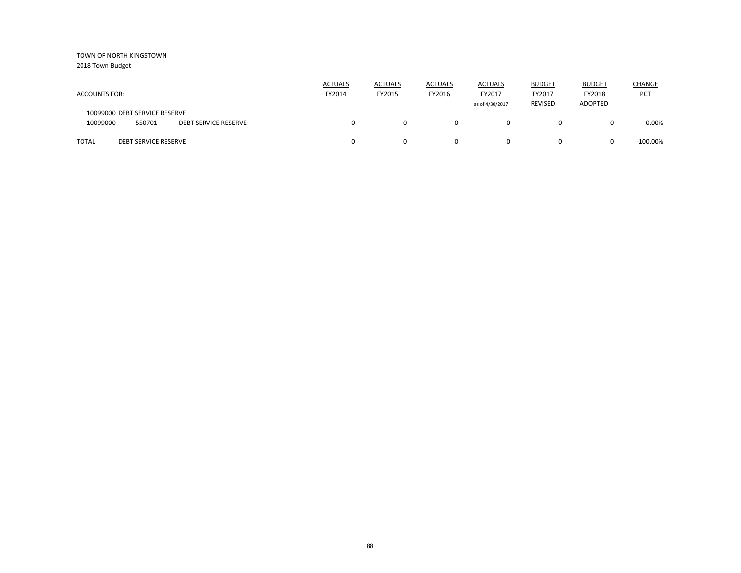TOWN OF NORTH KINGSTOWN
2018 Town Budget

| ACCOUNTS FOR: | | | ACTUALS FY2014 | ACTUALS FY2015 | ACTUALS FY2016 | ACTUALS FY2017 as of 4/30/2017 | BUDGET FY2017 REVISED | BUDGET FY2018 ADOPTED | CHANGE PCT |
|---|---|---|---|---|---|---|---|---|---|
| 10099000 DEBT SERVICE RESERVE | | | | | | | | | |
| 10099000 | 550701 | DEBT SERVICE RESERVE | 0 | 0 | 0 | 0 | 0 | 0 | 0.00% |
| TOTAL | DEBT SERVICE RESERVE | | 0 | 0 | 0 | 0 | 0 | 0 | -100.00% |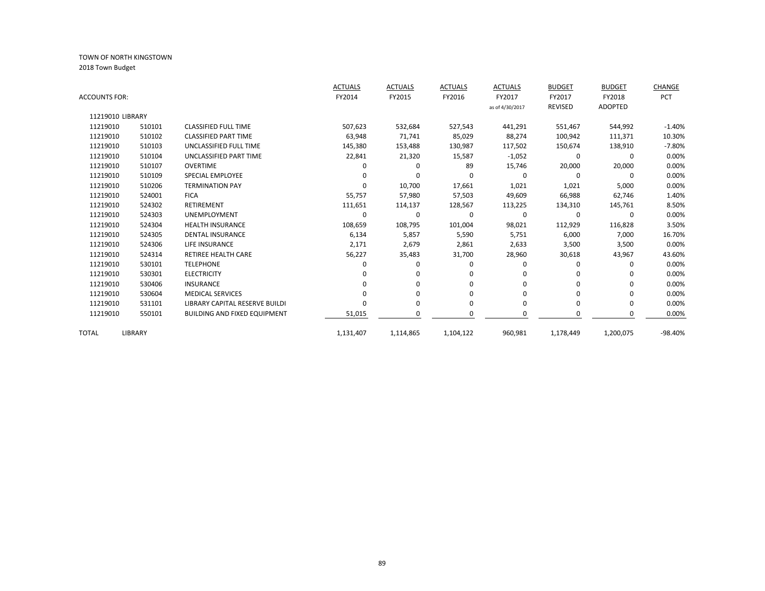TOWN OF NORTH KINGSTOWN

2018 Town Budget

| ACCOUNTS FOR: | | | ACTUALS FY2014 | ACTUALS FY2015 | ACTUALS FY2016 | ACTUALS FY2017 as of 4/30/2017 | BUDGET FY2017 REVISED | BUDGET FY2018 ADOPTED | CHANGE PCT |
|---|---|---|---|---|---|---|---|---|---|
| 11219010 LIBRARY | | | | | | | | | |
| 11219010 | 510101 | CLASSIFIED FULL TIME | 507,623 | 532,684 | 527,543 | 441,291 | 551,467 | 544,992 | -1.40% |
| 11219010 | 510102 | CLASSIFIED PART TIME | 63,948 | 71,741 | 85,029 | 88,274 | 100,942 | 111,371 | 10.30% |
| 11219010 | 510103 | UNCLASSIFIED FULL TIME | 145,380 | 153,488 | 130,987 | 117,502 | 150,674 | 138,910 | -7.80% |
| 11219010 | 510104 | UNCLASSIFIED PART TIME | 22,841 | 21,320 | 15,587 | -1,052 | 0 | 0 | 0.00% |
| 11219010 | 510107 | OVERTIME | 0 | 0 | 89 | 15,746 | 20,000 | 20,000 | 0.00% |
| 11219010 | 510109 | SPECIAL EMPLOYEE | 0 | 0 | 0 | 0 | 0 | 0 | 0.00% |
| 11219010 | 510206 | TERMINATION PAY | 0 | 10,700 | 17,661 | 1,021 | 1,021 | 5,000 | 0.00% |
| 11219010 | 524001 | FICA | 55,757 | 57,980 | 57,503 | 49,609 | 66,988 | 62,746 | 1.40% |
| 11219010 | 524302 | RETIREMENT | 111,651 | 114,137 | 128,567 | 113,225 | 134,310 | 145,761 | 8.50% |
| 11219010 | 524303 | UNEMPLOYMENT | 0 | 0 | 0 | 0 | 0 | 0 | 0.00% |
| 11219010 | 524304 | HEALTH INSURANCE | 108,659 | 108,795 | 101,004 | 98,021 | 112,929 | 116,828 | 3.50% |
| 11219010 | 524305 | DENTAL INSURANCE | 6,134 | 5,857 | 5,590 | 5,751 | 6,000 | 7,000 | 16.70% |
| 11219010 | 524306 | LIFE INSURANCE | 2,171 | 2,679 | 2,861 | 2,633 | 3,500 | 3,500 | 0.00% |
| 11219010 | 524314 | RETIREE HEALTH CARE | 56,227 | 35,483 | 31,700 | 28,960 | 30,618 | 43,967 | 43.60% |
| 11219010 | 530101 | TELEPHONE | 0 | 0 | 0 | 0 | 0 | 0 | 0.00% |
| 11219010 | 530301 | ELECTRICITY | 0 | 0 | 0 | 0 | 0 | 0 | 0.00% |
| 11219010 | 530406 | INSURANCE | 0 | 0 | 0 | 0 | 0 | 0 | 0.00% |
| 11219010 | 530604 | MEDICAL SERVICES | 0 | 0 | 0 | 0 | 0 | 0 | 0.00% |
| 11219010 | 531101 | LIBRARY CAPITAL RESERVE BUILDI | 0 | 0 | 0 | 0 | 0 | 0 | 0.00% |
| 11219010 | 550101 | BUILDING AND FIXED EQUIPMENT | 51,015 | 0 | 0 | 0 | 0 | 0 | 0.00% |
| TOTAL | LIBRARY | | 1,131,407 | 1,114,865 | 1,104,122 | 960,981 | 1,178,449 | 1,200,075 | -98.40% |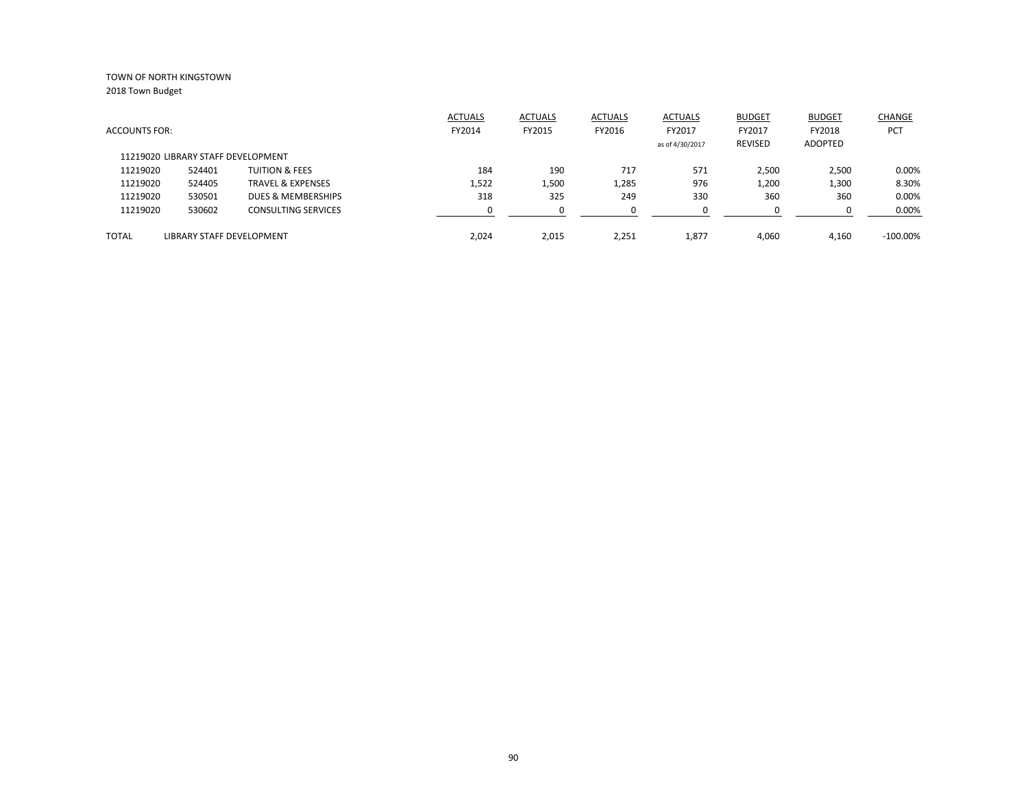TOWN OF NORTH KINGSTOWN
2018 Town Budget

| ACCOUNTS FOR: | | | ACTUALS FY2014 | ACTUALS FY2015 | ACTUALS FY2016 | ACTUALS FY2017 as of 4/30/2017 | BUDGET FY2017 REVISED | BUDGET FY2018 ADOPTED | CHANGE PCT |
|---|---|---|---|---|---|---|---|---|---|
| 11219020 LIBRARY STAFF DEVELOPMENT | | | | | | | | | |
| 11219020 | 524401 | TUITION & FEES | 184 | 190 | 717 | 571 | 2,500 | 2,500 | 0.00% |
| 11219020 | 524405 | TRAVEL & EXPENSES | 1,522 | 1,500 | 1,285 | 976 | 1,200 | 1,300 | 8.30% |
| 11219020 | 530501 | DUES & MEMBERSHIPS | 318 | 325 | 249 | 330 | 360 | 360 | 0.00% |
| 11219020 | 530602 | CONSULTING SERVICES | 0 | 0 | 0 | 0 | 0 | 0 | 0.00% |
| TOTAL | LIBRARY STAFF DEVELOPMENT | | 2,024 | 2,015 | 2,251 | 1,877 | 4,060 | 4,160 | -100.00% |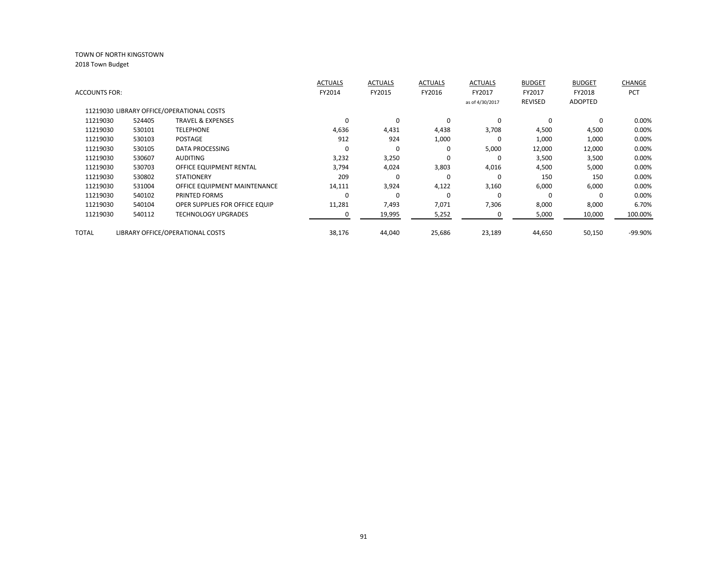TOWN OF NORTH KINGSTOWN

2018 Town Budget

| ACCOUNTS FOR: | | | ACTUALS FY2014 | ACTUALS FY2015 | ACTUALS FY2016 | ACTUALS FY2017 as of 4/30/2017 | BUDGET FY2017 REVISED | BUDGET FY2018 ADOPTED | CHANGE PCT |
|---|---|---|---|---|---|---|---|---|---|
| 11219030 LIBRARY OFFICE/OPERATIONAL COSTS | | | | | | | | | |
| 11219030 | 524405 | TRAVEL & EXPENSES | 0 | 0 | 0 | 0 | 0 | 0 | 0.00% |
| 11219030 | 530101 | TELEPHONE | 4,636 | 4,431 | 4,438 | 3,708 | 4,500 | 4,500 | 0.00% |
| 11219030 | 530103 | POSTAGE | 912 | 924 | 1,000 | 0 | 1,000 | 1,000 | 0.00% |
| 11219030 | 530105 | DATA PROCESSING | 0 | 0 | 0 | 5,000 | 12,000 | 12,000 | 0.00% |
| 11219030 | 530607 | AUDITING | 3,232 | 3,250 | 0 | 0 | 3,500 | 3,500 | 0.00% |
| 11219030 | 530703 | OFFICE EQUIPMENT RENTAL | 3,794 | 4,024 | 3,803 | 4,016 | 4,500 | 5,000 | 0.00% |
| 11219030 | 530802 | STATIONERY | 209 | 0 | 0 | 0 | 150 | 150 | 0.00% |
| 11219030 | 531004 | OFFICE EQUIPMENT MAINTENANCE | 14,111 | 3,924 | 4,122 | 3,160 | 6,000 | 6,000 | 0.00% |
| 11219030 | 540102 | PRINTED FORMS | 0 | 0 | 0 | 0 | 0 | 0 | 0.00% |
| 11219030 | 540104 | OPER SUPPLIES FOR OFFICE EQUIP | 11,281 | 7,493 | 7,071 | 7,306 | 8,000 | 8,000 | 6.70% |
| 11219030 | 540112 | TECHNOLOGY UPGRADES | 0 | 19,995 | 5,252 | 0 | 5,000 | 10,000 | 100.00% |
| TOTAL | LIBRARY OFFICE/OPERATIONAL COSTS | | 38,176 | 44,040 | 25,686 | 23,189 | 44,650 | 50,150 | -99.90% |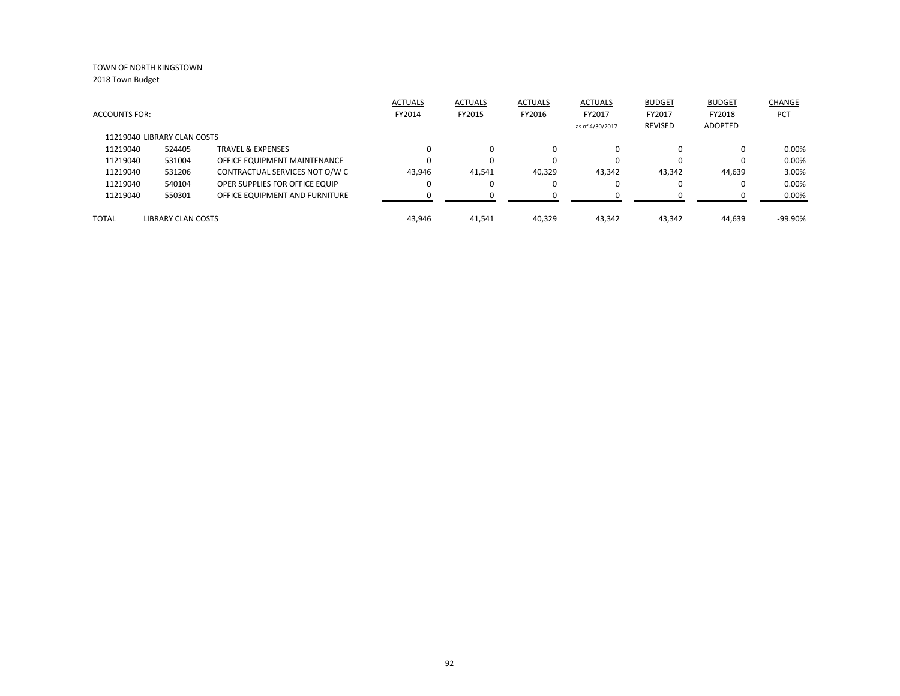TOWN OF NORTH KINGSTOWN
2018 Town Budget

| ACCOUNTS FOR: | | | ACTUALS FY2014 | ACTUALS FY2015 | ACTUALS FY2016 | ACTUALS FY2017 as of 4/30/2017 | BUDGET FY2017 REVISED | BUDGET FY2018 ADOPTED | CHANGE PCT |
|---|---|---|---|---|---|---|---|---|---|
| 11219040 LIBRARY CLAN COSTS | | | | | | | | | |
| 11219040 | 524405 | TRAVEL & EXPENSES | 0 | 0 | 0 | 0 | 0 | 0 | 0.00% |
| 11219040 | 531004 | OFFICE EQUIPMENT MAINTENANCE | 0 | 0 | 0 | 0 | 0 | 0 | 0.00% |
| 11219040 | 531206 | CONTRACTUAL SERVICES NOT O/W C | 43,946 | 41,541 | 40,329 | 43,342 | 43,342 | 44,639 | 3.00% |
| 11219040 | 540104 | OPER SUPPLIES FOR OFFICE EQUIP | 0 | 0 | 0 | 0 | 0 | 0 | 0.00% |
| 11219040 | 550301 | OFFICE EQUIPMENT AND FURNITURE | 0 | 0 | 0 | 0 | 0 | 0 | 0.00% |
| TOTAL | LIBRARY CLAN COSTS | | 43,946 | 41,541 | 40,329 | 43,342 | 43,342 | 44,639 | -99.90% |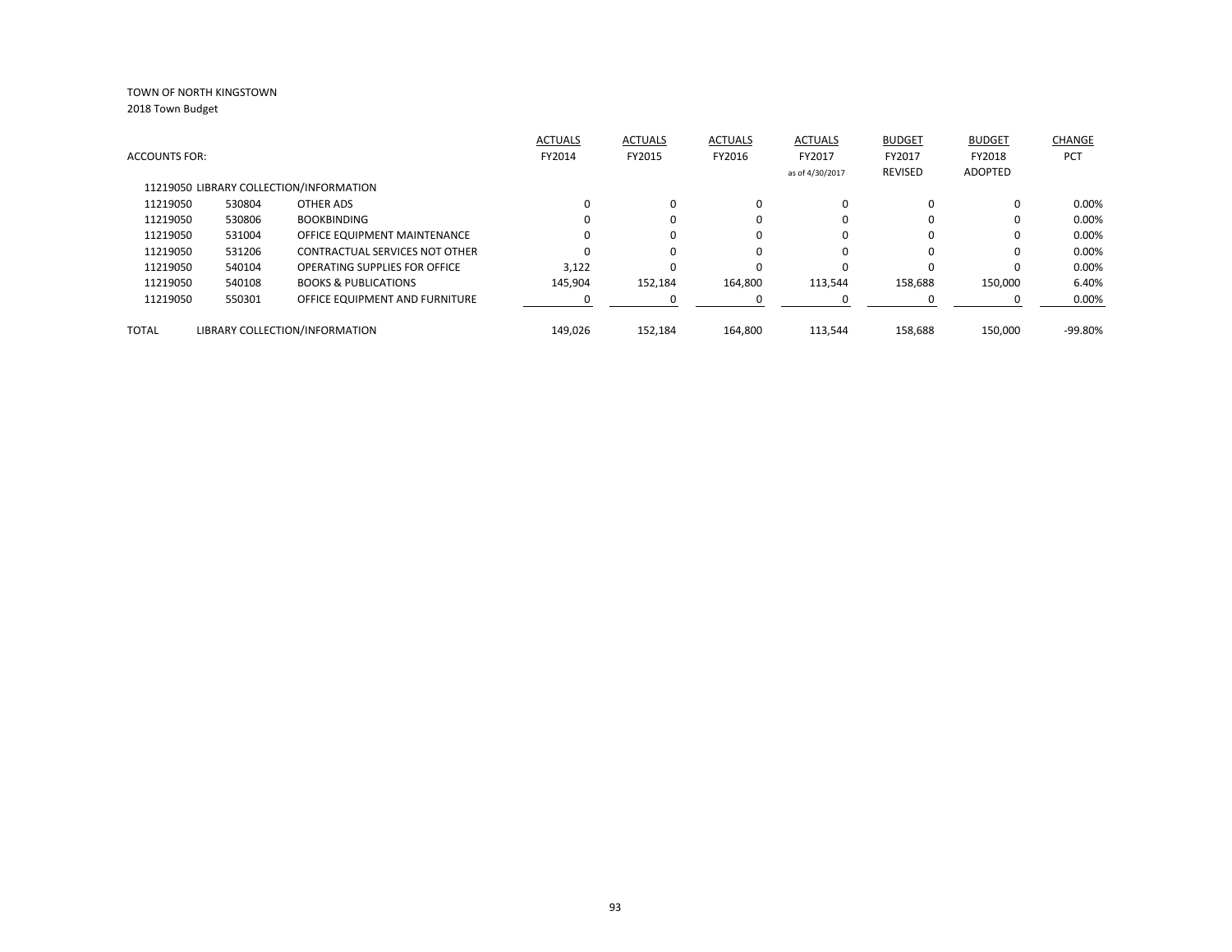TOWN OF NORTH KINGSTOWN
2018 Town Budget

| ACCOUNTS FOR: | | | ACTUALS FY2014 | ACTUALS FY2015 | ACTUALS FY2016 | ACTUALS FY2017 as of 4/30/2017 | BUDGET FY2017 REVISED | BUDGET FY2018 ADOPTED | CHANGE PCT |
|---|---|---|---|---|---|---|---|---|---|
| 11219050 LIBRARY COLLECTION/INFORMATION | | | | | | | | | |
| 11219050 | 530804 | OTHER ADS | 0 | 0 | 0 | 0 | 0 | 0 | 0.00% |
| 11219050 | 530806 | BOOKBINDING | 0 | 0 | 0 | 0 | 0 | 0 | 0.00% |
| 11219050 | 531004 | OFFICE EQUIPMENT MAINTENANCE | 0 | 0 | 0 | 0 | 0 | 0 | 0.00% |
| 11219050 | 531206 | CONTRACTUAL SERVICES NOT OTHER | 0 | 0 | 0 | 0 | 0 | 0 | 0.00% |
| 11219050 | 540104 | OPERATING SUPPLIES FOR OFFICE | 3,122 | 0 | 0 | 0 | 0 | 0 | 0.00% |
| 11219050 | 540108 | BOOKS & PUBLICATIONS | 145,904 | 152,184 | 164,800 | 113,544 | 158,688 | 150,000 | 6.40% |
| 11219050 | 550301 | OFFICE EQUIPMENT AND FURNITURE | 0 | 0 | 0 | 0 | 0 | 0 | 0.00% |
| TOTAL | LIBRARY COLLECTION/INFORMATION | | 149,026 | 152,184 | 164,800 | 113,544 | 158,688 | 150,000 | -99.80% |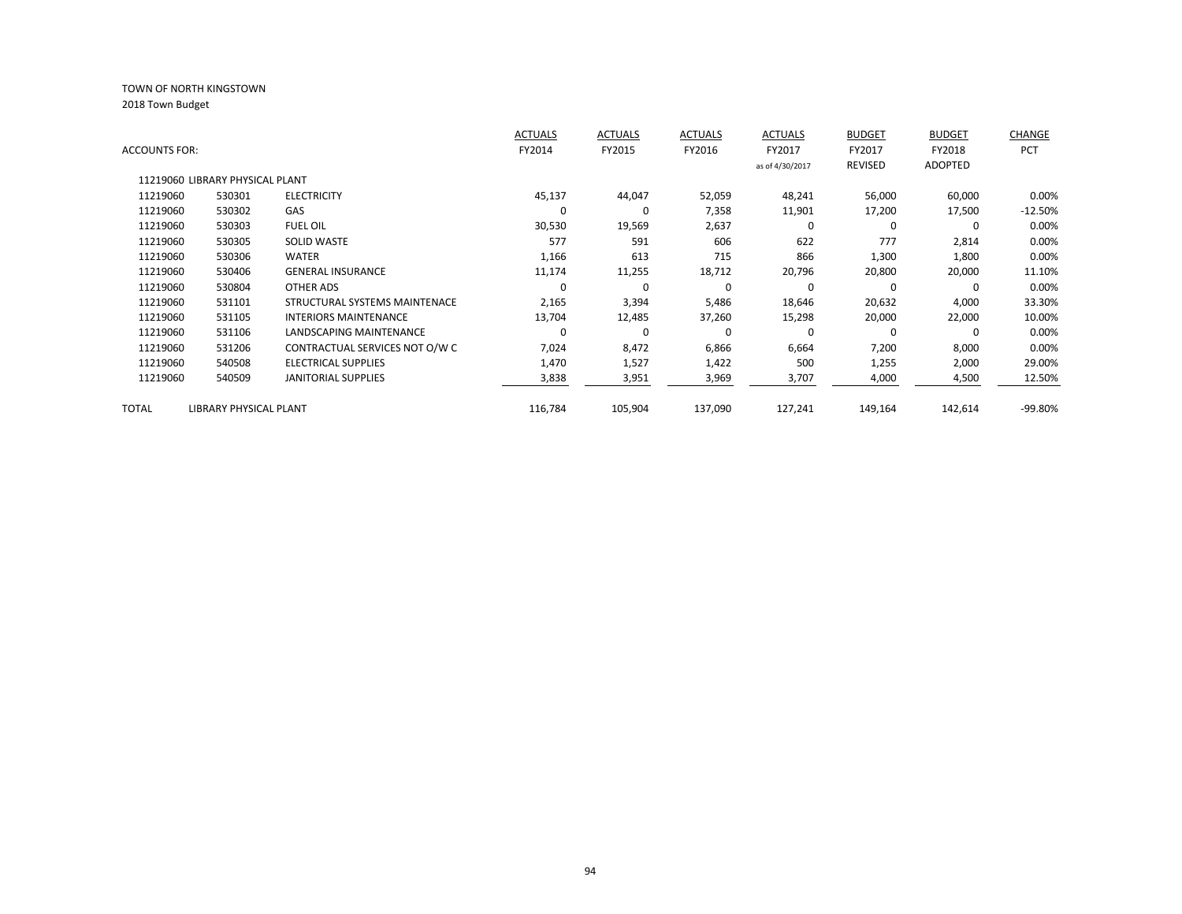TOWN OF NORTH KINGSTOWN

2018 Town Budget

| ACCOUNTS FOR: | | | ACTUALS FY2014 | ACTUALS FY2015 | ACTUALS FY2016 | ACTUALS FY2017 as of 4/30/2017 | BUDGET FY2017 REVISED | BUDGET FY2018 ADOPTED | CHANGE PCT |
|---|---|---|---|---|---|---|---|---|---|
| 11219060 LIBRARY PHYSICAL PLANT | | | | | | | | | |
| 11219060 | 530301 | ELECTRICITY | 45,137 | 44,047 | 52,059 | 48,241 | 56,000 | 60,000 | 0.00% |
| 11219060 | 530302 | GAS | 0 | 0 | 7,358 | 11,901 | 17,200 | 17,500 | -12.50% |
| 11219060 | 530303 | FUEL OIL | 30,530 | 19,569 | 2,637 | 0 | 0 | 0 | 0.00% |
| 11219060 | 530305 | SOLID WASTE | 577 | 591 | 606 | 622 | 777 | 2,814 | 0.00% |
| 11219060 | 530306 | WATER | 1,166 | 613 | 715 | 866 | 1,300 | 1,800 | 0.00% |
| 11219060 | 530406 | GENERAL INSURANCE | 11,174 | 11,255 | 18,712 | 20,796 | 20,800 | 20,000 | 11.10% |
| 11219060 | 530804 | OTHER ADS | 0 | 0 | 0 | 0 | 0 | 0 | 0.00% |
| 11219060 | 531101 | STRUCTURAL SYSTEMS MAINTENACE | 2,165 | 3,394 | 5,486 | 18,646 | 20,632 | 4,000 | 33.30% |
| 11219060 | 531105 | INTERIORS MAINTENANCE | 13,704 | 12,485 | 37,260 | 15,298 | 20,000 | 22,000 | 10.00% |
| 11219060 | 531106 | LANDSCAPING MAINTENANCE | 0 | 0 | 0 | 0 | 0 | 0 | 0.00% |
| 11219060 | 531206 | CONTRACTUAL SERVICES NOT O/W C | 7,024 | 8,472 | 6,866 | 6,664 | 7,200 | 8,000 | 0.00% |
| 11219060 | 540508 | ELECTRICAL SUPPLIES | 1,470 | 1,527 | 1,422 | 500 | 1,255 | 2,000 | 29.00% |
| 11219060 | 540509 | JANITORIAL SUPPLIES | 3,838 | 3,951 | 3,969 | 3,707 | 4,000 | 4,500 | 12.50% |
| TOTAL | LIBRARY PHYSICAL PLANT | | 116,784 | 105,904 | 137,090 | 127,241 | 149,164 | 142,614 | -99.80% |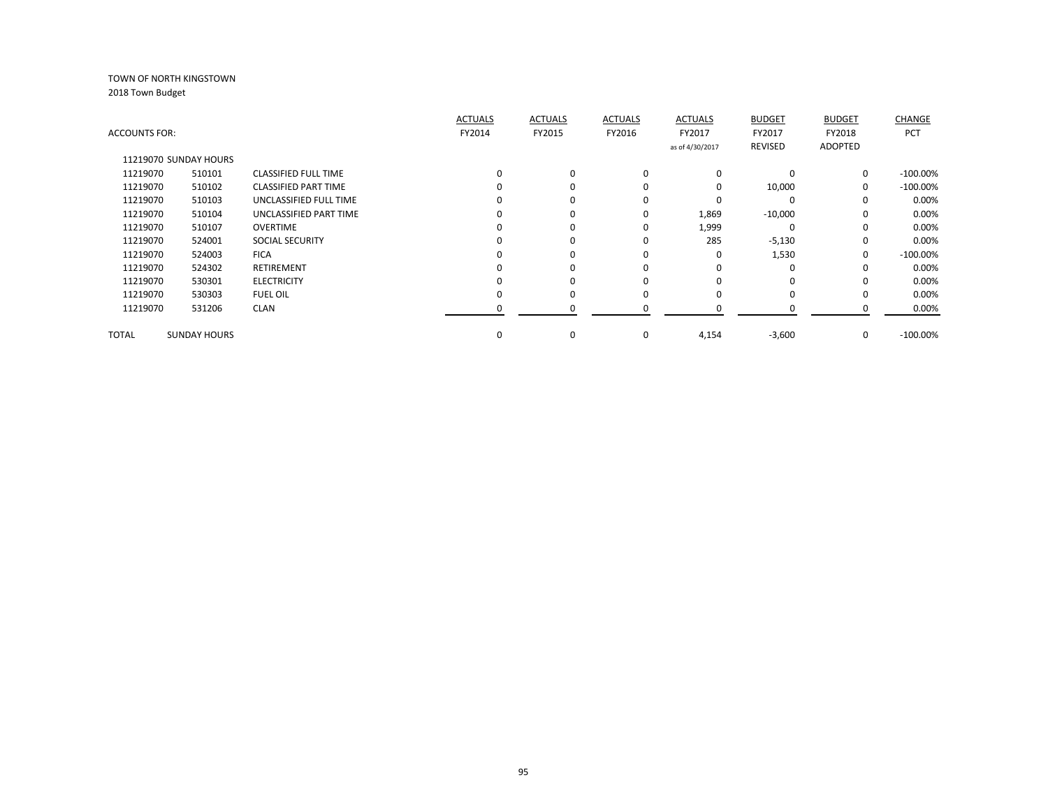TOWN OF NORTH KINGSTOWN

2018 Town Budget

| ACCOUNTS FOR: | | | ACTUALS FY2014 | ACTUALS FY2015 | ACTUALS FY2016 | ACTUALS FY2017 as of 4/30/2017 | BUDGET FY2017 REVISED | BUDGET FY2018 ADOPTED | CHANGE PCT |
|---|---|---|---|---|---|---|---|---|---|
| 11219070 SUNDAY HOURS | | | | | | | | | |
| 11219070 | 510101 | CLASSIFIED FULL TIME | 0 | 0 | 0 | 0 | 0 | 0 | -100.00% |
| 11219070 | 510102 | CLASSIFIED PART TIME | 0 | 0 | 0 | 0 | 10,000 | 0 | -100.00% |
| 11219070 | 510103 | UNCLASSIFIED FULL TIME | 0 | 0 | 0 | 0 | 0 | 0 | 0.00% |
| 11219070 | 510104 | UNCLASSIFIED PART TIME | 0 | 0 | 0 | 1,869 | -10,000 | 0 | 0.00% |
| 11219070 | 510107 | OVERTIME | 0 | 0 | 0 | 1,999 | 0 | 0 | 0.00% |
| 11219070 | 524001 | SOCIAL SECURITY | 0 | 0 | 0 | 285 | -5,130 | 0 | 0.00% |
| 11219070 | 524003 | FICA | 0 | 0 | 0 | 0 | 1,530 | 0 | -100.00% |
| 11219070 | 524302 | RETIREMENT | 0 | 0 | 0 | 0 | 0 | 0 | 0.00% |
| 11219070 | 530301 | ELECTRICITY | 0 | 0 | 0 | 0 | 0 | 0 | 0.00% |
| 11219070 | 530303 | FUEL OIL | 0 | 0 | 0 | 0 | 0 | 0 | 0.00% |
| 11219070 | 531206 | CLAN | 0 | 0 | 0 | 0 | 0 | 0 | 0.00% |
| TOTAL | SUNDAY HOURS | | 0 | 0 | 0 | 4,154 | -3,600 | 0 | -100.00% |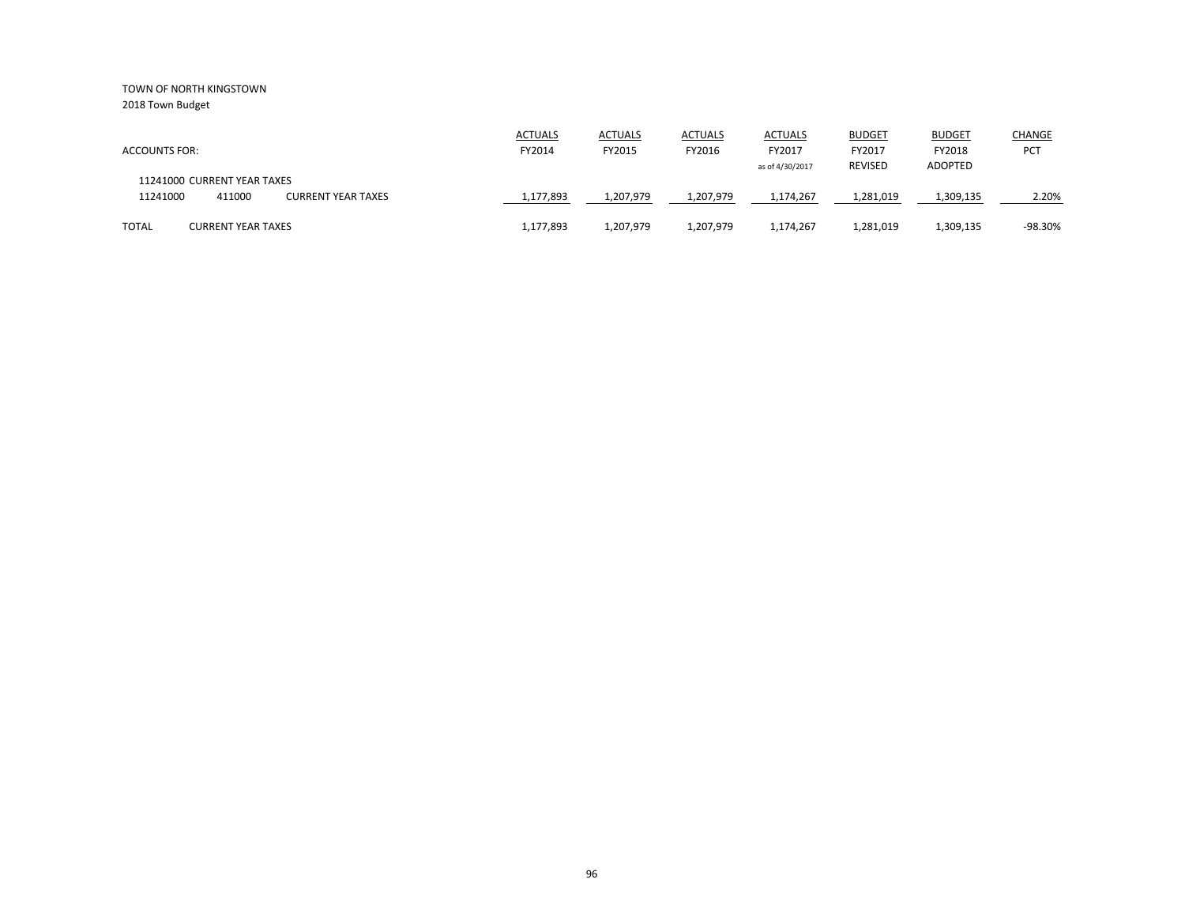TOWN OF NORTH KINGSTOWN

2018 Town Budget

| ACCOUNTS FOR: | | | ACTUALS FY2014 | ACTUALS FY2015 | ACTUALS FY2016 | ACTUALS FY2017 as of 4/30/2017 | BUDGET FY2017 REVISED | BUDGET FY2018 ADOPTED | CHANGE PCT |
|---|---|---|---|---|---|---|---|---|---|
| 11241000 CURRENT YEAR TAXES | | | | | | | | | |
| 11241000 | 411000 | CURRENT YEAR TAXES | 1,177,893 | 1,207,979 | 1,207,979 | 1,174,267 | 1,281,019 | 1,309,135 | 2.20% |
| TOTAL | CURRENT YEAR TAXES | | 1,177,893 | 1,207,979 | 1,207,979 | 1,174,267 | 1,281,019 | 1,309,135 | -98.30% |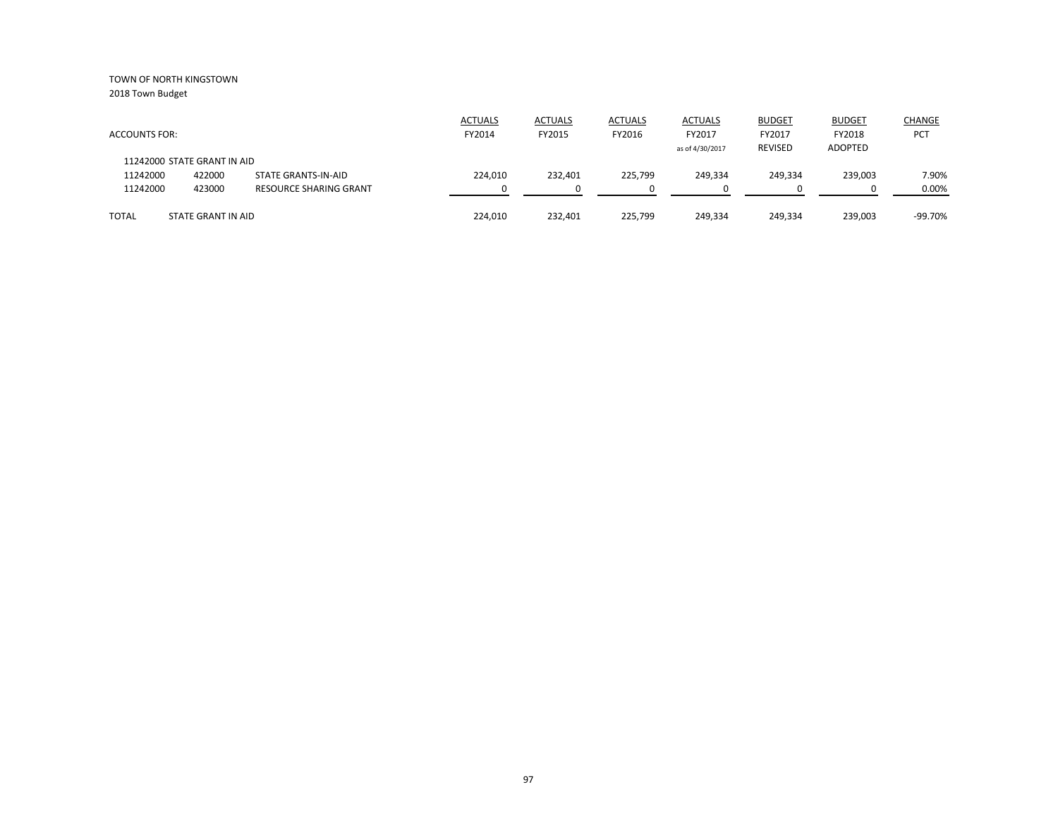TOWN OF NORTH KINGSTOWN
2018 Town Budget

| ACCOUNTS FOR: | | | ACTUALS FY2014 | ACTUALS FY2015 | ACTUALS FY2016 | ACTUALS FY2017 as of 4/30/2017 | BUDGET FY2017 REVISED | BUDGET FY2018 ADOPTED | CHANGE PCT |
|---|---|---|---|---|---|---|---|---|---|
| 11242000 STATE GRANT IN AID | | | | | | | | | |
| 11242000 | 422000 | STATE GRANTS-IN-AID | 224,010 | 232,401 | 225,799 | 249,334 | 249,334 | 239,003 | 7.90% |
| 11242000 | 423000 | RESOURCE SHARING GRANT | 0 | 0 | 0 | 0 | 0 | 0 | 0.00% |
| TOTAL | STATE GRANT IN AID | | 224,010 | 232,401 | 225,799 | 249,334 | 249,334 | 239,003 | -99.70% |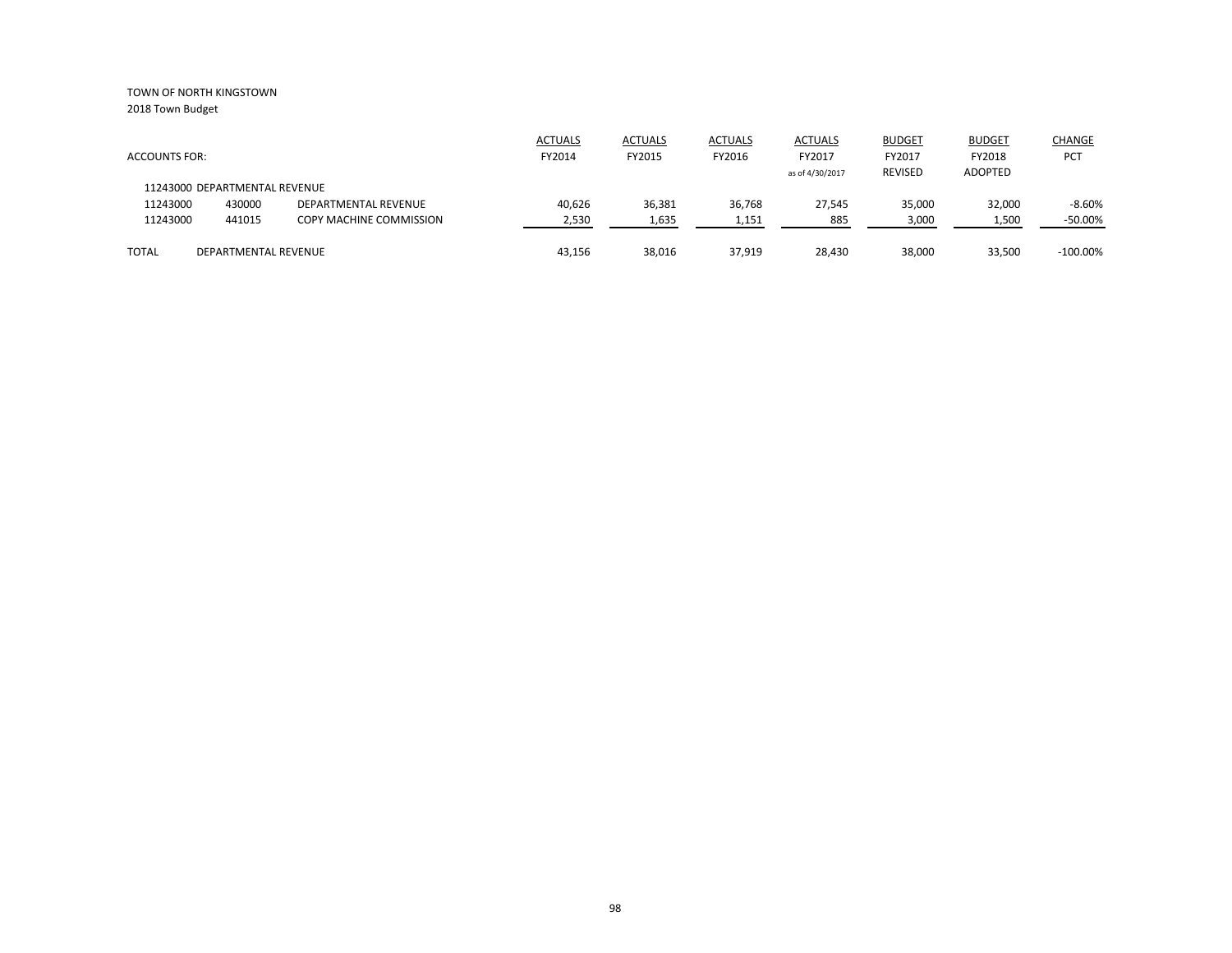TOWN OF NORTH KINGSTOWN
2018 Town Budget

| ACCOUNTS FOR: | | | ACTUALS FY2014 | ACTUALS FY2015 | ACTUALS FY2016 | ACTUALS FY2017 as of 4/30/2017 | BUDGET FY2017 REVISED | BUDGET FY2018 ADOPTED | CHANGE PCT |
|---|---|---|---|---|---|---|---|---|---|
| 11243000 DEPARTMENTAL REVENUE | | | | | | | | | |
| 11243000 | 430000 | DEPARTMENTAL REVENUE | 40,626 | 36,381 | 36,768 | 27,545 | 35,000 | 32,000 | -8.60% |
| 11243000 | 441015 | COPY MACHINE COMMISSION | 2,530 | 1,635 | 1,151 | 885 | 3,000 | 1,500 | -50.00% |
| TOTAL | DEPARTMENTAL REVENUE | | 43,156 | 38,016 | 37,919 | 28,430 | 38,000 | 33,500 | -100.00% |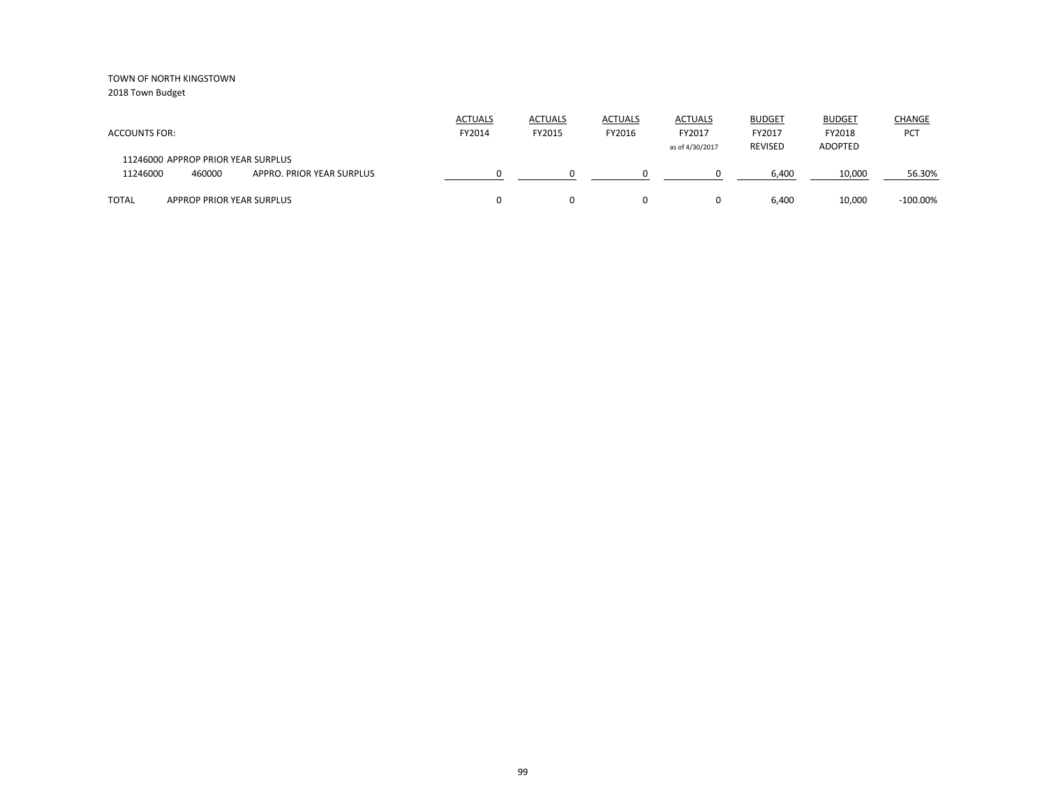TOWN OF NORTH KINGSTOWN
2018 Town Budget

| ACCOUNTS FOR: | | | ACTUALS FY2014 | ACTUALS FY2015 | ACTUALS FY2016 | ACTUALS FY2017 as of 4/30/2017 | BUDGET FY2017 REVISED | BUDGET FY2018 ADOPTED | CHANGE PCT |
|---|---|---|---|---|---|---|---|---|---|
| 11246000 APPROP PRIOR YEAR SURPLUS | | | | | | | | | |
| 11246000 | 460000 | APPRO. PRIOR YEAR SURPLUS | 0 | 0 | 0 | 0 | 6,400 | 10,000 | 56.30% |
| TOTAL | APPROP PRIOR YEAR SURPLUS | | 0 | 0 | 0 | 0 | 6,400 | 10,000 | -100.00% |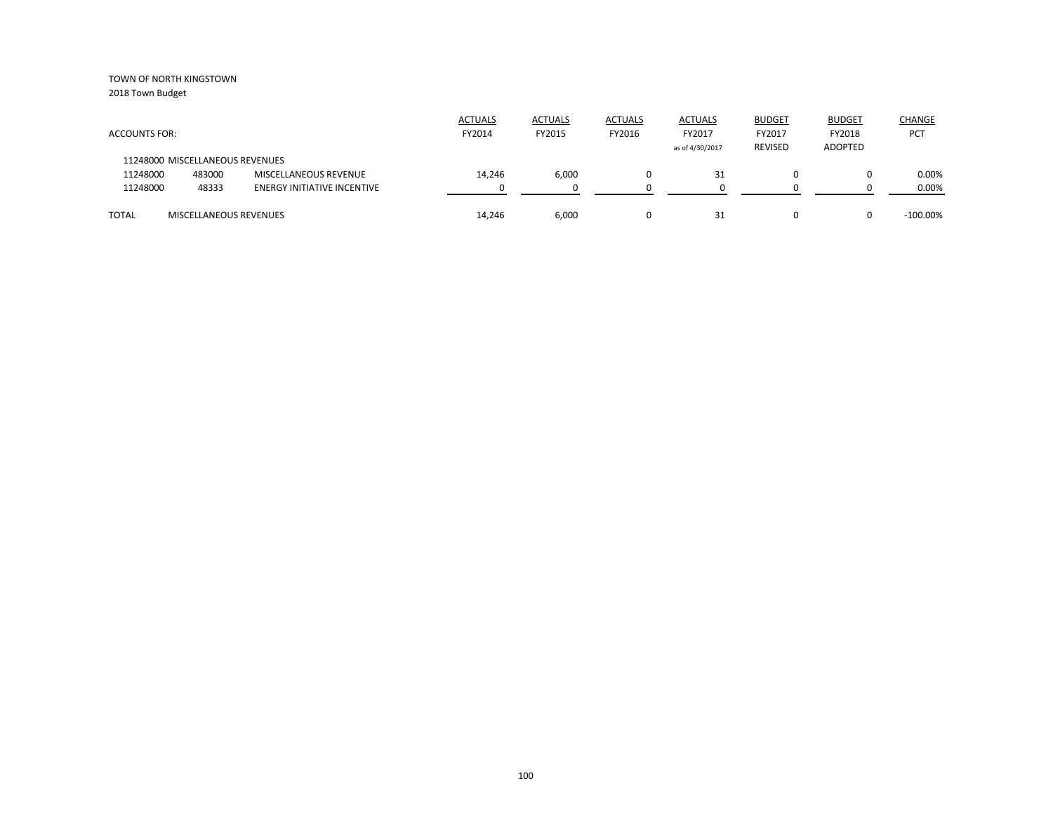TOWN OF NORTH KINGSTOWN

2018 Town Budget

| ACCOUNTS FOR: | | | ACTUALS FY2014 | ACTUALS FY2015 | ACTUALS FY2016 | ACTUALS FY2017 as of 4/30/2017 | BUDGET FY2017 REVISED | BUDGET FY2018 ADOPTED | CHANGE PCT |
|---|---|---|---|---|---|---|---|---|---|
| 11248000 MISCELLANEOUS REVENUES | | | | | | | | | |
| 11248000 | 483000 | MISCELLANEOUS REVENUE | 14,246 | 6,000 | 0 | 31 | 0 | 0 | 0.00% |
| 11248000 | 48333 | ENERGY INITIATIVE INCENTIVE | 0 | 0 | 0 | 0 | 0 | 0 | 0.00% |
| TOTAL | MISCELLANEOUS REVENUES | | 14,246 | 6,000 | 0 | 31 | 0 | 0 | -100.00% |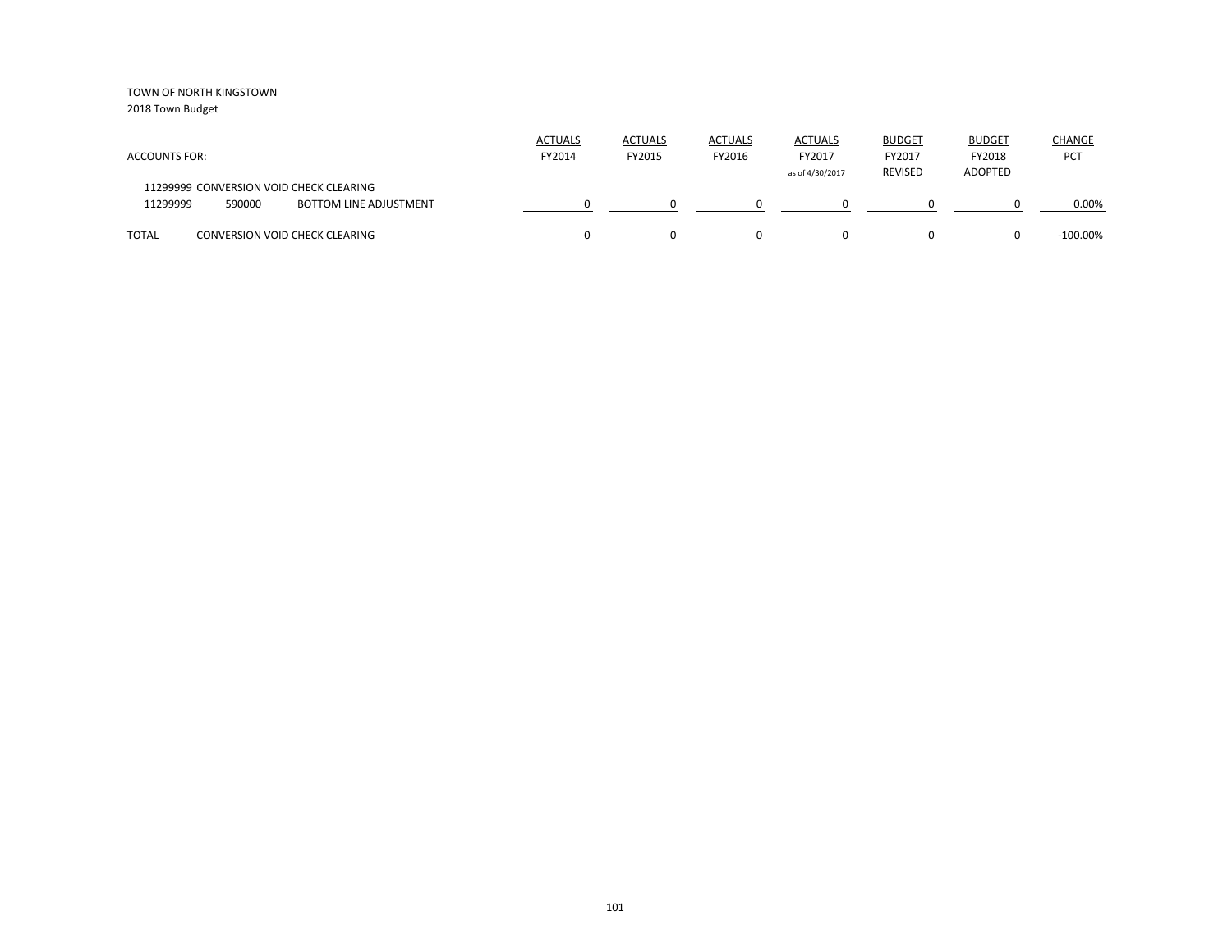TOWN OF NORTH KINGSTOWN
2018 Town Budget

| ACCOUNTS FOR: | | | ACTUALS FY2014 | ACTUALS FY2015 | ACTUALS FY2016 | ACTUALS FY2017 as of 4/30/2017 | BUDGET FY2017 REVISED | BUDGET FY2018 ADOPTED | CHANGE PCT |
|---|---|---|---|---|---|---|---|---|---|
| 11299999 CONVERSION VOID CHECK CLEARING | | | | | | | | | |
| 11299999 | 590000 | BOTTOM LINE ADJUSTMENT | 0 | 0 | 0 | 0 | 0 | 0 | 0.00% |
| TOTAL | CONVERSION VOID CHECK CLEARING | | 0 | 0 | 0 | 0 | 0 | 0 | -100.00% |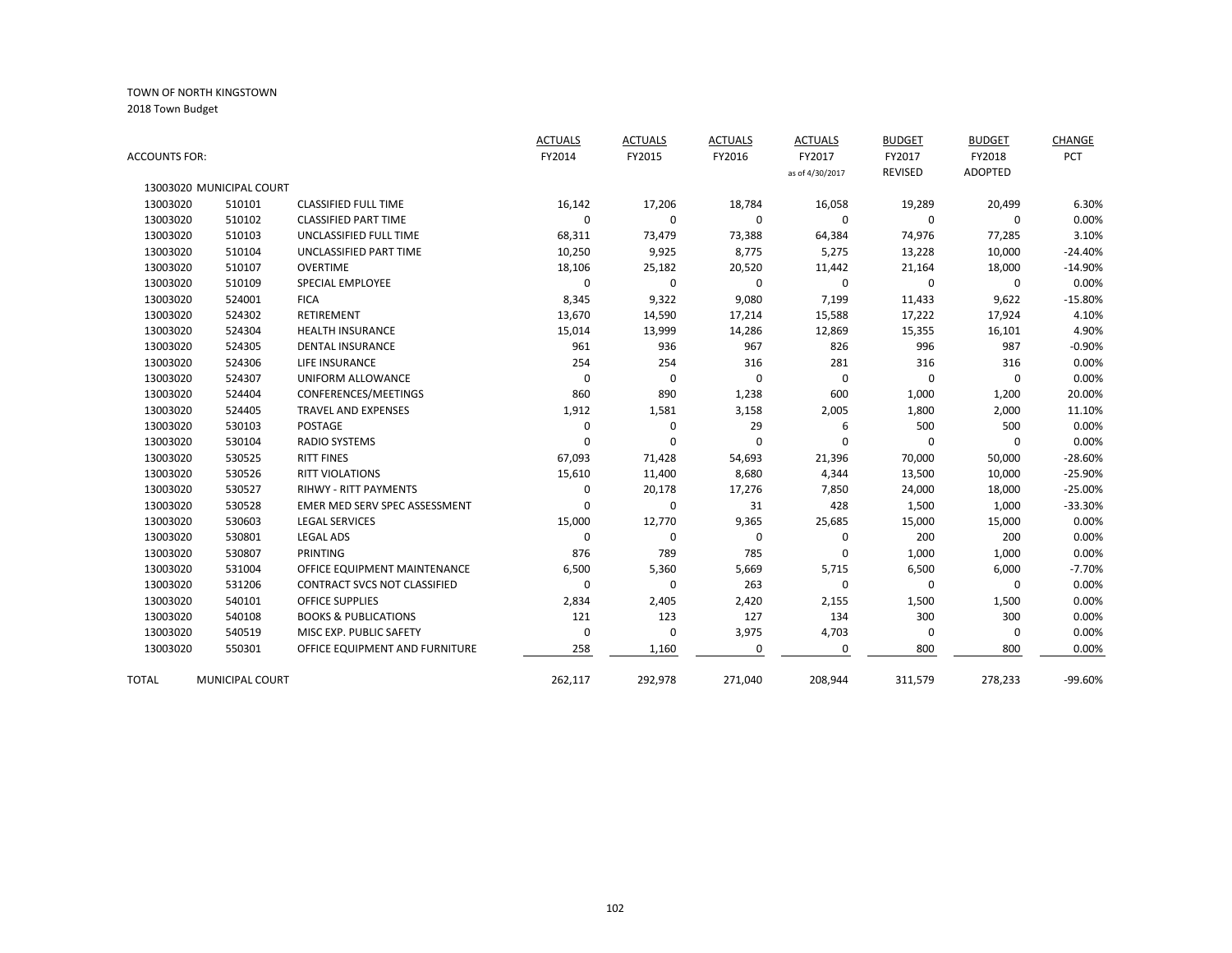TOWN OF NORTH KINGSTOWN

2018 Town Budget

| ACCOUNTS FOR: | | | ACTUALS FY2014 | ACTUALS FY2015 | ACTUALS FY2016 | ACTUALS FY2017 as of 4/30/2017 | BUDGET FY2017 REVISED | BUDGET FY2018 ADOPTED | CHANGE PCT |
|---|---|---|---|---|---|---|---|---|---|
| 13003020 MUNICIPAL COURT | | | | | | | | | |
| 13003020 | 510101 | CLASSIFIED FULL TIME | 16,142 | 17,206 | 18,784 | 16,058 | 19,289 | 20,499 | 6.30% |
| 13003020 | 510102 | CLASSIFIED PART TIME | 0 | 0 | 0 | 0 | 0 | 0 | 0.00% |
| 13003020 | 510103 | UNCLASSIFIED FULL TIME | 68,311 | 73,479 | 73,388 | 64,384 | 74,976 | 77,285 | 3.10% |
| 13003020 | 510104 | UNCLASSIFIED PART TIME | 10,250 | 9,925 | 8,775 | 5,275 | 13,228 | 10,000 | -24.40% |
| 13003020 | 510107 | OVERTIME | 18,106 | 25,182 | 20,520 | 11,442 | 21,164 | 18,000 | -14.90% |
| 13003020 | 510109 | SPECIAL EMPLOYEE | 0 | 0 | 0 | 0 | 0 | 0 | 0.00% |
| 13003020 | 524001 | FICA | 8,345 | 9,322 | 9,080 | 7,199 | 11,433 | 9,622 | -15.80% |
| 13003020 | 524302 | RETIREMENT | 13,670 | 14,590 | 17,214 | 15,588 | 17,222 | 17,924 | 4.10% |
| 13003020 | 524304 | HEALTH INSURANCE | 15,014 | 13,999 | 14,286 | 12,869 | 15,355 | 16,101 | 4.90% |
| 13003020 | 524305 | DENTAL INSURANCE | 961 | 936 | 967 | 826 | 996 | 987 | -0.90% |
| 13003020 | 524306 | LIFE INSURANCE | 254 | 254 | 316 | 281 | 316 | 316 | 0.00% |
| 13003020 | 524307 | UNIFORM ALLOWANCE | 0 | 0 | 0 | 0 | 0 | 0 | 0.00% |
| 13003020 | 524404 | CONFERENCES/MEETINGS | 860 | 890 | 1,238 | 600 | 1,000 | 1,200 | 20.00% |
| 13003020 | 524405 | TRAVEL AND EXPENSES | 1,912 | 1,581 | 3,158 | 2,005 | 1,800 | 2,000 | 11.10% |
| 13003020 | 530103 | POSTAGE | 0 | 0 | 29 | 6 | 500 | 500 | 0.00% |
| 13003020 | 530104 | RADIO SYSTEMS | 0 | 0 | 0 | 0 | 0 | 0 | 0.00% |
| 13003020 | 530525 | RITT FINES | 67,093 | 71,428 | 54,693 | 21,396 | 70,000 | 50,000 | -28.60% |
| 13003020 | 530526 | RITT VIOLATIONS | 15,610 | 11,400 | 8,680 | 4,344 | 13,500 | 10,000 | -25.90% |
| 13003020 | 530527 | RIHWY - RITT PAYMENTS | 0 | 20,178 | 17,276 | 7,850 | 24,000 | 18,000 | -25.00% |
| 13003020 | 530528 | EMER MED SERV SPEC ASSESSMENT | 0 | 0 | 31 | 428 | 1,500 | 1,000 | -33.30% |
| 13003020 | 530603 | LEGAL SERVICES | 15,000 | 12,770 | 9,365 | 25,685 | 15,000 | 15,000 | 0.00% |
| 13003020 | 530801 | LEGAL ADS | 0 | 0 | 0 | 0 | 200 | 200 | 0.00% |
| 13003020 | 530807 | PRINTING | 876 | 789 | 785 | 0 | 1,000 | 1,000 | 0.00% |
| 13003020 | 531004 | OFFICE EQUIPMENT MAINTENANCE | 6,500 | 5,360 | 5,669 | 5,715 | 6,500 | 6,000 | -7.70% |
| 13003020 | 531206 | CONTRACT SVCS NOT CLASSIFIED | 0 | 0 | 263 | 0 | 0 | 0 | 0.00% |
| 13003020 | 540101 | OFFICE SUPPLIES | 2,834 | 2,405 | 2,420 | 2,155 | 1,500 | 1,500 | 0.00% |
| 13003020 | 540108 | BOOKS & PUBLICATIONS | 121 | 123 | 127 | 134 | 300 | 300 | 0.00% |
| 13003020 | 540519 | MISC EXP. PUBLIC SAFETY | 0 | 0 | 3,975 | 4,703 | 0 | 0 | 0.00% |
| 13003020 | 550301 | OFFICE EQUIPMENT AND FURNITURE | 258 | 1,160 | 0 | 0 | 800 | 800 | 0.00% |
| TOTAL | MUNICIPAL COURT | | 262,117 | 292,978 | 271,040 | 208,944 | 311,579 | 278,233 | -99.60% |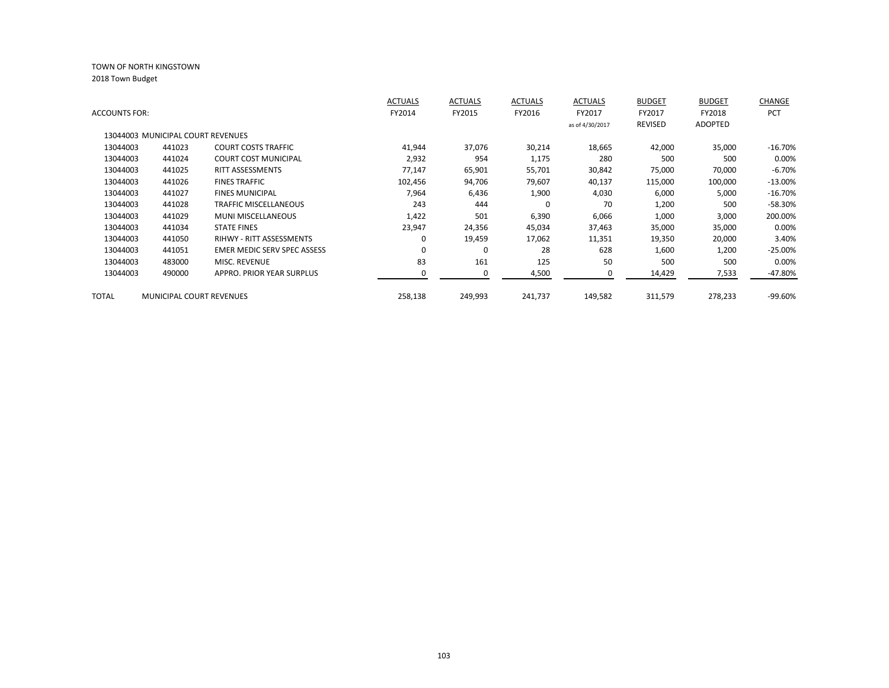TOWN OF NORTH KINGSTOWN

2018 Town Budget

| ACCOUNTS FOR: | | | ACTUALS FY2014 | ACTUALS FY2015 | ACTUALS FY2016 | ACTUALS FY2017 as of 4/30/2017 | BUDGET FY2017 REVISED | BUDGET FY2018 ADOPTED | CHANGE PCT |
|---|---|---|---|---|---|---|---|---|---|
| 13044003 MUNICIPAL COURT REVENUES | | | | | | | | | |
| 13044003 | 441023 | COURT COSTS TRAFFIC | 41,944 | 37,076 | 30,214 | 18,665 | 42,000 | 35,000 | -16.70% |
| 13044003 | 441024 | COURT COST MUNICIPAL | 2,932 | 954 | 1,175 | 280 | 500 | 500 | 0.00% |
| 13044003 | 441025 | RITT ASSESSMENTS | 77,147 | 65,901 | 55,701 | 30,842 | 75,000 | 70,000 | -6.70% |
| 13044003 | 441026 | FINES TRAFFIC | 102,456 | 94,706 | 79,607 | 40,137 | 115,000 | 100,000 | -13.00% |
| 13044003 | 441027 | FINES MUNICIPAL | 7,964 | 6,436 | 1,900 | 4,030 | 6,000 | 5,000 | -16.70% |
| 13044003 | 441028 | TRAFFIC MISCELLANEOUS | 243 | 444 | 0 | 70 | 1,200 | 500 | -58.30% |
| 13044003 | 441029 | MUNI MISCELLANEOUS | 1,422 | 501 | 6,390 | 6,066 | 1,000 | 3,000 | 200.00% |
| 13044003 | 441034 | STATE FINES | 23,947 | 24,356 | 45,034 | 37,463 | 35,000 | 35,000 | 0.00% |
| 13044003 | 441050 | RIHWY - RITT ASSESSMENTS | 0 | 19,459 | 17,062 | 11,351 | 19,350 | 20,000 | 3.40% |
| 13044003 | 441051 | EMER MEDIC SERV SPEC ASSESS | 0 | 0 | 28 | 628 | 1,600 | 1,200 | -25.00% |
| 13044003 | 483000 | MISC. REVENUE | 83 | 161 | 125 | 50 | 500 | 500 | 0.00% |
| 13044003 | 490000 | APPRO. PRIOR YEAR SURPLUS | 0 | 0 | 4,500 | 0 | 14,429 | 7,533 | -47.80% |
| TOTAL | MUNICIPAL COURT REVENUES | | 258,138 | 249,993 | 241,737 | 149,582 | 311,579 | 278,233 | -99.60% |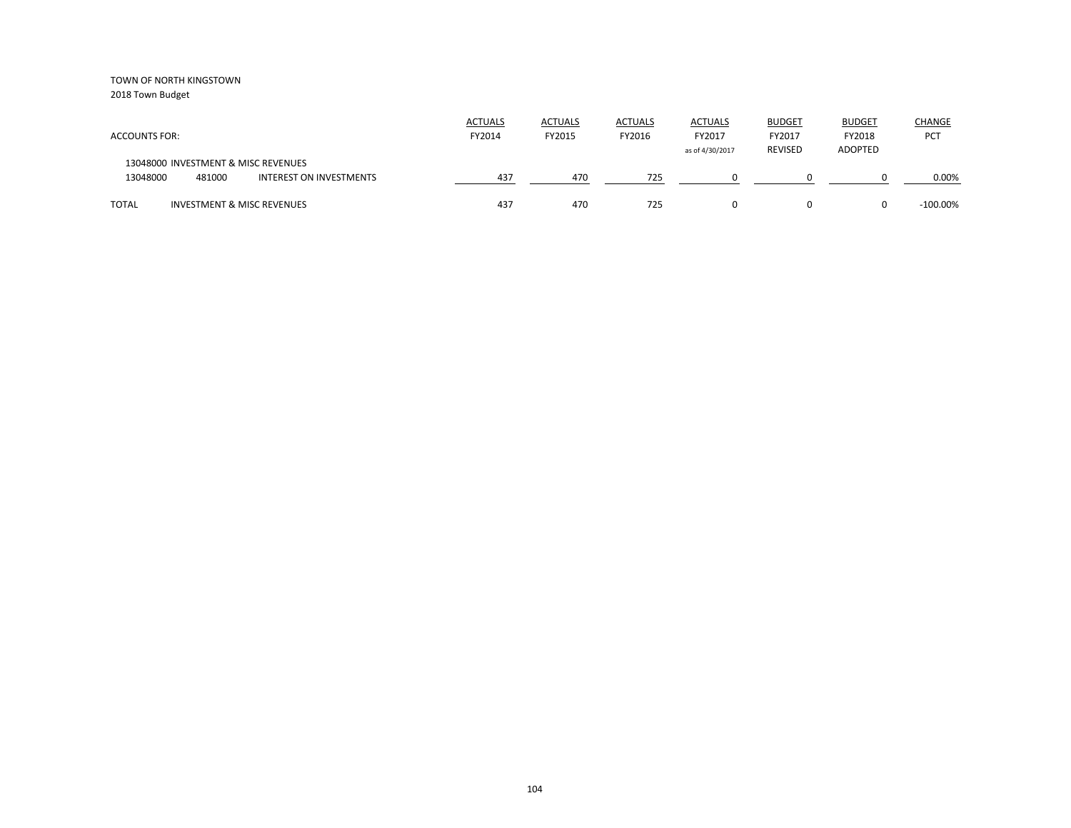TOWN OF NORTH KINGSTOWN
2018 Town Budget

| ACCOUNTS FOR: | | | ACTUALS FY2014 | ACTUALS FY2015 | ACTUALS FY2016 | ACTUALS FY2017 as of 4/30/2017 | BUDGET FY2017 REVISED | BUDGET FY2018 ADOPTED | CHANGE PCT |
|---|---|---|---|---|---|---|---|---|---|
| 13048000 INVESTMENT & MISC REVENUES | | | | | | | | | |
| 13048000 | 481000 | INTEREST ON INVESTMENTS | 437 | 470 | 725 | 0 | 0 | 0 | 0.00% |
| TOTAL | INVESTMENT & MISC REVENUES | | 437 | 470 | 725 | 0 | 0 | 0 | -100.00% |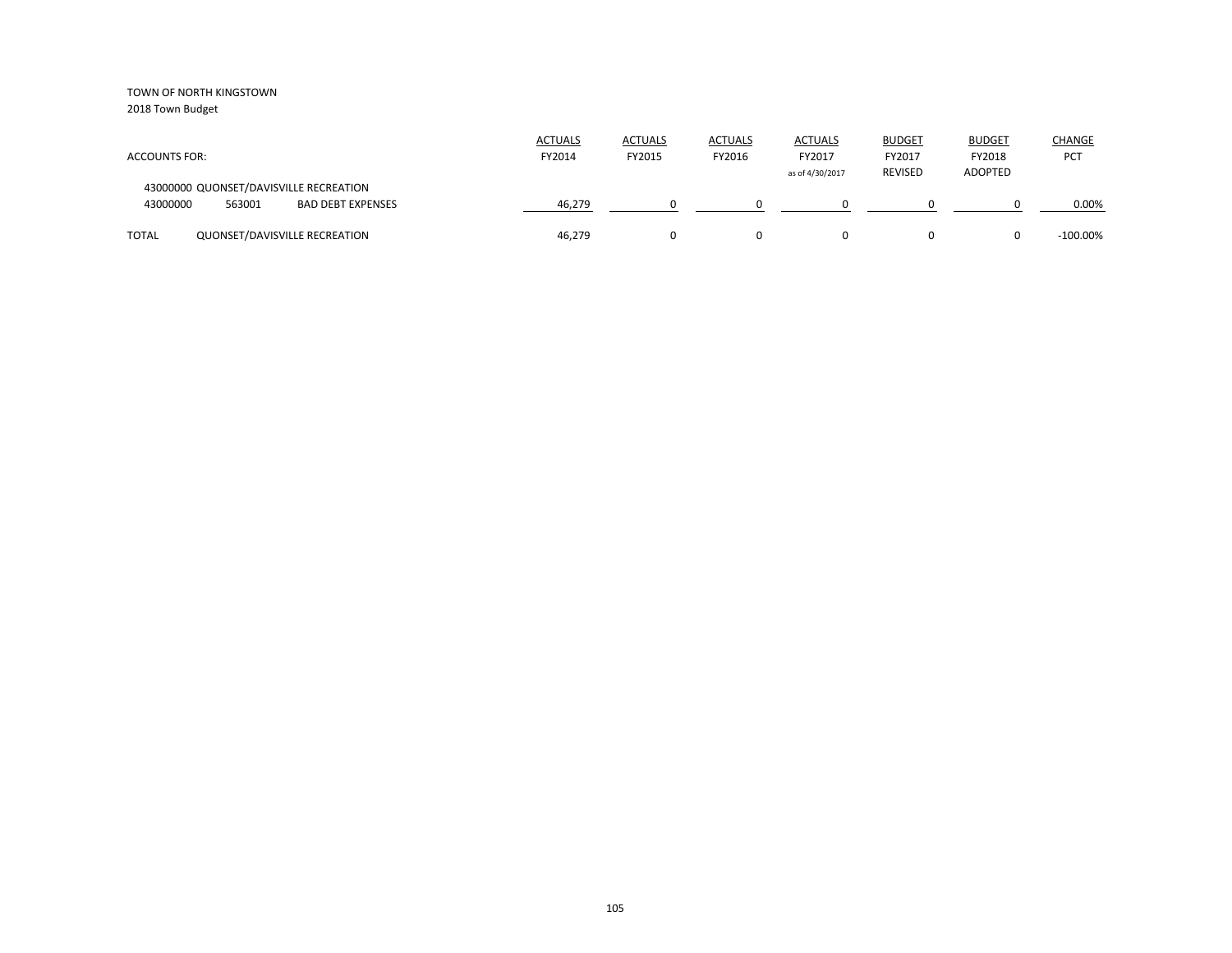TOWN OF NORTH KINGSTOWN
2018 Town Budget

| ACCOUNTS FOR: | | | ACTUALS FY2014 | ACTUALS FY2015 | ACTUALS FY2016 | ACTUALS FY2017 as of 4/30/2017 | BUDGET FY2017 REVISED | BUDGET FY2018 ADOPTED | CHANGE PCT |
|---|---|---|---|---|---|---|---|---|---|
| 43000000 QUONSET/DAVISVILLE RECREATION | | | | | | | | | |
| 43000000 | 563001 | BAD DEBT EXPENSES | 46,279 | 0 | 0 | 0 | 0 | 0 | 0.00% |
| TOTAL | QUONSET/DAVISVILLE RECREATION | | 46,279 | 0 | 0 | 0 | 0 | 0 | -100.00% |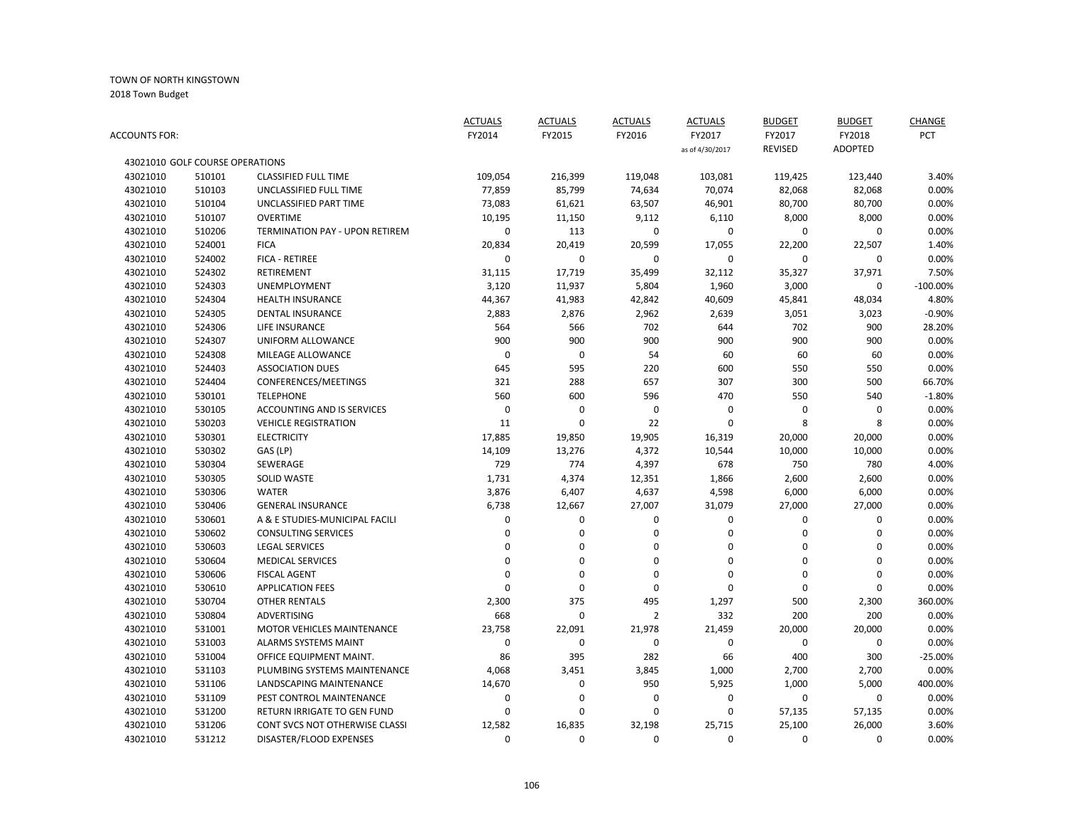TOWN OF NORTH KINGSTOWN

2018 Town Budget

| ACCOUNTS FOR: | | | ACTUALS FY2014 | ACTUALS FY2015 | ACTUALS FY2016 | ACTUALS FY2017 as of 4/30/2017 | BUDGET FY2017 REVISED | BUDGET FY2018 ADOPTED | CHANGE PCT |
|---|---|---|---|---|---|---|---|---|---|
| 43021010 GOLF COURSE OPERATIONS | | | | | | | | | |
| 43021010 | 510101 | CLASSIFIED FULL TIME | 109,054 | 216,399 | 119,048 | 103,081 | 119,425 | 123,440 | 3.40% |
| 43021010 | 510103 | UNCLASSIFIED FULL TIME | 77,859 | 85,799 | 74,634 | 70,074 | 82,068 | 82,068 | 0.00% |
| 43021010 | 510104 | UNCLASSIFIED PART TIME | 73,083 | 61,621 | 63,507 | 46,901 | 80,700 | 80,700 | 0.00% |
| 43021010 | 510107 | OVERTIME | 10,195 | 11,150 | 9,112 | 6,110 | 8,000 | 8,000 | 0.00% |
| 43021010 | 510206 | TERMINATION PAY - UPON RETIREM | 0 | 113 | 0 | 0 | 0 | 0 | 0.00% |
| 43021010 | 524001 | FICA | 20,834 | 20,419 | 20,599 | 17,055 | 22,200 | 22,507 | 1.40% |
| 43021010 | 524002 | FICA - RETIREE | 0 | 0 | 0 | 0 | 0 | 0 | 0.00% |
| 43021010 | 524302 | RETIREMENT | 31,115 | 17,719 | 35,499 | 32,112 | 35,327 | 37,971 | 7.50% |
| 43021010 | 524303 | UNEMPLOYMENT | 3,120 | 11,937 | 5,804 | 1,960 | 3,000 | 0 | -100.00% |
| 43021010 | 524304 | HEALTH INSURANCE | 44,367 | 41,983 | 42,842 | 40,609 | 45,841 | 48,034 | 4.80% |
| 43021010 | 524305 | DENTAL INSURANCE | 2,883 | 2,876 | 2,962 | 2,639 | 3,051 | 3,023 | -0.90% |
| 43021010 | 524306 | LIFE INSURANCE | 564 | 566 | 702 | 644 | 702 | 900 | 28.20% |
| 43021010 | 524307 | UNIFORM ALLOWANCE | 900 | 900 | 900 | 900 | 900 | 900 | 0.00% |
| 43021010 | 524308 | MILEAGE ALLOWANCE | 0 | 0 | 54 | 60 | 60 | 60 | 0.00% |
| 43021010 | 524403 | ASSOCIATION DUES | 645 | 595 | 220 | 600 | 550 | 550 | 0.00% |
| 43021010 | 524404 | CONFERENCES/MEETINGS | 321 | 288 | 657 | 307 | 300 | 500 | 66.70% |
| 43021010 | 530101 | TELEPHONE | 560 | 600 | 596 | 470 | 550 | 540 | -1.80% |
| 43021010 | 530105 | ACCOUNTING AND IS SERVICES | 0 | 0 | 0 | 0 | 0 | 0 | 0.00% |
| 43021010 | 530203 | VEHICLE REGISTRATION | 11 | 0 | 22 | 0 | 8 | 8 | 0.00% |
| 43021010 | 530301 | ELECTRICITY | 17,885 | 19,850 | 19,905 | 16,319 | 20,000 | 20,000 | 0.00% |
| 43021010 | 530302 | GAS (LP) | 14,109 | 13,276 | 4,372 | 10,544 | 10,000 | 10,000 | 0.00% |
| 43021010 | 530304 | SEWERAGE | 729 | 774 | 4,397 | 678 | 750 | 780 | 4.00% |
| 43021010 | 530305 | SOLID WASTE | 1,731 | 4,374 | 12,351 | 1,866 | 2,600 | 2,600 | 0.00% |
| 43021010 | 530306 | WATER | 3,876 | 6,407 | 4,637 | 4,598 | 6,000 | 6,000 | 0.00% |
| 43021010 | 530406 | GENERAL INSURANCE | 6,738 | 12,667 | 27,007 | 31,079 | 27,000 | 27,000 | 0.00% |
| 43021010 | 530601 | A & E STUDIES-MUNICIPAL FACILI | 0 | 0 | 0 | 0 | 0 | 0 | 0.00% |
| 43021010 | 530602 | CONSULTING SERVICES | 0 | 0 | 0 | 0 | 0 | 0 | 0.00% |
| 43021010 | 530603 | LEGAL SERVICES | 0 | 0 | 0 | 0 | 0 | 0 | 0.00% |
| 43021010 | 530604 | MEDICAL SERVICES | 0 | 0 | 0 | 0 | 0 | 0 | 0.00% |
| 43021010 | 530606 | FISCAL AGENT | 0 | 0 | 0 | 0 | 0 | 0 | 0.00% |
| 43021010 | 530610 | APPLICATION FEES | 0 | 0 | 0 | 0 | 0 | 0 | 0.00% |
| 43021010 | 530704 | OTHER RENTALS | 2,300 | 375 | 495 | 1,297 | 500 | 2,300 | 360.00% |
| 43021010 | 530804 | ADVERTISING | 668 | 0 | 2 | 332 | 200 | 200 | 0.00% |
| 43021010 | 531001 | MOTOR VEHICLES MAINTENANCE | 23,758 | 22,091 | 21,978 | 21,459 | 20,000 | 20,000 | 0.00% |
| 43021010 | 531003 | ALARMS SYSTEMS MAINT | 0 | 0 | 0 | 0 | 0 | 0 | 0.00% |
| 43021010 | 531004 | OFFICE EQUIPMENT MAINT. | 86 | 395 | 282 | 66 | 400 | 300 | -25.00% |
| 43021010 | 531103 | PLUMBING SYSTEMS MAINTENANCE | 4,068 | 3,451 | 3,845 | 1,000 | 2,700 | 2,700 | 0.00% |
| 43021010 | 531106 | LANDSCAPING MAINTENANCE | 14,670 | 0 | 950 | 5,925 | 1,000 | 5,000 | 400.00% |
| 43021010 | 531109 | PEST CONTROL MAINTENANCE | 0 | 0 | 0 | 0 | 0 | 0 | 0.00% |
| 43021010 | 531200 | RETURN IRRIGATE TO GEN FUND | 0 | 0 | 0 | 0 | 57,135 | 57,135 | 0.00% |
| 43021010 | 531206 | CONT SVCS NOT OTHERWISE CLASSI | 12,582 | 16,835 | 32,198 | 25,715 | 25,100 | 26,000 | 3.60% |
| 43021010 | 531212 | DISASTER/FLOOD EXPENSES | 0 | 0 | 0 | 0 | 0 | 0 | 0.00% |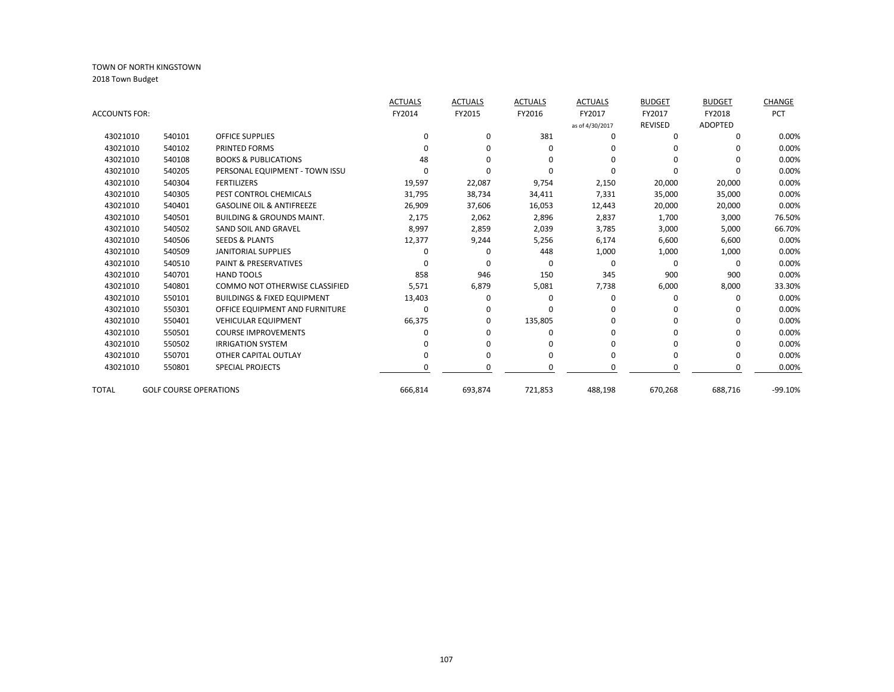TOWN OF NORTH KINGSTOWN

2018 Town Budget

| ACCOUNTS FOR: | | | ACTUALS FY2014 | ACTUALS FY2015 | ACTUALS FY2016 | ACTUALS FY2017 as of 4/30/2017 | BUDGET FY2017 REVISED | BUDGET FY2018 ADOPTED | CHANGE PCT |
|---|---|---|---|---|---|---|---|---|---|
| 43021010 | 540101 | OFFICE SUPPLIES | 0 | 0 | 381 | 0 | 0 | 0 | 0.00% |
| 43021010 | 540102 | PRINTED FORMS | 0 | 0 | 0 | 0 | 0 | 0 | 0.00% |
| 43021010 | 540108 | BOOKS & PUBLICATIONS | 48 | 0 | 0 | 0 | 0 | 0 | 0.00% |
| 43021010 | 540205 | PERSONAL EQUIPMENT - TOWN ISSU | 0 | 0 | 0 | 0 | 0 | 0 | 0.00% |
| 43021010 | 540304 | FERTILIZERS | 19,597 | 22,087 | 9,754 | 2,150 | 20,000 | 20,000 | 0.00% |
| 43021010 | 540305 | PEST CONTROL CHEMICALS | 31,795 | 38,734 | 34,411 | 7,331 | 35,000 | 35,000 | 0.00% |
| 43021010 | 540401 | GASOLINE OIL & ANTIFREEZE | 26,909 | 37,606 | 16,053 | 12,443 | 20,000 | 20,000 | 0.00% |
| 43021010 | 540501 | BUILDING & GROUNDS MAINT. | 2,175 | 2,062 | 2,896 | 2,837 | 1,700 | 3,000 | 76.50% |
| 43021010 | 540502 | SAND SOIL AND GRAVEL | 8,997 | 2,859 | 2,039 | 3,785 | 3,000 | 5,000 | 66.70% |
| 43021010 | 540506 | SEEDS & PLANTS | 12,377 | 9,244 | 5,256 | 6,174 | 6,600 | 6,600 | 0.00% |
| 43021010 | 540509 | JANITORIAL SUPPLIES | 0 | 0 | 448 | 1,000 | 1,000 | 1,000 | 0.00% |
| 43021010 | 540510 | PAINT & PRESERVATIVES | 0 | 0 | 0 | 0 | 0 | 0 | 0.00% |
| 43021010 | 540701 | HAND TOOLS | 858 | 946 | 150 | 345 | 900 | 900 | 0.00% |
| 43021010 | 540801 | COMMO NOT OTHERWISE CLASSIFIED | 5,571 | 6,879 | 5,081 | 7,738 | 6,000 | 8,000 | 33.30% |
| 43021010 | 550101 | BUILDINGS & FIXED EQUIPMENT | 13,403 | 0 | 0 | 0 | 0 | 0 | 0.00% |
| 43021010 | 550301 | OFFICE EQUIPMENT AND FURNITURE | 0 | 0 | 0 | 0 | 0 | 0 | 0.00% |
| 43021010 | 550401 | VEHICULAR EQUIPMENT | 66,375 | 0 | 135,805 | 0 | 0 | 0 | 0.00% |
| 43021010 | 550501 | COURSE IMPROVEMENTS | 0 | 0 | 0 | 0 | 0 | 0 | 0.00% |
| 43021010 | 550502 | IRRIGATION SYSTEM | 0 | 0 | 0 | 0 | 0 | 0 | 0.00% |
| 43021010 | 550701 | OTHER CAPITAL OUTLAY | 0 | 0 | 0 | 0 | 0 | 0 | 0.00% |
| 43021010 | 550801 | SPECIAL PROJECTS | 0 | 0 | 0 | 0 | 0 | 0 | 0.00% |
| TOTAL | GOLF COURSE OPERATIONS | | 666,814 | 693,874 | 721,853 | 488,198 | 670,268 | 688,716 | -99.10% |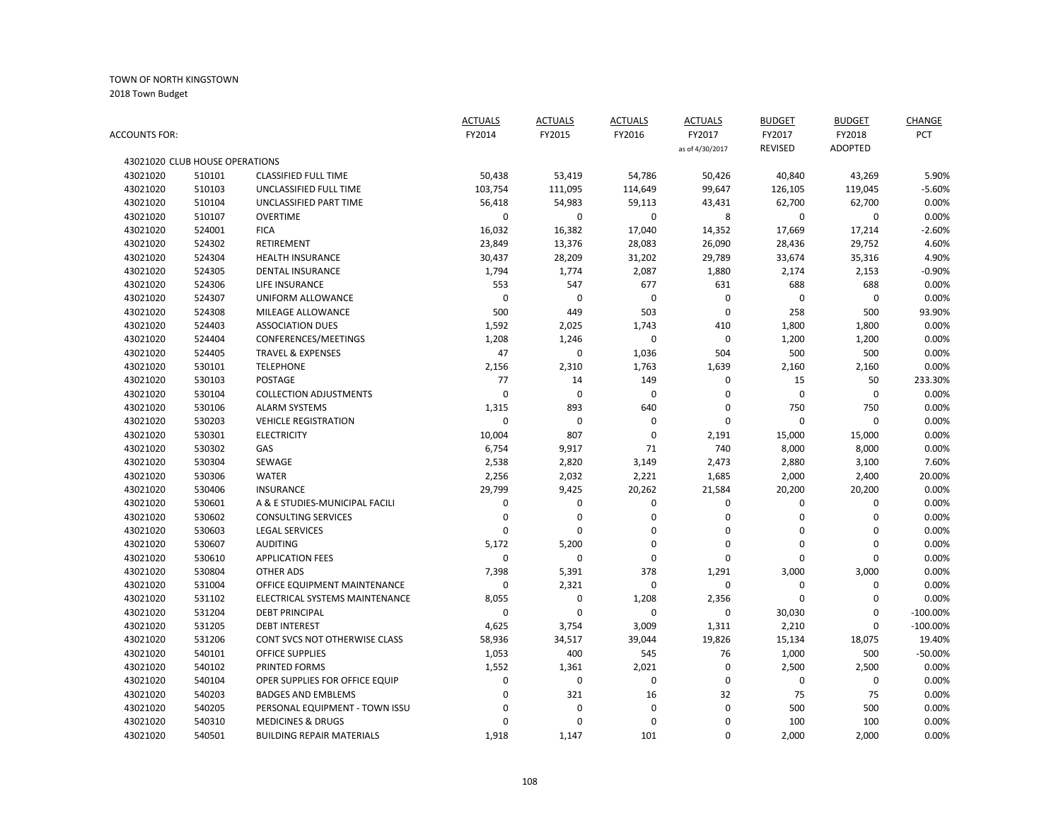TOWN OF NORTH KINGSTOWN

2018 Town Budget

| ACCOUNTS FOR: | | | ACTUALS FY2014 | ACTUALS FY2015 | ACTUALS FY2016 | ACTUALS FY2017 as of 4/30/2017 | BUDGET FY2017 REVISED | BUDGET FY2018 ADOPTED | CHANGE PCT |
|---|---|---|---|---|---|---|---|---|---|
| 43021020 CLUB HOUSE OPERATIONS | | | | | | | | | |
| 43021020 | 510101 | CLASSIFIED FULL TIME | 50,438 | 53,419 | 54,786 | 50,426 | 40,840 | 43,269 | 5.90% |
| 43021020 | 510103 | UNCLASSIFIED FULL TIME | 103,754 | 111,095 | 114,649 | 99,647 | 126,105 | 119,045 | -5.60% |
| 43021020 | 510104 | UNCLASSIFIED PART TIME | 56,418 | 54,983 | 59,113 | 43,431 | 62,700 | 62,700 | 0.00% |
| 43021020 | 510107 | OVERTIME | 0 | 0 | 0 | 8 | 0 | 0 | 0.00% |
| 43021020 | 524001 | FICA | 16,032 | 16,382 | 17,040 | 14,352 | 17,669 | 17,214 | -2.60% |
| 43021020 | 524302 | RETIREMENT | 23,849 | 13,376 | 28,083 | 26,090 | 28,436 | 29,752 | 4.60% |
| 43021020 | 524304 | HEALTH INSURANCE | 30,437 | 28,209 | 31,202 | 29,789 | 33,674 | 35,316 | 4.90% |
| 43021020 | 524305 | DENTAL INSURANCE | 1,794 | 1,774 | 2,087 | 1,880 | 2,174 | 2,153 | -0.90% |
| 43021020 | 524306 | LIFE INSURANCE | 553 | 547 | 677 | 631 | 688 | 688 | 0.00% |
| 43021020 | 524307 | UNIFORM ALLOWANCE | 0 | 0 | 0 | 0 | 0 | 0 | 0.00% |
| 43021020 | 524308 | MILEAGE ALLOWANCE | 500 | 449 | 503 | 0 | 258 | 500 | 93.90% |
| 43021020 | 524403 | ASSOCIATION DUES | 1,592 | 2,025 | 1,743 | 410 | 1,800 | 1,800 | 0.00% |
| 43021020 | 524404 | CONFERENCES/MEETINGS | 1,208 | 1,246 | 0 | 0 | 1,200 | 1,200 | 0.00% |
| 43021020 | 524405 | TRAVEL & EXPENSES | 47 | 0 | 1,036 | 504 | 500 | 500 | 0.00% |
| 43021020 | 530101 | TELEPHONE | 2,156 | 2,310 | 1,763 | 1,639 | 2,160 | 2,160 | 0.00% |
| 43021020 | 530103 | POSTAGE | 77 | 14 | 149 | 0 | 15 | 50 | 233.30% |
| 43021020 | 530104 | COLLECTION ADJUSTMENTS | 0 | 0 | 0 | 0 | 0 | 0 | 0.00% |
| 43021020 | 530106 | ALARM SYSTEMS | 1,315 | 893 | 640 | 0 | 750 | 750 | 0.00% |
| 43021020 | 530203 | VEHICLE REGISTRATION | 0 | 0 | 0 | 0 | 0 | 0 | 0.00% |
| 43021020 | 530301 | ELECTRICITY | 10,004 | 807 | 0 | 2,191 | 15,000 | 15,000 | 0.00% |
| 43021020 | 530302 | GAS | 6,754 | 9,917 | 71 | 740 | 8,000 | 8,000 | 0.00% |
| 43021020 | 530304 | SEWAGE | 2,538 | 2,820 | 3,149 | 2,473 | 2,880 | 3,100 | 7.60% |
| 43021020 | 530306 | WATER | 2,256 | 2,032 | 2,221 | 1,685 | 2,000 | 2,400 | 20.00% |
| 43021020 | 530406 | INSURANCE | 29,799 | 9,425 | 20,262 | 21,584 | 20,200 | 20,200 | 0.00% |
| 43021020 | 530601 | A & E STUDIES-MUNICIPAL FACILI | 0 | 0 | 0 | 0 | 0 | 0 | 0.00% |
| 43021020 | 530602 | CONSULTING SERVICES | 0 | 0 | 0 | 0 | 0 | 0 | 0.00% |
| 43021020 | 530603 | LEGAL SERVICES | 0 | 0 | 0 | 0 | 0 | 0 | 0.00% |
| 43021020 | 530607 | AUDITING | 5,172 | 5,200 | 0 | 0 | 0 | 0 | 0.00% |
| 43021020 | 530610 | APPLICATION FEES | 0 | 0 | 0 | 0 | 0 | 0 | 0.00% |
| 43021020 | 530804 | OTHER ADS | 7,398 | 5,391 | 378 | 1,291 | 3,000 | 3,000 | 0.00% |
| 43021020 | 531004 | OFFICE EQUIPMENT MAINTENANCE | 0 | 2,321 | 0 | 0 | 0 | 0 | 0.00% |
| 43021020 | 531102 | ELECTRICAL SYSTEMS MAINTENANCE | 8,055 | 0 | 1,208 | 2,356 | 0 | 0 | 0.00% |
| 43021020 | 531204 | DEBT PRINCIPAL | 0 | 0 | 0 | 0 | 30,030 | 0 | -100.00% |
| 43021020 | 531205 | DEBT INTEREST | 4,625 | 3,754 | 3,009 | 1,311 | 2,210 | 0 | -100.00% |
| 43021020 | 531206 | CONT SVCS NOT OTHERWISE CLASS | 58,936 | 34,517 | 39,044 | 19,826 | 15,134 | 18,075 | 19.40% |
| 43021020 | 540101 | OFFICE SUPPLIES | 1,053 | 400 | 545 | 76 | 1,000 | 500 | -50.00% |
| 43021020 | 540102 | PRINTED FORMS | 1,552 | 1,361 | 2,021 | 0 | 2,500 | 2,500 | 0.00% |
| 43021020 | 540104 | OPER SUPPLIES FOR OFFICE EQUIP | 0 | 0 | 0 | 0 | 0 | 0 | 0.00% |
| 43021020 | 540203 | BADGES AND EMBLEMS | 0 | 321 | 16 | 32 | 75 | 75 | 0.00% |
| 43021020 | 540205 | PERSONAL EQUIPMENT - TOWN ISSU | 0 | 0 | 0 | 0 | 500 | 500 | 0.00% |
| 43021020 | 540310 | MEDICINES & DRUGS | 0 | 0 | 0 | 0 | 100 | 100 | 0.00% |
| 43021020 | 540501 | BUILDING REPAIR MATERIALS | 1,918 | 1,147 | 101 | 0 | 2,000 | 2,000 | 0.00% |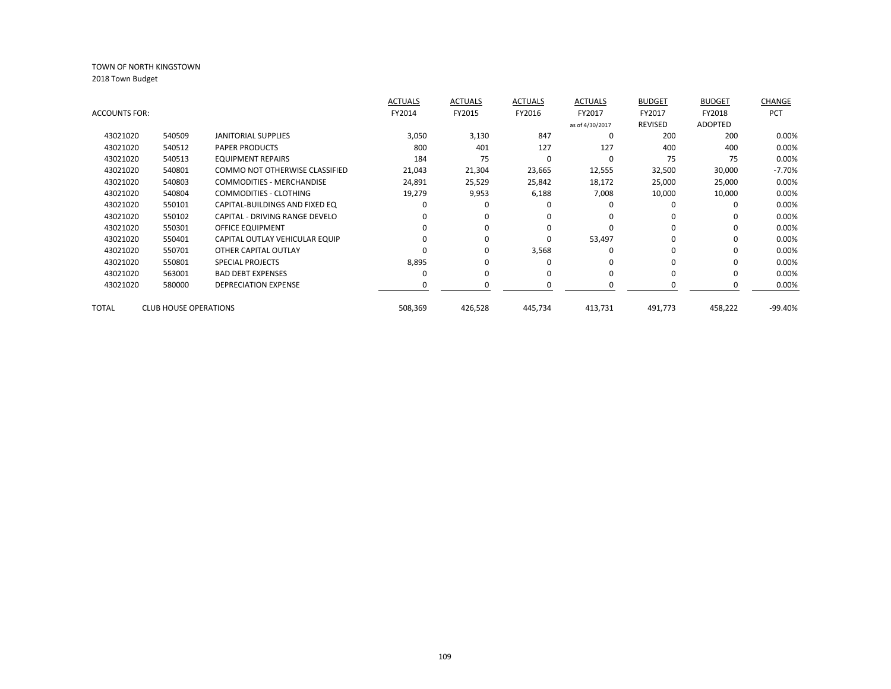TOWN OF NORTH KINGSTOWN
2018 Town Budget

| ACCOUNTS FOR: | | | ACTUALS FY2014 | ACTUALS FY2015 | ACTUALS FY2016 | ACTUALS FY2017 as of 4/30/2017 | BUDGET FY2017 REVISED | BUDGET FY2018 ADOPTED | CHANGE PCT |
|---|---|---|---|---|---|---|---|---|---|
| 43021020 | 540509 | JANITORIAL SUPPLIES | 3,050 | 3,130 | 847 | 0 | 200 | 200 | 0.00% |
| 43021020 | 540512 | PAPER PRODUCTS | 800 | 401 | 127 | 127 | 400 | 400 | 0.00% |
| 43021020 | 540513 | EQUIPMENT REPAIRS | 184 | 75 | 0 | 0 | 75 | 75 | 0.00% |
| 43021020 | 540801 | COMMO NOT OTHERWISE CLASSIFIED | 21,043 | 21,304 | 23,665 | 12,555 | 32,500 | 30,000 | -7.70% |
| 43021020 | 540803 | COMMODITIES - MERCHANDISE | 24,891 | 25,529 | 25,842 | 18,172 | 25,000 | 25,000 | 0.00% |
| 43021020 | 540804 | COMMODITIES - CLOTHING | 19,279 | 9,953 | 6,188 | 7,008 | 10,000 | 10,000 | 0.00% |
| 43021020 | 550101 | CAPITAL-BUILDINGS AND FIXED EQ | 0 | 0 | 0 | 0 | 0 | 0 | 0.00% |
| 43021020 | 550102 | CAPITAL - DRIVING RANGE DEVELO | 0 | 0 | 0 | 0 | 0 | 0 | 0.00% |
| 43021020 | 550301 | OFFICE EQUIPMENT | 0 | 0 | 0 | 0 | 0 | 0 | 0.00% |
| 43021020 | 550401 | CAPITAL OUTLAY VEHICULAR EQUIP | 0 | 0 | 0 | 53,497 | 0 | 0 | 0.00% |
| 43021020 | 550701 | OTHER CAPITAL OUTLAY | 0 | 0 | 3,568 | 0 | 0 | 0 | 0.00% |
| 43021020 | 550801 | SPECIAL PROJECTS | 8,895 | 0 | 0 | 0 | 0 | 0 | 0.00% |
| 43021020 | 563001 | BAD DEBT EXPENSES | 0 | 0 | 0 | 0 | 0 | 0 | 0.00% |
| 43021020 | 580000 | DEPRECIATION EXPENSE | 0 | 0 | 0 | 0 | 0 | 0 | 0.00% |
| TOTAL | CLUB HOUSE OPERATIONS | | 508,369 | 426,528 | 445,734 | 413,731 | 491,773 | 458,222 | -99.40% |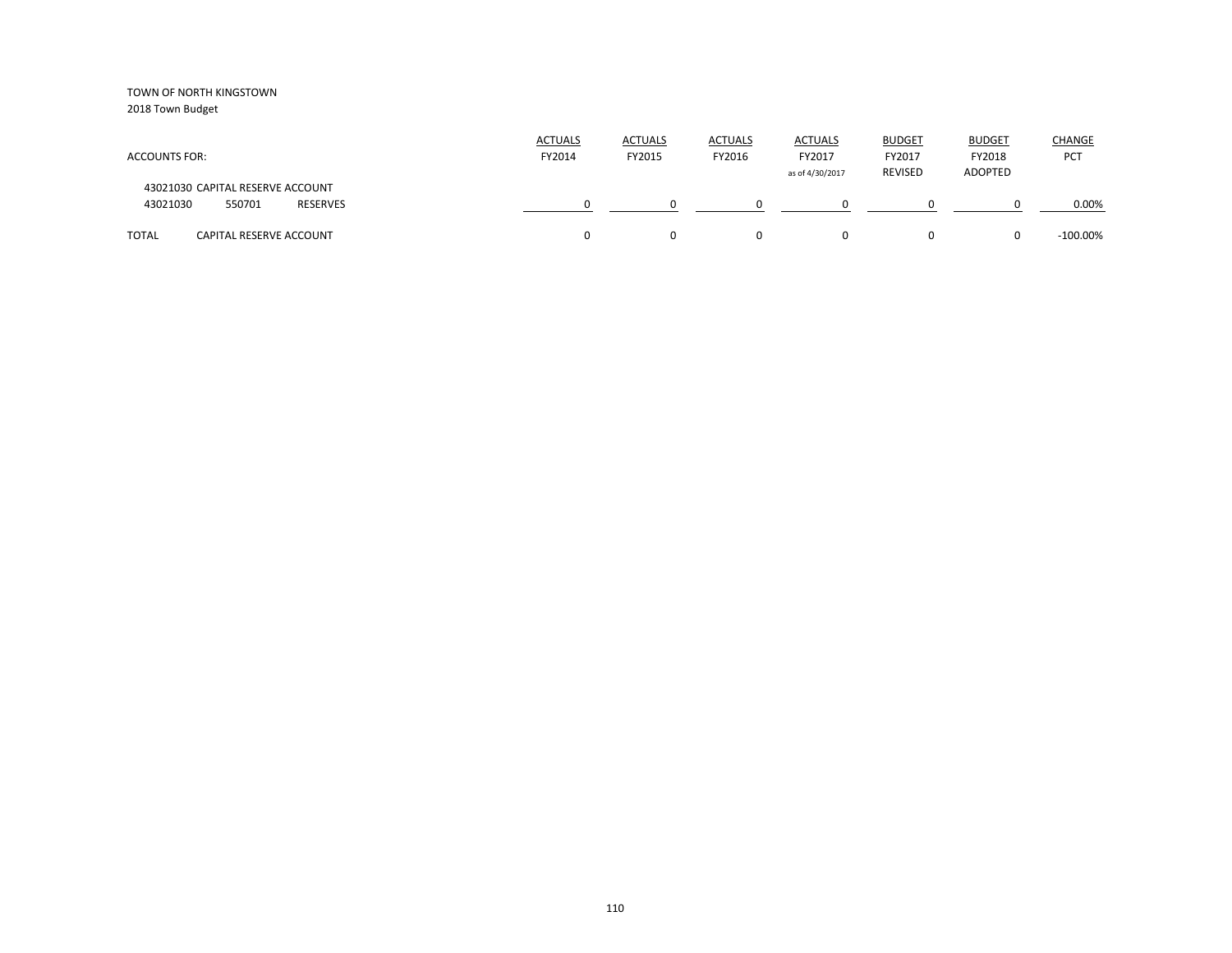TOWN OF NORTH KINGSTOWN
2018 Town Budget

| ACCOUNTS FOR: | | | ACTUALS FY2014 | ACTUALS FY2015 | ACTUALS FY2016 | ACTUALS FY2017 as of 4/30/2017 | BUDGET FY2017 REVISED | BUDGET FY2018 ADOPTED | CHANGE PCT |
|---|---|---|---|---|---|---|---|---|---|
| 43021030 CAPITAL RESERVE ACCOUNT | | | | | | | | | |
| 43021030 | 550701 | RESERVES | 0 | 0 | 0 | 0 | 0 | 0 | 0.00% |
| TOTAL | CAPITAL RESERVE ACCOUNT | | 0 | 0 | 0 | 0 | 0 | 0 | -100.00% |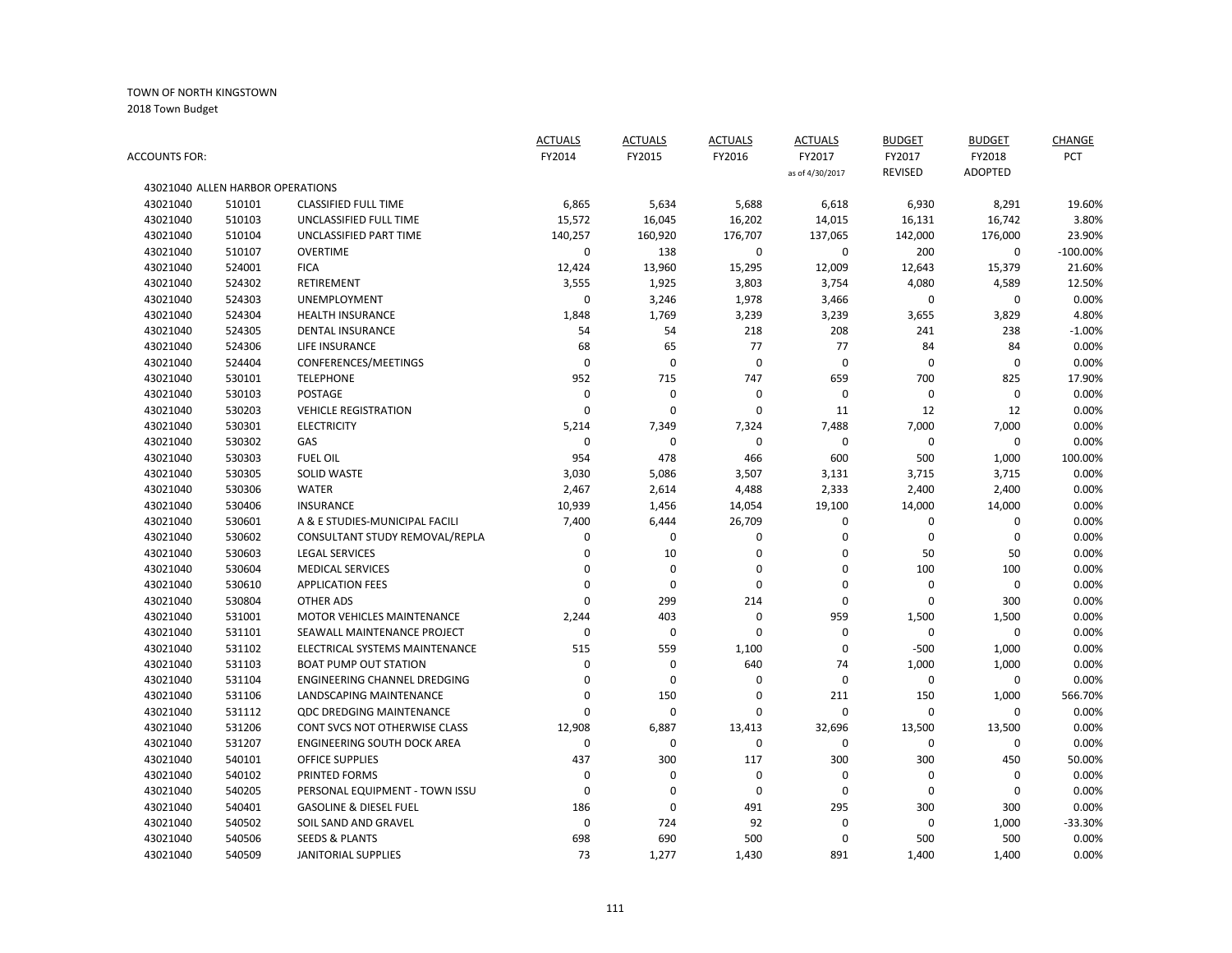TOWN OF NORTH KINGSTOWN
2018 Town Budget

| ACCOUNTS FOR: | | | ACTUALS FY2014 | ACTUALS FY2015 | ACTUALS FY2016 | ACTUALS FY2017 as of 4/30/2017 | BUDGET FY2017 REVISED | BUDGET FY2018 ADOPTED | CHANGE PCT |
|---|---|---|---|---|---|---|---|---|---|
| 43021040 ALLEN HARBOR OPERATIONS | | | | | | | | | |
| 43021040 | 510101 | CLASSIFIED FULL TIME | 6,865 | 5,634 | 5,688 | 6,618 | 6,930 | 8,291 | 19.60% |
| 43021040 | 510103 | UNCLASSIFIED FULL TIME | 15,572 | 16,045 | 16,202 | 14,015 | 16,131 | 16,742 | 3.80% |
| 43021040 | 510104 | UNCLASSIFIED PART TIME | 140,257 | 160,920 | 176,707 | 137,065 | 142,000 | 176,000 | 23.90% |
| 43021040 | 510107 | OVERTIME | 0 | 138 | 0 | 0 | 200 | 0 | -100.00% |
| 43021040 | 524001 | FICA | 12,424 | 13,960 | 15,295 | 12,009 | 12,643 | 15,379 | 21.60% |
| 43021040 | 524302 | RETIREMENT | 3,555 | 1,925 | 3,803 | 3,754 | 4,080 | 4,589 | 12.50% |
| 43021040 | 524303 | UNEMPLOYMENT | 0 | 3,246 | 1,978 | 3,466 | 0 | 0 | 0.00% |
| 43021040 | 524304 | HEALTH INSURANCE | 1,848 | 1,769 | 3,239 | 3,239 | 3,655 | 3,829 | 4.80% |
| 43021040 | 524305 | DENTAL INSURANCE | 54 | 54 | 218 | 208 | 241 | 238 | -1.00% |
| 43021040 | 524306 | LIFE INSURANCE | 68 | 65 | 77 | 77 | 84 | 84 | 0.00% |
| 43021040 | 524404 | CONFERENCES/MEETINGS | 0 | 0 | 0 | 0 | 0 | 0 | 0.00% |
| 43021040 | 530101 | TELEPHONE | 952 | 715 | 747 | 659 | 700 | 825 | 17.90% |
| 43021040 | 530103 | POSTAGE | 0 | 0 | 0 | 0 | 0 | 0 | 0.00% |
| 43021040 | 530203 | VEHICLE REGISTRATION | 0 | 0 | 0 | 11 | 12 | 12 | 0.00% |
| 43021040 | 530301 | ELECTRICITY | 5,214 | 7,349 | 7,324 | 7,488 | 7,000 | 7,000 | 0.00% |
| 43021040 | 530302 | GAS | 0 | 0 | 0 | 0 | 0 | 0 | 0.00% |
| 43021040 | 530303 | FUEL OIL | 954 | 478 | 466 | 600 | 500 | 1,000 | 100.00% |
| 43021040 | 530305 | SOLID WASTE | 3,030 | 5,086 | 3,507 | 3,131 | 3,715 | 3,715 | 0.00% |
| 43021040 | 530306 | WATER | 2,467 | 2,614 | 4,488 | 2,333 | 2,400 | 2,400 | 0.00% |
| 43021040 | 530406 | INSURANCE | 10,939 | 1,456 | 14,054 | 19,100 | 14,000 | 14,000 | 0.00% |
| 43021040 | 530601 | A & E STUDIES-MUNICIPAL FACILI | 7,400 | 6,444 | 26,709 | 0 | 0 | 0 | 0.00% |
| 43021040 | 530602 | CONSULTANT STUDY REMOVAL/REPLA | 0 | 0 | 0 | 0 | 0 | 0 | 0.00% |
| 43021040 | 530603 | LEGAL SERVICES | 0 | 10 | 0 | 0 | 50 | 50 | 0.00% |
| 43021040 | 530604 | MEDICAL SERVICES | 0 | 0 | 0 | 0 | 100 | 100 | 0.00% |
| 43021040 | 530610 | APPLICATION FEES | 0 | 0 | 0 | 0 | 0 | 0 | 0.00% |
| 43021040 | 530804 | OTHER ADS | 0 | 299 | 214 | 0 | 0 | 300 | 0.00% |
| 43021040 | 531001 | MOTOR VEHICLES MAINTENANCE | 2,244 | 403 | 0 | 959 | 1,500 | 1,500 | 0.00% |
| 43021040 | 531101 | SEAWALL MAINTENANCE PROJECT | 0 | 0 | 0 | 0 | 0 | 0 | 0.00% |
| 43021040 | 531102 | ELECTRICAL SYSTEMS MAINTENANCE | 515 | 559 | 1,100 | 0 | -500 | 1,000 | 0.00% |
| 43021040 | 531103 | BOAT PUMP OUT STATION | 0 | 0 | 640 | 74 | 1,000 | 1,000 | 0.00% |
| 43021040 | 531104 | ENGINEERING CHANNEL DREDGING | 0 | 0 | 0 | 0 | 0 | 0 | 0.00% |
| 43021040 | 531106 | LANDSCAPING MAINTENANCE | 0 | 150 | 0 | 211 | 150 | 1,000 | 566.70% |
| 43021040 | 531112 | QDC DREDGING MAINTENANCE | 0 | 0 | 0 | 0 | 0 | 0 | 0.00% |
| 43021040 | 531206 | CONT SVCS NOT OTHERWISE CLASS | 12,908 | 6,887 | 13,413 | 32,696 | 13,500 | 13,500 | 0.00% |
| 43021040 | 531207 | ENGINEERING SOUTH DOCK AREA | 0 | 0 | 0 | 0 | 0 | 0 | 0.00% |
| 43021040 | 540101 | OFFICE SUPPLIES | 437 | 300 | 117 | 300 | 300 | 450 | 50.00% |
| 43021040 | 540102 | PRINTED FORMS | 0 | 0 | 0 | 0 | 0 | 0 | 0.00% |
| 43021040 | 540205 | PERSONAL EQUIPMENT - TOWN ISSU | 0 | 0 | 0 | 0 | 0 | 0 | 0.00% |
| 43021040 | 540401 | GASOLINE & DIESEL FUEL | 186 | 0 | 491 | 295 | 300 | 300 | 0.00% |
| 43021040 | 540502 | SOIL SAND AND GRAVEL | 0 | 724 | 92 | 0 | 0 | 1,000 | -33.30% |
| 43021040 | 540506 | SEEDS & PLANTS | 698 | 690 | 500 | 0 | 500 | 500 | 0.00% |
| 43021040 | 540509 | JANITORIAL SUPPLIES | 73 | 1,277 | 1,430 | 891 | 1,400 | 1,400 | 0.00% |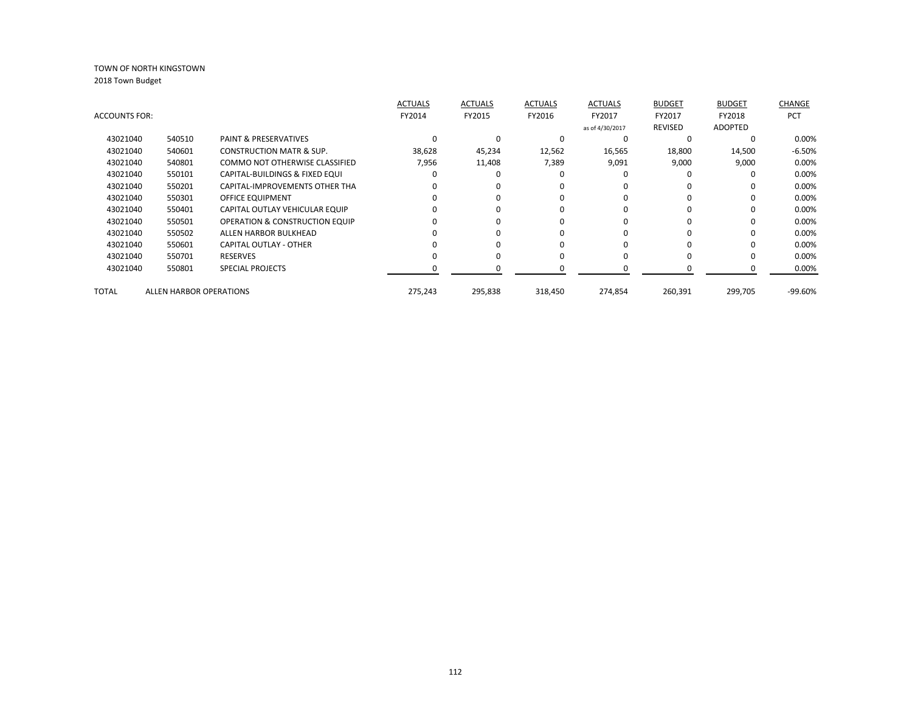TOWN OF NORTH KINGSTOWN
2018 Town Budget

| ACCOUNTS FOR: | | | ACTUALS FY2014 | ACTUALS FY2015 | ACTUALS FY2016 | ACTUALS FY2017 as of 4/30/2017 | BUDGET FY2017 REVISED | BUDGET FY2018 ADOPTED | CHANGE PCT |
|---|---|---|---|---|---|---|---|---|---|
| 43021040 | 540510 | PAINT & PRESERVATIVES | 0 | 0 | 0 | 0 | 0 | 0 | 0.00% |
| 43021040 | 540601 | CONSTRUCTION MATR & SUP. | 38,628 | 45,234 | 12,562 | 16,565 | 18,800 | 14,500 | -6.50% |
| 43021040 | 540801 | COMMO NOT OTHERWISE CLASSIFIED | 7,956 | 11,408 | 7,389 | 9,091 | 9,000 | 9,000 | 0.00% |
| 43021040 | 550101 | CAPITAL-BUILDINGS & FIXED EQUI | 0 | 0 | 0 | 0 | 0 | 0 | 0.00% |
| 43021040 | 550201 | CAPITAL-IMPROVEMENTS OTHER THA | 0 | 0 | 0 | 0 | 0 | 0 | 0.00% |
| 43021040 | 550301 | OFFICE EQUIPMENT | 0 | 0 | 0 | 0 | 0 | 0 | 0.00% |
| 43021040 | 550401 | CAPITAL OUTLAY VEHICULAR EQUIP | 0 | 0 | 0 | 0 | 0 | 0 | 0.00% |
| 43021040 | 550501 | OPERATION & CONSTRUCTION EQUIP | 0 | 0 | 0 | 0 | 0 | 0 | 0.00% |
| 43021040 | 550502 | ALLEN HARBOR BULKHEAD | 0 | 0 | 0 | 0 | 0 | 0 | 0.00% |
| 43021040 | 550601 | CAPITAL OUTLAY - OTHER | 0 | 0 | 0 | 0 | 0 | 0 | 0.00% |
| 43021040 | 550701 | RESERVES | 0 | 0 | 0 | 0 | 0 | 0 | 0.00% |
| 43021040 | 550801 | SPECIAL PROJECTS | 0 | 0 | 0 | 0 | 0 | 0 | 0.00% |
| TOTAL | ALLEN HARBOR OPERATIONS | | 275,243 | 295,838 | 318,450 | 274,854 | 260,391 | 299,705 | -99.60% |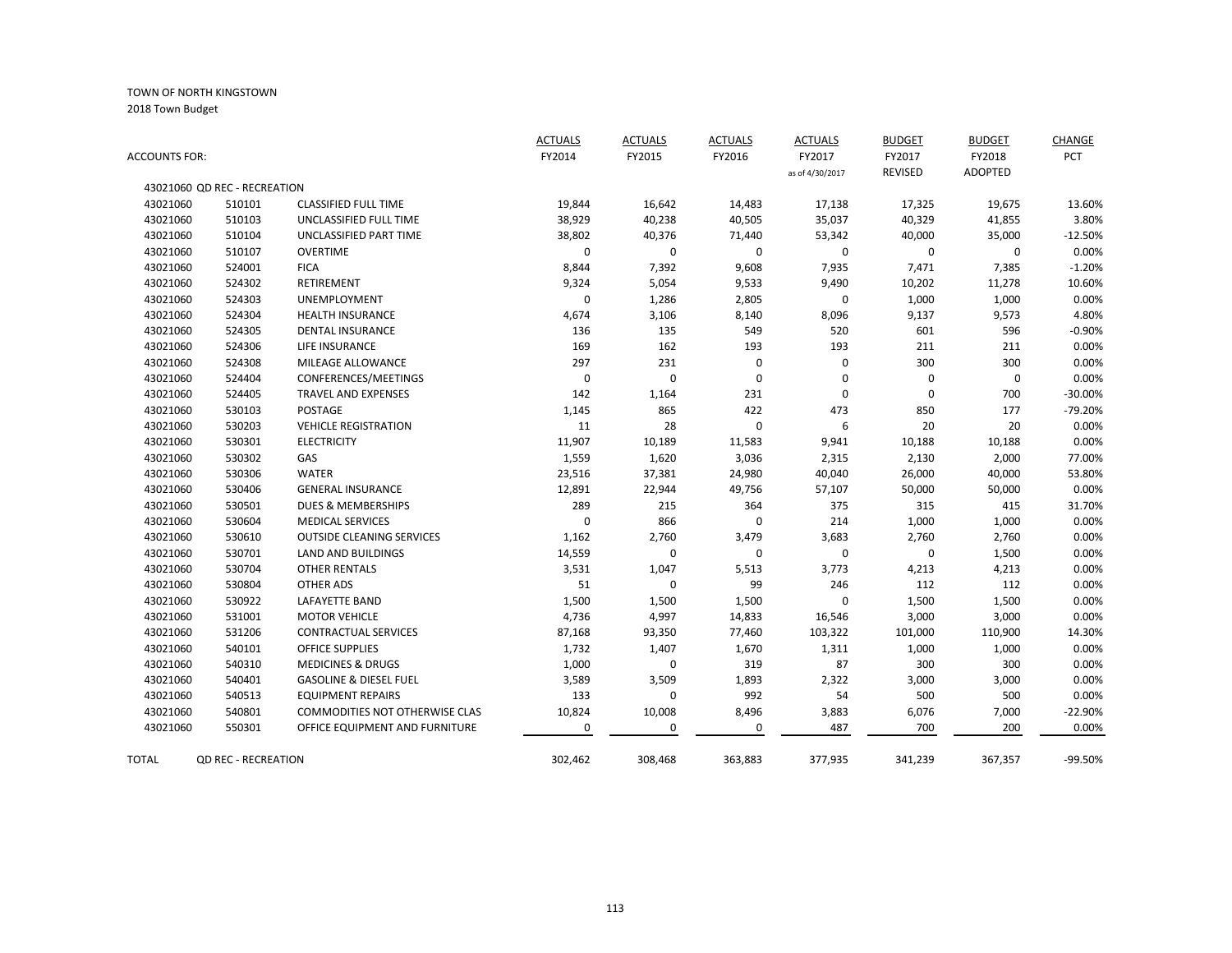TOWN OF NORTH KINGSTOWN

2018 Town Budget

| ACCOUNTS FOR: | | | ACTUALS FY2014 | ACTUALS FY2015 | ACTUALS FY2016 | ACTUALS FY2017 as of 4/30/2017 | BUDGET FY2017 REVISED | BUDGET FY2018 ADOPTED | CHANGE PCT |
|---|---|---|---|---|---|---|---|---|---|
| 43021060 QD REC - RECREATION | | | | | | | | | |
| 43021060 | 510101 | CLASSIFIED FULL TIME | 19,844 | 16,642 | 14,483 | 17,138 | 17,325 | 19,675 | 13.60% |
| 43021060 | 510103 | UNCLASSIFIED FULL TIME | 38,929 | 40,238 | 40,505 | 35,037 | 40,329 | 41,855 | 3.80% |
| 43021060 | 510104 | UNCLASSIFIED PART TIME | 38,802 | 40,376 | 71,440 | 53,342 | 40,000 | 35,000 | -12.50% |
| 43021060 | 510107 | OVERTIME | 0 | 0 | 0 | 0 | 0 | 0 | 0.00% |
| 43021060 | 524001 | FICA | 8,844 | 7,392 | 9,608 | 7,935 | 7,471 | 7,385 | -1.20% |
| 43021060 | 524302 | RETIREMENT | 9,324 | 5,054 | 9,533 | 9,490 | 10,202 | 11,278 | 10.60% |
| 43021060 | 524303 | UNEMPLOYMENT | 0 | 1,286 | 2,805 | 0 | 1,000 | 1,000 | 0.00% |
| 43021060 | 524304 | HEALTH INSURANCE | 4,674 | 3,106 | 8,140 | 8,096 | 9,137 | 9,573 | 4.80% |
| 43021060 | 524305 | DENTAL INSURANCE | 136 | 135 | 549 | 520 | 601 | 596 | -0.90% |
| 43021060 | 524306 | LIFE INSURANCE | 169 | 162 | 193 | 193 | 211 | 211 | 0.00% |
| 43021060 | 524308 | MILEAGE ALLOWANCE | 297 | 231 | 0 | 0 | 300 | 300 | 0.00% |
| 43021060 | 524404 | CONFERENCES/MEETINGS | 0 | 0 | 0 | 0 | 0 | 0 | 0.00% |
| 43021060 | 524405 | TRAVEL AND EXPENSES | 142 | 1,164 | 231 | 0 | 0 | 700 | -30.00% |
| 43021060 | 530103 | POSTAGE | 1,145 | 865 | 422 | 473 | 850 | 177 | -79.20% |
| 43021060 | 530203 | VEHICLE REGISTRATION | 11 | 28 | 0 | 6 | 20 | 20 | 0.00% |
| 43021060 | 530301 | ELECTRICITY | 11,907 | 10,189 | 11,583 | 9,941 | 10,188 | 10,188 | 0.00% |
| 43021060 | 530302 | GAS | 1,559 | 1,620 | 3,036 | 2,315 | 2,130 | 2,000 | 77.00% |
| 43021060 | 530306 | WATER | 23,516 | 37,381 | 24,980 | 40,040 | 26,000 | 40,000 | 53.80% |
| 43021060 | 530406 | GENERAL INSURANCE | 12,891 | 22,944 | 49,756 | 57,107 | 50,000 | 50,000 | 0.00% |
| 43021060 | 530501 | DUES & MEMBERSHIPS | 289 | 215 | 364 | 375 | 315 | 415 | 31.70% |
| 43021060 | 530604 | MEDICAL SERVICES | 0 | 866 | 0 | 214 | 1,000 | 1,000 | 0.00% |
| 43021060 | 530610 | OUTSIDE CLEANING SERVICES | 1,162 | 2,760 | 3,479 | 3,683 | 2,760 | 2,760 | 0.00% |
| 43021060 | 530701 | LAND AND BUILDINGS | 14,559 | 0 | 0 | 0 | 0 | 1,500 | 0.00% |
| 43021060 | 530704 | OTHER RENTALS | 3,531 | 1,047 | 5,513 | 3,773 | 4,213 | 4,213 | 0.00% |
| 43021060 | 530804 | OTHER ADS | 51 | 0 | 99 | 246 | 112 | 112 | 0.00% |
| 43021060 | 530922 | LAFAYETTE BAND | 1,500 | 1,500 | 1,500 | 0 | 1,500 | 1,500 | 0.00% |
| 43021060 | 531001 | MOTOR VEHICLE | 4,736 | 4,997 | 14,833 | 16,546 | 3,000 | 3,000 | 0.00% |
| 43021060 | 531206 | CONTRACTUAL SERVICES | 87,168 | 93,350 | 77,460 | 103,322 | 101,000 | 110,900 | 14.30% |
| 43021060 | 540101 | OFFICE SUPPLIES | 1,732 | 1,407 | 1,670 | 1,311 | 1,000 | 1,000 | 0.00% |
| 43021060 | 540310 | MEDICINES & DRUGS | 1,000 | 0 | 319 | 87 | 300 | 300 | 0.00% |
| 43021060 | 540401 | GASOLINE & DIESEL FUEL | 3,589 | 3,509 | 1,893 | 2,322 | 3,000 | 3,000 | 0.00% |
| 43021060 | 540513 | EQUIPMENT REPAIRS | 133 | 0 | 992 | 54 | 500 | 500 | 0.00% |
| 43021060 | 540801 | COMMODITIES NOT OTHERWISE CLAS | 10,824 | 10,008 | 8,496 | 3,883 | 6,076 | 7,000 | -22.90% |
| 43021060 | 550301 | OFFICE EQUIPMENT AND FURNITURE | 0 | 0 | 0 | 487 | 700 | 200 | 0.00% |
| TOTAL | QD REC - RECREATION | | 302,462 | 308,468 | 363,883 | 377,935 | 341,239 | 367,357 | -99.50% |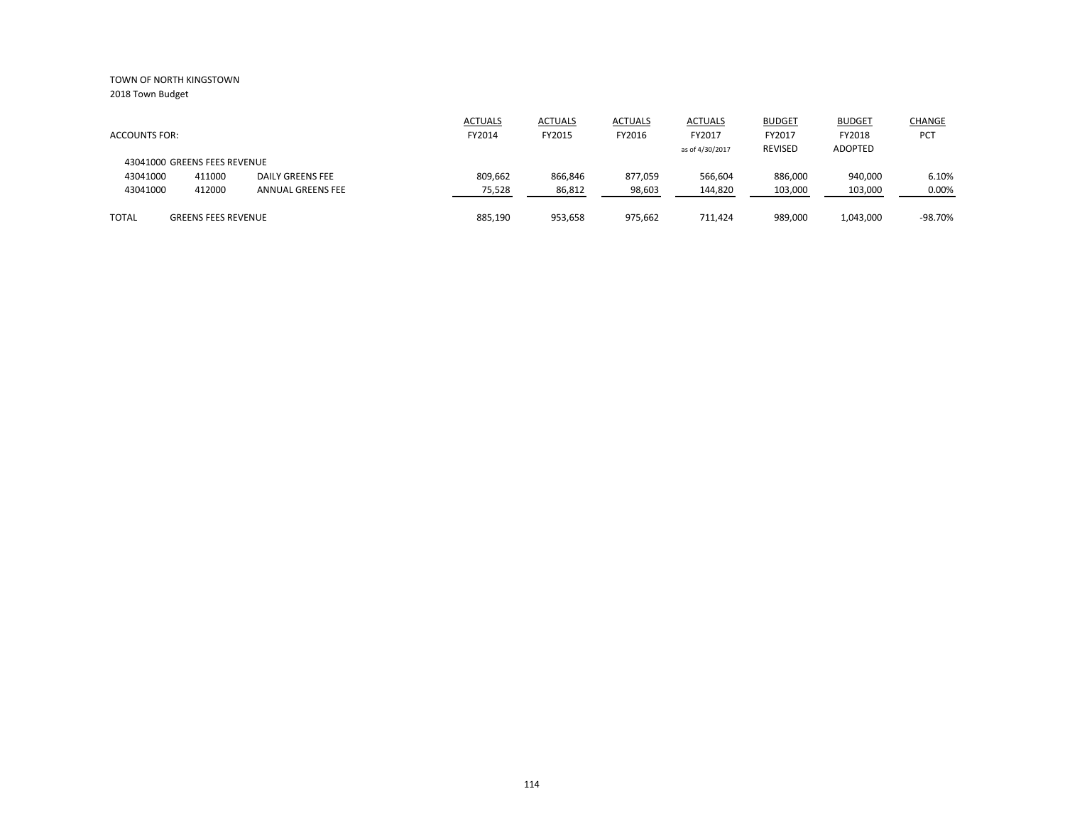TOWN OF NORTH KINGSTOWN

2018 Town Budget

| ACCOUNTS FOR: | | | ACTUALS FY2014 | ACTUALS FY2015 | ACTUALS FY2016 | ACTUALS FY2017 as of 4/30/2017 | BUDGET FY2017 REVISED | BUDGET FY2018 ADOPTED | CHANGE PCT |
|---|---|---|---|---|---|---|---|---|---|
| 43041000 GREENS FEES REVENUE | | | | | | | | | |
| 43041000 | 411000 | DAILY GREENS FEE | 809,662 | 866,846 | 877,059 | 566,604 | 886,000 | 940,000 | 6.10% |
| 43041000 | 412000 | ANNUAL GREENS FEE | 75,528 | 86,812 | 98,603 | 144,820 | 103,000 | 103,000 | 0.00% |
| TOTAL | GREENS FEES REVENUE | | 885,190 | 953,658 | 975,662 | 711,424 | 989,000 | 1,043,000 | -98.70% |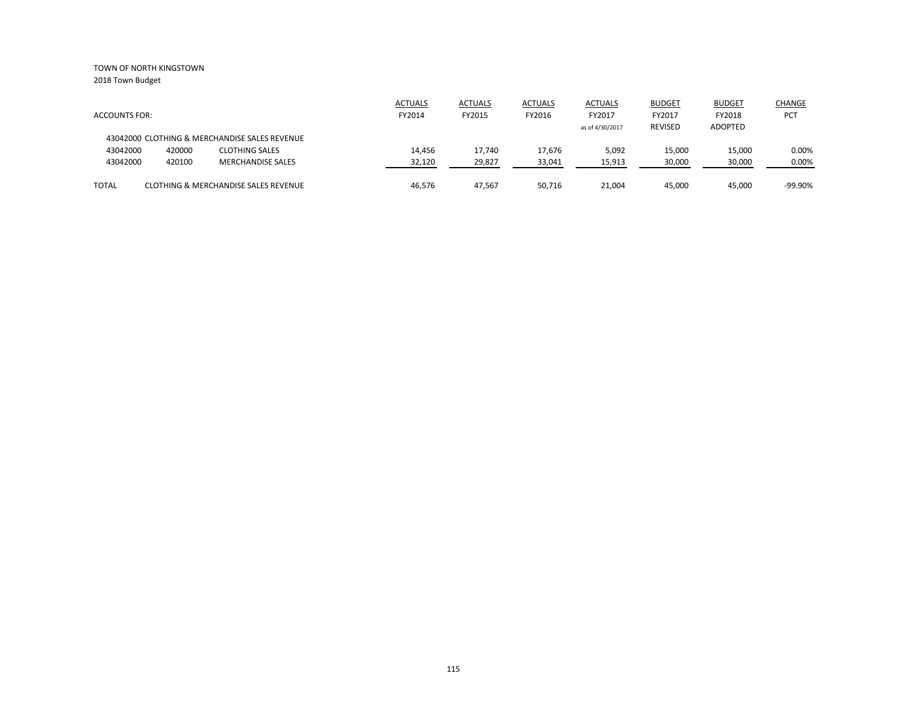TOWN OF NORTH KINGSTOWN
2018 Town Budget

| ACCOUNTS FOR: | | | ACTUALS FY2014 | ACTUALS FY2015 | ACTUALS FY2016 | ACTUALS FY2017 as of 4/30/2017 | BUDGET FY2017 REVISED | BUDGET FY2018 ADOPTED | CHANGE PCT |
|---|---|---|---|---|---|---|---|---|---|
| 43042000 CLOTHING & MERCHANDISE SALES REVENUE | | | | | | | | | |
| 43042000 | 420000 | CLOTHING SALES | 14,456 | 17,740 | 17,676 | 5,092 | 15,000 | 15,000 | 0.00% |
| 43042000 | 420100 | MERCHANDISE SALES | 32,120 | 29,827 | 33,041 | 15,913 | 30,000 | 30,000 | 0.00% |
| TOTAL | CLOTHING & MERCHANDISE SALES REVENUE | | 46,576 | 47,567 | 50,716 | 21,004 | 45,000 | 45,000 | -99.90% |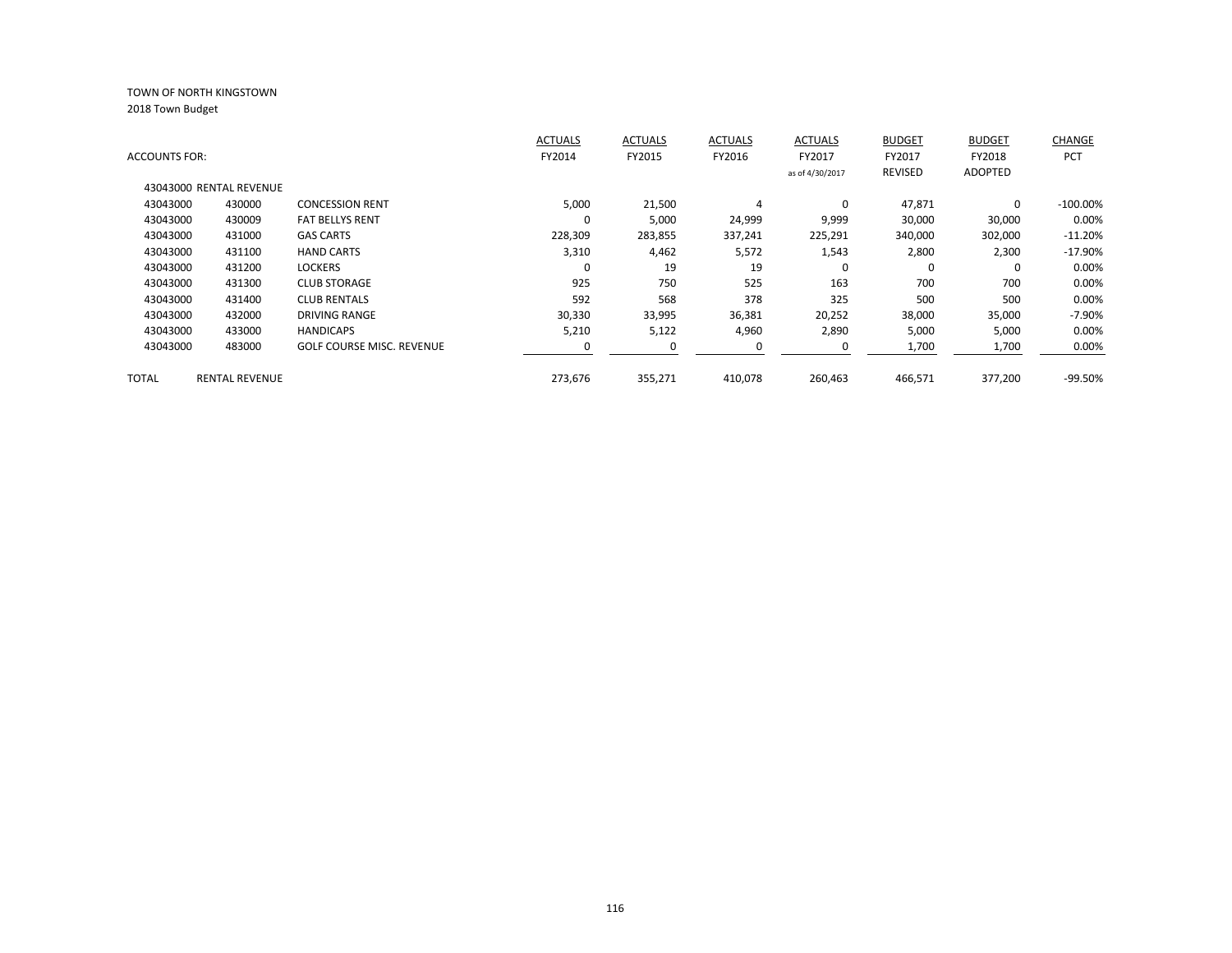TOWN OF NORTH KINGSTOWN

2018 Town Budget

| ACCOUNTS FOR: | | | ACTUALS FY2014 | ACTUALS FY2015 | ACTUALS FY2016 | ACTUALS FY2017 as of 4/30/2017 | BUDGET FY2017 REVISED | BUDGET FY2018 ADOPTED | CHANGE PCT |
|---|---|---|---|---|---|---|---|---|---|
| 43043000 RENTAL REVENUE | | | | | | | | | |
| 43043000 | 430000 | CONCESSION RENT | 5,000 | 21,500 | 4 | 0 | 47,871 | 0 | -100.00% |
| 43043000 | 430009 | FAT BELLYS RENT | 0 | 5,000 | 24,999 | 9,999 | 30,000 | 30,000 | 0.00% |
| 43043000 | 431000 | GAS CARTS | 228,309 | 283,855 | 337,241 | 225,291 | 340,000 | 302,000 | -11.20% |
| 43043000 | 431100 | HAND CARTS | 3,310 | 4,462 | 5,572 | 1,543 | 2,800 | 2,300 | -17.90% |
| 43043000 | 431200 | LOCKERS | 0 | 19 | 19 | 0 | 0 | 0 | 0.00% |
| 43043000 | 431300 | CLUB STORAGE | 925 | 750 | 525 | 163 | 700 | 700 | 0.00% |
| 43043000 | 431400 | CLUB RENTALS | 592 | 568 | 378 | 325 | 500 | 500 | 0.00% |
| 43043000 | 432000 | DRIVING RANGE | 30,330 | 33,995 | 36,381 | 20,252 | 38,000 | 35,000 | -7.90% |
| 43043000 | 433000 | HANDICAPS | 5,210 | 5,122 | 4,960 | 2,890 | 5,000 | 5,000 | 0.00% |
| 43043000 | 483000 | GOLF COURSE MISC. REVENUE | 0 | 0 | 0 | 0 | 1,700 | 1,700 | 0.00% |
| TOTAL | RENTAL REVENUE | | 273,676 | 355,271 | 410,078 | 260,463 | 466,571 | 377,200 | -99.50% |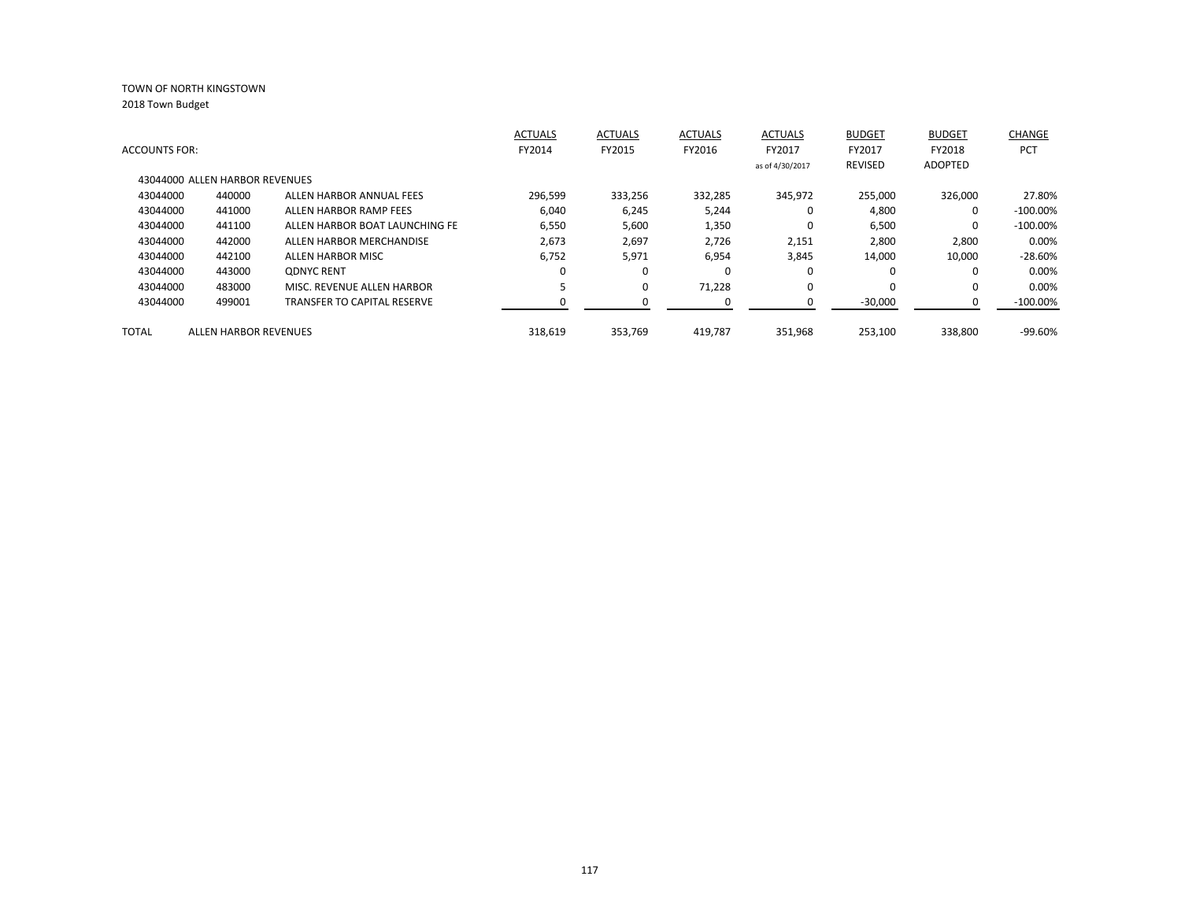TOWN OF NORTH KINGSTOWN

2018 Town Budget

| ACCOUNTS FOR: | | | ACTUALS FY2014 | ACTUALS FY2015 | ACTUALS FY2016 | ACTUALS FY2017 as of 4/30/2017 | BUDGET FY2017 REVISED | BUDGET FY2018 ADOPTED | CHANGE PCT |
|---|---|---|---|---|---|---|---|---|---|
| 43044000 ALLEN HARBOR REVENUES | | | | | | | | | |
| 43044000 | 440000 | ALLEN HARBOR ANNUAL FEES | 296,599 | 333,256 | 332,285 | 345,972 | 255,000 | 326,000 | 27.80% |
| 43044000 | 441000 | ALLEN HARBOR RAMP FEES | 6,040 | 6,245 | 5,244 | 0 | 4,800 | 0 | -100.00% |
| 43044000 | 441100 | ALLEN HARBOR BOAT LAUNCHING FE | 6,550 | 5,600 | 1,350 | 0 | 6,500 | 0 | -100.00% |
| 43044000 | 442000 | ALLEN HARBOR MERCHANDISE | 2,673 | 2,697 | 2,726 | 2,151 | 2,800 | 2,800 | 0.00% |
| 43044000 | 442100 | ALLEN HARBOR MISC | 6,752 | 5,971 | 6,954 | 3,845 | 14,000 | 10,000 | -28.60% |
| 43044000 | 443000 | QDNYC RENT | 0 | 0 | 0 | 0 | 0 | 0 | 0.00% |
| 43044000 | 483000 | MISC. REVENUE ALLEN HARBOR | 5 | 0 | 71,228 | 0 | 0 | 0 | 0.00% |
| 43044000 | 499001 | TRANSFER TO CAPITAL RESERVE | 0 | 0 | 0 | 0 | -30,000 | 0 | -100.00% |
| TOTAL | ALLEN HARBOR REVENUES | | 318,619 | 353,769 | 419,787 | 351,968 | 253,100 | 338,800 | -99.60% |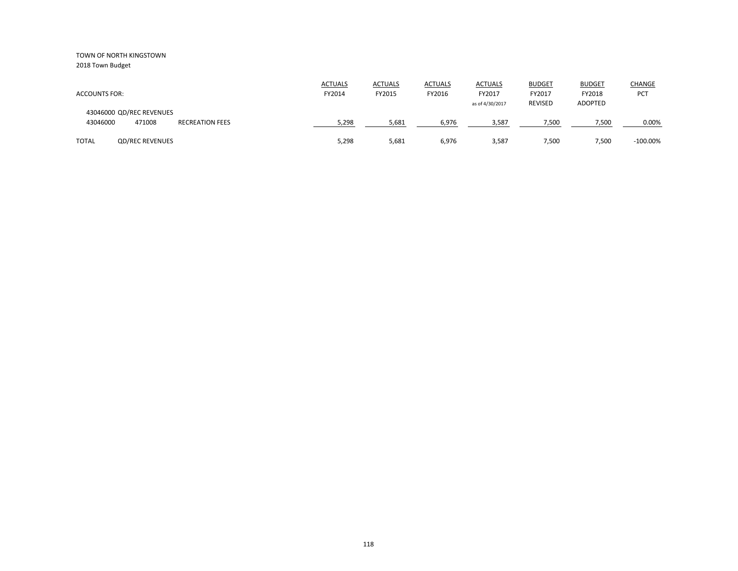TOWN OF NORTH KINGSTOWN

2018 Town Budget

| ACCOUNTS FOR: | | | ACTUALS FY2014 | ACTUALS FY2015 | ACTUALS FY2016 | ACTUALS FY2017 as of 4/30/2017 | BUDGET FY2017 REVISED | BUDGET FY2018 ADOPTED | CHANGE PCT |
|---|---|---|---|---|---|---|---|---|---|
| 43046000 QD/REC REVENUES | | | | | | | | | |
| 43046000 | 471008 | RECREATION FEES | 5,298 | 5,681 | 6,976 | 3,587 | 7,500 | 7,500 | 0.00% |
| TOTAL | QD/REC REVENUES | | 5,298 | 5,681 | 6,976 | 3,587 | 7,500 | 7,500 | -100.00% |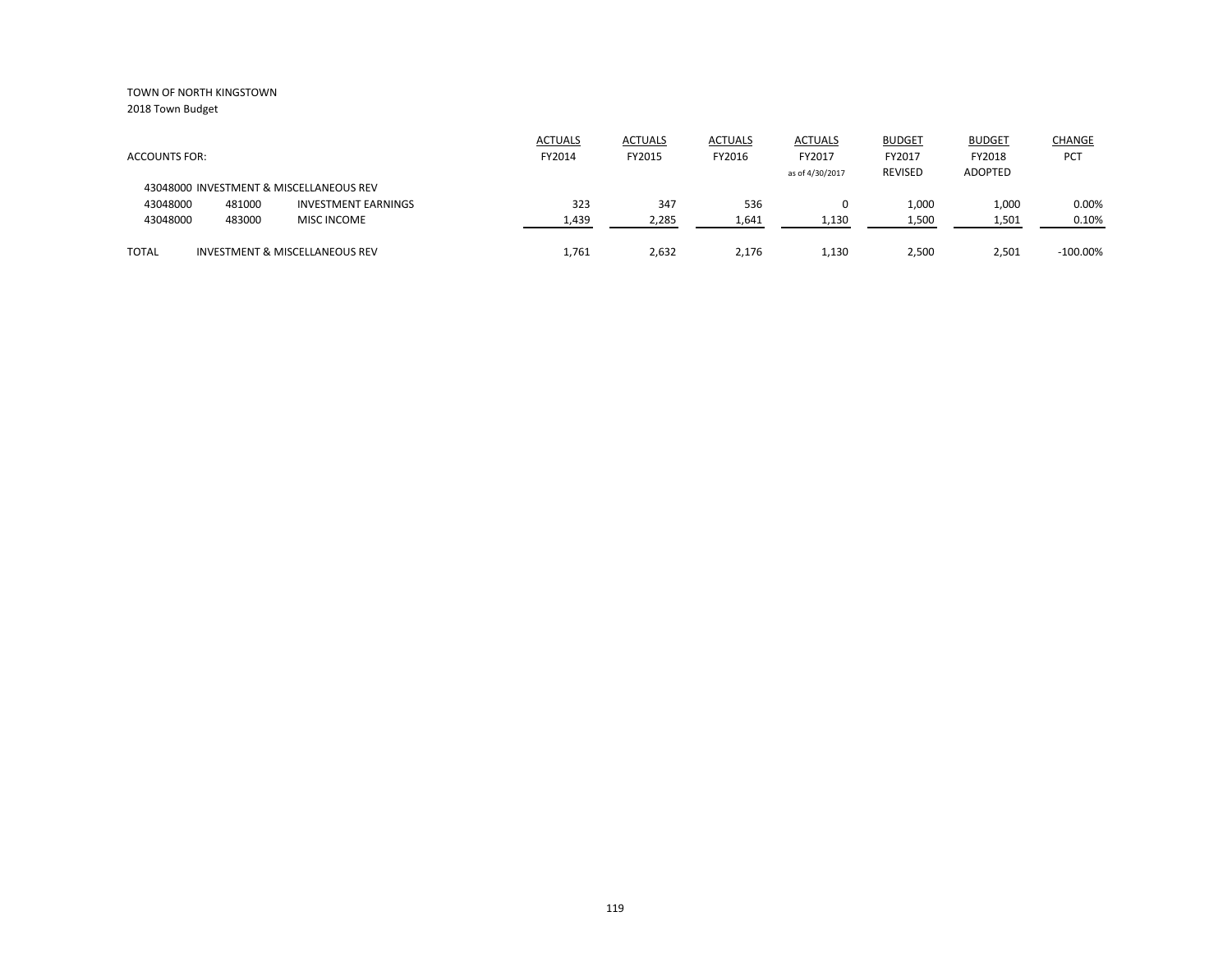TOWN OF NORTH KINGSTOWN
2018 Town Budget

| ACCOUNTS FOR: | | | ACTUALS FY2014 | ACTUALS FY2015 | ACTUALS FY2016 | ACTUALS FY2017 as of 4/30/2017 | BUDGET FY2017 REVISED | BUDGET FY2018 ADOPTED | CHANGE PCT |
|---|---|---|---|---|---|---|---|---|---|
| 43048000 INVESTMENT & MISCELLANEOUS REV | | | | | | | | | |
| 43048000 | 481000 | INVESTMENT EARNINGS | 323 | 347 | 536 | 0 | 1,000 | 1,000 | 0.00% |
| 43048000 | 483000 | MISC INCOME | 1,439 | 2,285 | 1,641 | 1,130 | 1,500 | 1,501 | 0.10% |
| TOTAL | INVESTMENT & MISCELLANEOUS REV | | 1,761 | 2,632 | 2,176 | 1,130 | 2,500 | 2,501 | -100.00% |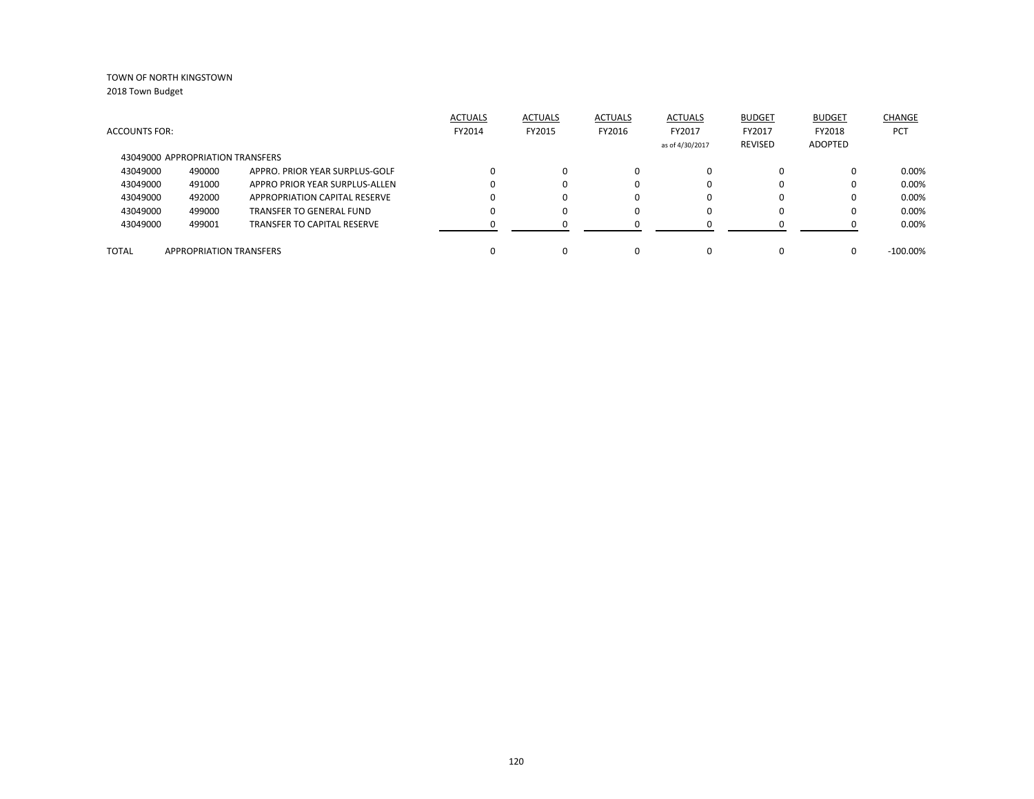TOWN OF NORTH KINGSTOWN
2018 Town Budget

| ACCOUNTS FOR: | | | ACTUALS FY2014 | ACTUALS FY2015 | ACTUALS FY2016 | ACTUALS FY2017 as of 4/30/2017 | BUDGET FY2017 REVISED | BUDGET FY2018 ADOPTED | CHANGE PCT |
|---|---|---|---|---|---|---|---|---|---|
| 43049000 APPROPRIATION TRANSFERS | | | | | | | | | |
| 43049000 | 490000 | APPRO. PRIOR YEAR SURPLUS-GOLF | 0 | 0 | 0 | 0 | 0 | 0 | 0.00% |
| 43049000 | 491000 | APPRO PRIOR YEAR SURPLUS-ALLEN | 0 | 0 | 0 | 0 | 0 | 0 | 0.00% |
| 43049000 | 492000 | APPROPRIATION CAPITAL RESERVE | 0 | 0 | 0 | 0 | 0 | 0 | 0.00% |
| 43049000 | 499000 | TRANSFER TO GENERAL FUND | 0 | 0 | 0 | 0 | 0 | 0 | 0.00% |
| 43049000 | 499001 | TRANSFER TO CAPITAL RESERVE | 0 | 0 | 0 | 0 | 0 | 0 | 0.00% |
| TOTAL | APPROPRIATION TRANSFERS | | 0 | 0 | 0 | 0 | 0 | 0 | -100.00% |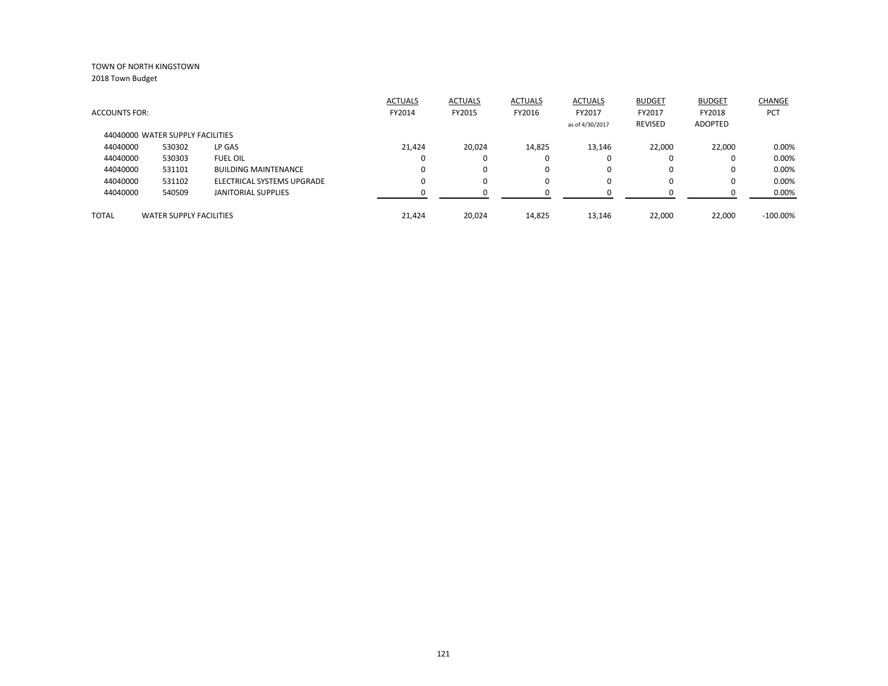TOWN OF NORTH KINGSTOWN
2018 Town Budget

| ACCOUNTS FOR: | | | ACTUALS FY2014 | ACTUALS FY2015 | ACTUALS FY2016 | ACTUALS FY2017 as of 4/30/2017 | BUDGET FY2017 REVISED | BUDGET FY2018 ADOPTED | CHANGE PCT |
|---|---|---|---|---|---|---|---|---|---|
| 44040000 WATER SUPPLY FACILITIES | | | | | | | | | |
| 44040000 | 530302 | LP GAS | 21,424 | 20,024 | 14,825 | 13,146 | 22,000 | 22,000 | 0.00% |
| 44040000 | 530303 | FUEL OIL | 0 | 0 | 0 | 0 | 0 | 0 | 0.00% |
| 44040000 | 531101 | BUILDING MAINTENANCE | 0 | 0 | 0 | 0 | 0 | 0 | 0.00% |
| 44040000 | 531102 | ELECTRICAL SYSTEMS UPGRADE | 0 | 0 | 0 | 0 | 0 | 0 | 0.00% |
| 44040000 | 540509 | JANITORIAL SUPPLIES | 0 | 0 | 0 | 0 | 0 | 0 | 0.00% |
| TOTAL | WATER SUPPLY FACILITIES | | 21,424 | 20,024 | 14,825 | 13,146 | 22,000 | 22,000 | -100.00% |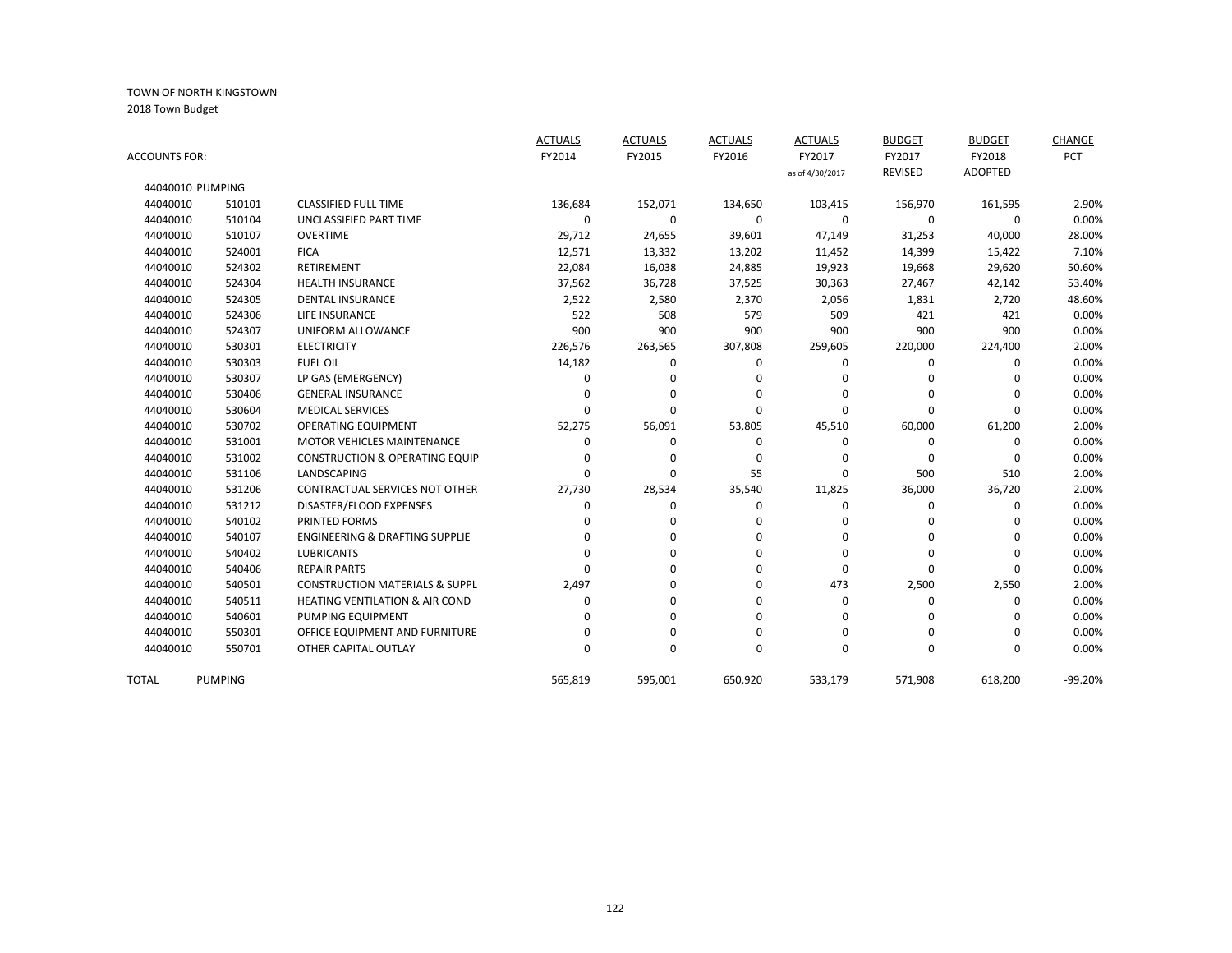TOWN OF NORTH KINGSTOWN

2018 Town Budget

| ACCOUNTS FOR: | | | ACTUALS FY2014 | ACTUALS FY2015 | ACTUALS FY2016 | ACTUALS FY2017 as of 4/30/2017 | BUDGET FY2017 REVISED | BUDGET FY2018 ADOPTED | CHANGE PCT |
|---|---|---|---|---|---|---|---|---|---|
| 44040010 PUMPING | | | | | | | | | |
| 44040010 | 510101 | CLASSIFIED FULL TIME | 136,684 | 152,071 | 134,650 | 103,415 | 156,970 | 161,595 | 2.90% |
| 44040010 | 510104 | UNCLASSIFIED PART TIME | 0 | 0 | 0 | 0 | 0 | 0 | 0.00% |
| 44040010 | 510107 | OVERTIME | 29,712 | 24,655 | 39,601 | 47,149 | 31,253 | 40,000 | 28.00% |
| 44040010 | 524001 | FICA | 12,571 | 13,332 | 13,202 | 11,452 | 14,399 | 15,422 | 7.10% |
| 44040010 | 524302 | RETIREMENT | 22,084 | 16,038 | 24,885 | 19,923 | 19,668 | 29,620 | 50.60% |
| 44040010 | 524304 | HEALTH INSURANCE | 37,562 | 36,728 | 37,525 | 30,363 | 27,467 | 42,142 | 53.40% |
| 44040010 | 524305 | DENTAL INSURANCE | 2,522 | 2,580 | 2,370 | 2,056 | 1,831 | 2,720 | 48.60% |
| 44040010 | 524306 | LIFE INSURANCE | 522 | 508 | 579 | 509 | 421 | 421 | 0.00% |
| 44040010 | 524307 | UNIFORM ALLOWANCE | 900 | 900 | 900 | 900 | 900 | 900 | 0.00% |
| 44040010 | 530301 | ELECTRICITY | 226,576 | 263,565 | 307,808 | 259,605 | 220,000 | 224,400 | 2.00% |
| 44040010 | 530303 | FUEL OIL | 14,182 | 0 | 0 | 0 | 0 | 0 | 0.00% |
| 44040010 | 530307 | LP GAS (EMERGENCY) | 0 | 0 | 0 | 0 | 0 | 0 | 0.00% |
| 44040010 | 530406 | GENERAL INSURANCE | 0 | 0 | 0 | 0 | 0 | 0 | 0.00% |
| 44040010 | 530604 | MEDICAL SERVICES | 0 | 0 | 0 | 0 | 0 | 0 | 0.00% |
| 44040010 | 530702 | OPERATING EQUIPMENT | 52,275 | 56,091 | 53,805 | 45,510 | 60,000 | 61,200 | 2.00% |
| 44040010 | 531001 | MOTOR VEHICLES MAINTENANCE | 0 | 0 | 0 | 0 | 0 | 0 | 0.00% |
| 44040010 | 531002 | CONSTRUCTION & OPERATING EQUIP | 0 | 0 | 0 | 0 | 0 | 0 | 0.00% |
| 44040010 | 531106 | LANDSCAPING | 0 | 0 | 55 | 0 | 500 | 510 | 2.00% |
| 44040010 | 531206 | CONTRACTUAL SERVICES NOT OTHER | 27,730 | 28,534 | 35,540 | 11,825 | 36,000 | 36,720 | 2.00% |
| 44040010 | 531212 | DISASTER/FLOOD EXPENSES | 0 | 0 | 0 | 0 | 0 | 0 | 0.00% |
| 44040010 | 540102 | PRINTED FORMS | 0 | 0 | 0 | 0 | 0 | 0 | 0.00% |
| 44040010 | 540107 | ENGINEERING & DRAFTING SUPPLIE | 0 | 0 | 0 | 0 | 0 | 0 | 0.00% |
| 44040010 | 540402 | LUBRICANTS | 0 | 0 | 0 | 0 | 0 | 0 | 0.00% |
| 44040010 | 540406 | REPAIR PARTS | 0 | 0 | 0 | 0 | 0 | 0 | 0.00% |
| 44040010 | 540501 | CONSTRUCTION MATERIALS & SUPPL | 2,497 | 0 | 0 | 473 | 2,500 | 2,550 | 2.00% |
| 44040010 | 540511 | HEATING VENTILATION & AIR COND | 0 | 0 | 0 | 0 | 0 | 0 | 0.00% |
| 44040010 | 540601 | PUMPING EQUIPMENT | 0 | 0 | 0 | 0 | 0 | 0 | 0.00% |
| 44040010 | 550301 | OFFICE EQUIPMENT AND FURNITURE | 0 | 0 | 0 | 0 | 0 | 0 | 0.00% |
| 44040010 | 550701 | OTHER CAPITAL OUTLAY | 0 | 0 | 0 | 0 | 0 | 0 | 0.00% |
| TOTAL | PUMPING | | 565,819 | 595,001 | 650,920 | 533,179 | 571,908 | 618,200 | -99.20% |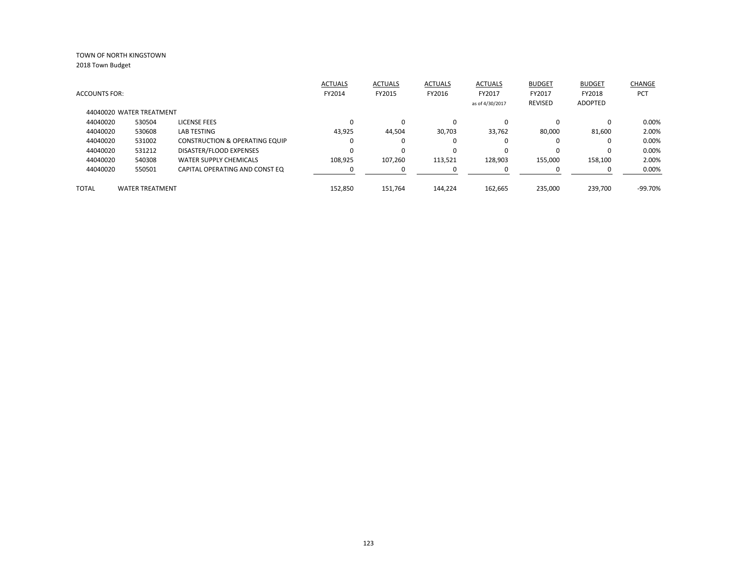TOWN OF NORTH KINGSTOWN
2018 Town Budget

| ACCOUNTS FOR: | | | ACTUALS FY2014 | ACTUALS FY2015 | ACTUALS FY2016 | ACTUALS FY2017 as of 4/30/2017 | BUDGET FY2017 REVISED | BUDGET FY2018 ADOPTED | CHANGE PCT |
|---|---|---|---|---|---|---|---|---|---|
| 44040020 WATER TREATMENT | | | | | | | | | |
| 44040020 | 530504 | LICENSE FEES | 0 | 0 | 0 | 0 | 0 | 0 | 0.00% |
| 44040020 | 530608 | LAB TESTING | 43,925 | 44,504 | 30,703 | 33,762 | 80,000 | 81,600 | 2.00% |
| 44040020 | 531002 | CONSTRUCTION & OPERATING EQUIP | 0 | 0 | 0 | 0 | 0 | 0 | 0.00% |
| 44040020 | 531212 | DISASTER/FLOOD EXPENSES | 0 | 0 | 0 | 0 | 0 | 0 | 0.00% |
| 44040020 | 540308 | WATER SUPPLY CHEMICALS | 108,925 | 107,260 | 113,521 | 128,903 | 155,000 | 158,100 | 2.00% |
| 44040020 | 550501 | CAPITAL OPERATING AND CONST EQ | 0 | 0 | 0 | 0 | 0 | 0 | 0.00% |
| TOTAL | WATER TREATMENT | | 152,850 | 151,764 | 144,224 | 162,665 | 235,000 | 239,700 | -99.70% |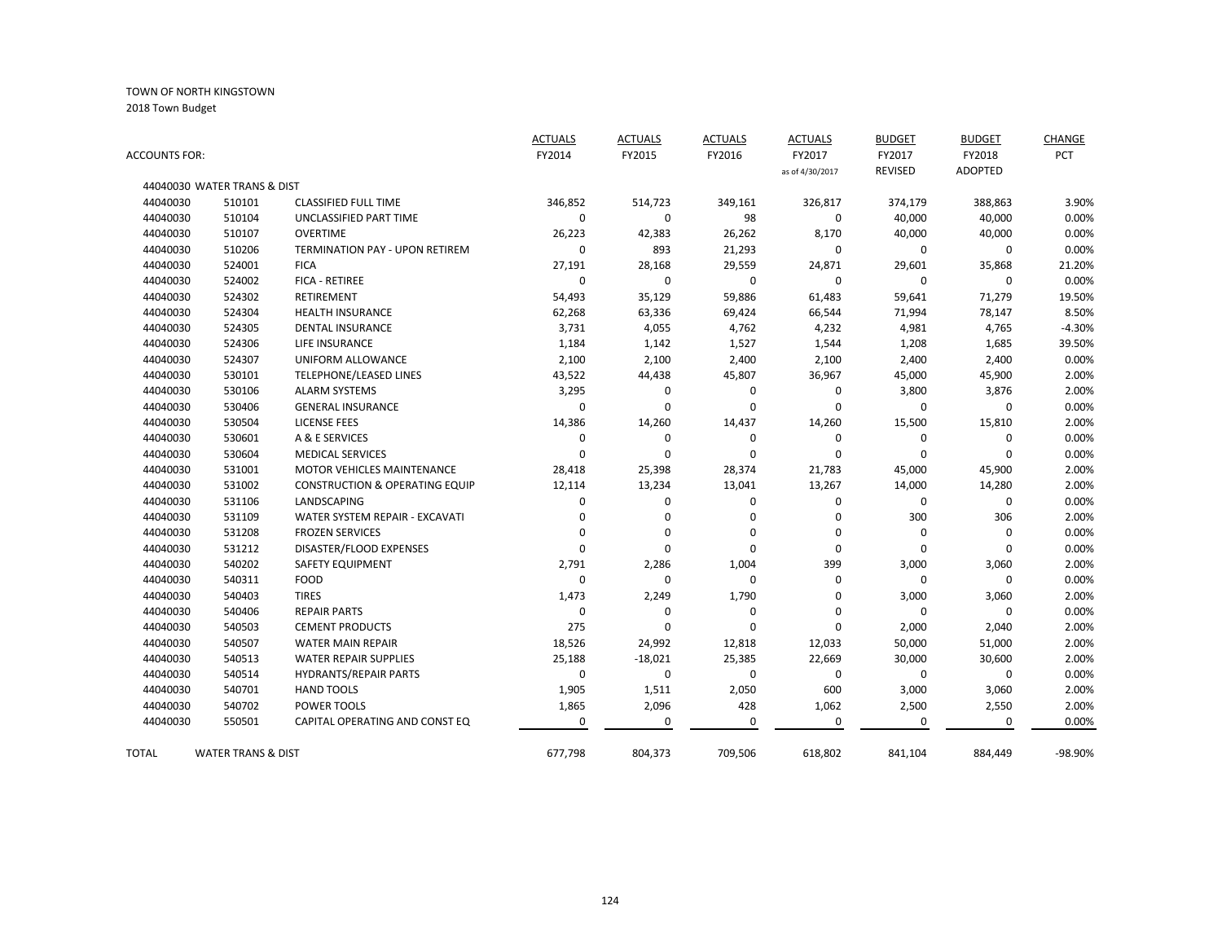TOWN OF NORTH KINGSTOWN

2018 Town Budget

| ACCOUNTS FOR: | | | ACTUALS FY2014 | ACTUALS FY2015 | ACTUALS FY2016 | ACTUALS FY2017 as of 4/30/2017 | BUDGET FY2017 REVISED | BUDGET FY2018 ADOPTED | CHANGE PCT |
|---|---|---|---|---|---|---|---|---|---|
| 44040030 WATER TRANS & DIST | | | | | | | | | |
| 44040030 | 510101 | CLASSIFIED FULL TIME | 346,852 | 514,723 | 349,161 | 326,817 | 374,179 | 388,863 | 3.90% |
| 44040030 | 510104 | UNCLASSIFIED PART TIME | 0 | 0 | 98 | 0 | 40,000 | 40,000 | 0.00% |
| 44040030 | 510107 | OVERTIME | 26,223 | 42,383 | 26,262 | 8,170 | 40,000 | 40,000 | 0.00% |
| 44040030 | 510206 | TERMINATION PAY - UPON RETIREM | 0 | 893 | 21,293 | 0 | 0 | 0 | 0.00% |
| 44040030 | 524001 | FICA | 27,191 | 28,168 | 29,559 | 24,871 | 29,601 | 35,868 | 21.20% |
| 44040030 | 524002 | FICA - RETIREE | 0 | 0 | 0 | 0 | 0 | 0 | 0.00% |
| 44040030 | 524302 | RETIREMENT | 54,493 | 35,129 | 59,886 | 61,483 | 59,641 | 71,279 | 19.50% |
| 44040030 | 524304 | HEALTH INSURANCE | 62,268 | 63,336 | 69,424 | 66,544 | 71,994 | 78,147 | 8.50% |
| 44040030 | 524305 | DENTAL INSURANCE | 3,731 | 4,055 | 4,762 | 4,232 | 4,981 | 4,765 | -4.30% |
| 44040030 | 524306 | LIFE INSURANCE | 1,184 | 1,142 | 1,527 | 1,544 | 1,208 | 1,685 | 39.50% |
| 44040030 | 524307 | UNIFORM ALLOWANCE | 2,100 | 2,100 | 2,400 | 2,100 | 2,400 | 2,400 | 0.00% |
| 44040030 | 530101 | TELEPHONE/LEASED LINES | 43,522 | 44,438 | 45,807 | 36,967 | 45,000 | 45,900 | 2.00% |
| 44040030 | 530106 | ALARM SYSTEMS | 3,295 | 0 | 0 | 0 | 3,800 | 3,876 | 2.00% |
| 44040030 | 530406 | GENERAL INSURANCE | 0 | 0 | 0 | 0 | 0 | 0 | 0.00% |
| 44040030 | 530504 | LICENSE FEES | 14,386 | 14,260 | 14,437 | 14,260 | 15,500 | 15,810 | 2.00% |
| 44040030 | 530601 | A & E SERVICES | 0 | 0 | 0 | 0 | 0 | 0 | 0.00% |
| 44040030 | 530604 | MEDICAL SERVICES | 0 | 0 | 0 | 0 | 0 | 0 | 0.00% |
| 44040030 | 531001 | MOTOR VEHICLES MAINTENANCE | 28,418 | 25,398 | 28,374 | 21,783 | 45,000 | 45,900 | 2.00% |
| 44040030 | 531002 | CONSTRUCTION & OPERATING EQUIP | 12,114 | 13,234 | 13,041 | 13,267 | 14,000 | 14,280 | 2.00% |
| 44040030 | 531106 | LANDSCAPING | 0 | 0 | 0 | 0 | 0 | 0 | 0.00% |
| 44040030 | 531109 | WATER SYSTEM REPAIR - EXCAVATI | 0 | 0 | 0 | 0 | 300 | 306 | 2.00% |
| 44040030 | 531208 | FROZEN SERVICES | 0 | 0 | 0 | 0 | 0 | 0 | 0.00% |
| 44040030 | 531212 | DISASTER/FLOOD EXPENSES | 0 | 0 | 0 | 0 | 0 | 0 | 0.00% |
| 44040030 | 540202 | SAFETY EQUIPMENT | 2,791 | 2,286 | 1,004 | 399 | 3,000 | 3,060 | 2.00% |
| 44040030 | 540311 | FOOD | 0 | 0 | 0 | 0 | 0 | 0 | 0.00% |
| 44040030 | 540403 | TIRES | 1,473 | 2,249 | 1,790 | 0 | 3,000 | 3,060 | 2.00% |
| 44040030 | 540406 | REPAIR PARTS | 0 | 0 | 0 | 0 | 0 | 0 | 0.00% |
| 44040030 | 540503 | CEMENT PRODUCTS | 275 | 0 | 0 | 0 | 2,000 | 2,040 | 2.00% |
| 44040030 | 540507 | WATER MAIN REPAIR | 18,526 | 24,992 | 12,818 | 12,033 | 50,000 | 51,000 | 2.00% |
| 44040030 | 540513 | WATER REPAIR SUPPLIES | 25,188 | -18,021 | 25,385 | 22,669 | 30,000 | 30,600 | 2.00% |
| 44040030 | 540514 | HYDRANTS/REPAIR PARTS | 0 | 0 | 0 | 0 | 0 | 0 | 0.00% |
| 44040030 | 540701 | HAND TOOLS | 1,905 | 1,511 | 2,050 | 600 | 3,000 | 3,060 | 2.00% |
| 44040030 | 540702 | POWER TOOLS | 1,865 | 2,096 | 428 | 1,062 | 2,500 | 2,550 | 2.00% |
| 44040030 | 550501 | CAPITAL OPERATING AND CONST EQ | 0 | 0 | 0 | 0 | 0 | 0 | 0.00% |
| TOTAL | WATER TRANS & DIST | | 677,798 | 804,373 | 709,506 | 618,802 | 841,104 | 884,449 | -98.90% |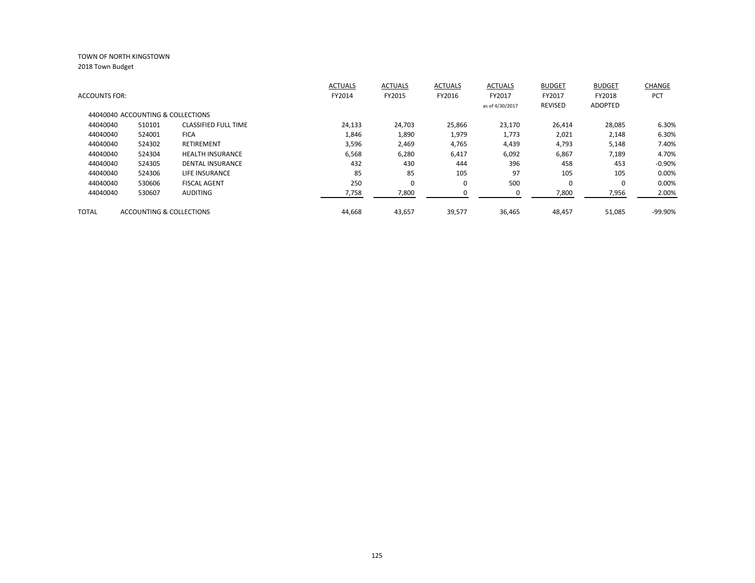TOWN OF NORTH KINGSTOWN

2018 Town Budget

| ACCOUNTS FOR: | | | ACTUALS FY2014 | ACTUALS FY2015 | ACTUALS FY2016 | ACTUALS FY2017 as of 4/30/2017 | BUDGET FY2017 REVISED | BUDGET FY2018 ADOPTED | CHANGE PCT |
|---|---|---|---|---|---|---|---|---|---|
| 44040040 ACCOUNTING & COLLECTIONS | | | | | | | | | |
| 44040040 | 510101 | CLASSIFIED FULL TIME | 24,133 | 24,703 | 25,866 | 23,170 | 26,414 | 28,085 | 6.30% |
| 44040040 | 524001 | FICA | 1,846 | 1,890 | 1,979 | 1,773 | 2,021 | 2,148 | 6.30% |
| 44040040 | 524302 | RETIREMENT | 3,596 | 2,469 | 4,765 | 4,439 | 4,793 | 5,148 | 7.40% |
| 44040040 | 524304 | HEALTH INSURANCE | 6,568 | 6,280 | 6,417 | 6,092 | 6,867 | 7,189 | 4.70% |
| 44040040 | 524305 | DENTAL INSURANCE | 432 | 430 | 444 | 396 | 458 | 453 | -0.90% |
| 44040040 | 524306 | LIFE INSURANCE | 85 | 85 | 105 | 97 | 105 | 105 | 0.00% |
| 44040040 | 530606 | FISCAL AGENT | 250 | 0 | 0 | 500 | 0 | 0 | 0.00% |
| 44040040 | 530607 | AUDITING | 7,758 | 7,800 | 0 | 0 | 7,800 | 7,956 | 2.00% |
| TOTAL | ACCOUNTING & COLLECTIONS | | 44,668 | 43,657 | 39,577 | 36,465 | 48,457 | 51,085 | -99.90% |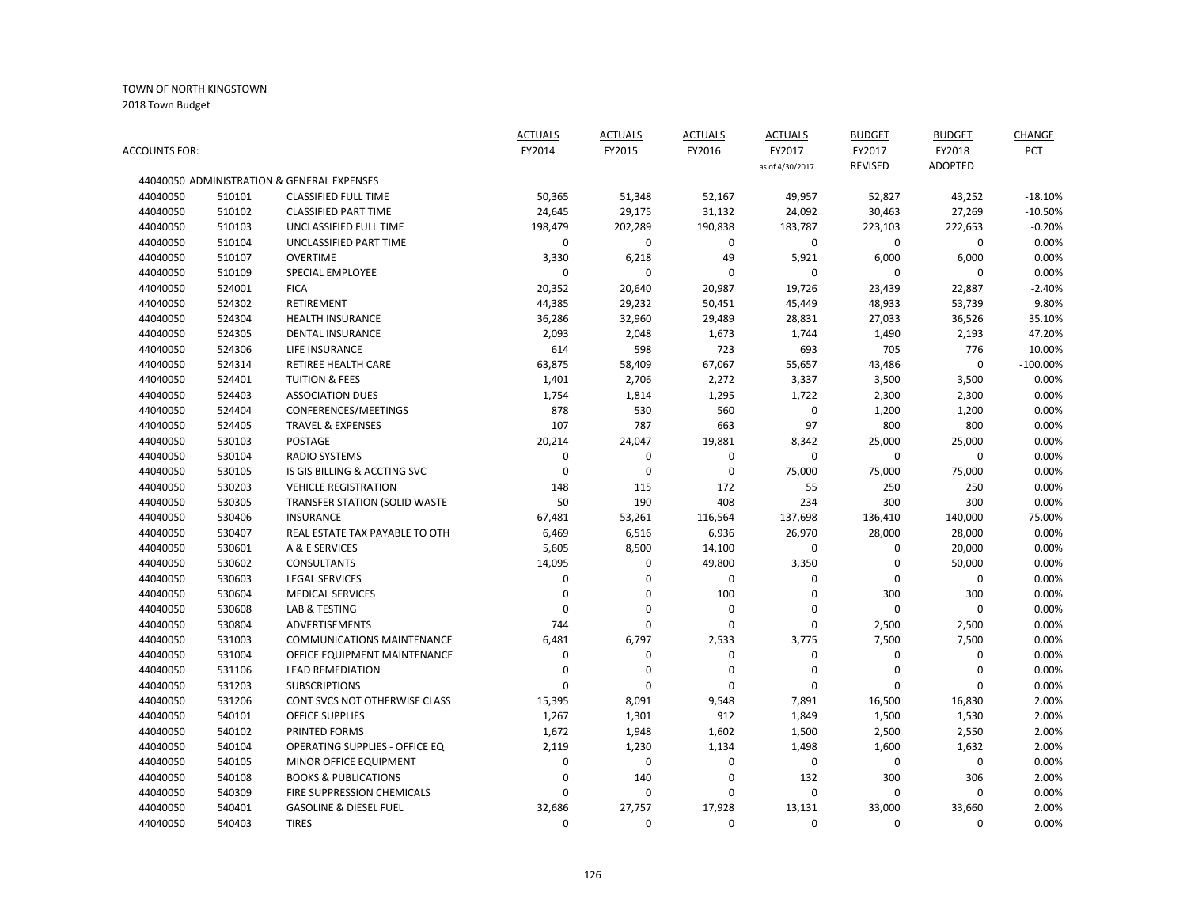TOWN OF NORTH KINGSTOWN

2018 Town Budget

| ACCOUNTS FOR: | | | ACTUALS FY2014 | ACTUALS FY2015 | ACTUALS FY2016 | ACTUALS FY2017 as of 4/30/2017 | BUDGET FY2017 REVISED | BUDGET FY2018 ADOPTED | CHANGE PCT |
|---|---|---|---|---|---|---|---|---|---|
| 44040050 ADMINISTRATION & GENERAL EXPENSES | | | | | | | | | |
| 44040050 | 510101 | CLASSIFIED FULL TIME | 50,365 | 51,348 | 52,167 | 49,957 | 52,827 | 43,252 | -18.10% |
| 44040050 | 510102 | CLASSIFIED PART TIME | 24,645 | 29,175 | 31,132 | 24,092 | 30,463 | 27,269 | -10.50% |
| 44040050 | 510103 | UNCLASSIFIED FULL TIME | 198,479 | 202,289 | 190,838 | 183,787 | 223,103 | 222,653 | -0.20% |
| 44040050 | 510104 | UNCLASSIFIED PART TIME | 0 | 0 | 0 | 0 | 0 | 0 | 0.00% |
| 44040050 | 510107 | OVERTIME | 3,330 | 6,218 | 49 | 5,921 | 6,000 | 6,000 | 0.00% |
| 44040050 | 510109 | SPECIAL EMPLOYEE | 0 | 0 | 0 | 0 | 0 | 0 | 0.00% |
| 44040050 | 524001 | FICA | 20,352 | 20,640 | 20,987 | 19,726 | 23,439 | 22,887 | -2.40% |
| 44040050 | 524302 | RETIREMENT | 44,385 | 29,232 | 50,451 | 45,449 | 48,933 | 53,739 | 9.80% |
| 44040050 | 524304 | HEALTH INSURANCE | 36,286 | 32,960 | 29,489 | 28,831 | 27,033 | 36,526 | 35.10% |
| 44040050 | 524305 | DENTAL INSURANCE | 2,093 | 2,048 | 1,673 | 1,744 | 1,490 | 2,193 | 47.20% |
| 44040050 | 524306 | LIFE INSURANCE | 614 | 598 | 723 | 693 | 705 | 776 | 10.00% |
| 44040050 | 524314 | RETIREE HEALTH CARE | 63,875 | 58,409 | 67,067 | 55,657 | 43,486 | 0 | -100.00% |
| 44040050 | 524401 | TUITION & FEES | 1,401 | 2,706 | 2,272 | 3,337 | 3,500 | 3,500 | 0.00% |
| 44040050 | 524403 | ASSOCIATION DUES | 1,754 | 1,814 | 1,295 | 1,722 | 2,300 | 2,300 | 0.00% |
| 44040050 | 524404 | CONFERENCES/MEETINGS | 878 | 530 | 560 | 0 | 1,200 | 1,200 | 0.00% |
| 44040050 | 524405 | TRAVEL & EXPENSES | 107 | 787 | 663 | 97 | 800 | 800 | 0.00% |
| 44040050 | 530103 | POSTAGE | 20,214 | 24,047 | 19,881 | 8,342 | 25,000 | 25,000 | 0.00% |
| 44040050 | 530104 | RADIO SYSTEMS | 0 | 0 | 0 | 0 | 0 | 0 | 0.00% |
| 44040050 | 530105 | IS GIS BILLING & ACCTING SVC | 0 | 0 | 0 | 75,000 | 75,000 | 75,000 | 0.00% |
| 44040050 | 530203 | VEHICLE REGISTRATION | 148 | 115 | 172 | 55 | 250 | 250 | 0.00% |
| 44040050 | 530305 | TRANSFER STATION (SOLID WASTE | 50 | 190 | 408 | 234 | 300 | 300 | 0.00% |
| 44040050 | 530406 | INSURANCE | 67,481 | 53,261 | 116,564 | 137,698 | 136,410 | 140,000 | 75.00% |
| 44040050 | 530407 | REAL ESTATE TAX PAYABLE TO OTH | 6,469 | 6,516 | 6,936 | 26,970 | 28,000 | 28,000 | 0.00% |
| 44040050 | 530601 | A & E SERVICES | 5,605 | 8,500 | 14,100 | 0 | 0 | 20,000 | 0.00% |
| 44040050 | 530602 | CONSULTANTS | 14,095 | 0 | 49,800 | 3,350 | 0 | 50,000 | 0.00% |
| 44040050 | 530603 | LEGAL SERVICES | 0 | 0 | 0 | 0 | 0 | 0 | 0.00% |
| 44040050 | 530604 | MEDICAL SERVICES | 0 | 0 | 100 | 0 | 300 | 300 | 0.00% |
| 44040050 | 530608 | LAB & TESTING | 0 | 0 | 0 | 0 | 0 | 0 | 0.00% |
| 44040050 | 530804 | ADVERTISEMENTS | 744 | 0 | 0 | 0 | 2,500 | 2,500 | 0.00% |
| 44040050 | 531003 | COMMUNICATIONS MAINTENANCE | 6,481 | 6,797 | 2,533 | 3,775 | 7,500 | 7,500 | 0.00% |
| 44040050 | 531004 | OFFICE EQUIPMENT MAINTENANCE | 0 | 0 | 0 | 0 | 0 | 0 | 0.00% |
| 44040050 | 531106 | LEAD REMEDIATION | 0 | 0 | 0 | 0 | 0 | 0 | 0.00% |
| 44040050 | 531203 | SUBSCRIPTIONS | 0 | 0 | 0 | 0 | 0 | 0 | 0.00% |
| 44040050 | 531206 | CONT SVCS NOT OTHERWISE CLASS | 15,395 | 8,091 | 9,548 | 7,891 | 16,500 | 16,830 | 2.00% |
| 44040050 | 540101 | OFFICE SUPPLIES | 1,267 | 1,301 | 912 | 1,849 | 1,500 | 1,530 | 2.00% |
| 44040050 | 540102 | PRINTED FORMS | 1,672 | 1,948 | 1,602 | 1,500 | 2,500 | 2,550 | 2.00% |
| 44040050 | 540104 | OPERATING SUPPLIES - OFFICE EQ | 2,119 | 1,230 | 1,134 | 1,498 | 1,600 | 1,632 | 2.00% |
| 44040050 | 540105 | MINOR OFFICE EQUIPMENT | 0 | 0 | 0 | 0 | 0 | 0 | 0.00% |
| 44040050 | 540108 | BOOKS & PUBLICATIONS | 0 | 140 | 0 | 132 | 300 | 306 | 2.00% |
| 44040050 | 540309 | FIRE SUPPRESSION CHEMICALS | 0 | 0 | 0 | 0 | 0 | 0 | 0.00% |
| 44040050 | 540401 | GASOLINE & DIESEL FUEL | 32,686 | 27,757 | 17,928 | 13,131 | 33,000 | 33,660 | 2.00% |
| 44040050 | 540403 | TIRES | 0 | 0 | 0 | 0 | 0 | 0 | 0.00% |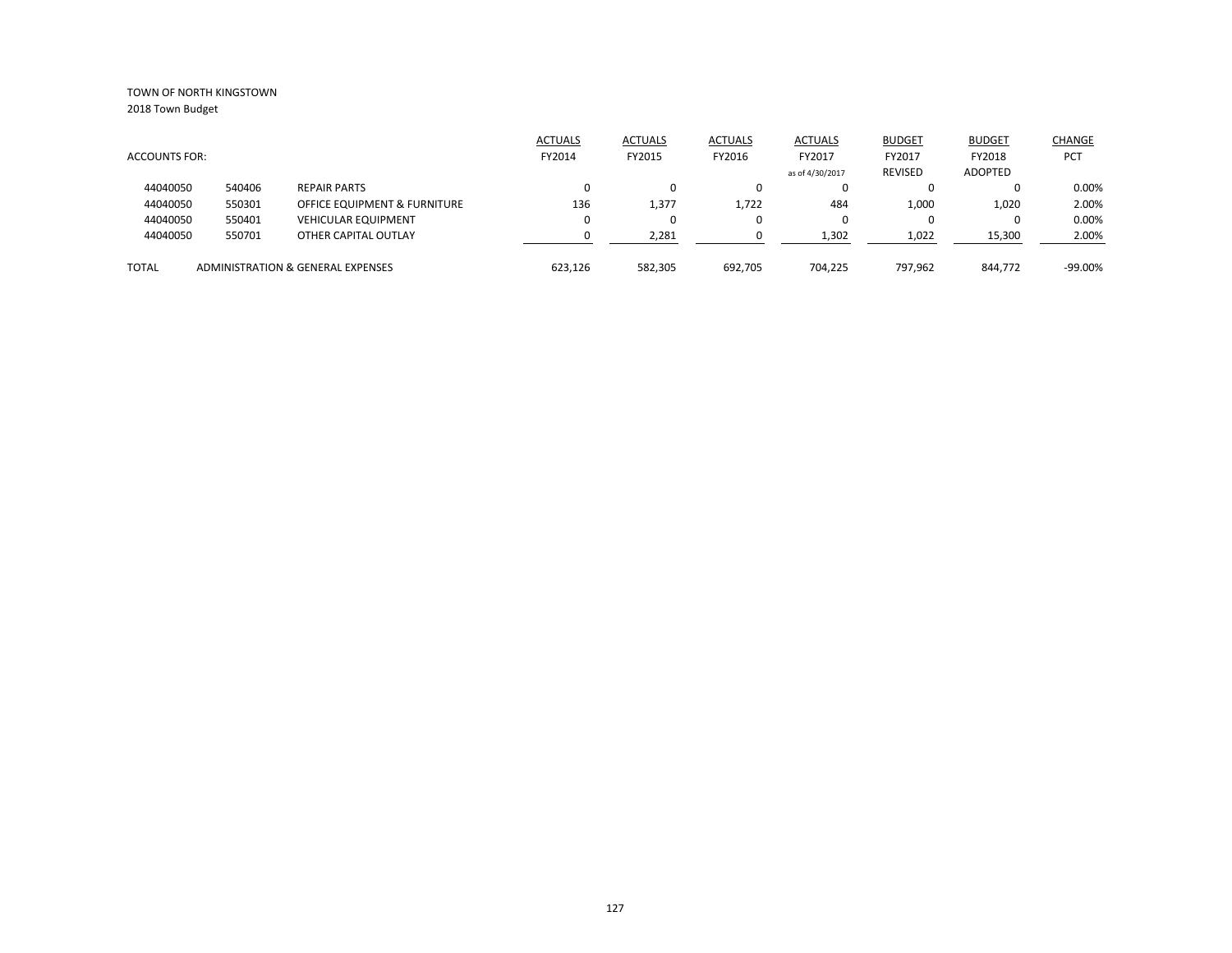TOWN OF NORTH KINGSTOWN
2018 Town Budget

| ACCOUNTS FOR: | | | ACTUALS FY2014 | ACTUALS FY2015 | ACTUALS FY2016 | ACTUALS FY2017 as of 4/30/2017 | BUDGET FY2017 REVISED | BUDGET FY2018 ADOPTED | CHANGE PCT |
|---|---|---|---|---|---|---|---|---|---|
| 44040050 | 540406 | REPAIR PARTS | 0 | 0 | 0 | 0 | 0 | 0 | 0.00% |
| 44040050 | 550301 | OFFICE EQUIPMENT & FURNITURE | 136 | 1,377 | 1,722 | 484 | 1,000 | 1,020 | 2.00% |
| 44040050 | 550401 | VEHICULAR EQUIPMENT | 0 | 0 | 0 | 0 | 0 | 0 | 0.00% |
| 44040050 | 550701 | OTHER CAPITAL OUTLAY | 0 | 2,281 | 0 | 1,302 | 1,022 | 15,300 | 2.00% |
| TOTAL | | ADMINISTRATION & GENERAL EXPENSES | 623,126 | 582,305 | 692,705 | 704,225 | 797,962 | 844,772 | -99.00% |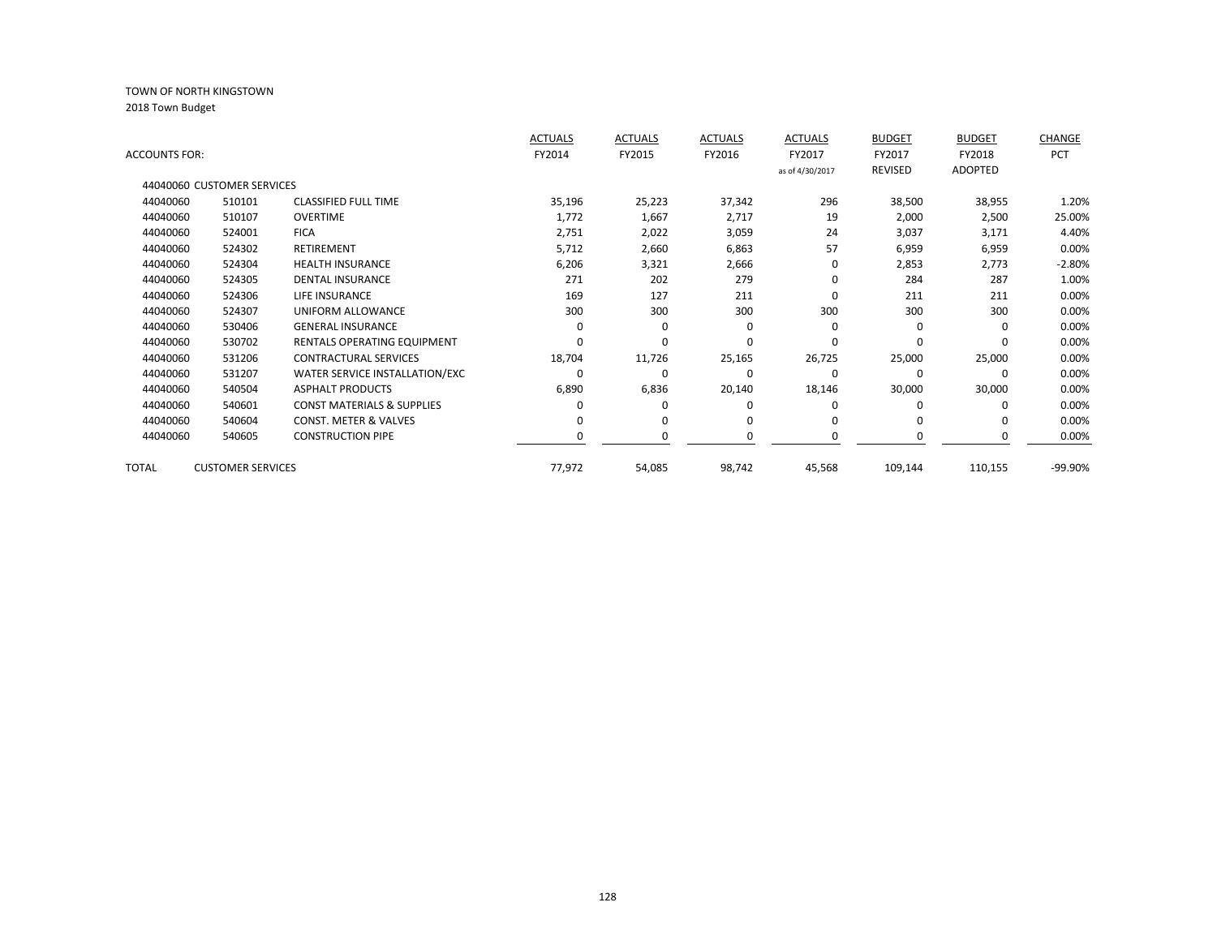TOWN OF NORTH KINGSTOWN

2018 Town Budget

| ACCOUNTS FOR: | | | ACTUALS FY2014 | ACTUALS FY2015 | ACTUALS FY2016 | ACTUALS FY2017 as of 4/30/2017 | BUDGET FY2017 REVISED | BUDGET FY2018 ADOPTED | CHANGE PCT |
|---|---|---|---|---|---|---|---|---|---|
| 44040060 CUSTOMER SERVICES | | | | | | | | | |
| 44040060 | 510101 | CLASSIFIED FULL TIME | 35,196 | 25,223 | 37,342 | 296 | 38,500 | 38,955 | 1.20% |
| 44040060 | 510107 | OVERTIME | 1,772 | 1,667 | 2,717 | 19 | 2,000 | 2,500 | 25.00% |
| 44040060 | 524001 | FICA | 2,751 | 2,022 | 3,059 | 24 | 3,037 | 3,171 | 4.40% |
| 44040060 | 524302 | RETIREMENT | 5,712 | 2,660 | 6,863 | 57 | 6,959 | 6,959 | 0.00% |
| 44040060 | 524304 | HEALTH INSURANCE | 6,206 | 3,321 | 2,666 | 0 | 2,853 | 2,773 | -2.80% |
| 44040060 | 524305 | DENTAL INSURANCE | 271 | 202 | 279 | 0 | 284 | 287 | 1.00% |
| 44040060 | 524306 | LIFE INSURANCE | 169 | 127 | 211 | 0 | 211 | 211 | 0.00% |
| 44040060 | 524307 | UNIFORM ALLOWANCE | 300 | 300 | 300 | 300 | 300 | 300 | 0.00% |
| 44040060 | 530406 | GENERAL INSURANCE | 0 | 0 | 0 | 0 | 0 | 0 | 0.00% |
| 44040060 | 530702 | RENTALS OPERATING EQUIPMENT | 0 | 0 | 0 | 0 | 0 | 0 | 0.00% |
| 44040060 | 531206 | CONTRACTURAL SERVICES | 18,704 | 11,726 | 25,165 | 26,725 | 25,000 | 25,000 | 0.00% |
| 44040060 | 531207 | WATER SERVICE INSTALLATION/EXC | 0 | 0 | 0 | 0 | 0 | 0 | 0.00% |
| 44040060 | 540504 | ASPHALT PRODUCTS | 6,890 | 6,836 | 20,140 | 18,146 | 30,000 | 30,000 | 0.00% |
| 44040060 | 540601 | CONST MATERIALS & SUPPLIES | 0 | 0 | 0 | 0 | 0 | 0 | 0.00% |
| 44040060 | 540604 | CONST. METER & VALVES | 0 | 0 | 0 | 0 | 0 | 0 | 0.00% |
| 44040060 | 540605 | CONSTRUCTION PIPE | 0 | 0 | 0 | 0 | 0 | 0 | 0.00% |
| TOTAL | CUSTOMER SERVICES | | 77,972 | 54,085 | 98,742 | 45,568 | 109,144 | 110,155 | -99.90% |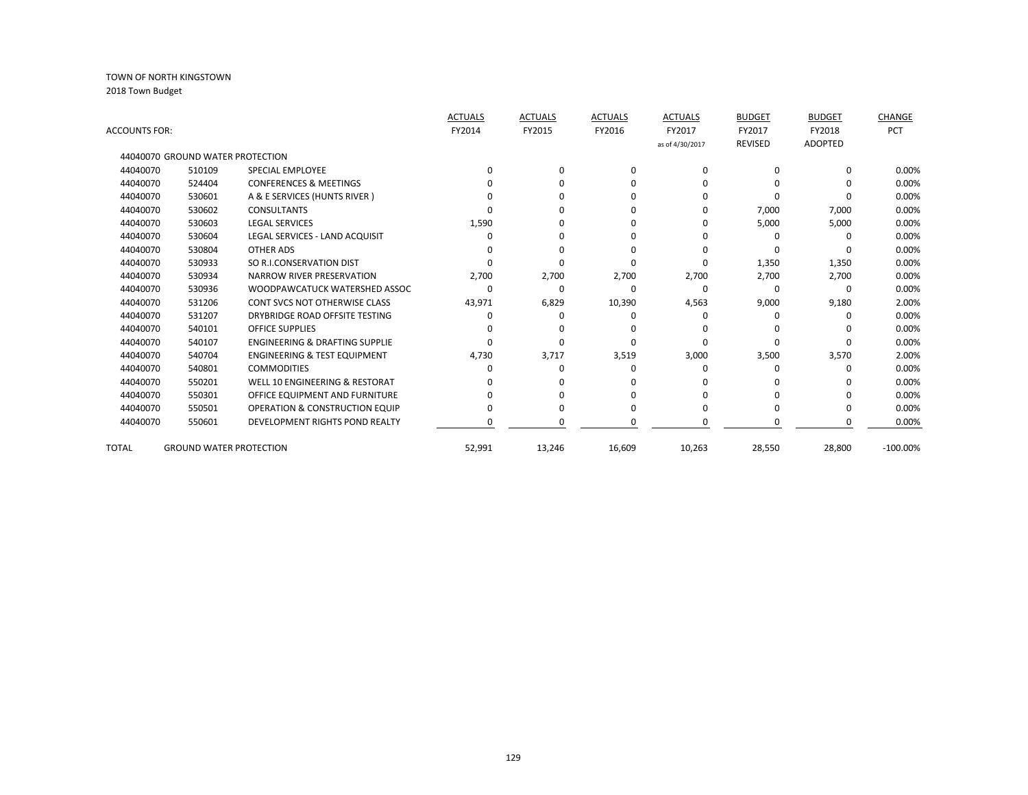TOWN OF NORTH KINGSTOWN
2018 Town Budget

| ACCOUNTS FOR: | | | ACTUALS FY2014 | ACTUALS FY2015 | ACTUALS FY2016 | ACTUALS FY2017 as of 4/30/2017 | BUDGET FY2017 REVISED | BUDGET FY2018 ADOPTED | CHANGE PCT |
|---|---|---|---|---|---|---|---|---|---|
| 44040070 GROUND WATER PROTECTION | | | | | | | | | |
| 44040070 | 510109 | SPECIAL EMPLOYEE | 0 | 0 | 0 | 0 | 0 | 0 | 0.00% |
| 44040070 | 524404 | CONFERENCES & MEETINGS | 0 | 0 | 0 | 0 | 0 | 0 | 0.00% |
| 44040070 | 530601 | A & E SERVICES (HUNTS RIVER ) | 0 | 0 | 0 | 0 | 0 | 0 | 0.00% |
| 44040070 | 530602 | CONSULTANTS | 0 | 0 | 0 | 0 | 7,000 | 7,000 | 0.00% |
| 44040070 | 530603 | LEGAL SERVICES | 1,590 | 0 | 0 | 0 | 5,000 | 5,000 | 0.00% |
| 44040070 | 530604 | LEGAL SERVICES - LAND ACQUISIT | 0 | 0 | 0 | 0 | 0 | 0 | 0.00% |
| 44040070 | 530804 | OTHER ADS | 0 | 0 | 0 | 0 | 0 | 0 | 0.00% |
| 44040070 | 530933 | SO R.I.CONSERVATION DIST | 0 | 0 | 0 | 0 | 1,350 | 1,350 | 0.00% |
| 44040070 | 530934 | NARROW RIVER PRESERVATION | 2,700 | 2,700 | 2,700 | 2,700 | 2,700 | 2,700 | 0.00% |
| 44040070 | 530936 | WOODPAWCATUCK WATERSHED ASSOC | 0 | 0 | 0 | 0 | 0 | 0 | 0.00% |
| 44040070 | 531206 | CONT SVCS NOT OTHERWISE CLASS | 43,971 | 6,829 | 10,390 | 4,563 | 9,000 | 9,180 | 2.00% |
| 44040070 | 531207 | DRYBRIDGE ROAD OFFSITE TESTING | 0 | 0 | 0 | 0 | 0 | 0 | 0.00% |
| 44040070 | 540101 | OFFICE SUPPLIES | 0 | 0 | 0 | 0 | 0 | 0 | 0.00% |
| 44040070 | 540107 | ENGINEERING & DRAFTING SUPPLIE | 0 | 0 | 0 | 0 | 0 | 0 | 0.00% |
| 44040070 | 540704 | ENGINEERING & TEST EQUIPMENT | 4,730 | 3,717 | 3,519 | 3,000 | 3,500 | 3,570 | 2.00% |
| 44040070 | 540801 | COMMODITIES | 0 | 0 | 0 | 0 | 0 | 0 | 0.00% |
| 44040070 | 550201 | WELL 10 ENGINEERING & RESTORAT | 0 | 0 | 0 | 0 | 0 | 0 | 0.00% |
| 44040070 | 550301 | OFFICE EQUIPMENT AND FURNITURE | 0 | 0 | 0 | 0 | 0 | 0 | 0.00% |
| 44040070 | 550501 | OPERATION & CONSTRUCTION EQUIP | 0 | 0 | 0 | 0 | 0 | 0 | 0.00% |
| 44040070 | 550601 | DEVELOPMENT RIGHTS POND REALTY | 0 | 0 | 0 | 0 | 0 | 0 | 0.00% |
| TOTAL | GROUND WATER PROTECTION | | 52,991 | 13,246 | 16,609 | 10,263 | 28,550 | 28,800 | -100.00% |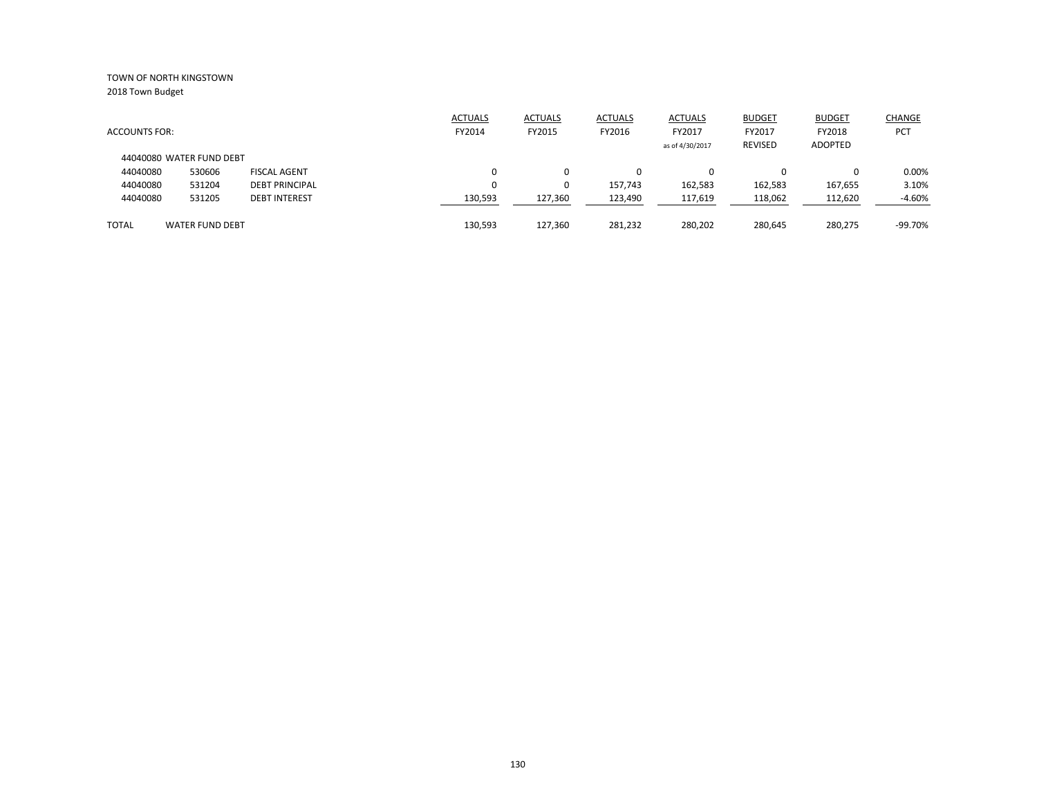TOWN OF NORTH KINGSTOWN
2018 Town Budget

| ACCOUNTS FOR: | | | ACTUALS FY2014 | ACTUALS FY2015 | ACTUALS FY2016 | ACTUALS FY2017 as of 4/30/2017 | BUDGET FY2017 REVISED | BUDGET FY2018 ADOPTED | CHANGE PCT |
|---|---|---|---|---|---|---|---|---|---|
| 44040080 WATER FUND DEBT | | | | | | | | | |
| 44040080 | 530606 | FISCAL AGENT | 0 | 0 | 0 | 0 | 0 | 0 | 0.00% |
| 44040080 | 531204 | DEBT PRINCIPAL | 0 | 0 | 157,743 | 162,583 | 162,583 | 167,655 | 3.10% |
| 44040080 | 531205 | DEBT INTEREST | 130,593 | 127,360 | 123,490 | 117,619 | 118,062 | 112,620 | -4.60% |
| TOTAL | WATER FUND DEBT | | 130,593 | 127,360 | 281,232 | 280,202 | 280,645 | 280,275 | -99.70% |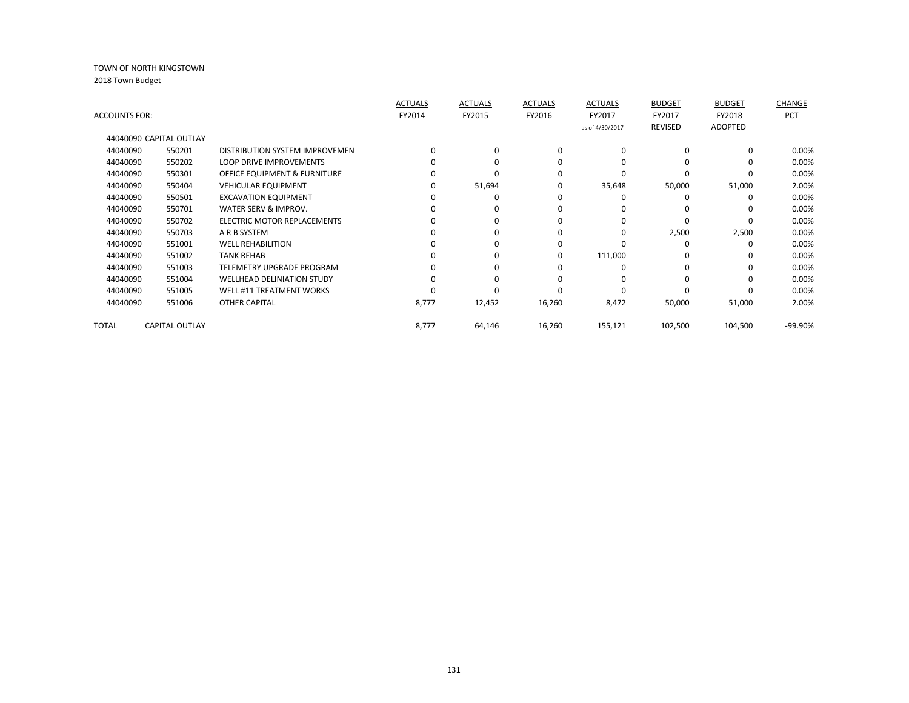TOWN OF NORTH KINGSTOWN

2018 Town Budget

| ACCOUNTS FOR: | | | ACTUALS FY2014 | ACTUALS FY2015 | ACTUALS FY2016 | ACTUALS FY2017 as of 4/30/2017 | BUDGET FY2017 REVISED | BUDGET FY2018 ADOPTED | CHANGE PCT |
|---|---|---|---|---|---|---|---|---|---|
| 44040090 CAPITAL OUTLAY | | | | | | | | | |
| 44040090 | 550201 | DISTRIBUTION SYSTEM IMPROVEMEN | 0 | 0 | 0 | 0 | 0 | 0 | 0.00% |
| 44040090 | 550202 | LOOP DRIVE IMPROVEMENTS | 0 | 0 | 0 | 0 | 0 | 0 | 0.00% |
| 44040090 | 550301 | OFFICE EQUIPMENT & FURNITURE | 0 | 0 | 0 | 0 | 0 | 0 | 0.00% |
| 44040090 | 550404 | VEHICULAR EQUIPMENT | 0 | 51,694 | 0 | 35,648 | 50,000 | 51,000 | 2.00% |
| 44040090 | 550501 | EXCAVATION EQUIPMENT | 0 | 0 | 0 | 0 | 0 | 0 | 0.00% |
| 44040090 | 550701 | WATER SERV & IMPROV. | 0 | 0 | 0 | 0 | 0 | 0 | 0.00% |
| 44040090 | 550702 | ELECTRIC MOTOR REPLACEMENTS | 0 | 0 | 0 | 0 | 0 | 0 | 0.00% |
| 44040090 | 550703 | A R B SYSTEM | 0 | 0 | 0 | 0 | 2,500 | 2,500 | 0.00% |
| 44040090 | 551001 | WELL REHABILITION | 0 | 0 | 0 | 0 | 0 | 0 | 0.00% |
| 44040090 | 551002 | TANK REHAB | 0 | 0 | 0 | 111,000 | 0 | 0 | 0.00% |
| 44040090 | 551003 | TELEMETRY UPGRADE PROGRAM | 0 | 0 | 0 | 0 | 0 | 0 | 0.00% |
| 44040090 | 551004 | WELLHEAD DELINIATION STUDY | 0 | 0 | 0 | 0 | 0 | 0 | 0.00% |
| 44040090 | 551005 | WELL #11 TREATMENT WORKS | 0 | 0 | 0 | 0 | 0 | 0 | 0.00% |
| 44040090 | 551006 | OTHER CAPITAL | 8,777 | 12,452 | 16,260 | 8,472 | 50,000 | 51,000 | 2.00% |
| TOTAL | CAPITAL OUTLAY | | 8,777 | 64,146 | 16,260 | 155,121 | 102,500 | 104,500 | -99.90% |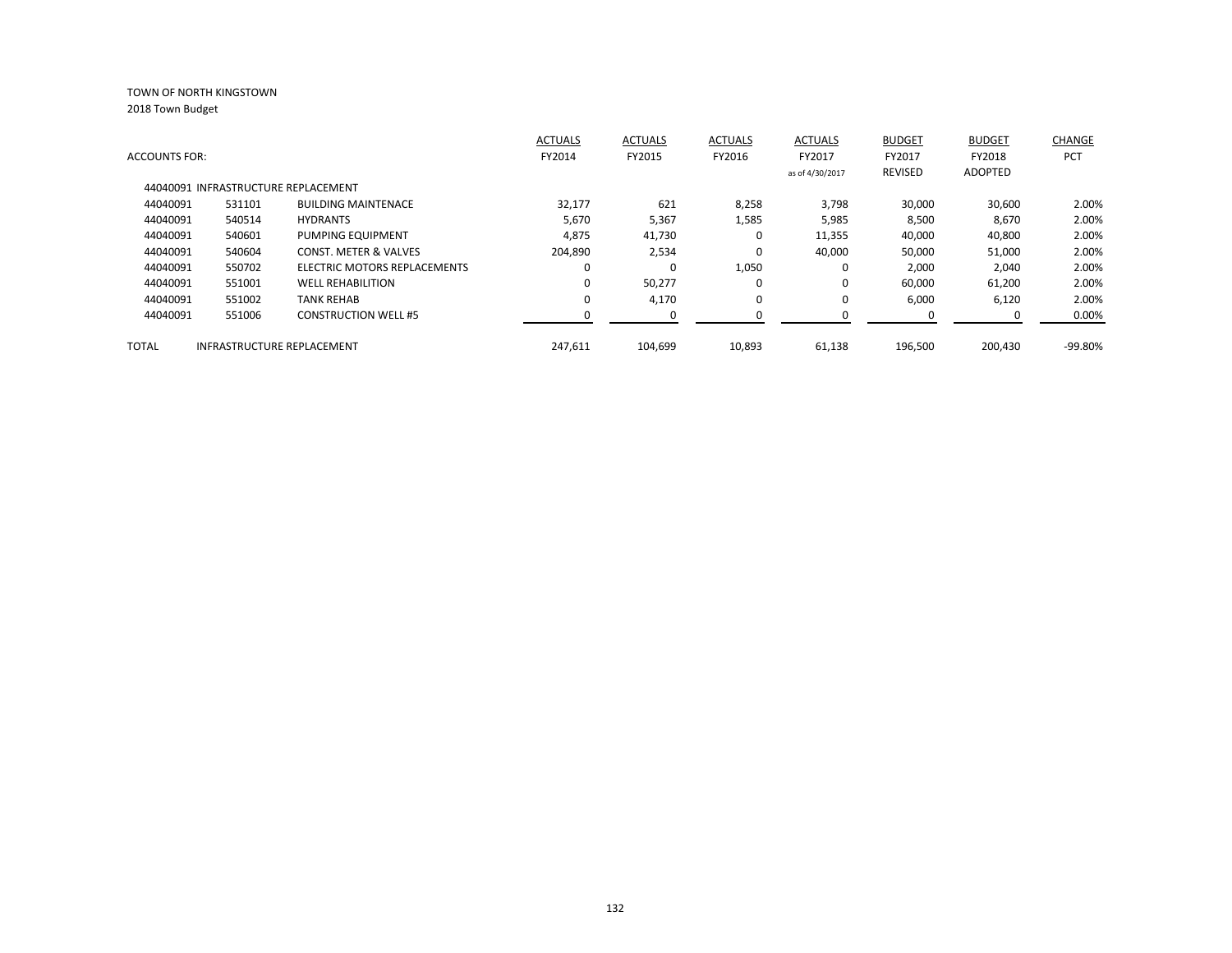TOWN OF NORTH KINGSTOWN
2018 Town Budget

| ACCOUNTS FOR: | | | ACTUALS FY2014 | ACTUALS FY2015 | ACTUALS FY2016 | ACTUALS FY2017 as of 4/30/2017 | BUDGET FY2017 REVISED | BUDGET FY2018 ADOPTED | CHANGE PCT |
|---|---|---|---|---|---|---|---|---|---|
| 44040091 INFRASTRUCTURE REPLACEMENT | | | | | | | | | |
| 44040091 | 531101 | BUILDING MAINTENACE | 32,177 | 621 | 8,258 | 3,798 | 30,000 | 30,600 | 2.00% |
| 44040091 | 540514 | HYDRANTS | 5,670 | 5,367 | 1,585 | 5,985 | 8,500 | 8,670 | 2.00% |
| 44040091 | 540601 | PUMPING EQUIPMENT | 4,875 | 41,730 | 0 | 11,355 | 40,000 | 40,800 | 2.00% |
| 44040091 | 540604 | CONST. METER & VALVES | 204,890 | 2,534 | 0 | 40,000 | 50,000 | 51,000 | 2.00% |
| 44040091 | 550702 | ELECTRIC MOTORS REPLACEMENTS | 0 | 0 | 1,050 | 0 | 2,000 | 2,040 | 2.00% |
| 44040091 | 551001 | WELL REHABILITION | 0 | 50,277 | 0 | 0 | 60,000 | 61,200 | 2.00% |
| 44040091 | 551002 | TANK REHAB | 0 | 4,170 | 0 | 0 | 6,000 | 6,120 | 2.00% |
| 44040091 | 551006 | CONSTRUCTION WELL #5 | 0 | 0 | 0 | 0 | 0 | 0 | 0.00% |
| TOTAL | INFRASTRUCTURE REPLACEMENT | | 247,611 | 104,699 | 10,893 | 61,138 | 196,500 | 200,430 | -99.80% |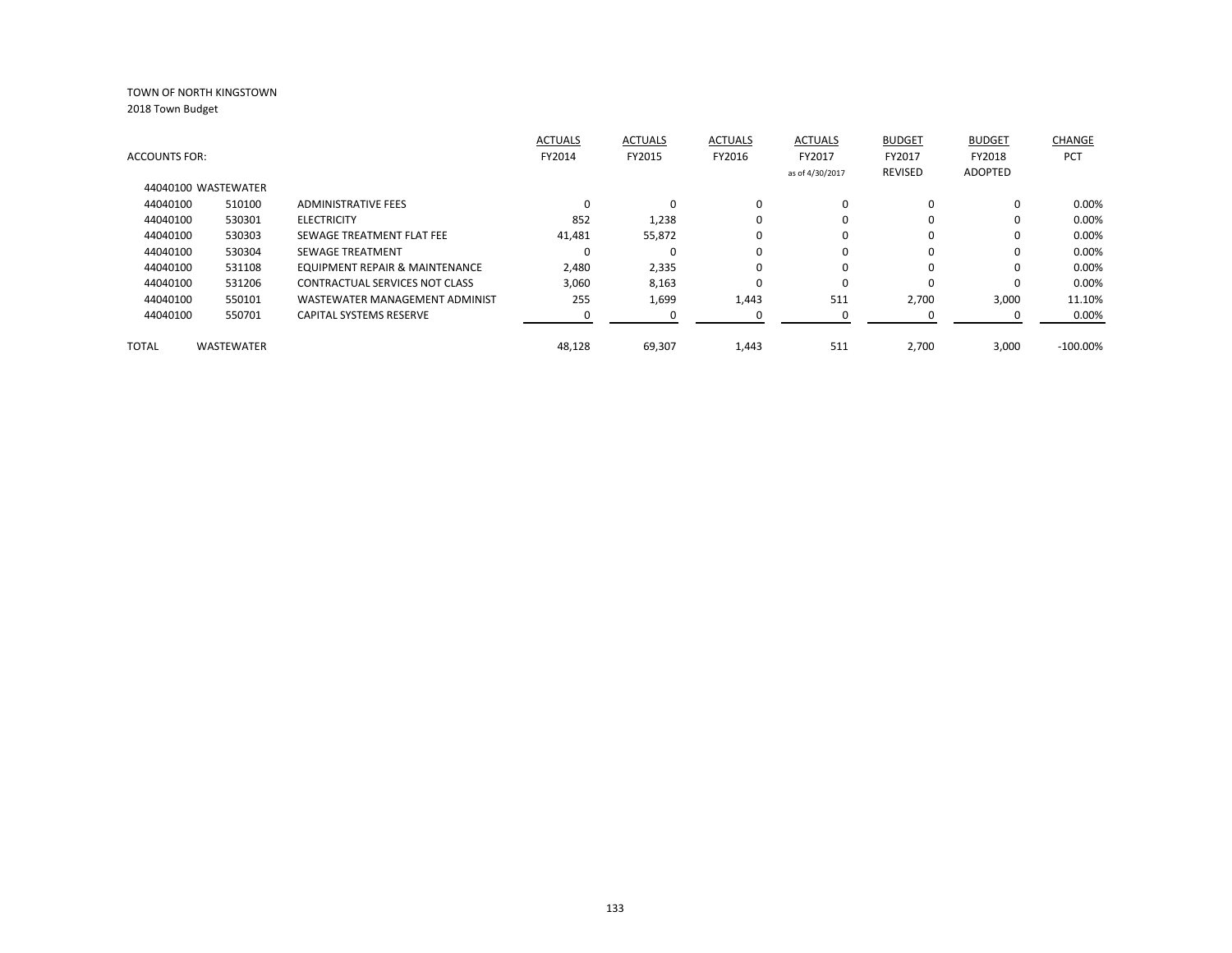TOWN OF NORTH KINGSTOWN
2018 Town Budget

| ACCOUNTS FOR: | | | ACTUALS FY2014 | ACTUALS FY2015 | ACTUALS FY2016 | ACTUALS FY2017 as of 4/30/2017 | BUDGET FY2017 REVISED | BUDGET FY2018 ADOPTED | CHANGE PCT |
|---|---|---|---|---|---|---|---|---|---|
| 44040100 WASTEWATER | | | | | | | | | |
| 44040100 | 510100 | ADMINISTRATIVE FEES | 0 | 0 | 0 | 0 | 0 | 0 | 0.00% |
| 44040100 | 530301 | ELECTRICITY | 852 | 1,238 | 0 | 0 | 0 | 0 | 0.00% |
| 44040100 | 530303 | SEWAGE TREATMENT FLAT FEE | 41,481 | 55,872 | 0 | 0 | 0 | 0 | 0.00% |
| 44040100 | 530304 | SEWAGE TREATMENT | 0 | 0 | 0 | 0 | 0 | 0 | 0.00% |
| 44040100 | 531108 | EQUIPMENT REPAIR & MAINTENANCE | 2,480 | 2,335 | 0 | 0 | 0 | 0 | 0.00% |
| 44040100 | 531206 | CONTRACTUAL SERVICES NOT CLASS | 3,060 | 8,163 | 0 | 0 | 0 | 0 | 0.00% |
| 44040100 | 550101 | WASTEWATER MANAGEMENT ADMINIST | 255 | 1,699 | 1,443 | 511 | 2,700 | 3,000 | 11.10% |
| 44040100 | 550701 | CAPITAL SYSTEMS RESERVE | 0 | 0 | 0 | 0 | 0 | 0 | 0.00% |
| TOTAL | WASTEWATER | | 48,128 | 69,307 | 1,443 | 511 | 2,700 | 3,000 | -100.00% |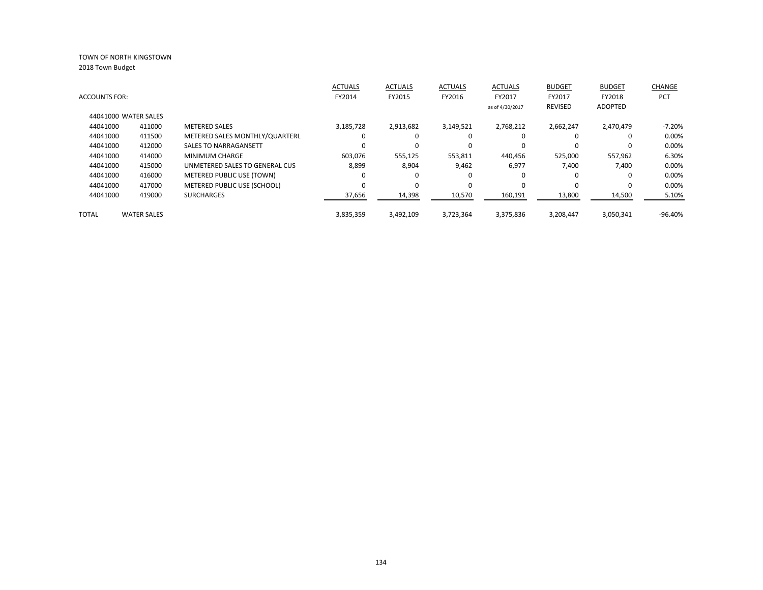TOWN OF NORTH KINGSTOWN

2018 Town Budget

| ACCOUNTS FOR: | | | ACTUALS FY2014 | ACTUALS FY2015 | ACTUALS FY2016 | ACTUALS FY2017 as of 4/30/2017 | BUDGET FY2017 REVISED | BUDGET FY2018 ADOPTED | CHANGE PCT |
|---|---|---|---|---|---|---|---|---|---|
| 44041000 WATER SALES | | | | | | | | | |
| 44041000 | 411000 | METERED SALES | 3,185,728 | 2,913,682 | 3,149,521 | 2,768,212 | 2,662,247 | 2,470,479 | -7.20% |
| 44041000 | 411500 | METERED SALES MONTHLY/QUARTERL | 0 | 0 | 0 | 0 | 0 | 0 | 0.00% |
| 44041000 | 412000 | SALES TO NARRAGANSETT | 0 | 0 | 0 | 0 | 0 | 0 | 0.00% |
| 44041000 | 414000 | MINIMUM CHARGE | 603,076 | 555,125 | 553,811 | 440,456 | 525,000 | 557,962 | 6.30% |
| 44041000 | 415000 | UNMETERED SALES TO GENERAL CUS | 8,899 | 8,904 | 9,462 | 6,977 | 7,400 | 7,400 | 0.00% |
| 44041000 | 416000 | METERED PUBLIC USE (TOWN) | 0 | 0 | 0 | 0 | 0 | 0 | 0.00% |
| 44041000 | 417000 | METERED PUBLIC USE (SCHOOL) | 0 | 0 | 0 | 0 | 0 | 0 | 0.00% |
| 44041000 | 419000 | SURCHARGES | 37,656 | 14,398 | 10,570 | 160,191 | 13,800 | 14,500 | 5.10% |
| TOTAL | WATER SALES | | 3,835,359 | 3,492,109 | 3,723,364 | 3,375,836 | 3,208,447 | 3,050,341 | -96.40% |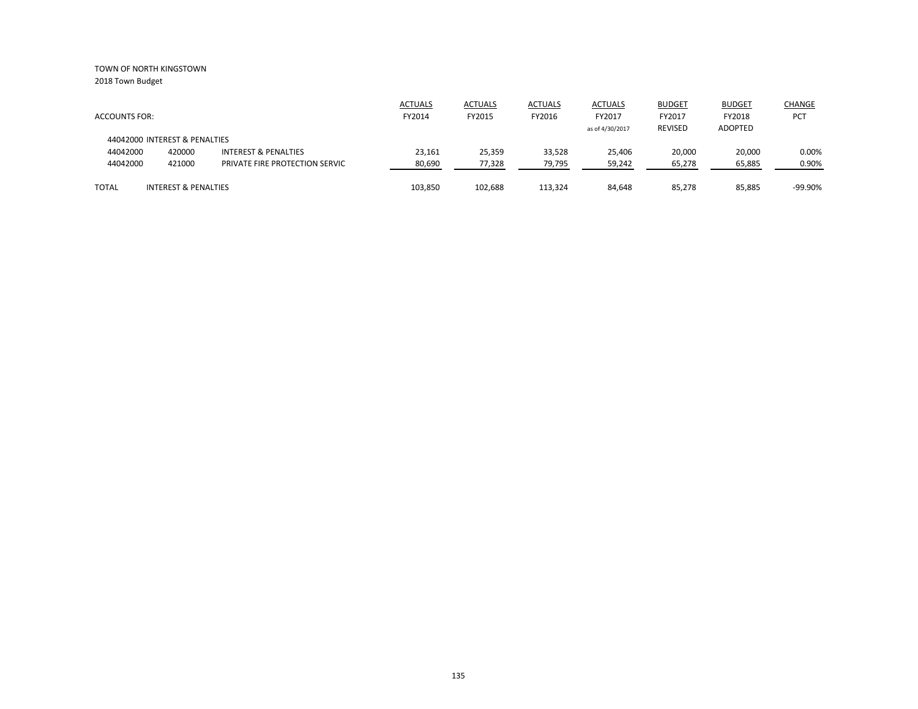TOWN OF NORTH KINGSTOWN

2018 Town Budget

| ACCOUNTS FOR: | | | ACTUALS FY2014 | ACTUALS FY2015 | ACTUALS FY2016 | ACTUALS FY2017 as of 4/30/2017 | BUDGET FY2017 REVISED | BUDGET FY2018 ADOPTED | CHANGE PCT |
|---|---|---|---|---|---|---|---|---|---|
| 44042000 INTEREST & PENALTIES | | | | | | | | | |
| 44042000 | 420000 | INTEREST & PENALTIES | 23,161 | 25,359 | 33,528 | 25,406 | 20,000 | 20,000 | 0.00% |
| 44042000 | 421000 | PRIVATE FIRE PROTECTION SERVIC | 80,690 | 77,328 | 79,795 | 59,242 | 65,278 | 65,885 | 0.90% |
| TOTAL | INTEREST & PENALTIES | | 103,850 | 102,688 | 113,324 | 84,648 | 85,278 | 85,885 | -99.90% |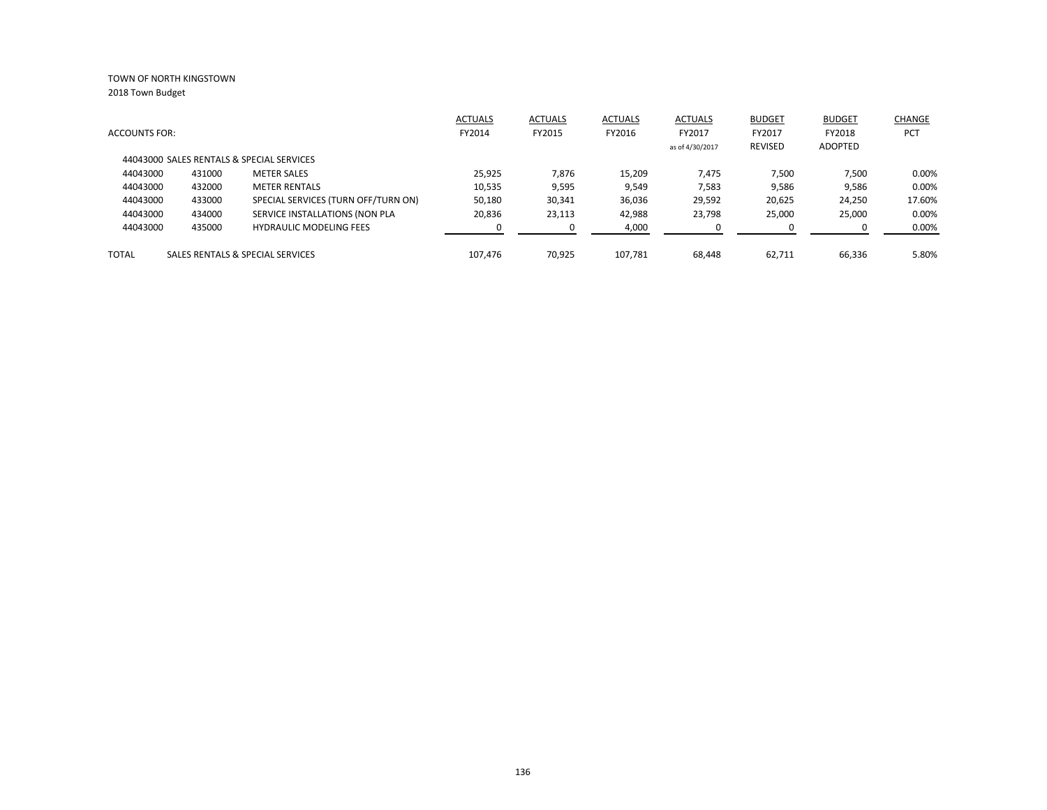TOWN OF NORTH KINGSTOWN

2018 Town Budget

| ACCOUNTS FOR: | | | ACTUALS FY2014 | ACTUALS FY2015 | ACTUALS FY2016 | ACTUALS FY2017 as of 4/30/2017 | BUDGET FY2017 REVISED | BUDGET FY2018 ADOPTED | CHANGE PCT |
|---|---|---|---|---|---|---|---|---|---|
| 44043000 SALES RENTALS & SPECIAL SERVICES | | | | | | | | | |
| 44043000 | 431000 | METER SALES | 25,925 | 7,876 | 15,209 | 7,475 | 7,500 | 7,500 | 0.00% |
| 44043000 | 432000 | METER RENTALS | 10,535 | 9,595 | 9,549 | 7,583 | 9,586 | 9,586 | 0.00% |
| 44043000 | 433000 | SPECIAL SERVICES (TURN OFF/TURN ON) | 50,180 | 30,341 | 36,036 | 29,592 | 20,625 | 24,250 | 17.60% |
| 44043000 | 434000 | SERVICE INSTALLATIONS (NON PLA | 20,836 | 23,113 | 42,988 | 23,798 | 25,000 | 25,000 | 0.00% |
| 44043000 | 435000 | HYDRAULIC MODELING FEES | 0 | 0 | 4,000 | 0 | 0 | 0 | 0.00% |
| TOTAL | SALES RENTALS & SPECIAL SERVICES | | 107,476 | 70,925 | 107,781 | 68,448 | 62,711 | 66,336 | 5.80% |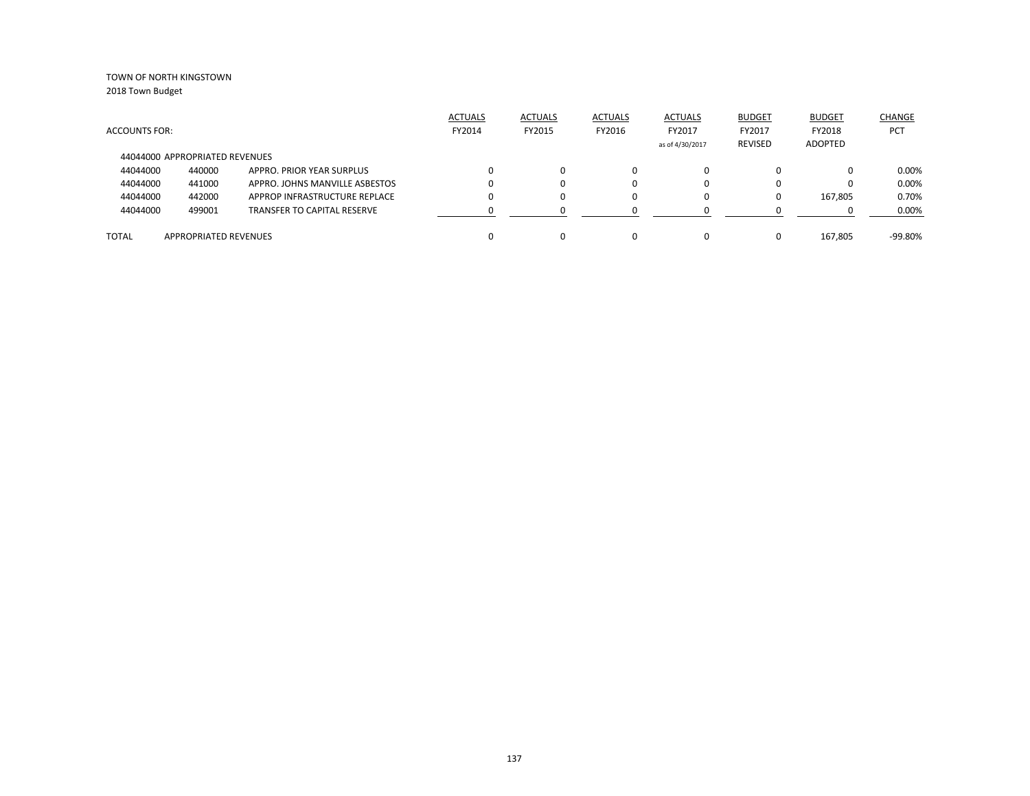TOWN OF NORTH KINGSTOWN
2018 Town Budget

| ACCOUNTS FOR: | | | ACTUALS FY2014 | ACTUALS FY2015 | ACTUALS FY2016 | ACTUALS FY2017 as of 4/30/2017 | BUDGET FY2017 REVISED | BUDGET FY2018 ADOPTED | CHANGE PCT |
|---|---|---|---|---|---|---|---|---|---|
| 44044000 APPROPRIATED REVENUES | | | | | | | | | |
| 44044000 | 440000 | APPRO. PRIOR YEAR SURPLUS | 0 | 0 | 0 | 0 | 0 | 0 | 0.00% |
| 44044000 | 441000 | APPRO. JOHNS MANVILLE ASBESTOS | 0 | 0 | 0 | 0 | 0 | 0 | 0.00% |
| 44044000 | 442000 | APPROP INFRASTRUCTURE REPLACE | 0 | 0 | 0 | 0 | 0 | 167,805 | 0.70% |
| 44044000 | 499001 | TRANSFER TO CAPITAL RESERVE | 0 | 0 | 0 | 0 | 0 | 0 | 0.00% |
| TOTAL | APPROPRIATED REVENUES | | 0 | 0 | 0 | 0 | 0 | 167,805 | -99.80% |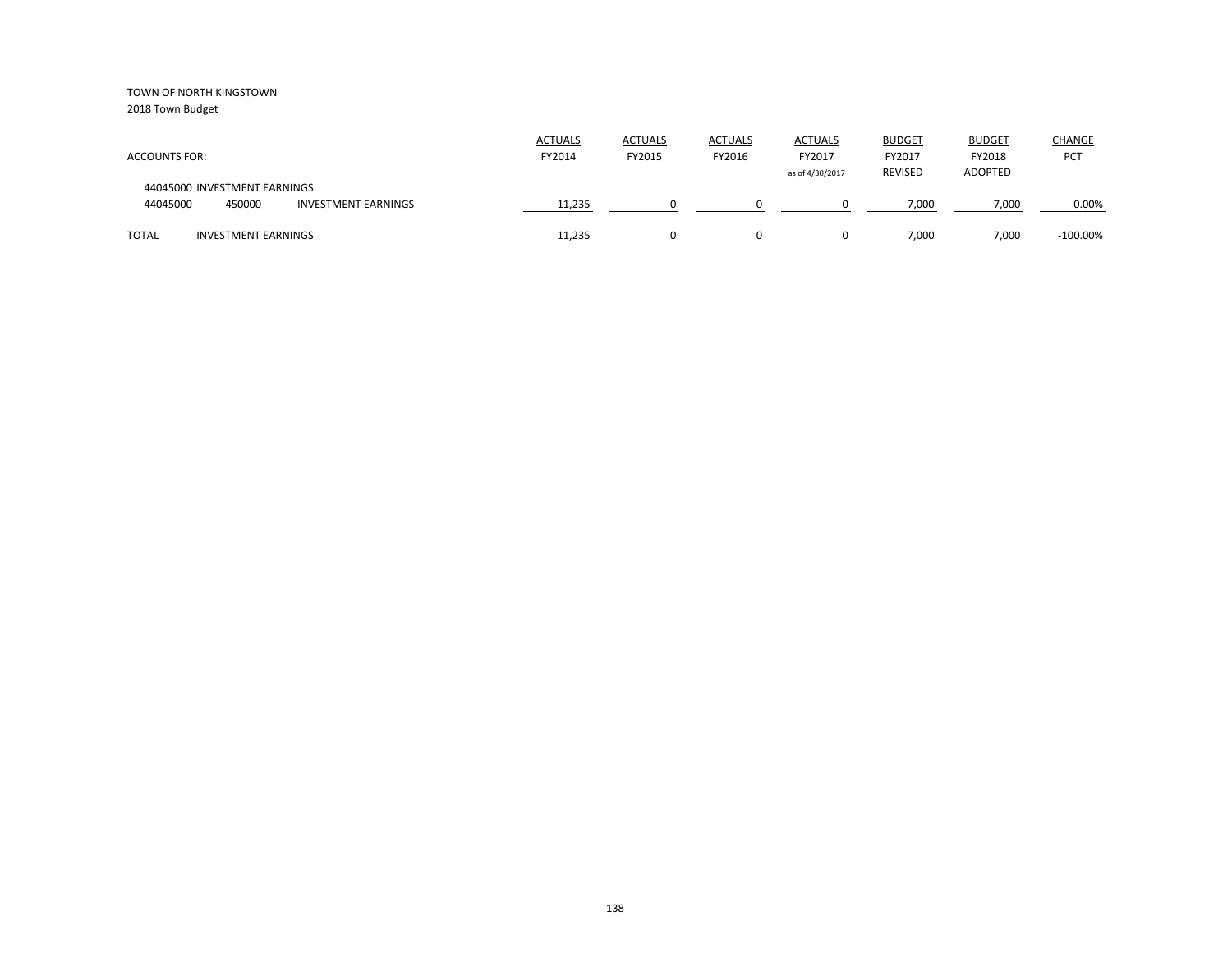TOWN OF NORTH KINGSTOWN
2018 Town Budget

| ACCOUNTS FOR: | | | ACTUALS FY2014 | ACTUALS FY2015 | ACTUALS FY2016 | ACTUALS FY2017 as of 4/30/2017 | BUDGET FY2017 REVISED | BUDGET FY2018 ADOPTED | CHANGE PCT |
|---|---|---|---|---|---|---|---|---|---|
| 44045000 INVESTMENT EARNINGS | | | | | | | | | |
| 44045000 | 450000 | INVESTMENT EARNINGS | 11,235 | 0 | 0 | 0 | 7,000 | 7,000 | 0.00% |
| TOTAL | INVESTMENT EARNINGS | | 11,235 | 0 | 0 | 0 | 7,000 | 7,000 | -100.00% |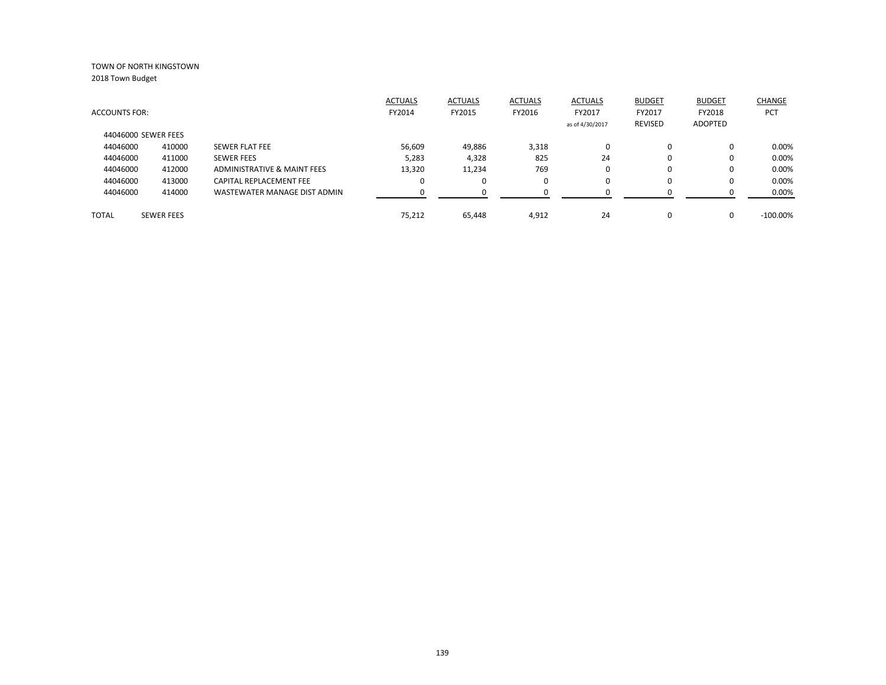TOWN OF NORTH KINGSTOWN

2018 Town Budget

| ACCOUNTS FOR: | | | ACTUALS FY2014 | ACTUALS FY2015 | ACTUALS FY2016 | ACTUALS FY2017 as of 4/30/2017 | BUDGET FY2017 REVISED | BUDGET FY2018 ADOPTED | CHANGE PCT |
|---|---|---|---|---|---|---|---|---|---|
| 44046000 SEWER FEES | | | | | | | | | |
| 44046000 | 410000 | SEWER FLAT FEE | 56,609 | 49,886 | 3,318 | 0 | 0 | 0 | 0.00% |
| 44046000 | 411000 | SEWER FEES | 5,283 | 4,328 | 825 | 24 | 0 | 0 | 0.00% |
| 44046000 | 412000 | ADMINISTRATIVE & MAINT FEES | 13,320 | 11,234 | 769 | 0 | 0 | 0 | 0.00% |
| 44046000 | 413000 | CAPITAL REPLACEMENT FEE | 0 | 0 | 0 | 0 | 0 | 0 | 0.00% |
| 44046000 | 414000 | WASTEWATER MANAGE DIST ADMIN | 0 | 0 | 0 | 0 | 0 | 0 | 0.00% |
| TOTAL | SEWER FEES | | 75,212 | 65,448 | 4,912 | 24 | 0 | 0 | -100.00% |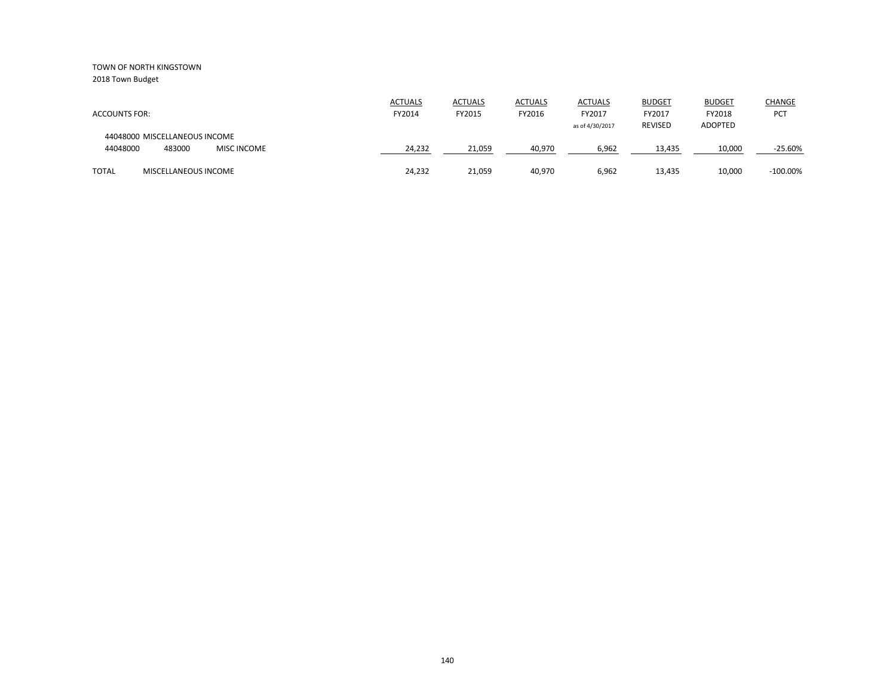TOWN OF NORTH KINGSTOWN
2018 Town Budget

| ACCOUNTS FOR: | | | ACTUALS FY2014 | ACTUALS FY2015 | ACTUALS FY2016 | ACTUALS FY2017 as of 4/30/2017 | BUDGET FY2017 REVISED | BUDGET FY2018 ADOPTED | CHANGE PCT |
|---|---|---|---|---|---|---|---|---|---|
| 44048000 MISCELLANEOUS INCOME | | | | | | | | | |
| 44048000 | 483000 | MISC INCOME | 24,232 | 21,059 | 40,970 | 6,962 | 13,435 | 10,000 | -25.60% |
| TOTAL | MISCELLANEOUS INCOME | | 24,232 | 21,059 | 40,970 | 6,962 | 13,435 | 10,000 | -100.00% |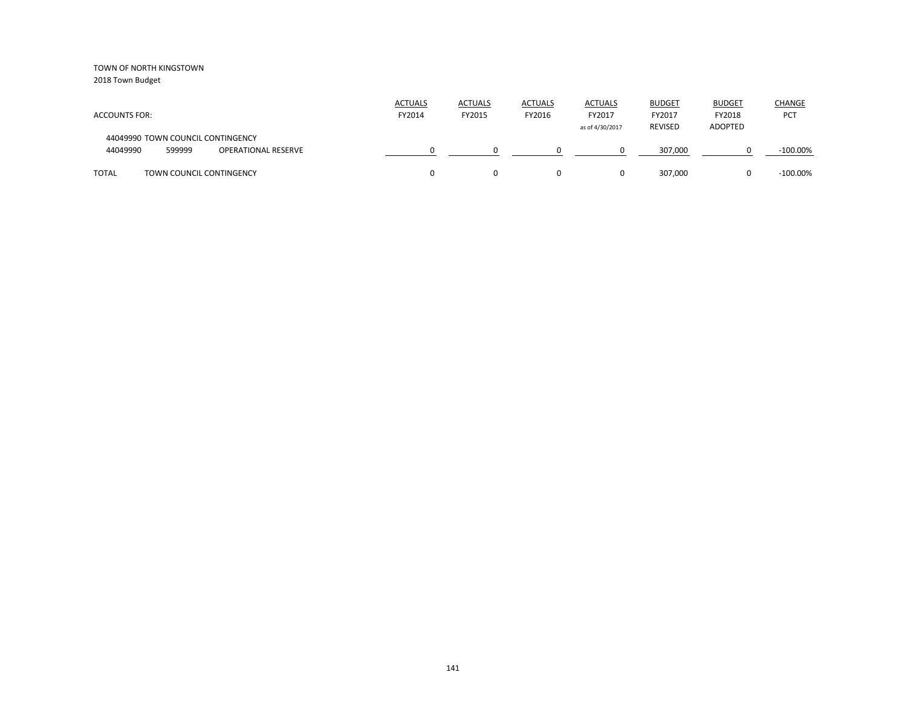TOWN OF NORTH KINGSTOWN

2018 Town Budget

| ACCOUNTS FOR: | | | ACTUALS FY2014 | ACTUALS FY2015 | ACTUALS FY2016 | ACTUALS FY2017 as of 4/30/2017 | BUDGET FY2017 REVISED | BUDGET FY2018 ADOPTED | CHANGE PCT |
|---|---|---|---|---|---|---|---|---|---|
| 44049990 TOWN COUNCIL CONTINGENCY | | | | | | | | | |
| 44049990 | 599999 | OPERATIONAL RESERVE | 0 | 0 | 0 | 0 | 307,000 | 0 | -100.00% |
| TOTAL | TOWN COUNCIL CONTINGENCY | | 0 | 0 | 0 | 0 | 307,000 | 0 | -100.00% |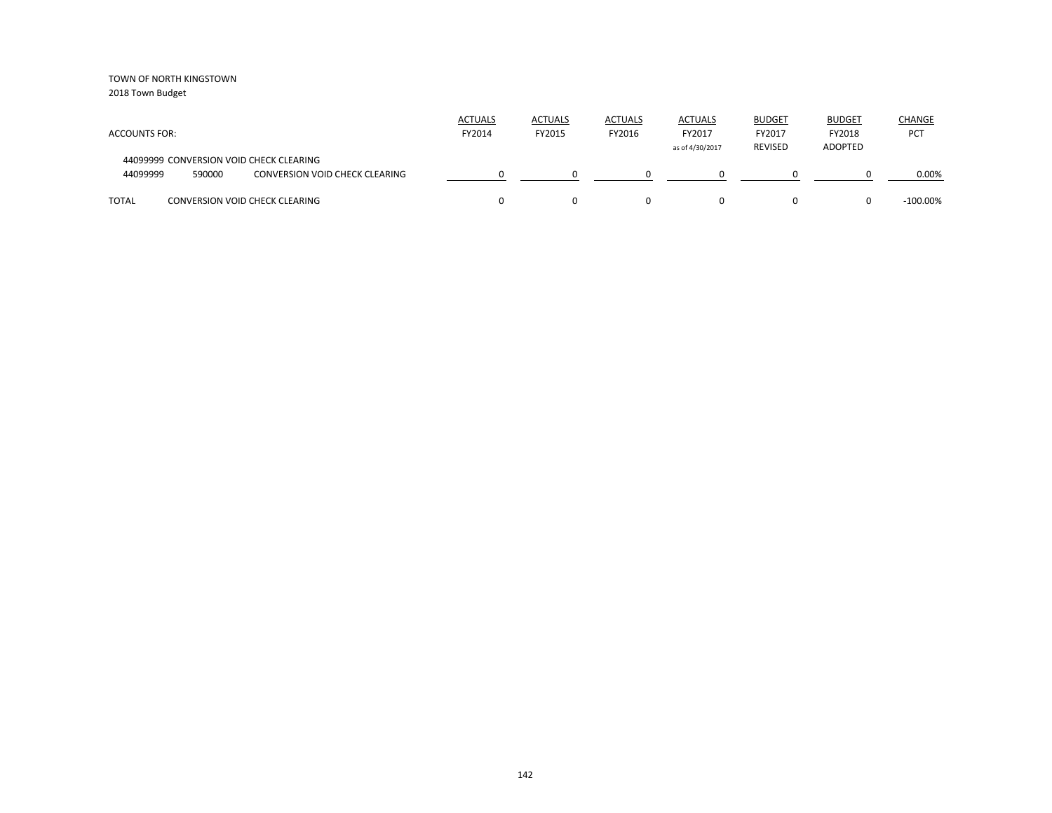TOWN OF NORTH KINGSTOWN

2018 Town Budget

| ACCOUNTS FOR: | | | ACTUALS FY2014 | ACTUALS FY2015 | ACTUALS FY2016 | ACTUALS FY2017 as of 4/30/2017 | BUDGET FY2017 REVISED | BUDGET FY2018 ADOPTED | CHANGE PCT |
|---|---|---|---|---|---|---|---|---|---|
| 44099999 CONVERSION VOID CHECK CLEARING | | | | | | | | | |
| 44099999 | 590000 | CONVERSION VOID CHECK CLEARING | 0 | 0 | 0 | 0 | 0 | 0 | 0.00% |
| TOTAL | | CONVERSION VOID CHECK CLEARING | 0 | 0 | 0 | 0 | 0 | 0 | -100.00% |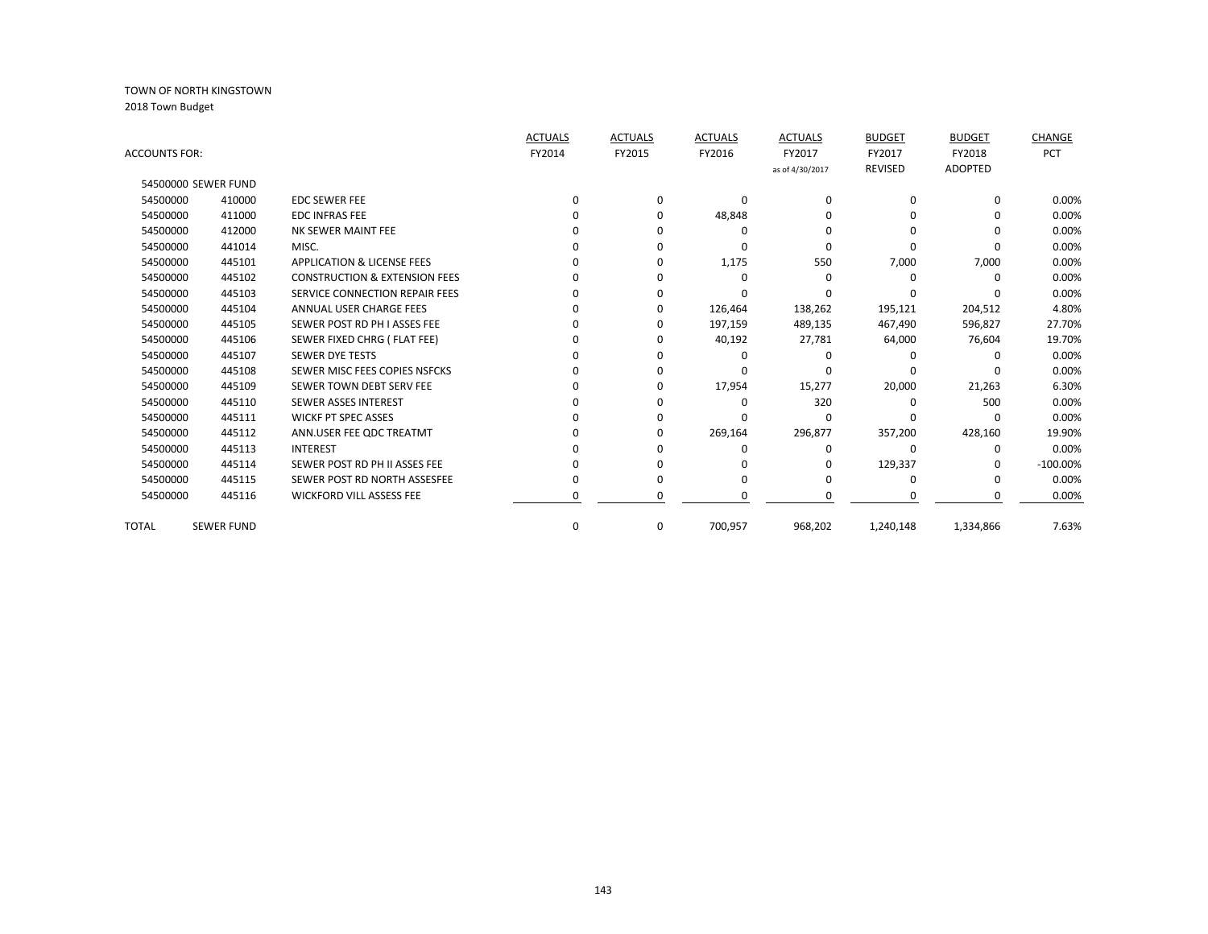TOWN OF NORTH KINGSTOWN

2018 Town Budget

| ACCOUNTS FOR: | | | ACTUALS FY2014 | ACTUALS FY2015 | ACTUALS FY2016 | ACTUALS FY2017 as of 4/30/2017 | BUDGET FY2017 REVISED | BUDGET FY2018 ADOPTED | CHANGE PCT |
|---|---|---|---|---|---|---|---|---|---|
| 54500000 SEWER FUND | | | | | | | | | |
| 54500000 | 410000 | EDC SEWER FEE | 0 | 0 | 0 | 0 | 0 | 0 | 0.00% |
| 54500000 | 411000 | EDC INFRAS FEE | 0 | 0 | 48,848 | 0 | 0 | 0 | 0.00% |
| 54500000 | 412000 | NK SEWER MAINT FEE | 0 | 0 | 0 | 0 | 0 | 0 | 0.00% |
| 54500000 | 441014 | MISC. | 0 | 0 | 0 | 0 | 0 | 0 | 0.00% |
| 54500000 | 445101 | APPLICATION & LICENSE FEES | 0 | 0 | 1,175 | 550 | 7,000 | 7,000 | 0.00% |
| 54500000 | 445102 | CONSTRUCTION & EXTENSION FEES | 0 | 0 | 0 | 0 | 0 | 0 | 0.00% |
| 54500000 | 445103 | SERVICE CONNECTION REPAIR FEES | 0 | 0 | 0 | 0 | 0 | 0 | 0.00% |
| 54500000 | 445104 | ANNUAL USER CHARGE FEES | 0 | 0 | 126,464 | 138,262 | 195,121 | 204,512 | 4.80% |
| 54500000 | 445105 | SEWER POST RD PH I ASSES FEE | 0 | 0 | 197,159 | 489,135 | 467,490 | 596,827 | 27.70% |
| 54500000 | 445106 | SEWER FIXED CHRG ( FLAT FEE) | 0 | 0 | 40,192 | 27,781 | 64,000 | 76,604 | 19.70% |
| 54500000 | 445107 | SEWER DYE TESTS | 0 | 0 | 0 | 0 | 0 | 0 | 0.00% |
| 54500000 | 445108 | SEWER MISC FEES COPIES NSFCKS | 0 | 0 | 0 | 0 | 0 | 0 | 0.00% |
| 54500000 | 445109 | SEWER TOWN DEBT SERV FEE | 0 | 0 | 17,954 | 15,277 | 20,000 | 21,263 | 6.30% |
| 54500000 | 445110 | SEWER ASSES INTEREST | 0 | 0 | 0 | 320 | 0 | 500 | 0.00% |
| 54500000 | 445111 | WICKF PT SPEC ASSES | 0 | 0 | 0 | 0 | 0 | 0 | 0.00% |
| 54500000 | 445112 | ANN.USER FEE QDC TREATMT | 0 | 0 | 269,164 | 296,877 | 357,200 | 428,160 | 19.90% |
| 54500000 | 445113 | INTEREST | 0 | 0 | 0 | 0 | 0 | 0 | 0.00% |
| 54500000 | 445114 | SEWER POST RD PH II ASSES FEE | 0 | 0 | 0 | 0 | 129,337 | 0 | -100.00% |
| 54500000 | 445115 | SEWER POST RD NORTH ASSESFEE | 0 | 0 | 0 | 0 | 0 | 0 | 0.00% |
| 54500000 | 445116 | WICKFORD VILL ASSESS FEE | 0 | 0 | 0 | 0 | 0 | 0 | 0.00% |
| TOTAL | SEWER FUND | | 0 | 0 | 700,957 | 968,202 | 1,240,148 | 1,334,866 | 7.63% |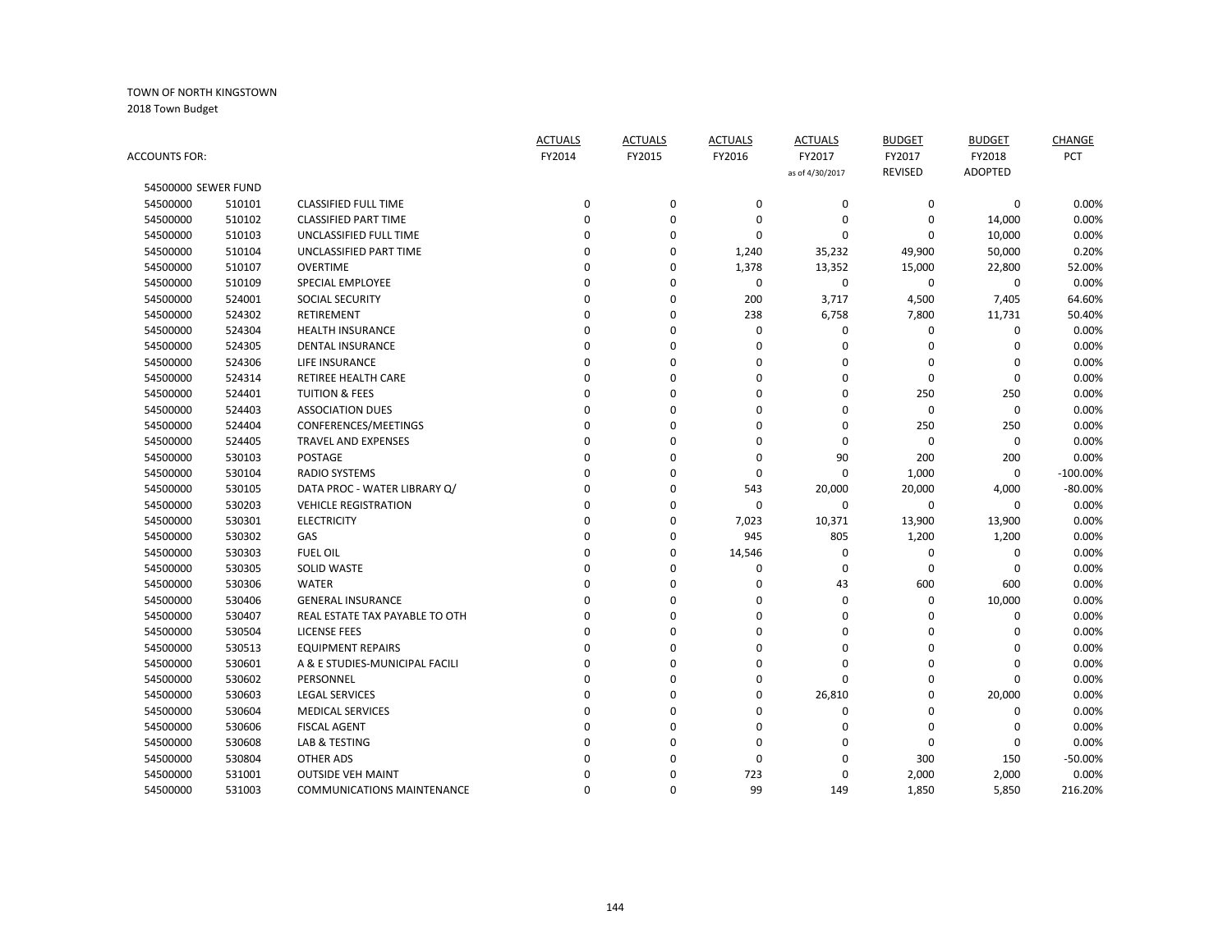TOWN OF NORTH KINGSTOWN

2018 Town Budget

| ACCOUNTS FOR: | | | ACTUALS FY2014 | ACTUALS FY2015 | ACTUALS FY2016 | ACTUALS FY2017 as of 4/30/2017 | BUDGET FY2017 REVISED | BUDGET FY2018 ADOPTED | CHANGE PCT |
|---|---|---|---|---|---|---|---|---|---|
| 54500000 SEWER FUND | | | | | | | | | |
| 54500000 | 510101 | CLASSIFIED FULL TIME | 0 | 0 | 0 | 0 | 0 | 0 | 0.00% |
| 54500000 | 510102 | CLASSIFIED PART TIME | 0 | 0 | 0 | 0 | 0 | 14,000 | 0.00% |
| 54500000 | 510103 | UNCLASSIFIED FULL TIME | 0 | 0 | 0 | 0 | 0 | 10,000 | 0.00% |
| 54500000 | 510104 | UNCLASSIFIED PART TIME | 0 | 0 | 1,240 | 35,232 | 49,900 | 50,000 | 0.20% |
| 54500000 | 510107 | OVERTIME | 0 | 0 | 1,378 | 13,352 | 15,000 | 22,800 | 52.00% |
| 54500000 | 510109 | SPECIAL EMPLOYEE | 0 | 0 | 0 | 0 | 0 | 0 | 0.00% |
| 54500000 | 524001 | SOCIAL SECURITY | 0 | 0 | 200 | 3,717 | 4,500 | 7,405 | 64.60% |
| 54500000 | 524302 | RETIREMENT | 0 | 0 | 238 | 6,758 | 7,800 | 11,731 | 50.40% |
| 54500000 | 524304 | HEALTH INSURANCE | 0 | 0 | 0 | 0 | 0 | 0 | 0.00% |
| 54500000 | 524305 | DENTAL INSURANCE | 0 | 0 | 0 | 0 | 0 | 0 | 0.00% |
| 54500000 | 524306 | LIFE INSURANCE | 0 | 0 | 0 | 0 | 0 | 0 | 0.00% |
| 54500000 | 524314 | RETIREE HEALTH CARE | 0 | 0 | 0 | 0 | 0 | 0 | 0.00% |
| 54500000 | 524401 | TUITION & FEES | 0 | 0 | 0 | 0 | 250 | 250 | 0.00% |
| 54500000 | 524403 | ASSOCIATION DUES | 0 | 0 | 0 | 0 | 0 | 0 | 0.00% |
| 54500000 | 524404 | CONFERENCES/MEETINGS | 0 | 0 | 0 | 0 | 250 | 250 | 0.00% |
| 54500000 | 524405 | TRAVEL AND EXPENSES | 0 | 0 | 0 | 0 | 0 | 0 | 0.00% |
| 54500000 | 530103 | POSTAGE | 0 | 0 | 0 | 90 | 200 | 200 | 0.00% |
| 54500000 | 530104 | RADIO SYSTEMS | 0 | 0 | 0 | 0 | 1,000 | 0 | -100.00% |
| 54500000 | 530105 | DATA PROC - WATER LIBRARY Q/ | 0 | 0 | 543 | 20,000 | 20,000 | 4,000 | -80.00% |
| 54500000 | 530203 | VEHICLE REGISTRATION | 0 | 0 | 0 | 0 | 0 | 0 | 0.00% |
| 54500000 | 530301 | ELECTRICITY | 0 | 0 | 7,023 | 10,371 | 13,900 | 13,900 | 0.00% |
| 54500000 | 530302 | GAS | 0 | 0 | 945 | 805 | 1,200 | 1,200 | 0.00% |
| 54500000 | 530303 | FUEL OIL | 0 | 0 | 14,546 | 0 | 0 | 0 | 0.00% |
| 54500000 | 530305 | SOLID WASTE | 0 | 0 | 0 | 0 | 0 | 0 | 0.00% |
| 54500000 | 530306 | WATER | 0 | 0 | 0 | 43 | 600 | 600 | 0.00% |
| 54500000 | 530406 | GENERAL INSURANCE | 0 | 0 | 0 | 0 | 0 | 10,000 | 0.00% |
| 54500000 | 530407 | REAL ESTATE TAX PAYABLE TO OTH | 0 | 0 | 0 | 0 | 0 | 0 | 0.00% |
| 54500000 | 530504 | LICENSE FEES | 0 | 0 | 0 | 0 | 0 | 0 | 0.00% |
| 54500000 | 530513 | EQUIPMENT REPAIRS | 0 | 0 | 0 | 0 | 0 | 0 | 0.00% |
| 54500000 | 530601 | A & E STUDIES-MUNICIPAL FACILI | 0 | 0 | 0 | 0 | 0 | 0 | 0.00% |
| 54500000 | 530602 | PERSONNEL | 0 | 0 | 0 | 0 | 0 | 0 | 0.00% |
| 54500000 | 530603 | LEGAL SERVICES | 0 | 0 | 0 | 26,810 | 0 | 20,000 | 0.00% |
| 54500000 | 530604 | MEDICAL SERVICES | 0 | 0 | 0 | 0 | 0 | 0 | 0.00% |
| 54500000 | 530606 | FISCAL AGENT | 0 | 0 | 0 | 0 | 0 | 0 | 0.00% |
| 54500000 | 530608 | LAB & TESTING | 0 | 0 | 0 | 0 | 0 | 0 | 0.00% |
| 54500000 | 530804 | OTHER ADS | 0 | 0 | 0 | 0 | 300 | 150 | -50.00% |
| 54500000 | 531001 | OUTSIDE VEH MAINT | 0 | 0 | 723 | 0 | 2,000 | 2,000 | 0.00% |
| 54500000 | 531003 | COMMUNICATIONS MAINTENANCE | 0 | 0 | 99 | 149 | 1,850 | 5,850 | 216.20% |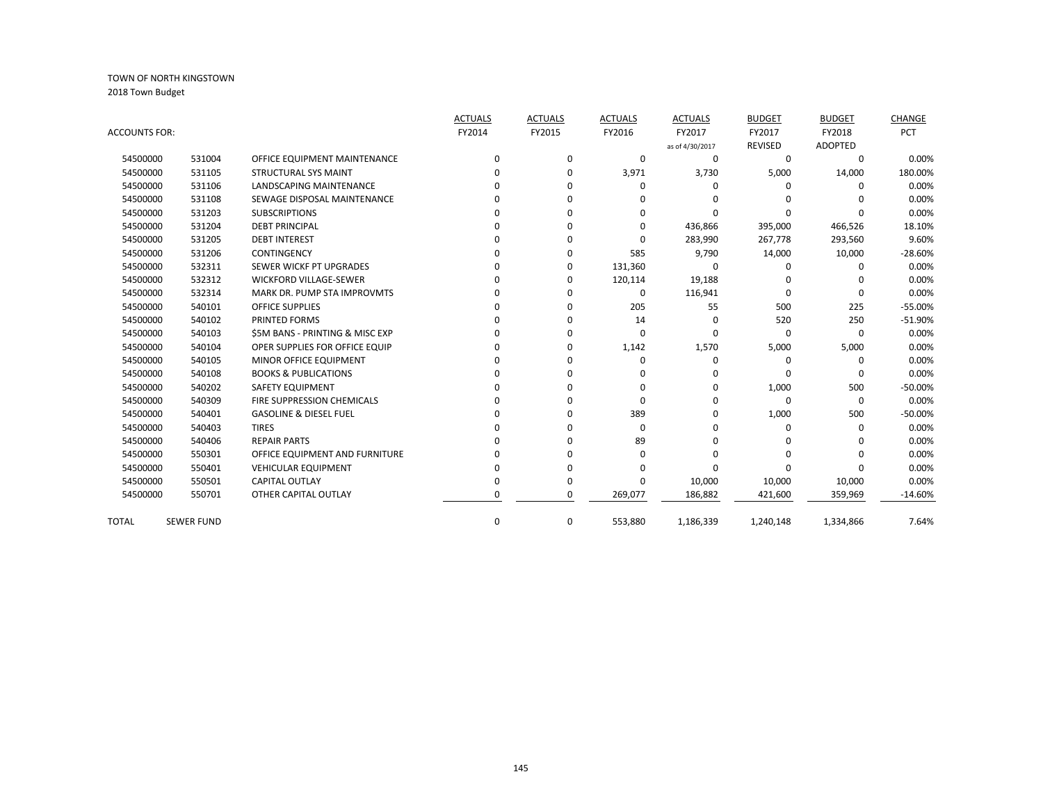TOWN OF NORTH KINGSTOWN

2018 Town Budget

| ACCOUNTS FOR: | | | ACTUALS FY2014 | ACTUALS FY2015 | ACTUALS FY2016 | ACTUALS FY2017 as of 4/30/2017 | BUDGET FY2017 REVISED | BUDGET FY2018 ADOPTED | CHANGE PCT |
|---|---|---|---|---|---|---|---|---|---|
| 54500000 | 531004 | OFFICE EQUIPMENT MAINTENANCE | 0 | 0 | 0 | 0 | 0 | 0 | 0.00% |
| 54500000 | 531105 | STRUCTURAL SYS MAINT | 0 | 0 | 3,971 | 3,730 | 5,000 | 14,000 | 180.00% |
| 54500000 | 531106 | LANDSCAPING MAINTENANCE | 0 | 0 | 0 | 0 | 0 | 0 | 0.00% |
| 54500000 | 531108 | SEWAGE DISPOSAL MAINTENANCE | 0 | 0 | 0 | 0 | 0 | 0 | 0.00% |
| 54500000 | 531203 | SUBSCRIPTIONS | 0 | 0 | 0 | 0 | 0 | 0 | 0.00% |
| 54500000 | 531204 | DEBT PRINCIPAL | 0 | 0 | 0 | 436,866 | 395,000 | 466,526 | 18.10% |
| 54500000 | 531205 | DEBT INTEREST | 0 | 0 | 0 | 283,990 | 267,778 | 293,560 | 9.60% |
| 54500000 | 531206 | CONTINGENCY | 0 | 0 | 585 | 9,790 | 14,000 | 10,000 | -28.60% |
| 54500000 | 532311 | SEWER WICKF PT UPGRADES | 0 | 0 | 131,360 | 0 | 0 | 0 | 0.00% |
| 54500000 | 532312 | WICKFORD VILLAGE-SEWER | 0 | 0 | 120,114 | 19,188 | 0 | 0 | 0.00% |
| 54500000 | 532314 | MARK DR. PUMP STA IMPROVMTS | 0 | 0 | 0 | 116,941 | 0 | 0 | 0.00% |
| 54500000 | 540101 | OFFICE SUPPLIES | 0 | 0 | 205 | 55 | 500 | 225 | -55.00% |
| 54500000 | 540102 | PRINTED FORMS | 0 | 0 | 14 | 0 | 520 | 250 | -51.90% |
| 54500000 | 540103 | $5M BANS - PRINTING & MISC EXP | 0 | 0 | 0 | 0 | 0 | 0 | 0.00% |
| 54500000 | 540104 | OPER SUPPLIES FOR OFFICE EQUIP | 0 | 0 | 1,142 | 1,570 | 5,000 | 5,000 | 0.00% |
| 54500000 | 540105 | MINOR OFFICE EQUIPMENT | 0 | 0 | 0 | 0 | 0 | 0 | 0.00% |
| 54500000 | 540108 | BOOKS & PUBLICATIONS | 0 | 0 | 0 | 0 | 0 | 0 | 0.00% |
| 54500000 | 540202 | SAFETY EQUIPMENT | 0 | 0 | 0 | 0 | 1,000 | 500 | -50.00% |
| 54500000 | 540309 | FIRE SUPPRESSION CHEMICALS | 0 | 0 | 0 | 0 | 0 | 0 | 0.00% |
| 54500000 | 540401 | GASOLINE & DIESEL FUEL | 0 | 0 | 389 | 0 | 1,000 | 500 | -50.00% |
| 54500000 | 540403 | TIRES | 0 | 0 | 0 | 0 | 0 | 0 | 0.00% |
| 54500000 | 540406 | REPAIR PARTS | 0 | 0 | 89 | 0 | 0 | 0 | 0.00% |
| 54500000 | 550301 | OFFICE EQUIPMENT AND FURNITURE | 0 | 0 | 0 | 0 | 0 | 0 | 0.00% |
| 54500000 | 550401 | VEHICULAR EQUIPMENT | 0 | 0 | 0 | 0 | 0 | 0 | 0.00% |
| 54500000 | 550501 | CAPITAL OUTLAY | 0 | 0 | 0 | 10,000 | 10,000 | 10,000 | 0.00% |
| 54500000 | 550701 | OTHER CAPITAL OUTLAY | 0 | 0 | 269,077 | 186,882 | 421,600 | 359,969 | -14.60% |
| TOTAL | SEWER FUND | | 0 | 0 | 553,880 | 1,186,339 | 1,240,148 | 1,334,866 | 7.64% |